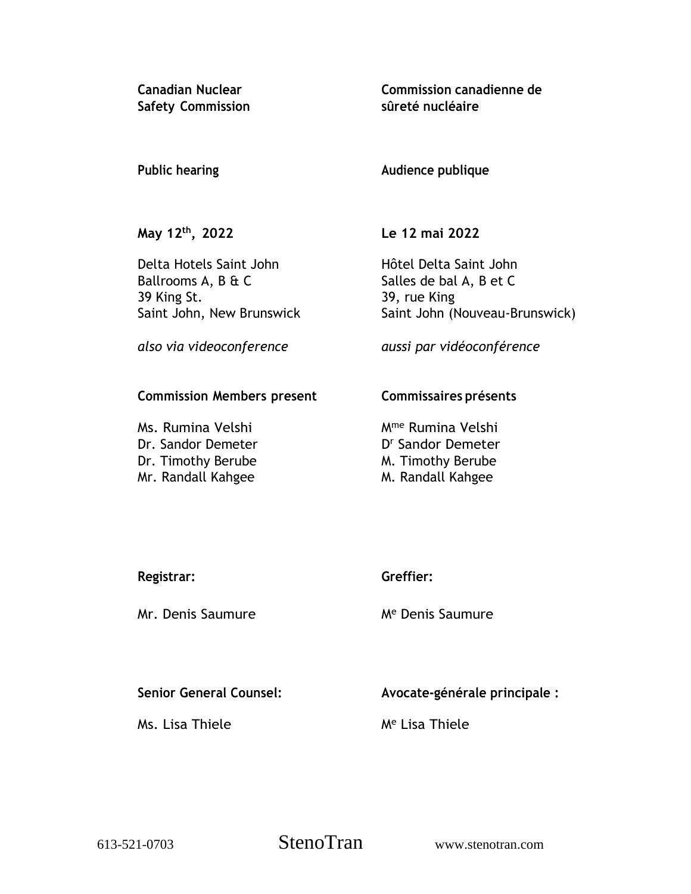| **Canadian Nuclear Safety Commission** | **Commission canadienne de sûreté nucléaire** |
| --- | --- |
| **Public hearing** | **Audience publique** |
| **May 12th, 2022** | **Le 12 mai 2022** |
| Delta Hotels Saint John<br>Ballrooms A, B & C<br>39 King St.<br>Saint John, New Brunswick | Hôtel Delta Saint John<br>Salles de bal A, B et C<br>39, rue King<br>Saint John (Nouveau-Brunswick) |
| *also via videoconference* | *aussi par vidéoconférence* |
| **Commission Members present** | **Commissaires présents** |
| Ms. Rumina Velshi<br>Dr. Sandor Demeter<br>Dr. Timothy Berube<br>Mr. Randall Kahgee | Mme Rumina Velshi<br>Dr Sandor Demeter<br>M. Timothy Berube<br>M. Randall Kahgee |
| **Registrar:** | **Greffier:** |
| Mr. Denis Saumure | Me Denis Saumure |
| **Senior General Counsel:** | **Avocate-générale principale :** |
| Ms. Lisa Thiele | Me Lisa Thiele |

613-521-0703 StenoTran www.stenotran.com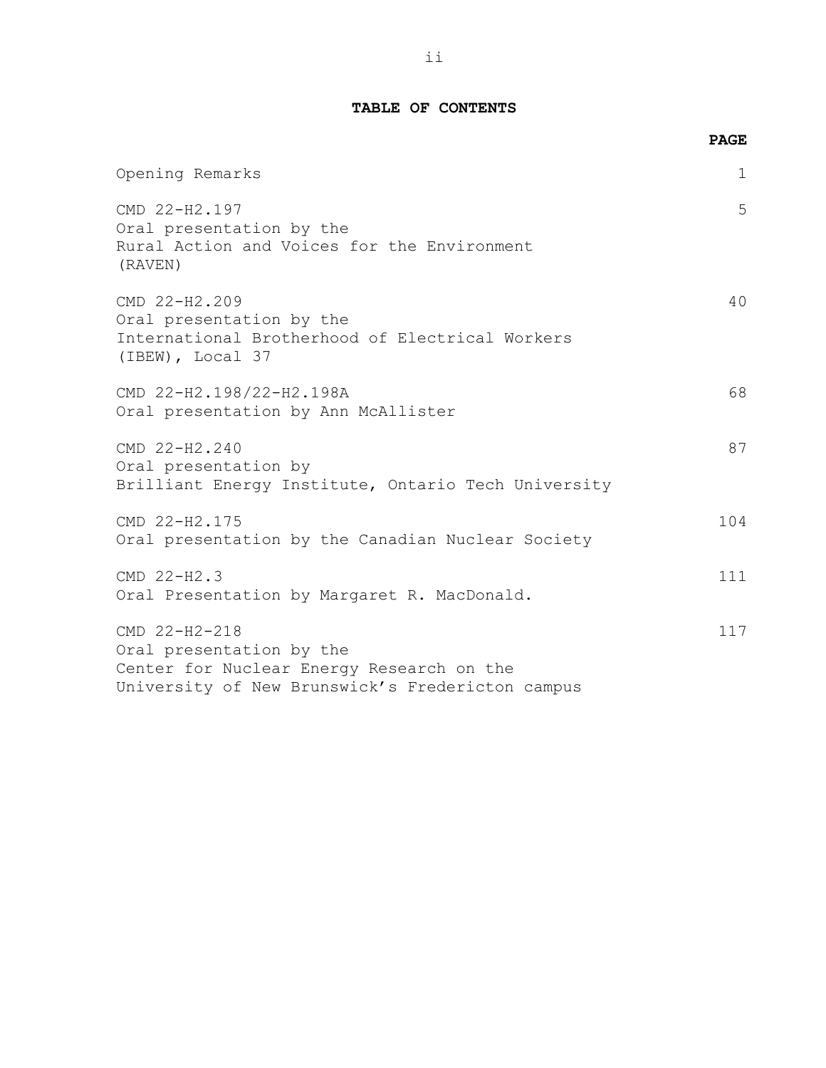**TABLE OF CONTENTS**

| | PAGE |
|---|---|
| Opening Remarks | 1 |
| CMD 22-H2.197<br>Oral presentation by the<br>Rural Action and Voices for the Environment<br>(RAVEN) | 5 |
| CMD 22-H2.209<br>Oral presentation by the<br>International Brotherhood of Electrical Workers<br>(IBEW), Local 37 | 40 |
| CMD 22-H2.198/22-H2.198A<br>Oral presentation by Ann McAllister | 68 |
| CMD 22-H2.240<br>Oral presentation by<br>Brilliant Energy Institute, Ontario Tech University | 87 |
| CMD 22-H2.175<br>Oral presentation by the Canadian Nuclear Society | 104 |
| CMD 22-H2.3<br>Oral Presentation by Margaret R. MacDonald. | 111 |
| CMD 22-H2-218<br>Oral presentation by the<br>Center for Nuclear Energy Research on the<br>University of New Brunswick's Fredericton campus | 117 |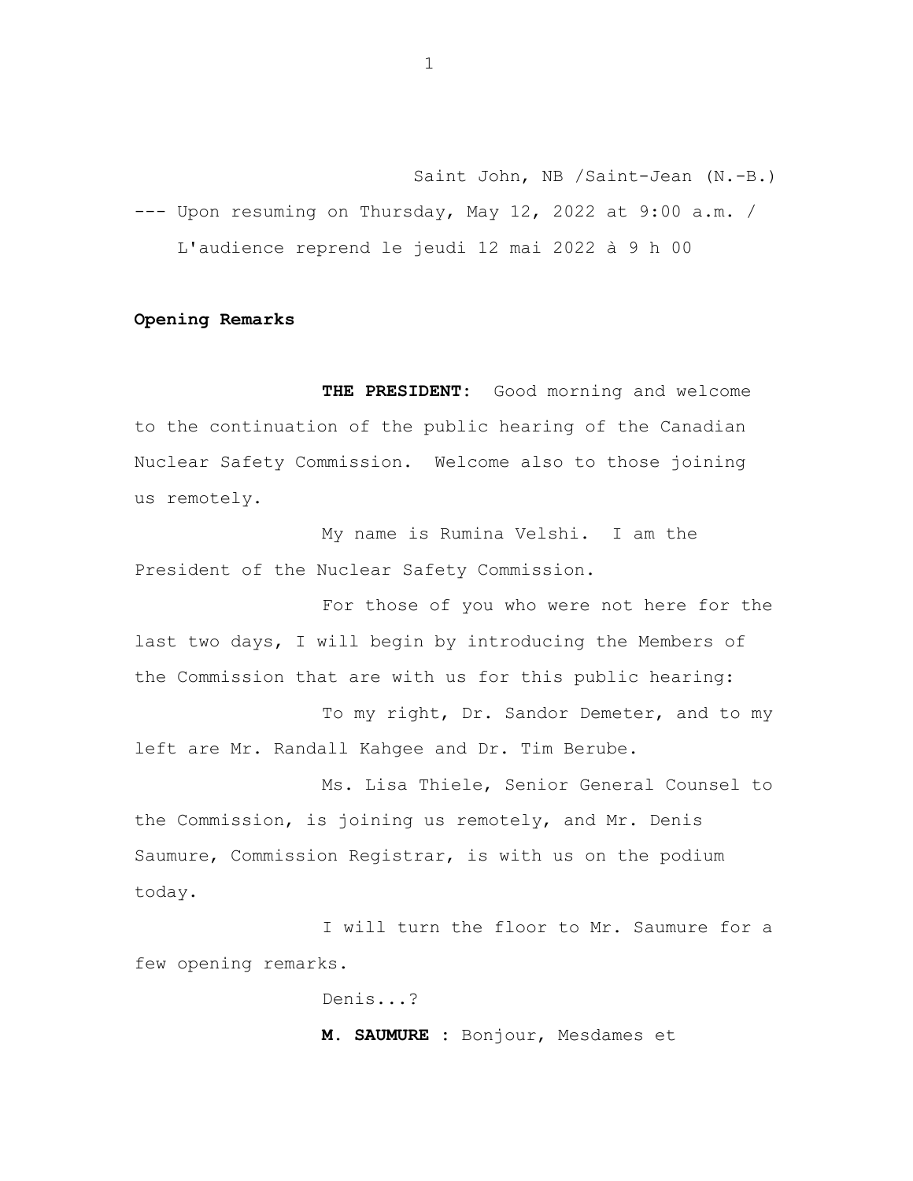Saint John, NB /Saint-Jean (N.-B.)

--- Upon resuming on Thursday, May 12, 2022 at 9:00 a.m. / L'audience reprend le jeudi 12 mai 2022 à 9 h 00

**Opening Remarks**

**THE PRESIDENT:** Good morning and welcome to the continuation of the public hearing of the Canadian Nuclear Safety Commission. Welcome also to those joining us remotely.

My name is Rumina Velshi. I am the President of the Nuclear Safety Commission.

For those of you who were not here for the last two days, I will begin by introducing the Members of the Commission that are with us for this public hearing:

To my right, Dr. Sandor Demeter, and to my left are Mr. Randall Kahgee and Dr. Tim Berube.

Ms. Lisa Thiele, Senior General Counsel to the Commission, is joining us remotely, and Mr. Denis Saumure, Commission Registrar, is with us on the podium today.

I will turn the floor to Mr. Saumure for a few opening remarks.

Denis...?

**M. SAUMURE :** Bonjour, Mesdames et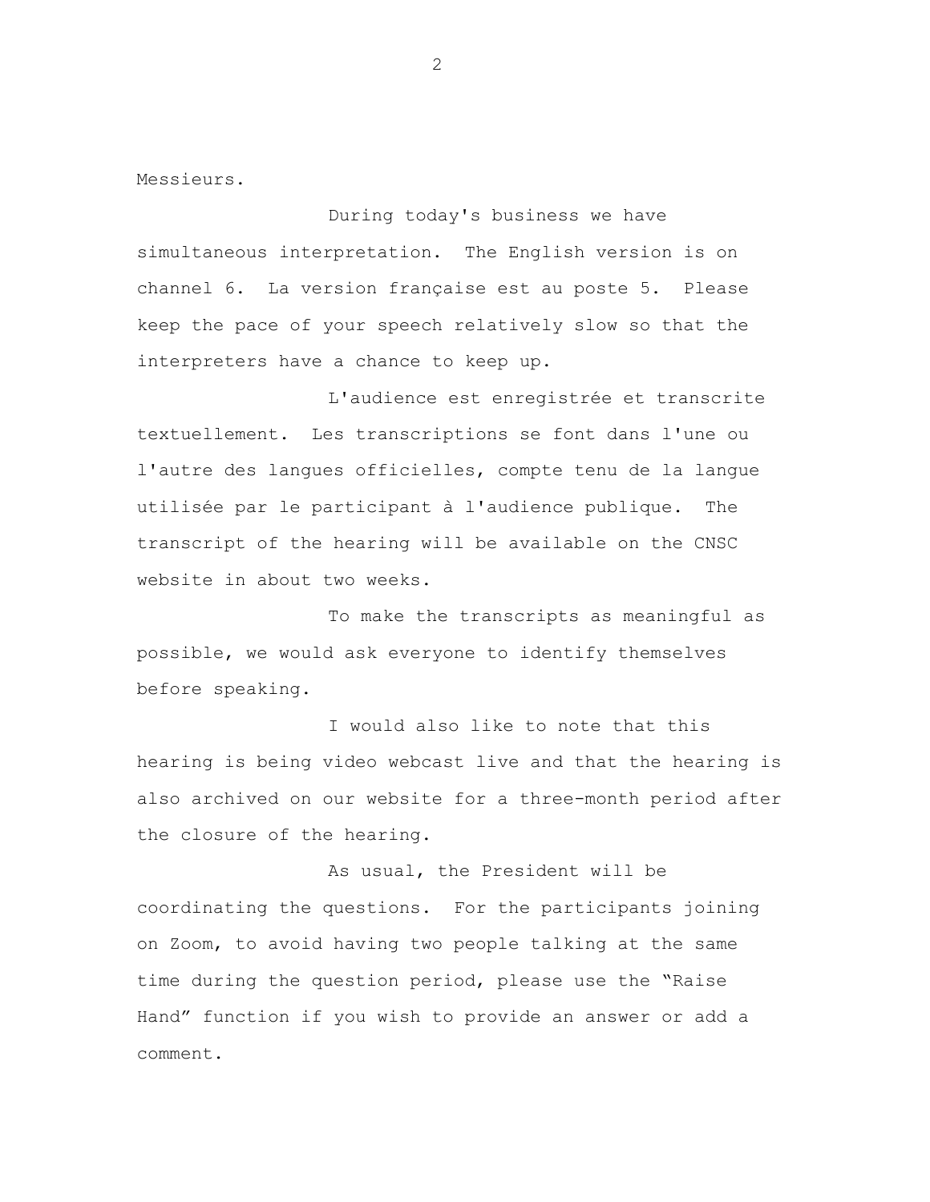Messieurs.

During today's business we have simultaneous interpretation. The English version is on channel 6. La version française est au poste 5. Please keep the pace of your speech relatively slow so that the interpreters have a chance to keep up.

L'audience est enregistrée et transcrite textuellement. Les transcriptions se font dans l'une ou l'autre des langues officielles, compte tenu de la langue utilisée par le participant à l'audience publique. The transcript of the hearing will be available on the CNSC website in about two weeks.

To make the transcripts as meaningful as possible, we would ask everyone to identify themselves before speaking.

I would also like to note that this hearing is being video webcast live and that the hearing is also archived on our website for a three-month period after the closure of the hearing.

As usual, the President will be coordinating the questions. For the participants joining on Zoom, to avoid having two people talking at the same time during the question period, please use the "Raise Hand" function if you wish to provide an answer or add a comment.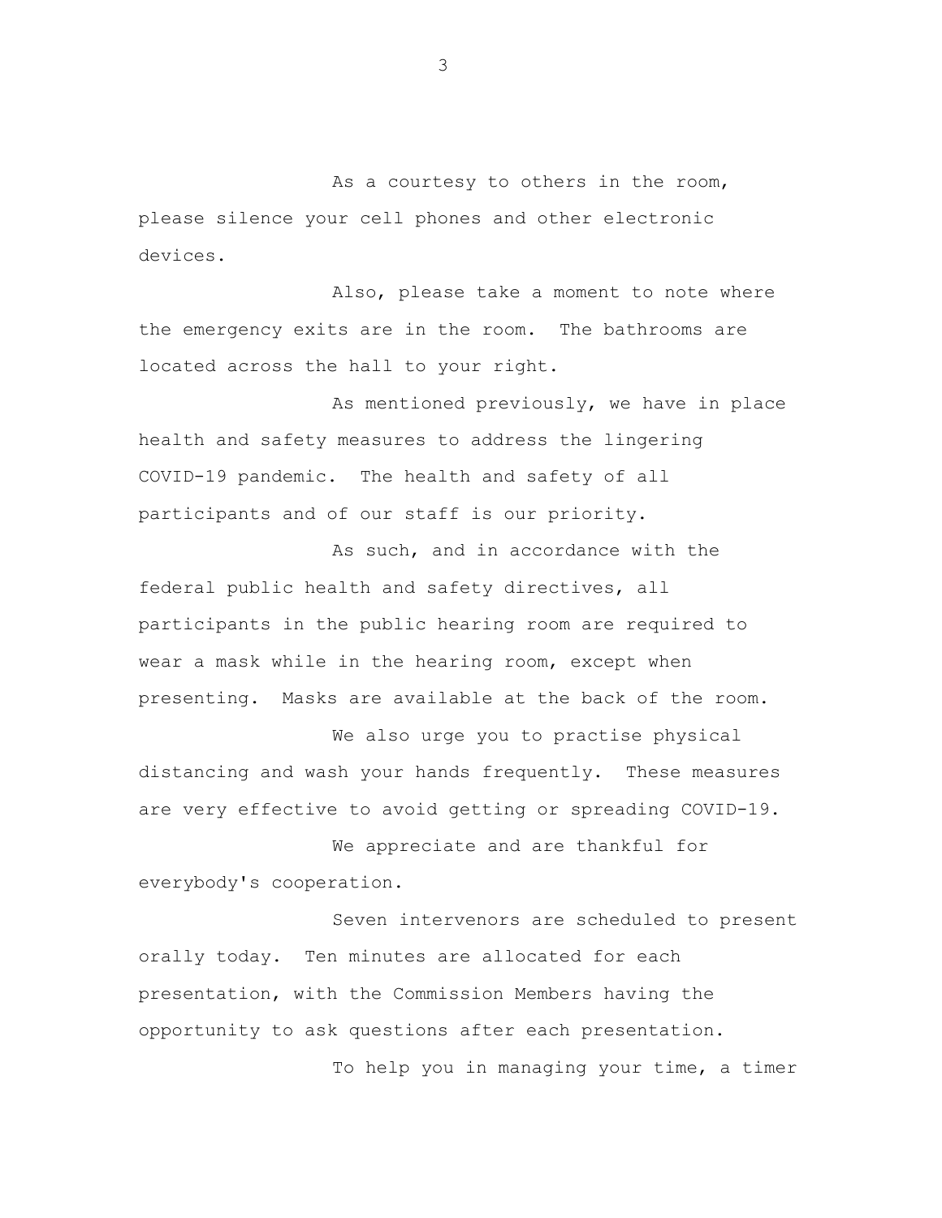As a courtesy to others in the room, please silence your cell phones and other electronic devices.

Also, please take a moment to note where the emergency exits are in the room. The bathrooms are located across the hall to your right.

As mentioned previously, we have in place health and safety measures to address the lingering COVID-19 pandemic. The health and safety of all participants and of our staff is our priority.

As such, and in accordance with the federal public health and safety directives, all participants in the public hearing room are required to wear a mask while in the hearing room, except when presenting. Masks are available at the back of the room.

We also urge you to practise physical distancing and wash your hands frequently. These measures are very effective to avoid getting or spreading COVID-19.

We appreciate and are thankful for everybody's cooperation.

Seven intervenors are scheduled to present orally today. Ten minutes are allocated for each presentation, with the Commission Members having the opportunity to ask questions after each presentation.

To help you in managing your time, a timer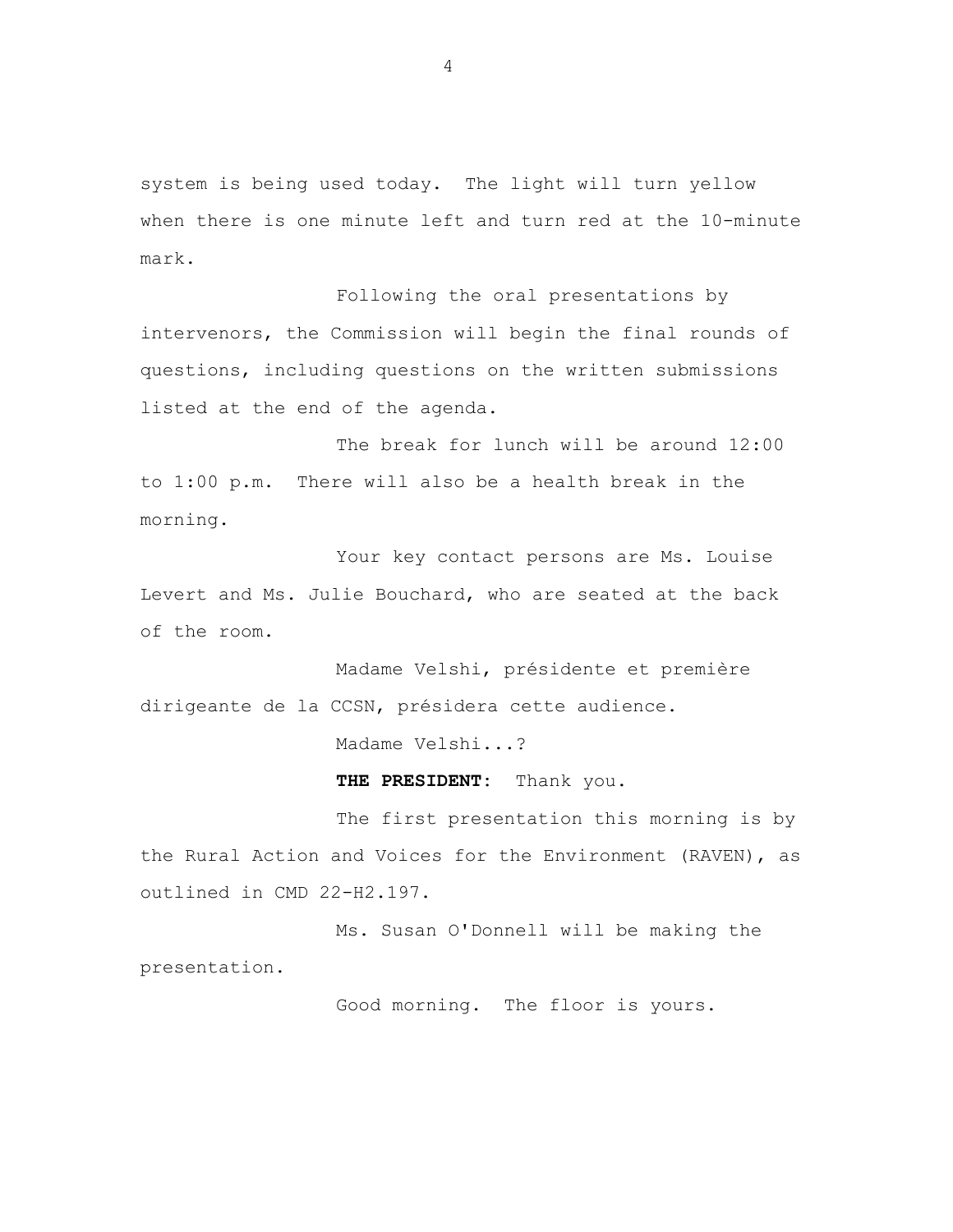system is being used today. The light will turn yellow when there is one minute left and turn red at the 10-minute mark.

Following the oral presentations by intervenors, the Commission will begin the final rounds of questions, including questions on the written submissions listed at the end of the agenda.

The break for lunch will be around 12:00 to 1:00 p.m. There will also be a health break in the morning.

Your key contact persons are Ms. Louise Levert and Ms. Julie Bouchard, who are seated at the back of the room.

Madame Velshi, présidente et première dirigeante de la CCSN, présidera cette audience.

Madame Velshi...?

**THE PRESIDENT:** Thank you.

The first presentation this morning is by the Rural Action and Voices for the Environment (RAVEN), as outlined in CMD 22-H2.197.

Ms. Susan O'Donnell will be making the presentation.

Good morning. The floor is yours.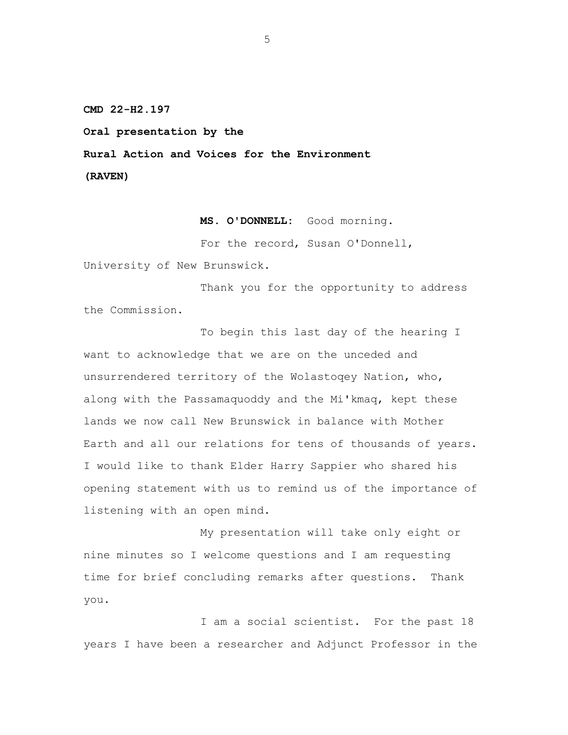**CMD 22-H2.197**

**Oral presentation by the**

**Rural Action and Voices for the Environment**

**(RAVEN)**

**MS. O'DONNELL:** Good morning.

For the record, Susan O'Donnell, University of New Brunswick.

Thank you for the opportunity to address the Commission.

To begin this last day of the hearing I want to acknowledge that we are on the unceded and unsurrendered territory of the Wolastoqey Nation, who, along with the Passamaquoddy and the Mi'kmaq, kept these lands we now call New Brunswick in balance with Mother Earth and all our relations for tens of thousands of years. I would like to thank Elder Harry Sappier who shared his opening statement with us to remind us of the importance of listening with an open mind.

My presentation will take only eight or nine minutes so I welcome questions and I am requesting time for brief concluding remarks after questions. Thank you.

I am a social scientist. For the past 18 years I have been a researcher and Adjunct Professor in the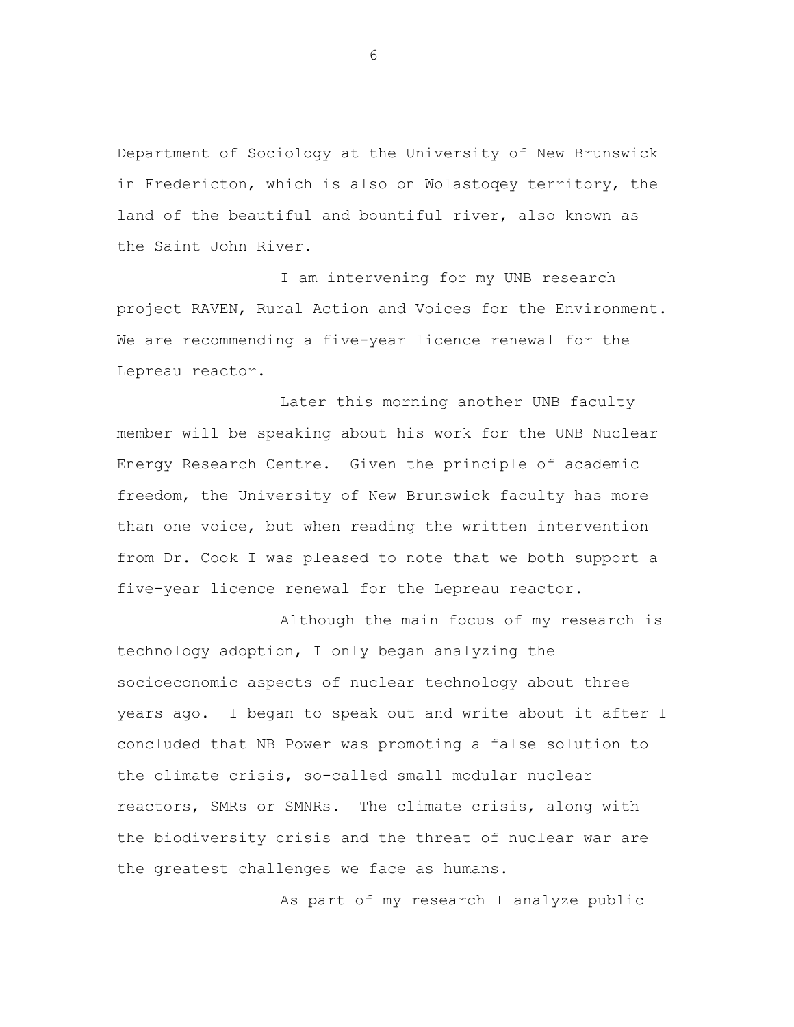Department of Sociology at the University of New Brunswick in Fredericton, which is also on Wolastoqey territory, the land of the beautiful and bountiful river, also known as the Saint John River.

I am intervening for my UNB research project RAVEN, Rural Action and Voices for the Environment. We are recommending a five-year licence renewal for the Lepreau reactor.

Later this morning another UNB faculty member will be speaking about his work for the UNB Nuclear Energy Research Centre. Given the principle of academic freedom, the University of New Brunswick faculty has more than one voice, but when reading the written intervention from Dr. Cook I was pleased to note that we both support a five-year licence renewal for the Lepreau reactor.

Although the main focus of my research is technology adoption, I only began analyzing the socioeconomic aspects of nuclear technology about three years ago. I began to speak out and write about it after I concluded that NB Power was promoting a false solution to the climate crisis, so-called small modular nuclear reactors, SMRs or SMNRs. The climate crisis, along with the biodiversity crisis and the threat of nuclear war are the greatest challenges we face as humans.

As part of my research I analyze public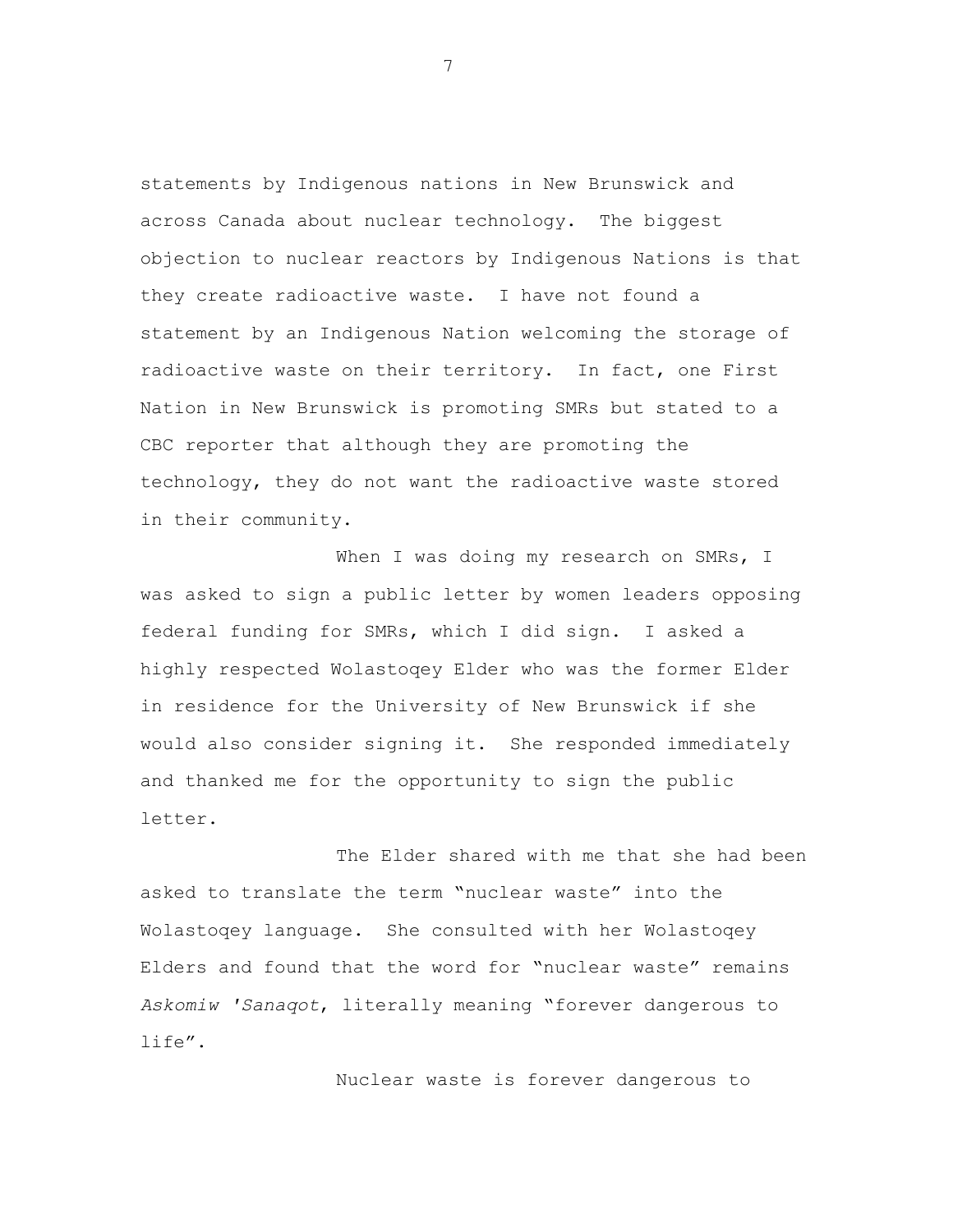statements by Indigenous nations in New Brunswick and across Canada about nuclear technology. The biggest objection to nuclear reactors by Indigenous Nations is that they create radioactive waste. I have not found a statement by an Indigenous Nation welcoming the storage of radioactive waste on their territory. In fact, one First Nation in New Brunswick is promoting SMRs but stated to a CBC reporter that although they are promoting the technology, they do not want the radioactive waste stored in their community.

When I was doing my research on SMRs, I was asked to sign a public letter by women leaders opposing federal funding for SMRs, which I did sign. I asked a highly respected Wolastoqey Elder who was the former Elder in residence for the University of New Brunswick if she would also consider signing it. She responded immediately and thanked me for the opportunity to sign the public letter.

The Elder shared with me that she had been asked to translate the term "nuclear waste" into the Wolastoqey language. She consulted with her Wolastoqey Elders and found that the word for "nuclear waste" remains *Askomiw 'Sanaqot*, literally meaning "forever dangerous to life".

Nuclear waste is forever dangerous to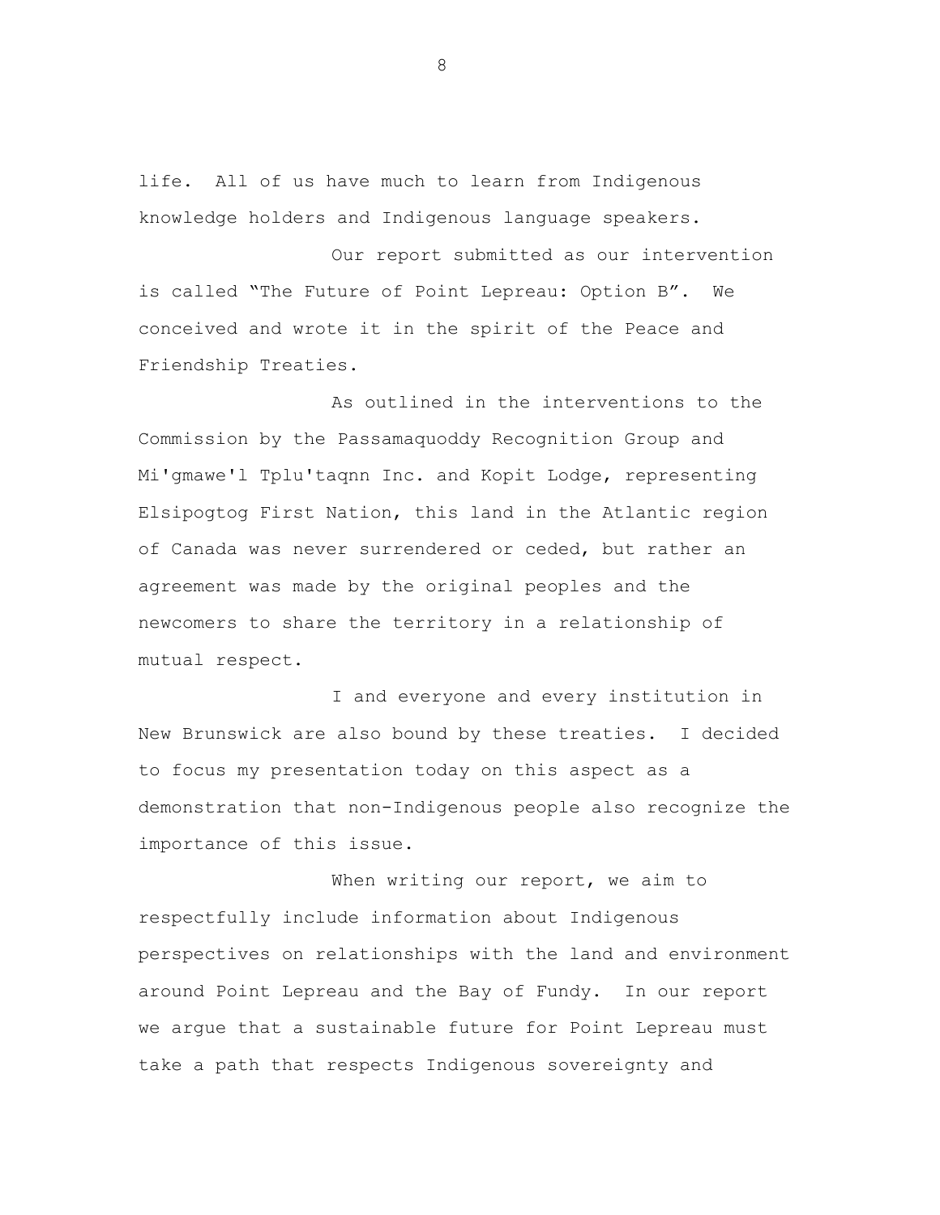life. All of us have much to learn from Indigenous knowledge holders and Indigenous language speakers.

Our report submitted as our intervention is called "The Future of Point Lepreau: Option B". We conceived and wrote it in the spirit of the Peace and Friendship Treaties.

As outlined in the interventions to the Commission by the Passamaquoddy Recognition Group and Mi'gmawe'l Tplu'taqnn Inc. and Kopit Lodge, representing Elsipogtog First Nation, this land in the Atlantic region of Canada was never surrendered or ceded, but rather an agreement was made by the original peoples and the newcomers to share the territory in a relationship of mutual respect.

I and everyone and every institution in New Brunswick are also bound by these treaties. I decided to focus my presentation today on this aspect as a demonstration that non-Indigenous people also recognize the importance of this issue.

When writing our report, we aim to respectfully include information about Indigenous perspectives on relationships with the land and environment around Point Lepreau and the Bay of Fundy. In our report we argue that a sustainable future for Point Lepreau must take a path that respects Indigenous sovereignty and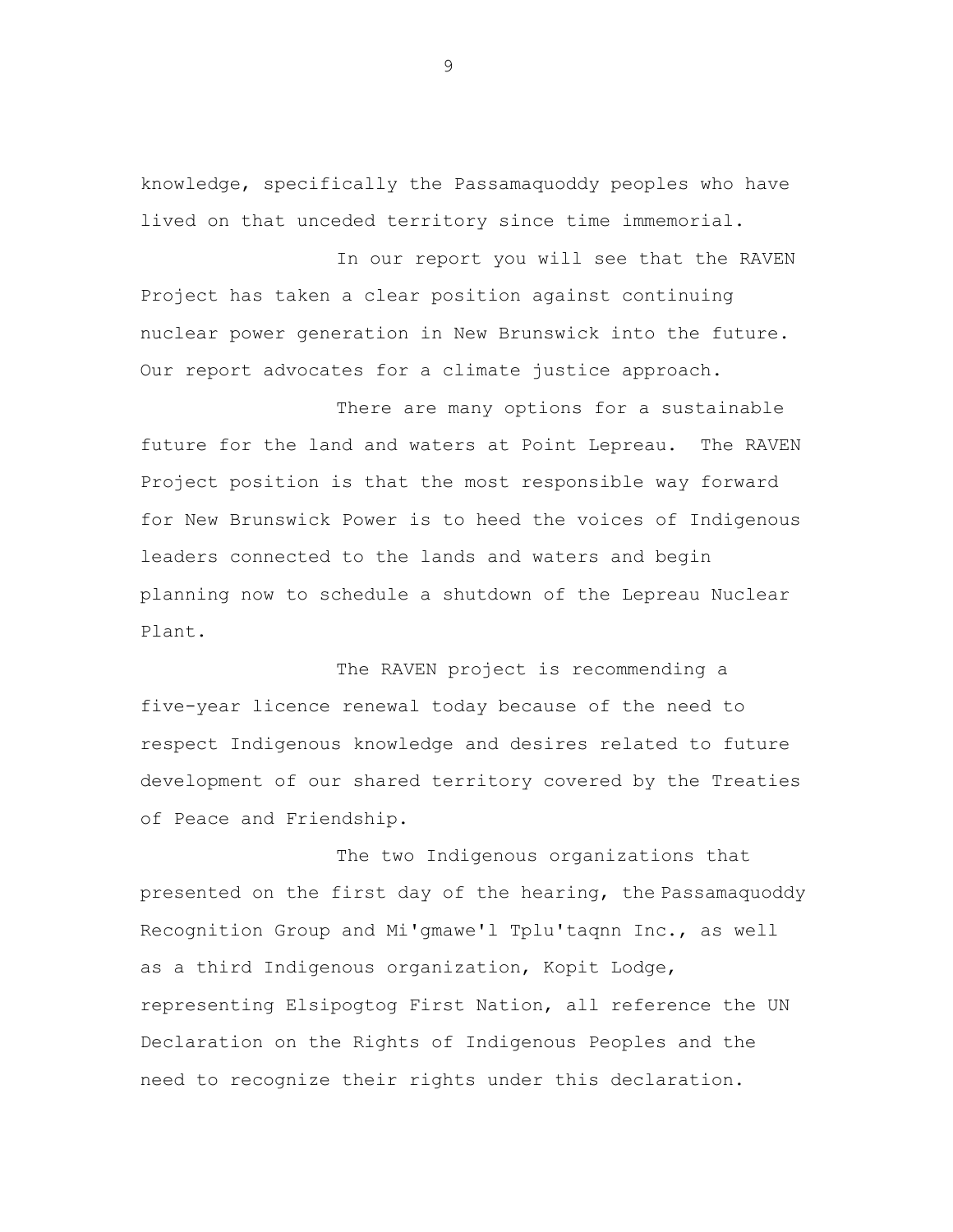knowledge, specifically the Passamaquoddy peoples who have lived on that unceded territory since time immemorial.

In our report you will see that the RAVEN Project has taken a clear position against continuing nuclear power generation in New Brunswick into the future. Our report advocates for a climate justice approach.

There are many options for a sustainable future for the land and waters at Point Lepreau. The RAVEN Project position is that the most responsible way forward for New Brunswick Power is to heed the voices of Indigenous leaders connected to the lands and waters and begin planning now to schedule a shutdown of the Lepreau Nuclear Plant.

The RAVEN project is recommending a five-year licence renewal today because of the need to respect Indigenous knowledge and desires related to future development of our shared territory covered by the Treaties of Peace and Friendship.

The two Indigenous organizations that presented on the first day of the hearing, the Passamaquoddy Recognition Group and Mi'gmawe'l Tplu'taqnn Inc., as well as a third Indigenous organization, Kopit Lodge, representing Elsipogtog First Nation, all reference the UN Declaration on the Rights of Indigenous Peoples and the need to recognize their rights under this declaration.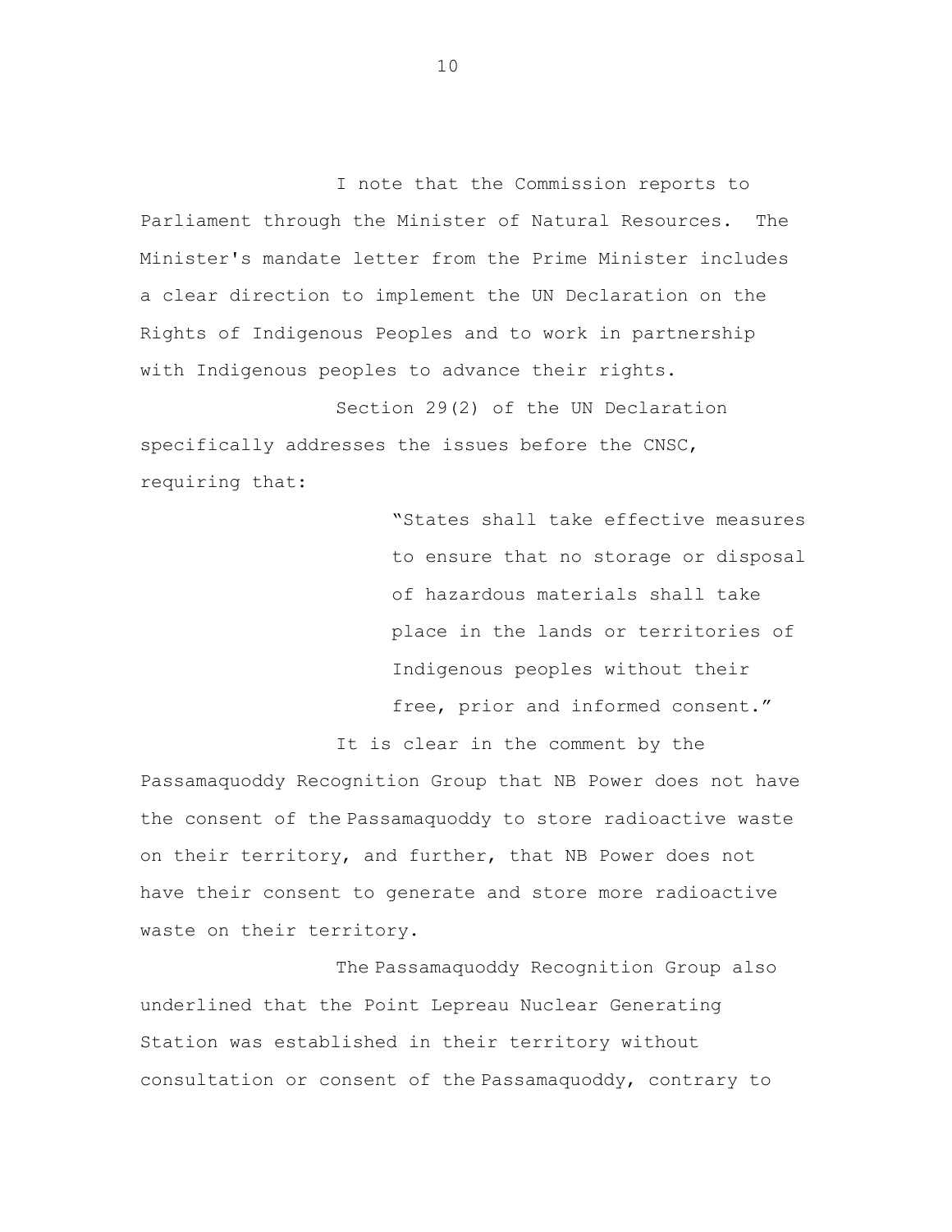I note that the Commission reports to Parliament through the Minister of Natural Resources. The Minister's mandate letter from the Prime Minister includes a clear direction to implement the UN Declaration on the Rights of Indigenous Peoples and to work in partnership with Indigenous peoples to advance their rights.

Section 29(2) of the UN Declaration specifically addresses the issues before the CNSC, requiring that:

> "States shall take effective measures to ensure that no storage or disposal of hazardous materials shall take place in the lands or territories of Indigenous peoples without their free, prior and informed consent."

It is clear in the comment by the Passamaquoddy Recognition Group that NB Power does not have the consent of the Passamaquoddy to store radioactive waste on their territory, and further, that NB Power does not have their consent to generate and store more radioactive waste on their territory.

The Passamaquoddy Recognition Group also underlined that the Point Lepreau Nuclear Generating Station was established in their territory without consultation or consent of the Passamaquoddy, contrary to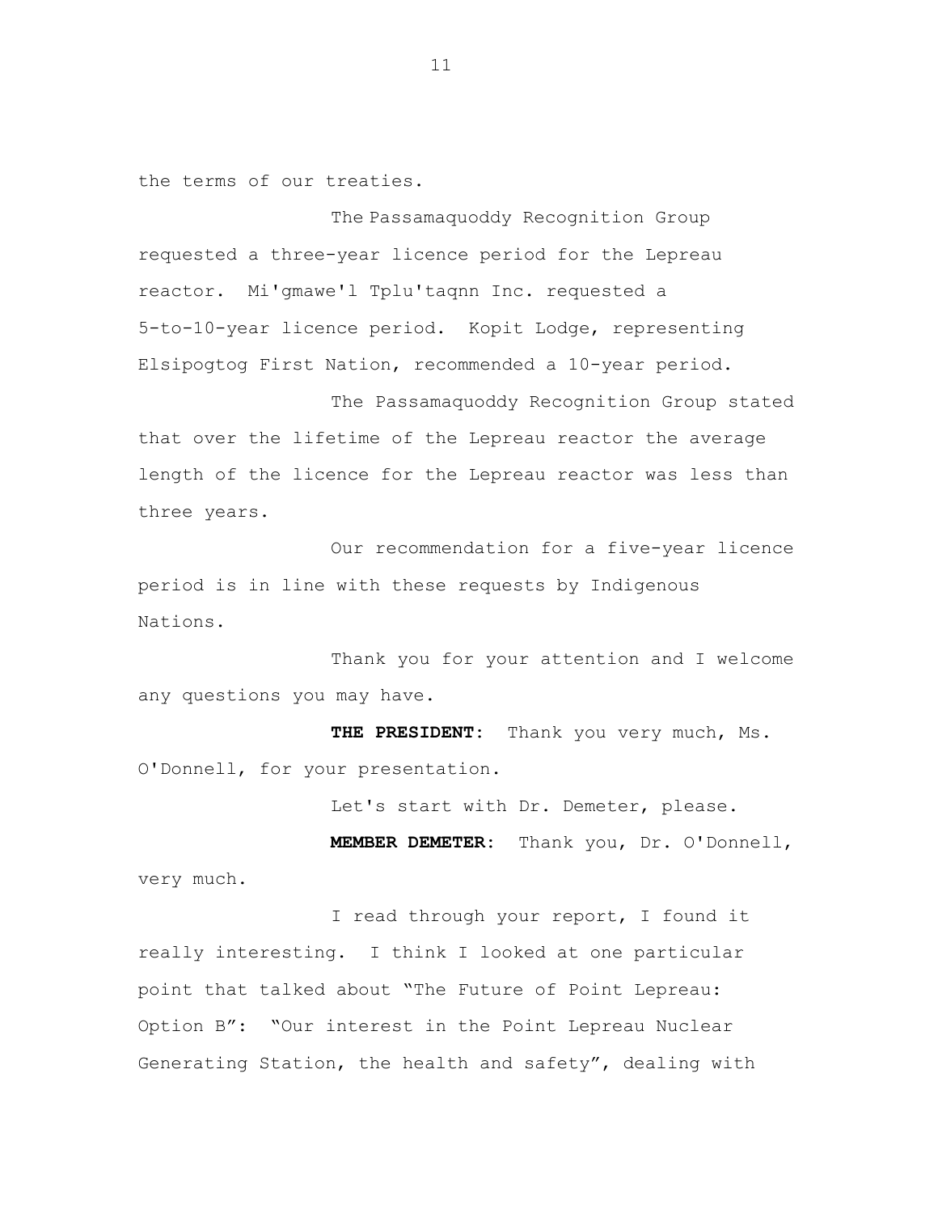the terms of our treaties.

The Passamaquoddy Recognition Group requested a three-year licence period for the Lepreau reactor. Mi'gmawe'l Tplu'taqnn Inc. requested a 5-to-10-year licence period. Kopit Lodge, representing Elsipogtog First Nation, recommended a 10-year period.

The Passamaquoddy Recognition Group stated that over the lifetime of the Lepreau reactor the average length of the licence for the Lepreau reactor was less than three years.

Our recommendation for a five-year licence period is in line with these requests by Indigenous Nations.

Thank you for your attention and I welcome any questions you may have.

**THE PRESIDENT:** Thank you very much, Ms. O'Donnell, for your presentation.

Let's start with Dr. Demeter, please.

**MEMBER DEMETER:** Thank you, Dr. O'Donnell, very much.

I read through your report, I found it really interesting. I think I looked at one particular point that talked about "The Future of Point Lepreau: Option B": "Our interest in the Point Lepreau Nuclear Generating Station, the health and safety", dealing with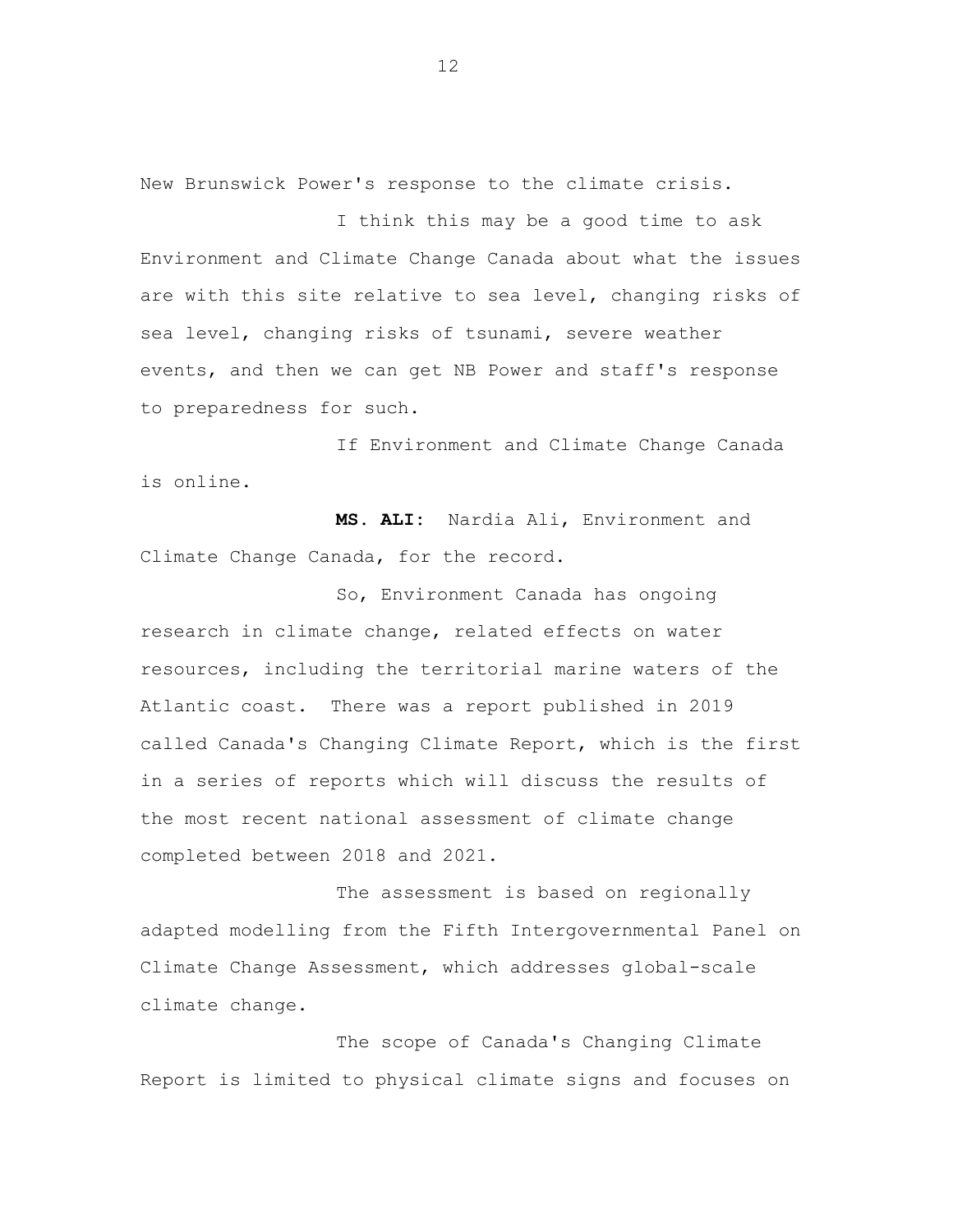New Brunswick Power's response to the climate crisis.

I think this may be a good time to ask Environment and Climate Change Canada about what the issues are with this site relative to sea level, changing risks of sea level, changing risks of tsunami, severe weather events, and then we can get NB Power and staff's response to preparedness for such.

If Environment and Climate Change Canada is online.

**MS. ALI:** Nardia Ali, Environment and Climate Change Canada, for the record.

So, Environment Canada has ongoing research in climate change, related effects on water resources, including the territorial marine waters of the Atlantic coast. There was a report published in 2019 called Canada's Changing Climate Report, which is the first in a series of reports which will discuss the results of the most recent national assessment of climate change completed between 2018 and 2021.

The assessment is based on regionally adapted modelling from the Fifth Intergovernmental Panel on Climate Change Assessment, which addresses global-scale climate change.

The scope of Canada's Changing Climate Report is limited to physical climate signs and focuses on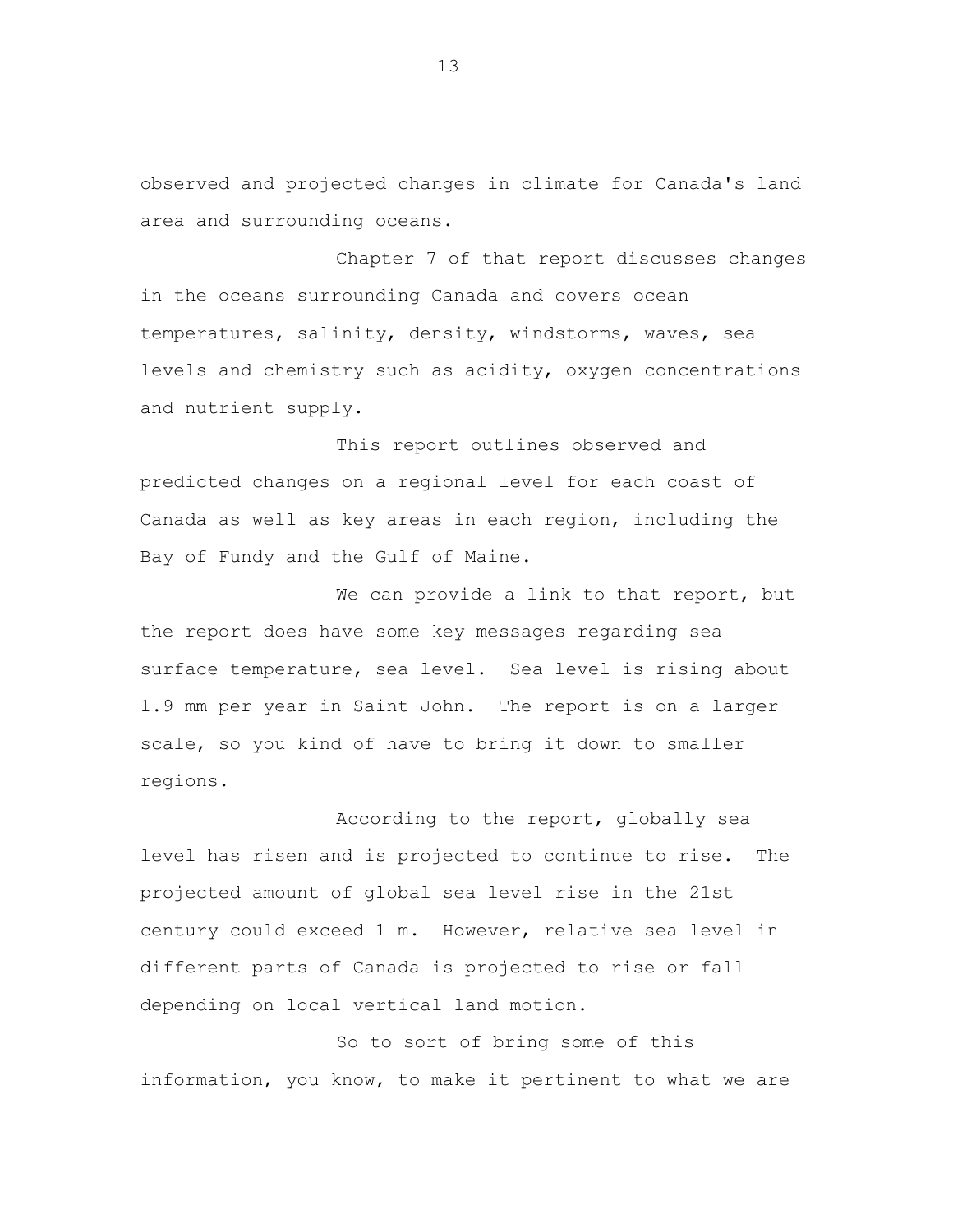observed and projected changes in climate for Canada's land area and surrounding oceans.

Chapter 7 of that report discusses changes in the oceans surrounding Canada and covers ocean temperatures, salinity, density, windstorms, waves, sea levels and chemistry such as acidity, oxygen concentrations and nutrient supply.

This report outlines observed and predicted changes on a regional level for each coast of Canada as well as key areas in each region, including the Bay of Fundy and the Gulf of Maine.

We can provide a link to that report, but the report does have some key messages regarding sea surface temperature, sea level. Sea level is rising about 1.9 mm per year in Saint John. The report is on a larger scale, so you kind of have to bring it down to smaller regions.

According to the report, globally sea level has risen and is projected to continue to rise. The projected amount of global sea level rise in the 21st century could exceed 1 m. However, relative sea level in different parts of Canada is projected to rise or fall depending on local vertical land motion.

So to sort of bring some of this information, you know, to make it pertinent to what we are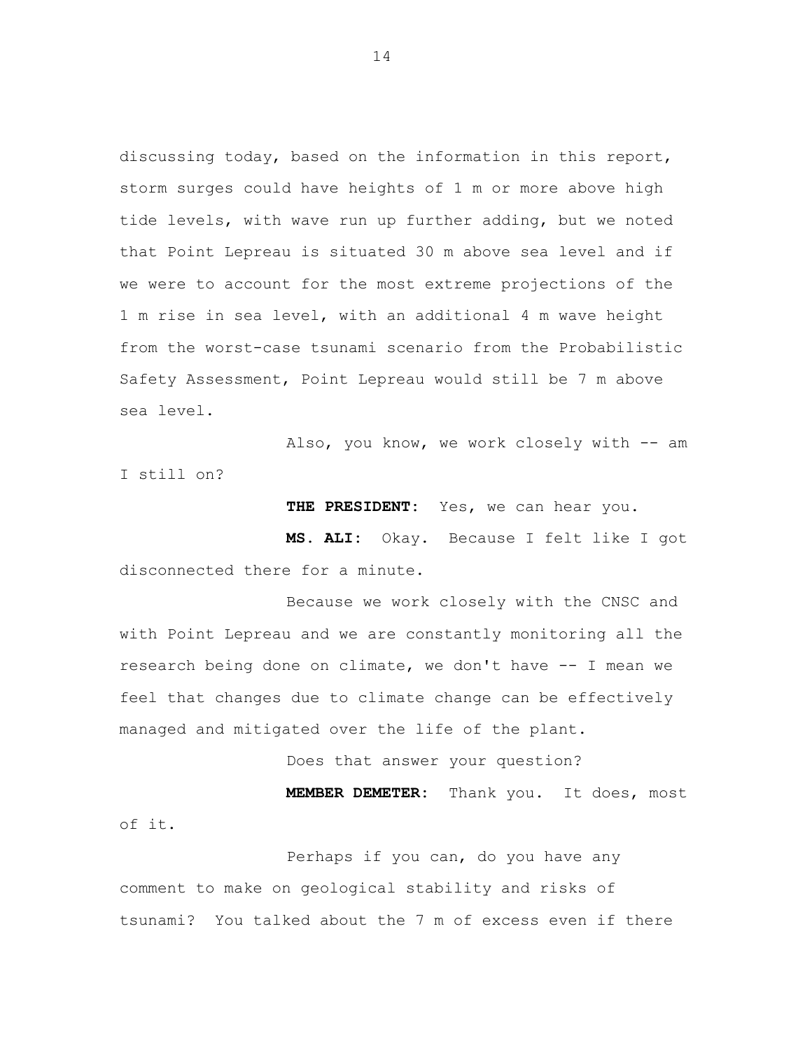discussing today, based on the information in this report, storm surges could have heights of 1 m or more above high tide levels, with wave run up further adding, but we noted that Point Lepreau is situated 30 m above sea level and if we were to account for the most extreme projections of the 1 m rise in sea level, with an additional 4 m wave height from the worst-case tsunami scenario from the Probabilistic Safety Assessment, Point Lepreau would still be 7 m above sea level.

Also, you know, we work closely with -- am I still on?

**THE PRESIDENT:** Yes, we can hear you.

**MS. ALI:** Okay. Because I felt like I got disconnected there for a minute.

Because we work closely with the CNSC and with Point Lepreau and we are constantly monitoring all the research being done on climate, we don't have -- I mean we feel that changes due to climate change can be effectively managed and mitigated over the life of the plant.

Does that answer your question?

**MEMBER DEMETER:** Thank you. It does, most of it.

Perhaps if you can, do you have any comment to make on geological stability and risks of tsunami? You talked about the 7 m of excess even if there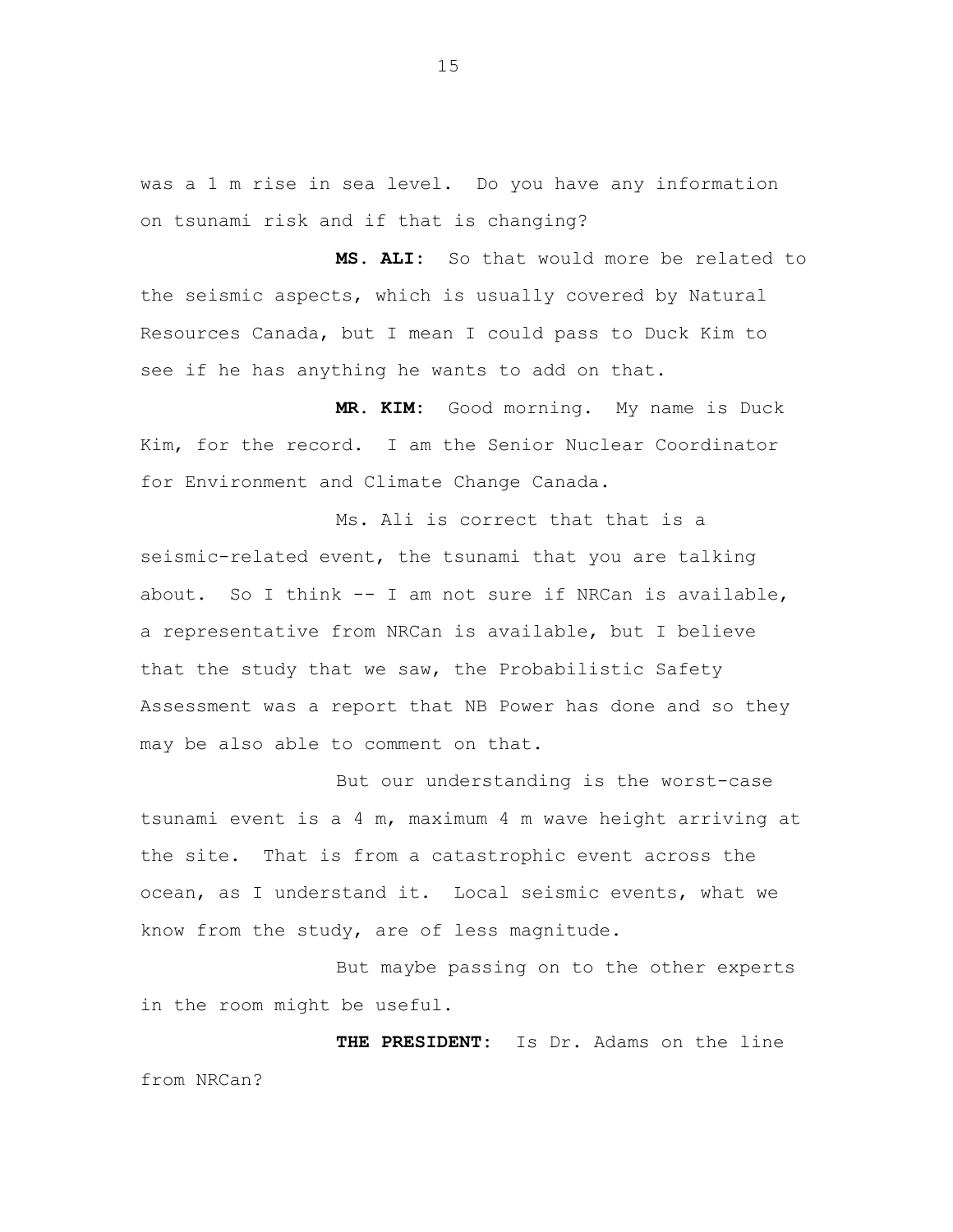was a 1 m rise in sea level. Do you have any information on tsunami risk and if that is changing?

**MS. ALI:** So that would more be related to the seismic aspects, which is usually covered by Natural Resources Canada, but I mean I could pass to Duck Kim to see if he has anything he wants to add on that.

**MR. KIM:** Good morning. My name is Duck Kim, for the record. I am the Senior Nuclear Coordinator for Environment and Climate Change Canada.

Ms. Ali is correct that that is a seismic-related event, the tsunami that you are talking about. So I think -- I am not sure if NRCan is available, a representative from NRCan is available, but I believe that the study that we saw, the Probabilistic Safety Assessment was a report that NB Power has done and so they may be also able to comment on that.

But our understanding is the worst-case tsunami event is a 4 m, maximum 4 m wave height arriving at the site. That is from a catastrophic event across the ocean, as I understand it. Local seismic events, what we know from the study, are of less magnitude.

But maybe passing on to the other experts in the room might be useful.

**THE PRESIDENT:** Is Dr. Adams on the line from NRCan?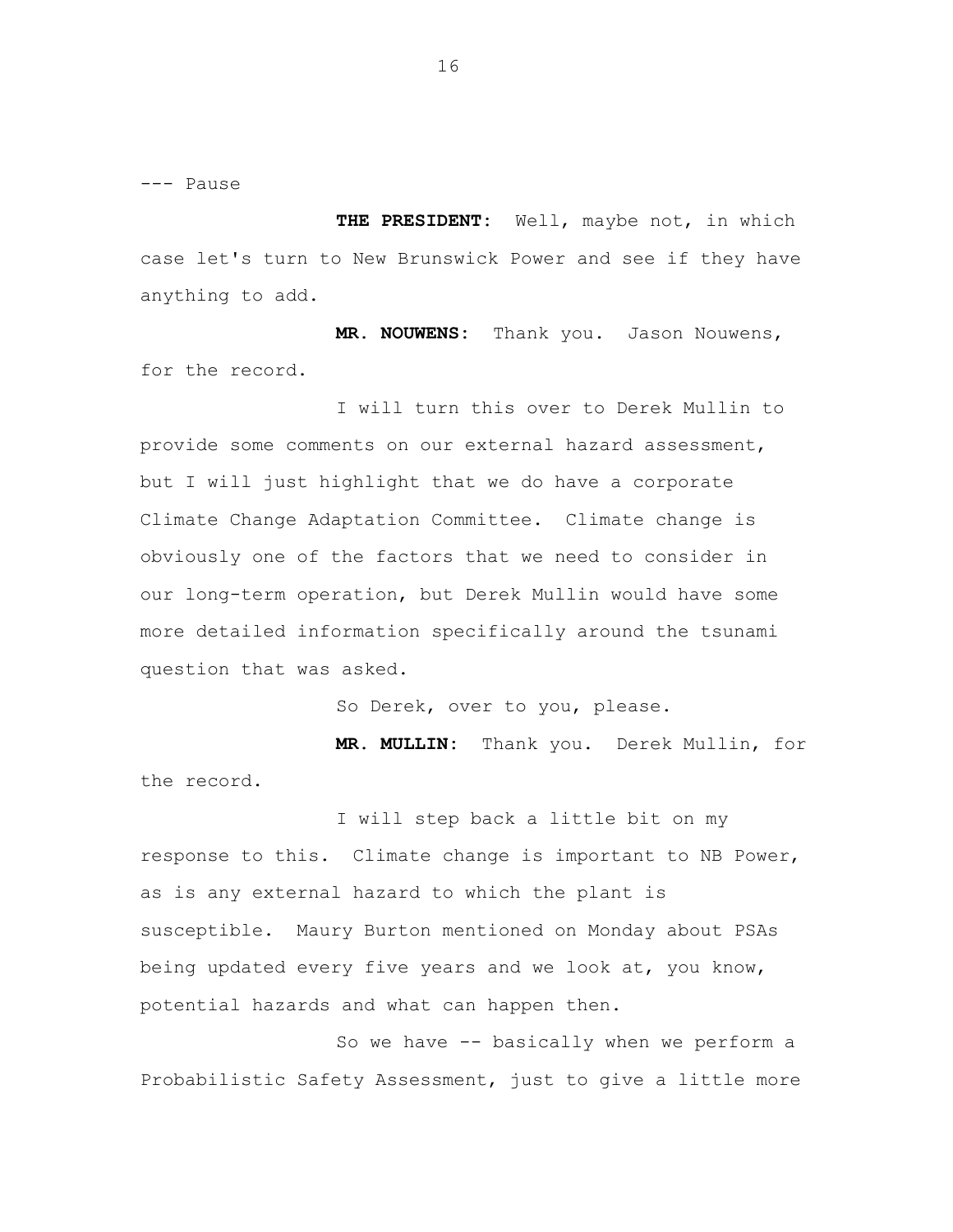--- Pause

**THE PRESIDENT:** Well, maybe not, in which case let's turn to New Brunswick Power and see if they have anything to add.

**MR. NOUWENS:** Thank you. Jason Nouwens, for the record.

I will turn this over to Derek Mullin to provide some comments on our external hazard assessment, but I will just highlight that we do have a corporate Climate Change Adaptation Committee. Climate change is obviously one of the factors that we need to consider in our long-term operation, but Derek Mullin would have some more detailed information specifically around the tsunami question that was asked.

So Derek, over to you, please.

**MR. MULLIN:** Thank you. Derek Mullin, for the record.

I will step back a little bit on my response to this. Climate change is important to NB Power, as is any external hazard to which the plant is susceptible. Maury Burton mentioned on Monday about PSAs being updated every five years and we look at, you know, potential hazards and what can happen then.

So we have -- basically when we perform a Probabilistic Safety Assessment, just to give a little more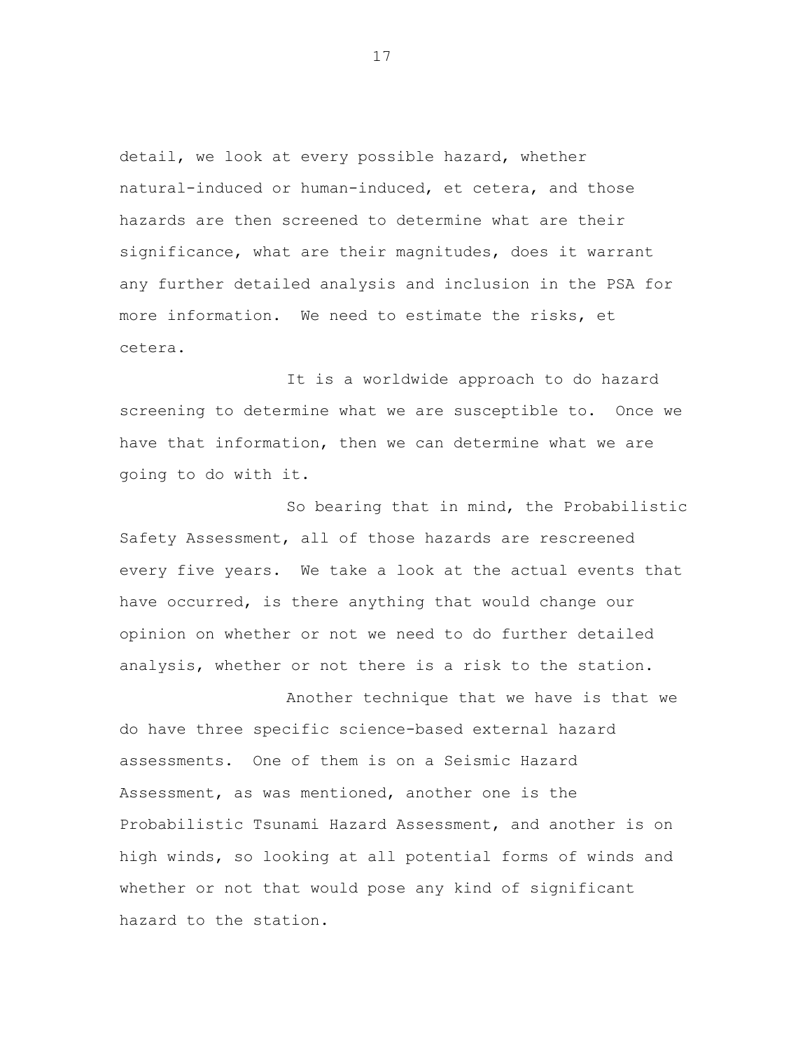detail, we look at every possible hazard, whether natural-induced or human-induced, et cetera, and those hazards are then screened to determine what are their significance, what are their magnitudes, does it warrant any further detailed analysis and inclusion in the PSA for more information. We need to estimate the risks, et cetera.

It is a worldwide approach to do hazard screening to determine what we are susceptible to. Once we have that information, then we can determine what we are going to do with it.

So bearing that in mind, the Probabilistic Safety Assessment, all of those hazards are rescreened every five years. We take a look at the actual events that have occurred, is there anything that would change our opinion on whether or not we need to do further detailed analysis, whether or not there is a risk to the station.

Another technique that we have is that we do have three specific science-based external hazard assessments. One of them is on a Seismic Hazard Assessment, as was mentioned, another one is the Probabilistic Tsunami Hazard Assessment, and another is on high winds, so looking at all potential forms of winds and whether or not that would pose any kind of significant hazard to the station.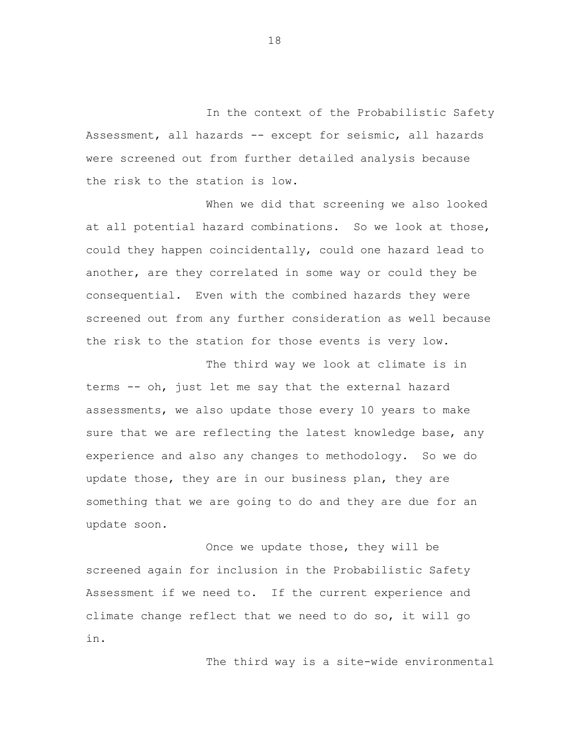In the context of the Probabilistic Safety Assessment, all hazards -- except for seismic, all hazards were screened out from further detailed analysis because the risk to the station is low.

When we did that screening we also looked at all potential hazard combinations. So we look at those, could they happen coincidentally, could one hazard lead to another, are they correlated in some way or could they be consequential. Even with the combined hazards they were screened out from any further consideration as well because the risk to the station for those events is very low.

The third way we look at climate is in terms -- oh, just let me say that the external hazard assessments, we also update those every 10 years to make sure that we are reflecting the latest knowledge base, any experience and also any changes to methodology. So we do update those, they are in our business plan, they are something that we are going to do and they are due for an update soon.

Once we update those, they will be screened again for inclusion in the Probabilistic Safety Assessment if we need to. If the current experience and climate change reflect that we need to do so, it will go in.

The third way is a site-wide environmental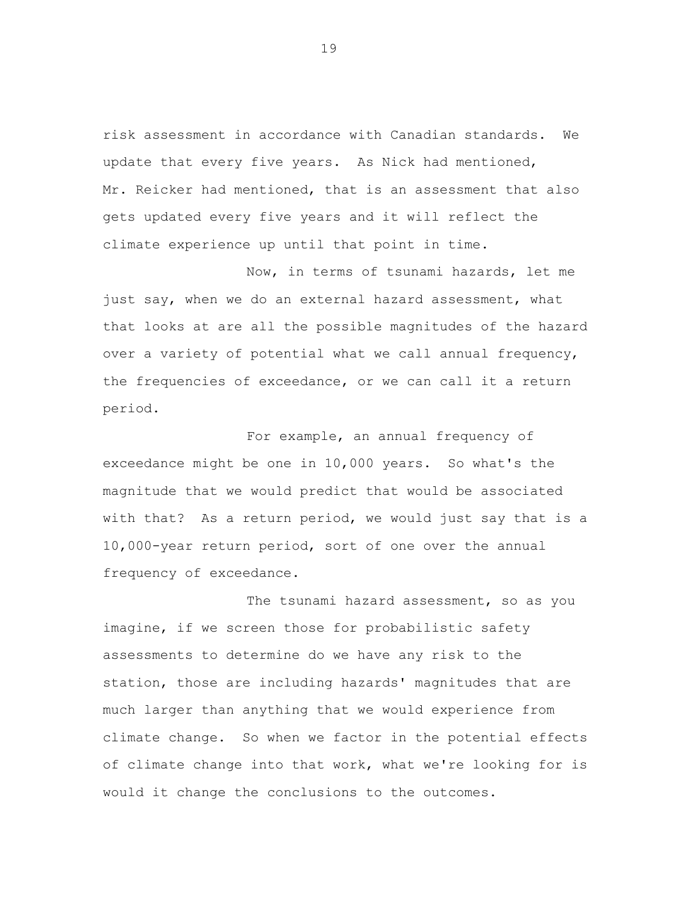risk assessment in accordance with Canadian standards. We update that every five years. As Nick had mentioned, Mr. Reicker had mentioned, that is an assessment that also gets updated every five years and it will reflect the climate experience up until that point in time.

Now, in terms of tsunami hazards, let me just say, when we do an external hazard assessment, what that looks at are all the possible magnitudes of the hazard over a variety of potential what we call annual frequency, the frequencies of exceedance, or we can call it a return period.

For example, an annual frequency of exceedance might be one in 10,000 years. So what's the magnitude that we would predict that would be associated with that? As a return period, we would just say that is a 10,000-year return period, sort of one over the annual frequency of exceedance.

The tsunami hazard assessment, so as you imagine, if we screen those for probabilistic safety assessments to determine do we have any risk to the station, those are including hazards' magnitudes that are much larger than anything that we would experience from climate change. So when we factor in the potential effects of climate change into that work, what we're looking for is would it change the conclusions to the outcomes.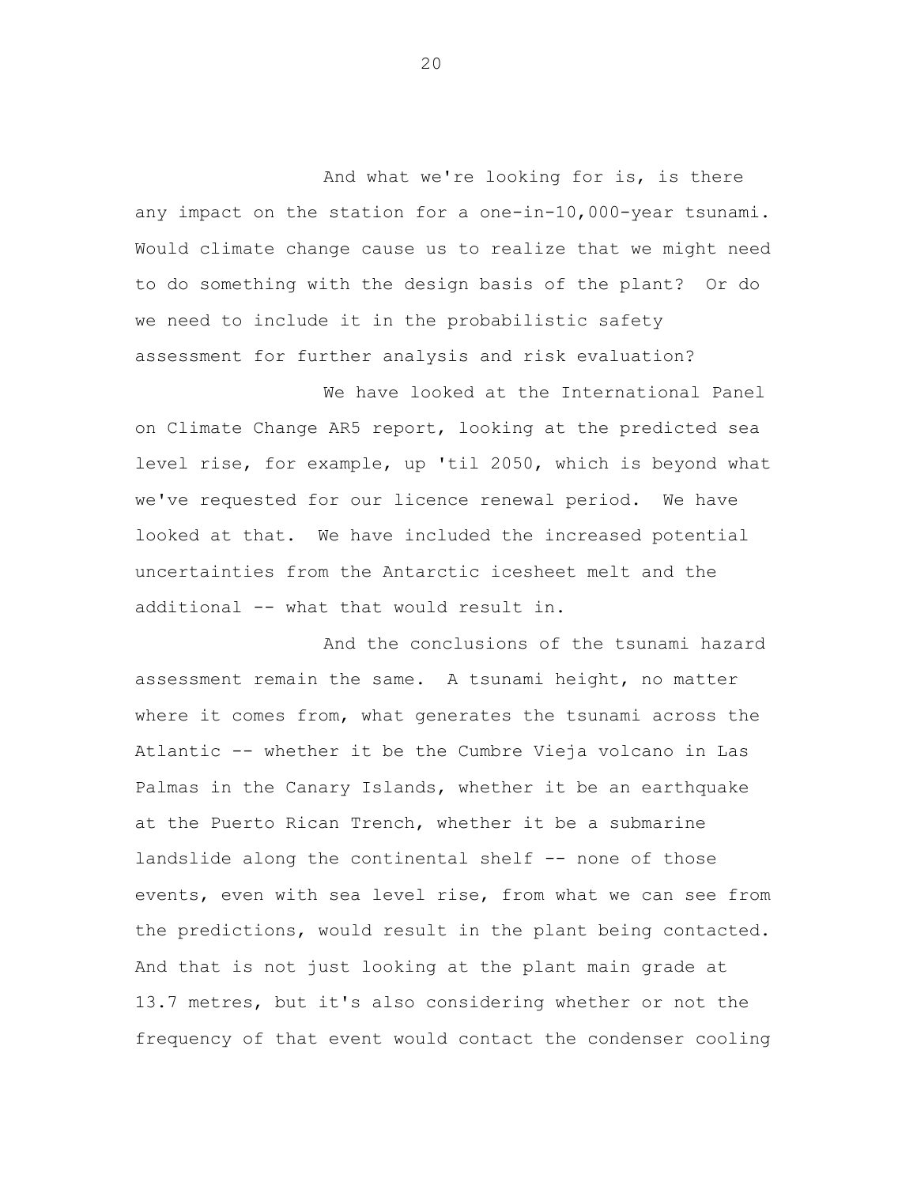And what we're looking for is, is there any impact on the station for a one-in-10,000-year tsunami. Would climate change cause us to realize that we might need to do something with the design basis of the plant? Or do we need to include it in the probabilistic safety assessment for further analysis and risk evaluation?

We have looked at the International Panel on Climate Change AR5 report, looking at the predicted sea level rise, for example, up 'til 2050, which is beyond what we've requested for our licence renewal period. We have looked at that. We have included the increased potential uncertainties from the Antarctic icesheet melt and the additional -- what that would result in.

And the conclusions of the tsunami hazard assessment remain the same. A tsunami height, no matter where it comes from, what generates the tsunami across the Atlantic -- whether it be the Cumbre Vieja volcano in Las Palmas in the Canary Islands, whether it be an earthquake at the Puerto Rican Trench, whether it be a submarine landslide along the continental shelf -- none of those events, even with sea level rise, from what we can see from the predictions, would result in the plant being contacted. And that is not just looking at the plant main grade at 13.7 metres, but it's also considering whether or not the frequency of that event would contact the condenser cooling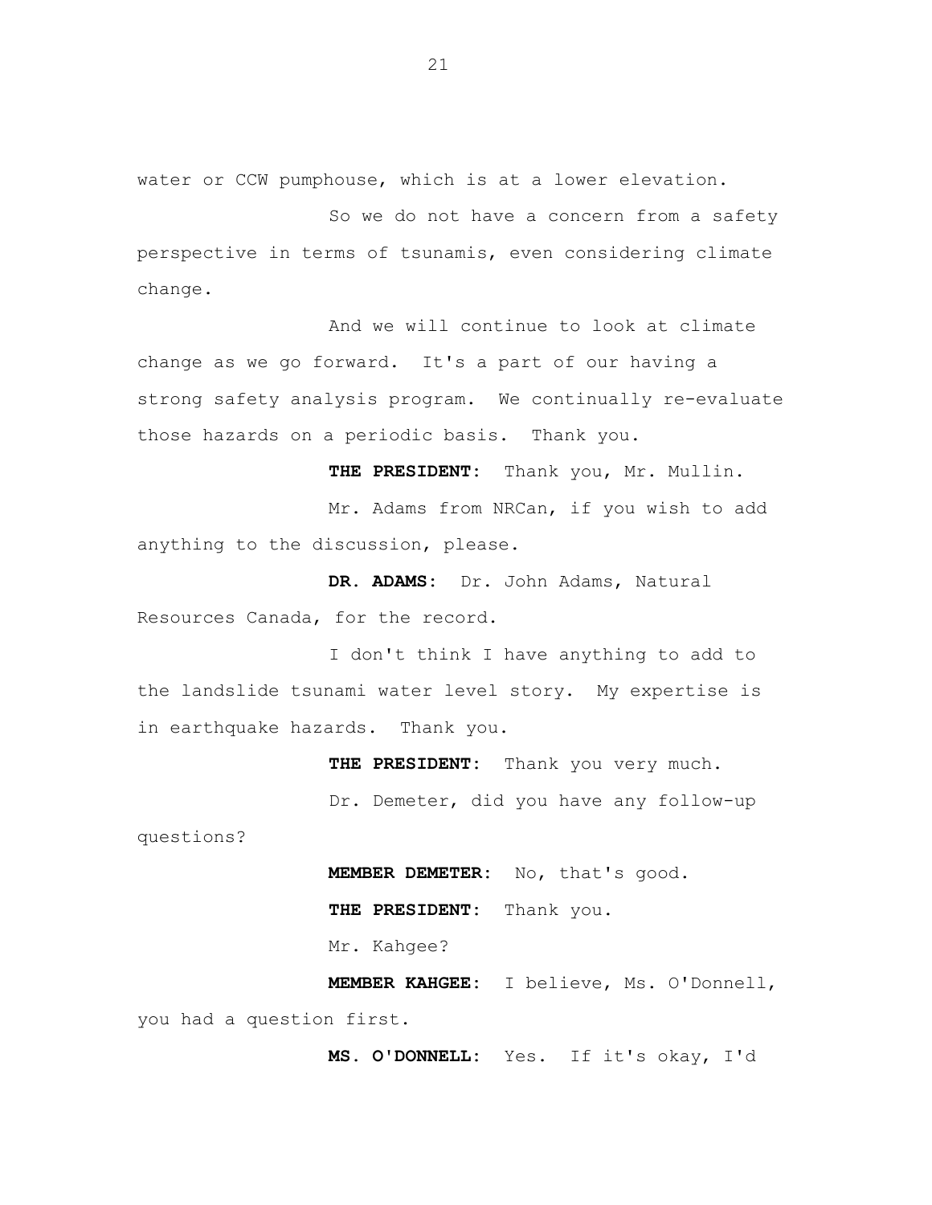water or CCW pumphouse, which is at a lower elevation.

So we do not have a concern from a safety perspective in terms of tsunamis, even considering climate change.

And we will continue to look at climate change as we go forward. It's a part of our having a strong safety analysis program. We continually re-evaluate those hazards on a periodic basis. Thank you.

**THE PRESIDENT:** Thank you, Mr. Mullin.

Mr. Adams from NRCan, if you wish to add anything to the discussion, please.

**DR. ADAMS:** Dr. John Adams, Natural Resources Canada, for the record.

I don't think I have anything to add to the landslide tsunami water level story. My expertise is in earthquake hazards. Thank you.

**THE PRESIDENT:** Thank you very much.

Dr. Demeter, did you have any follow-up questions?

**MEMBER DEMETER:** No, that's good.

**THE PRESIDENT:** Thank you.

Mr. Kahgee?

**MEMBER KAHGEE:** I believe, Ms. O'Donnell, you had a question first.

**MS. O'DONNELL:** Yes. If it's okay, I'd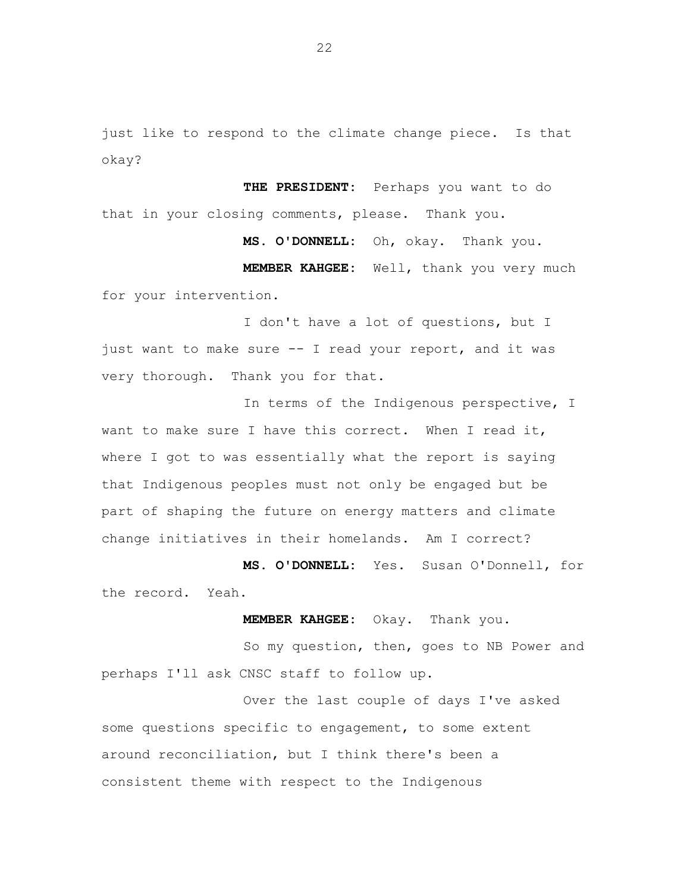just like to respond to the climate change piece. Is that okay?

**THE PRESIDENT:** Perhaps you want to do that in your closing comments, please. Thank you.

**MS. O'DONNELL:** Oh, okay. Thank you.

**MEMBER KAHGEE:** Well, thank you very much for your intervention.

I don't have a lot of questions, but I just want to make sure -- I read your report, and it was very thorough. Thank you for that.

In terms of the Indigenous perspective, I want to make sure I have this correct. When I read it, where I got to was essentially what the report is saying that Indigenous peoples must not only be engaged but be part of shaping the future on energy matters and climate change initiatives in their homelands. Am I correct?

**MS. O'DONNELL:** Yes. Susan O'Donnell, for the record. Yeah.

**MEMBER KAHGEE:** Okay. Thank you.

So my question, then, goes to NB Power and perhaps I'll ask CNSC staff to follow up.

Over the last couple of days I've asked some questions specific to engagement, to some extent around reconciliation, but I think there's been a consistent theme with respect to the Indigenous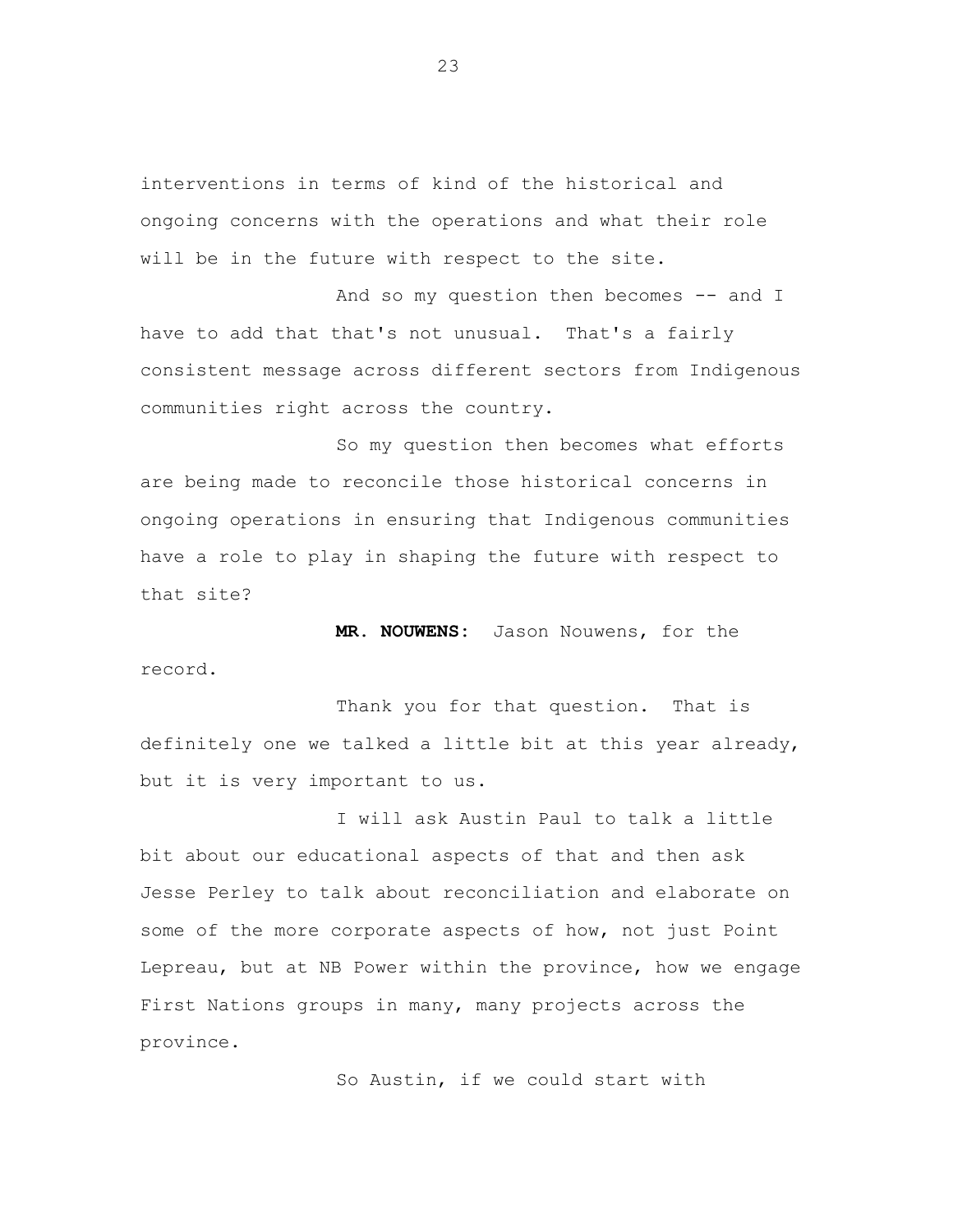interventions in terms of kind of the historical and ongoing concerns with the operations and what their role will be in the future with respect to the site.

And so my question then becomes -- and I have to add that that's not unusual. That's a fairly consistent message across different sectors from Indigenous communities right across the country.

So my question then becomes what efforts are being made to reconcile those historical concerns in ongoing operations in ensuring that Indigenous communities have a role to play in shaping the future with respect to that site?

**MR. NOUWENS:** Jason Nouwens, for the record.

Thank you for that question. That is definitely one we talked a little bit at this year already, but it is very important to us.

I will ask Austin Paul to talk a little bit about our educational aspects of that and then ask Jesse Perley to talk about reconciliation and elaborate on some of the more corporate aspects of how, not just Point Lepreau, but at NB Power within the province, how we engage First Nations groups in many, many projects across the province.

So Austin, if we could start with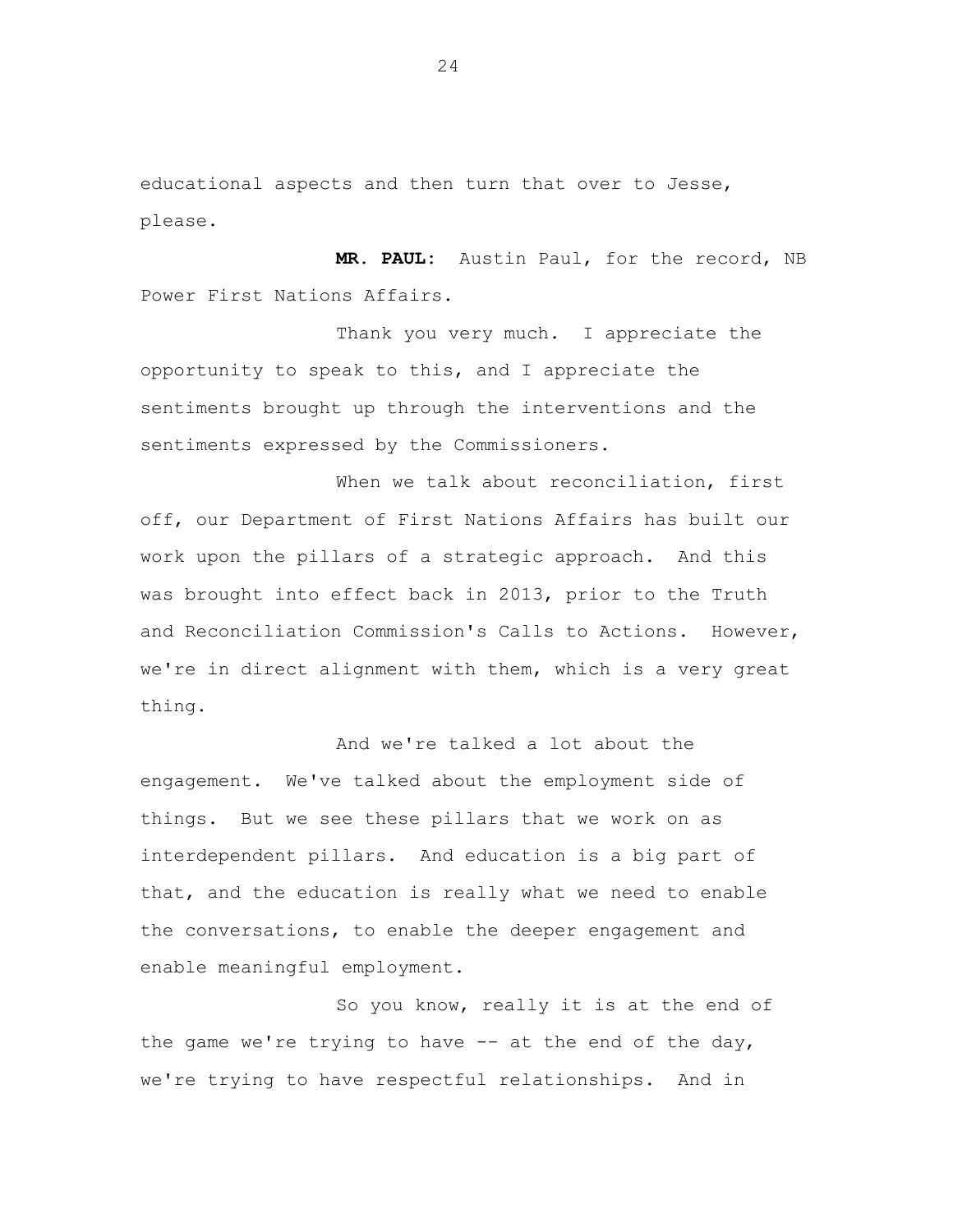educational aspects and then turn that over to Jesse, please.

**MR. PAUL:** Austin Paul, for the record, NB Power First Nations Affairs.

Thank you very much. I appreciate the opportunity to speak to this, and I appreciate the sentiments brought up through the interventions and the sentiments expressed by the Commissioners.

When we talk about reconciliation, first off, our Department of First Nations Affairs has built our work upon the pillars of a strategic approach. And this was brought into effect back in 2013, prior to the Truth and Reconciliation Commission's Calls to Actions. However, we're in direct alignment with them, which is a very great thing.

And we're talked a lot about the engagement. We've talked about the employment side of things. But we see these pillars that we work on as interdependent pillars. And education is a big part of that, and the education is really what we need to enable the conversations, to enable the deeper engagement and enable meaningful employment.

So you know, really it is at the end of the game we're trying to have -- at the end of the day, we're trying to have respectful relationships. And in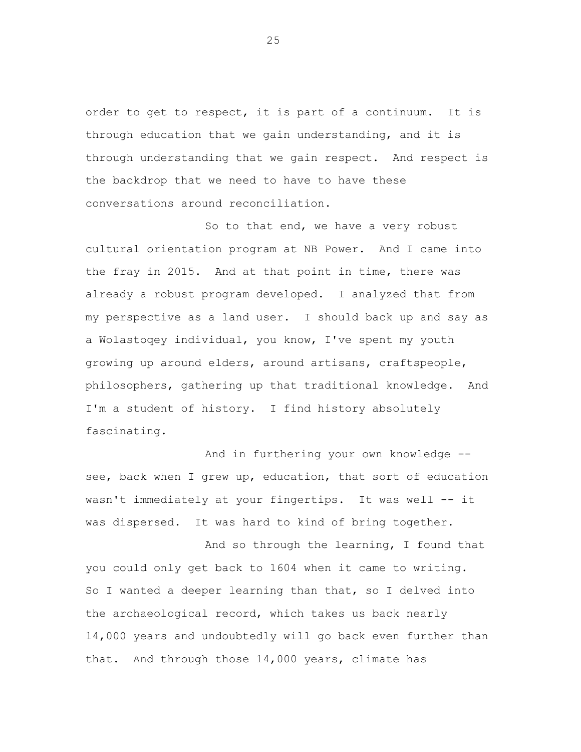order to get to respect, it is part of a continuum. It is through education that we gain understanding, and it is through understanding that we gain respect. And respect is the backdrop that we need to have to have these conversations around reconciliation.

So to that end, we have a very robust cultural orientation program at NB Power. And I came into the fray in 2015. And at that point in time, there was already a robust program developed. I analyzed that from my perspective as a land user. I should back up and say as a Wolastoqey individual, you know, I've spent my youth growing up around elders, around artisans, craftspeople, philosophers, gathering up that traditional knowledge. And I'm a student of history. I find history absolutely fascinating.

And in furthering your own knowledge -- see, back when I grew up, education, that sort of education wasn't immediately at your fingertips. It was well -- it was dispersed. It was hard to kind of bring together.

And so through the learning, I found that you could only get back to 1604 when it came to writing. So I wanted a deeper learning than that, so I delved into the archaeological record, which takes us back nearly 14,000 years and undoubtedly will go back even further than that. And through those 14,000 years, climate has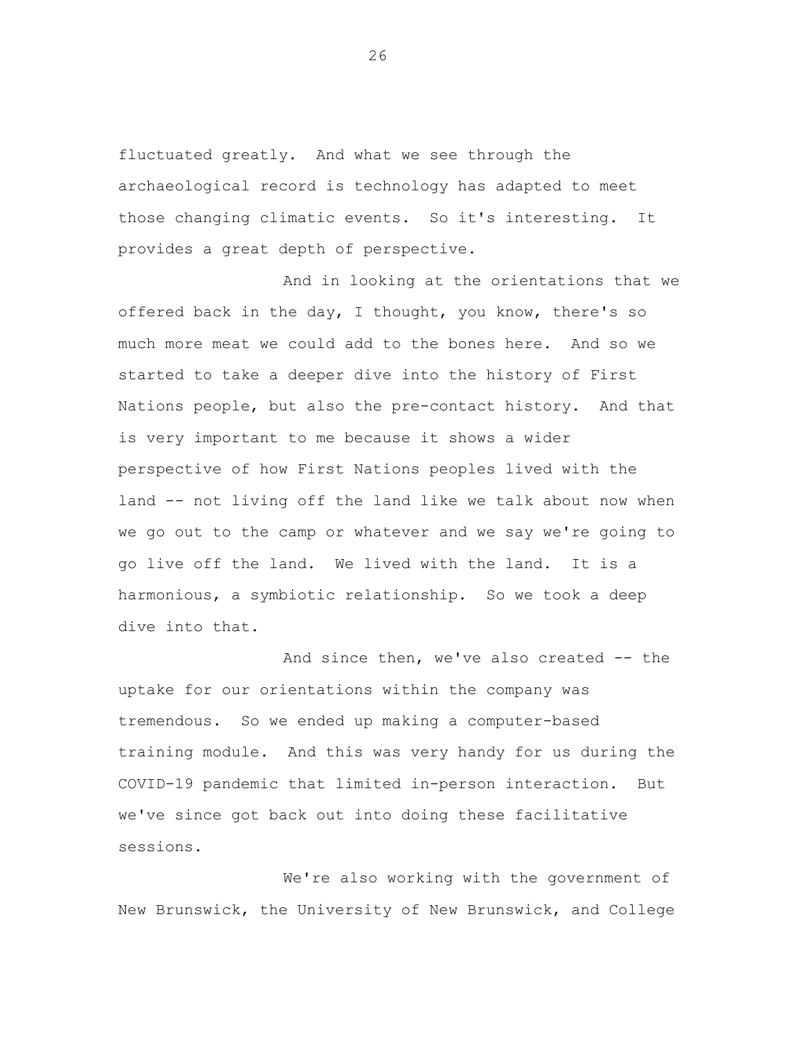fluctuated greatly. And what we see through the archaeological record is technology has adapted to meet those changing climatic events. So it's interesting. It provides a great depth of perspective.

And in looking at the orientations that we offered back in the day, I thought, you know, there's so much more meat we could add to the bones here. And so we started to take a deeper dive into the history of First Nations people, but also the pre-contact history. And that is very important to me because it shows a wider perspective of how First Nations peoples lived with the land -- not living off the land like we talk about now when we go out to the camp or whatever and we say we're going to go live off the land. We lived with the land. It is a harmonious, a symbiotic relationship. So we took a deep dive into that.

And since then, we've also created -- the uptake for our orientations within the company was tremendous. So we ended up making a computer-based training module. And this was very handy for us during the COVID-19 pandemic that limited in-person interaction. But we've since got back out into doing these facilitative sessions.

We're also working with the government of New Brunswick, the University of New Brunswick, and College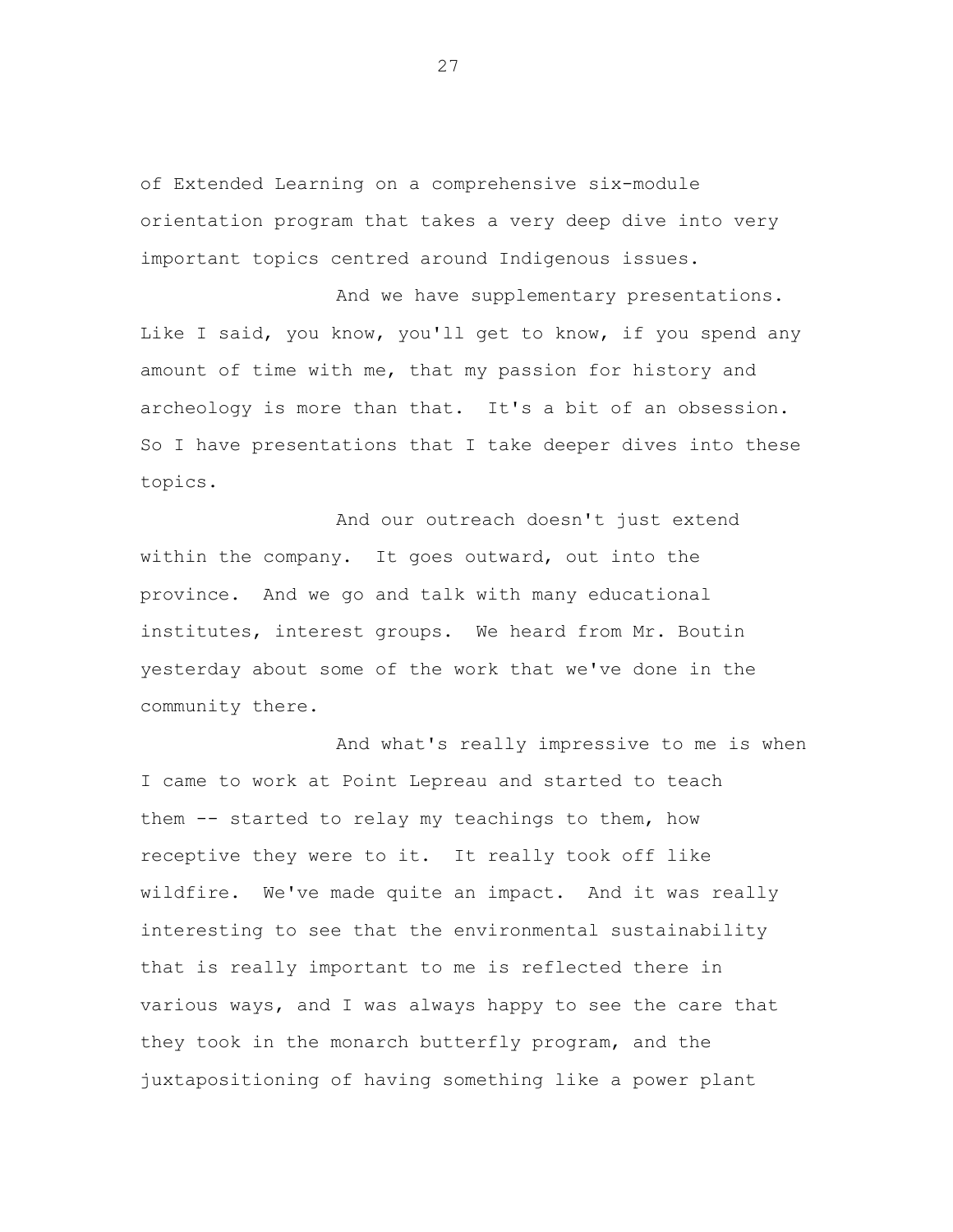of Extended Learning on a comprehensive six-module orientation program that takes a very deep dive into very important topics centred around Indigenous issues.

And we have supplementary presentations. Like I said, you know, you'll get to know, if you spend any amount of time with me, that my passion for history and archeology is more than that. It's a bit of an obsession. So I have presentations that I take deeper dives into these topics.

And our outreach doesn't just extend within the company. It goes outward, out into the province. And we go and talk with many educational institutes, interest groups. We heard from Mr. Boutin yesterday about some of the work that we've done in the community there.

And what's really impressive to me is when I came to work at Point Lepreau and started to teach them -- started to relay my teachings to them, how receptive they were to it. It really took off like wildfire. We've made quite an impact. And it was really interesting to see that the environmental sustainability that is really important to me is reflected there in various ways, and I was always happy to see the care that they took in the monarch butterfly program, and the juxtapositioning of having something like a power plant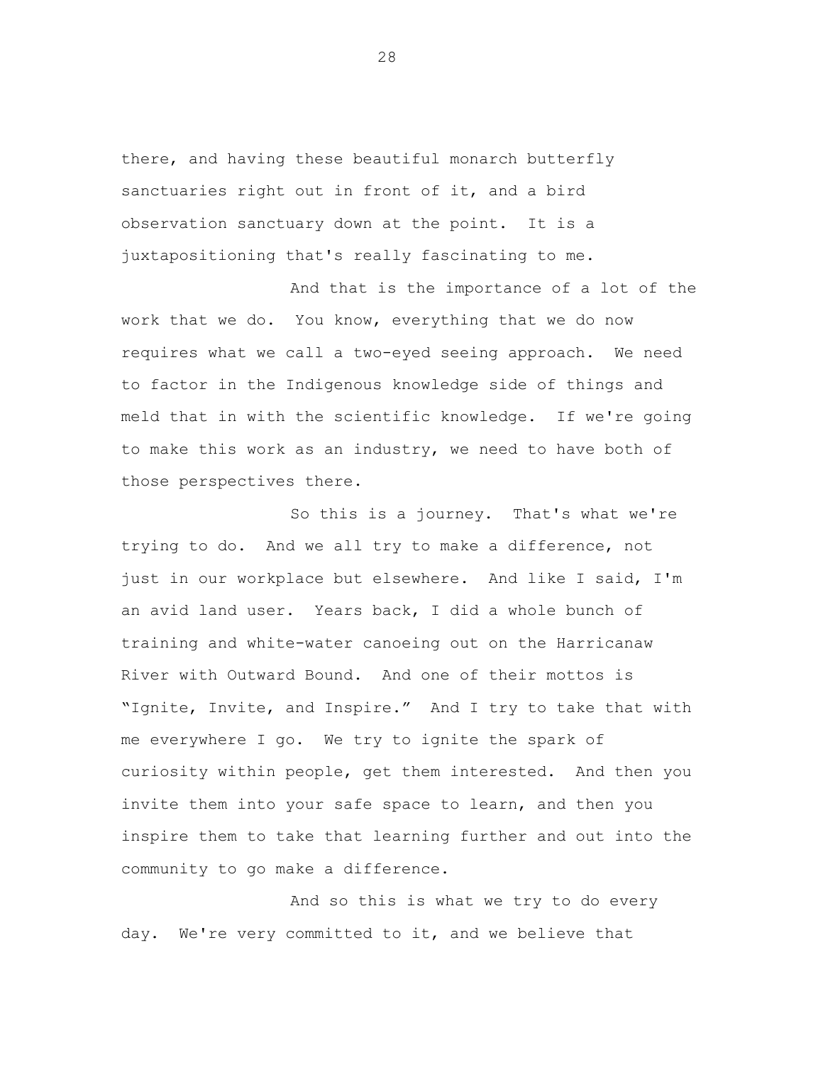there, and having these beautiful monarch butterfly sanctuaries right out in front of it, and a bird observation sanctuary down at the point. It is a juxtapositioning that's really fascinating to me.

And that is the importance of a lot of the work that we do. You know, everything that we do now requires what we call a two-eyed seeing approach. We need to factor in the Indigenous knowledge side of things and meld that in with the scientific knowledge. If we're going to make this work as an industry, we need to have both of those perspectives there.

So this is a journey. That's what we're trying to do. And we all try to make a difference, not just in our workplace but elsewhere. And like I said, I'm an avid land user. Years back, I did a whole bunch of training and white-water canoeing out on the Harricanaw River with Outward Bound. And one of their mottos is "Ignite, Invite, and Inspire." And I try to take that with me everywhere I go. We try to ignite the spark of curiosity within people, get them interested. And then you invite them into your safe space to learn, and then you inspire them to take that learning further and out into the community to go make a difference.

And so this is what we try to do every day. We're very committed to it, and we believe that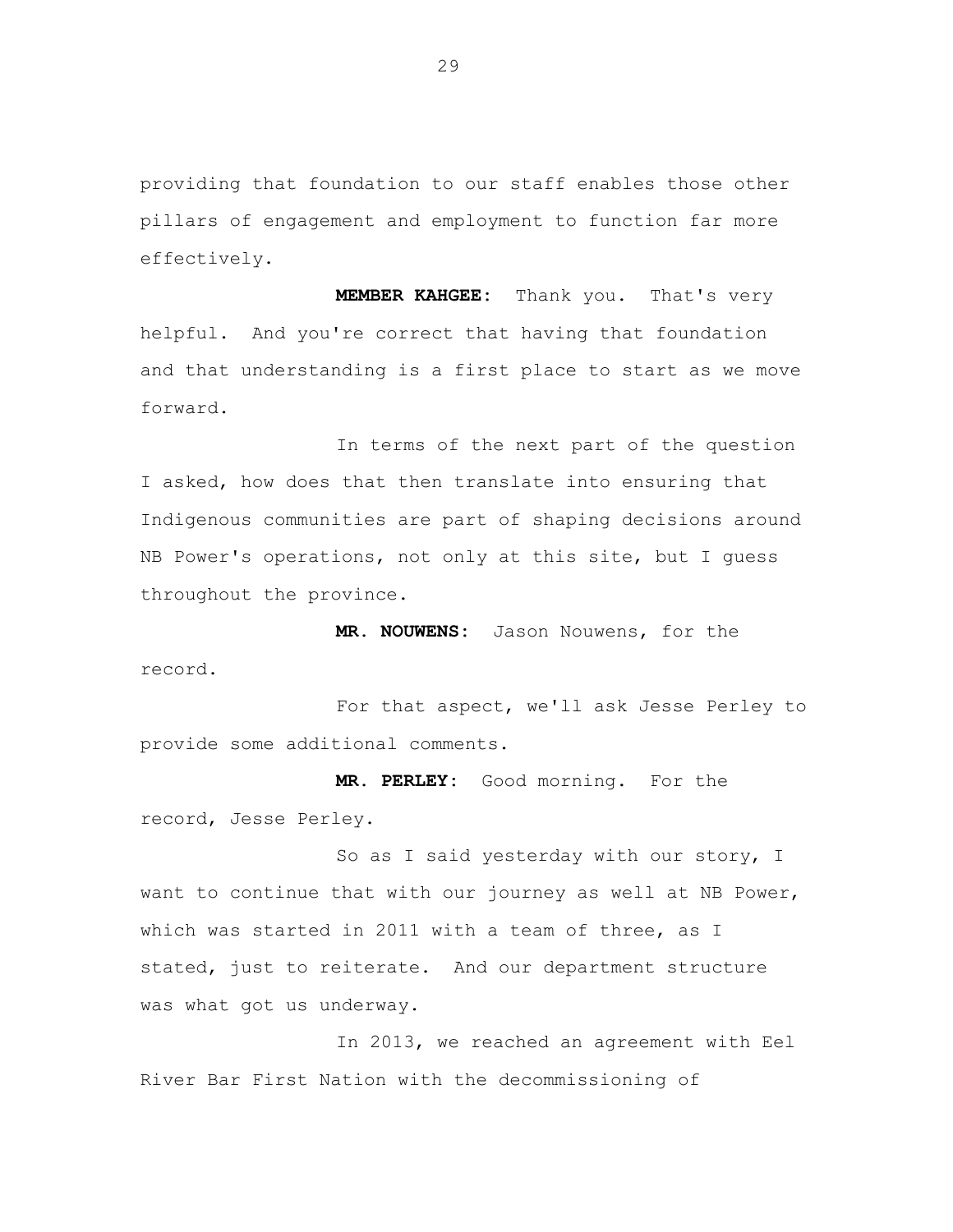providing that foundation to our staff enables those other pillars of engagement and employment to function far more effectively.

**MEMBER KAHGEE:** Thank you. That's very helpful. And you're correct that having that foundation and that understanding is a first place to start as we move forward.

In terms of the next part of the question I asked, how does that then translate into ensuring that Indigenous communities are part of shaping decisions around NB Power's operations, not only at this site, but I guess throughout the province.

**MR. NOUWENS:** Jason Nouwens, for the record.

For that aspect, we'll ask Jesse Perley to provide some additional comments.

**MR. PERLEY:** Good morning. For the record, Jesse Perley.

So as I said yesterday with our story, I want to continue that with our journey as well at NB Power, which was started in 2011 with a team of three, as I stated, just to reiterate. And our department structure was what got us underway.

In 2013, we reached an agreement with Eel River Bar First Nation with the decommissioning of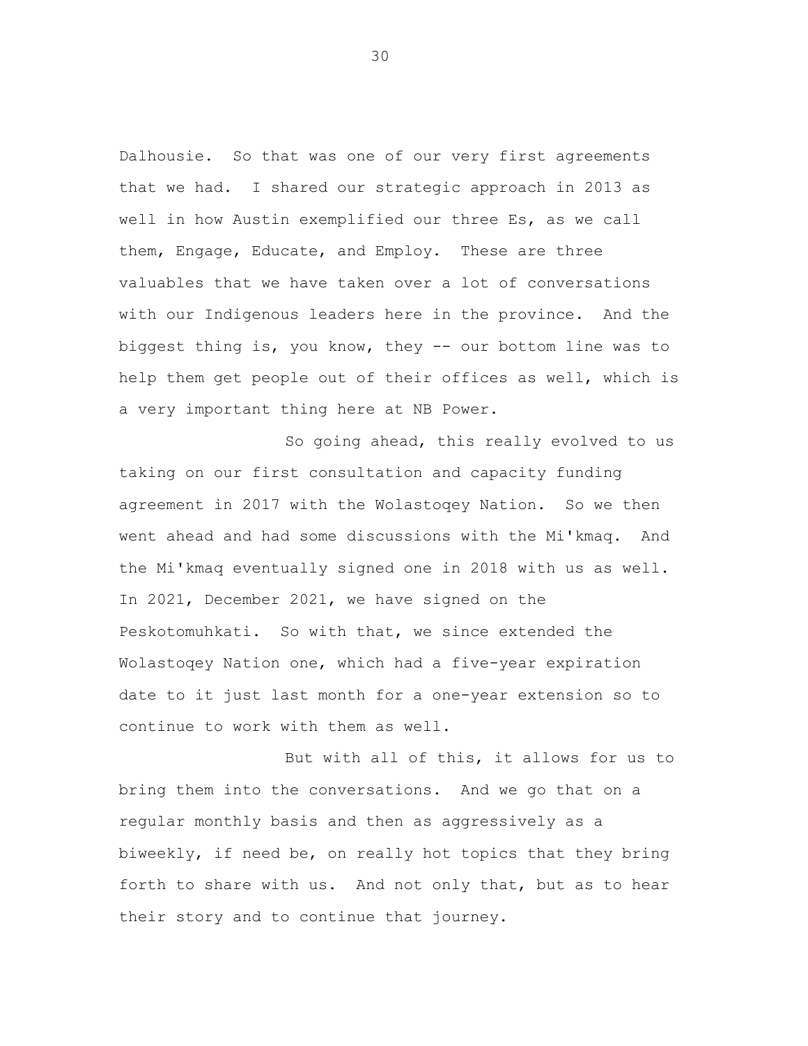Dalhousie. So that was one of our very first agreements that we had. I shared our strategic approach in 2013 as well in how Austin exemplified our three Es, as we call them, Engage, Educate, and Employ. These are three valuables that we have taken over a lot of conversations with our Indigenous leaders here in the province. And the biggest thing is, you know, they -- our bottom line was to help them get people out of their offices as well, which is a very important thing here at NB Power.

So going ahead, this really evolved to us taking on our first consultation and capacity funding agreement in 2017 with the Wolastoqey Nation. So we then went ahead and had some discussions with the Mi'kmaq. And the Mi'kmaq eventually signed one in 2018 with us as well. In 2021, December 2021, we have signed on the Peskotomuhkati. So with that, we since extended the Wolastoqey Nation one, which had a five-year expiration date to it just last month for a one-year extension so to continue to work with them as well.

But with all of this, it allows for us to bring them into the conversations. And we go that on a regular monthly basis and then as aggressively as a biweekly, if need be, on really hot topics that they bring forth to share with us. And not only that, but as to hear their story and to continue that journey.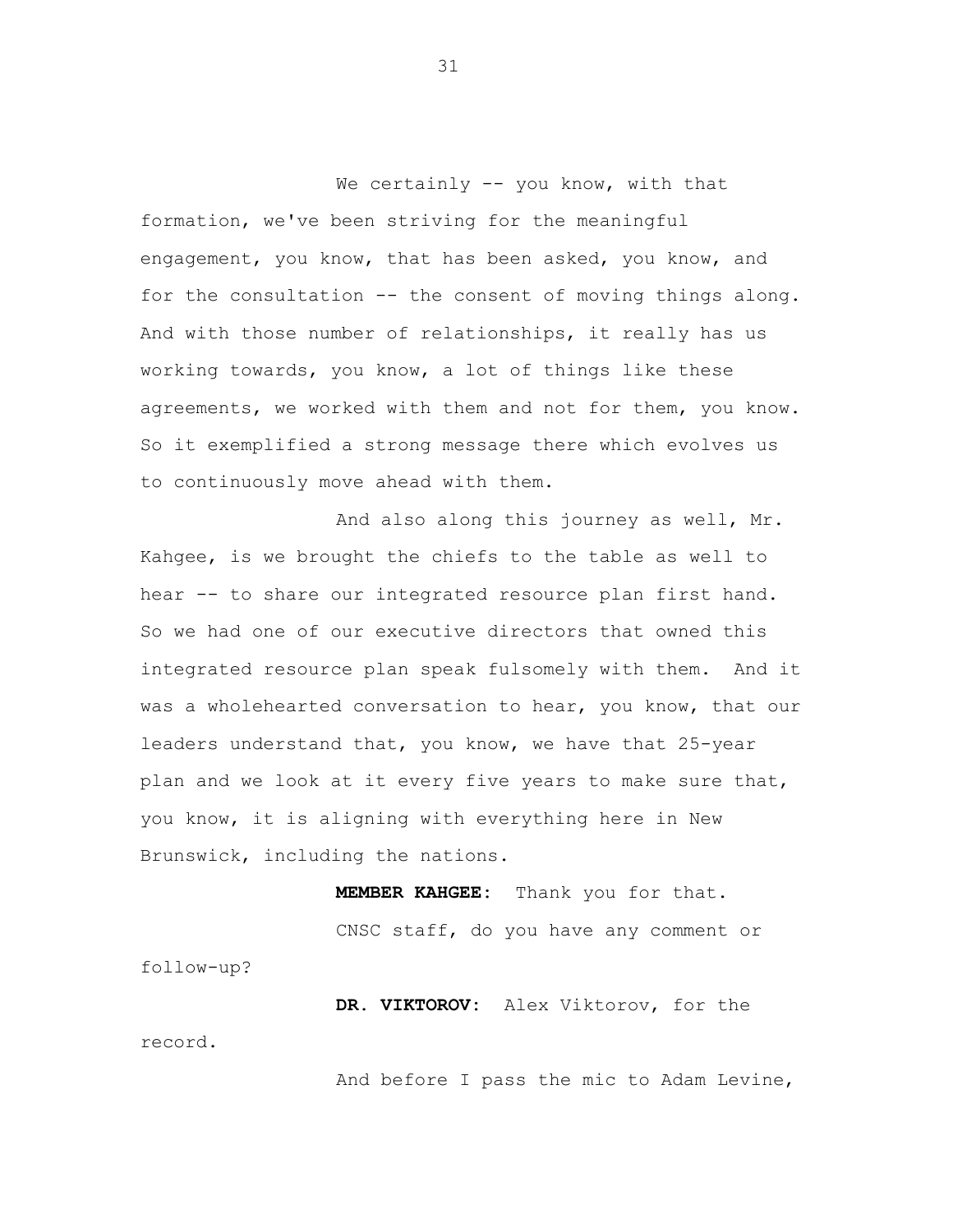We certainly -- you know, with that formation, we've been striving for the meaningful engagement, you know, that has been asked, you know, and for the consultation -- the consent of moving things along. And with those number of relationships, it really has us working towards, you know, a lot of things like these agreements, we worked with them and not for them, you know. So it exemplified a strong message there which evolves us to continuously move ahead with them.

And also along this journey as well, Mr. Kahgee, is we brought the chiefs to the table as well to hear -- to share our integrated resource plan first hand. So we had one of our executive directors that owned this integrated resource plan speak fulsomely with them. And it was a wholehearted conversation to hear, you know, that our leaders understand that, you know, we have that 25-year plan and we look at it every five years to make sure that, you know, it is aligning with everything here in New Brunswick, including the nations.

**MEMBER KAHGEE:** Thank you for that.

CNSC staff, do you have any comment or follow-up?

**DR. VIKTOROV:** Alex Viktorov, for the record.

And before I pass the mic to Adam Levine,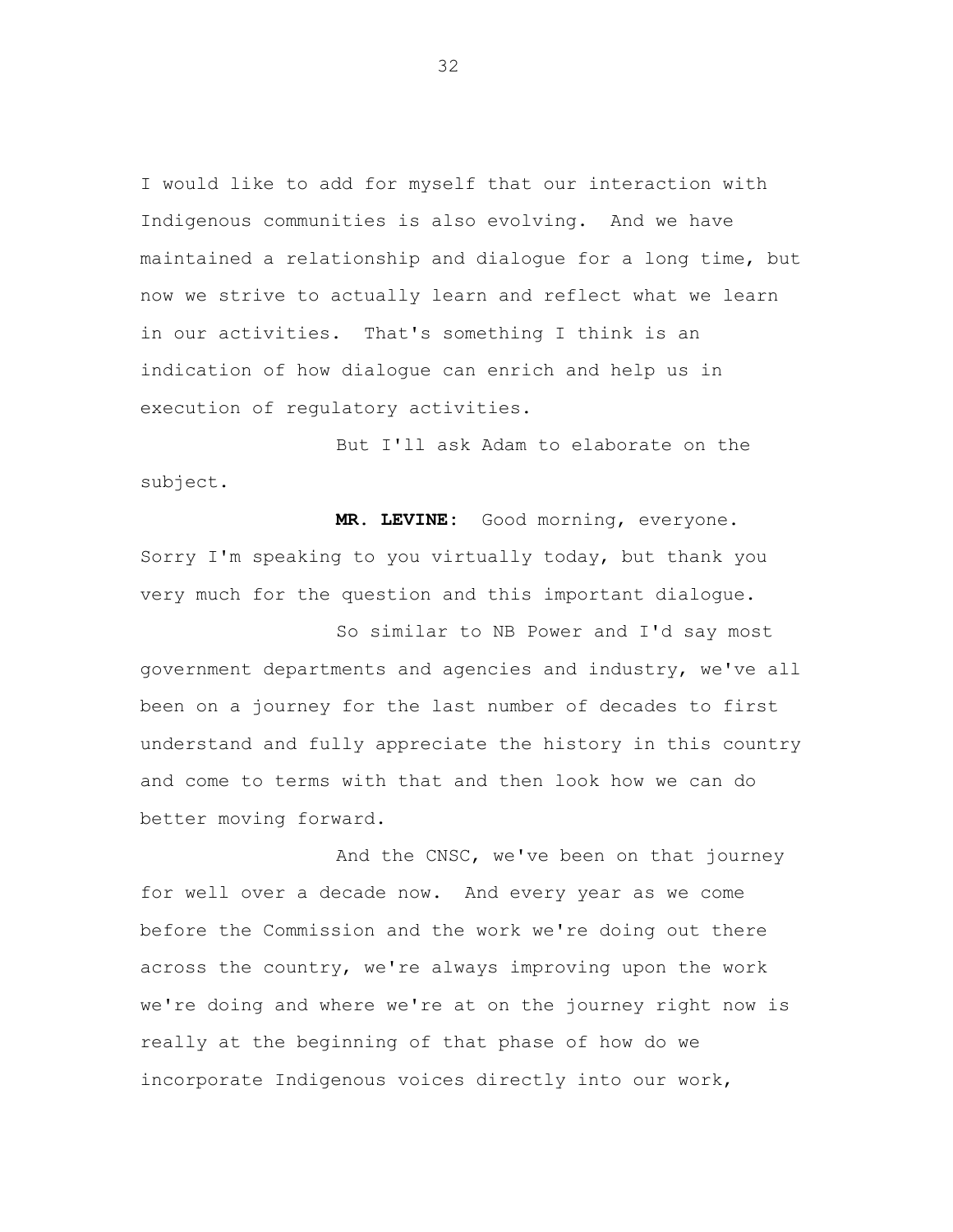I would like to add for myself that our interaction with Indigenous communities is also evolving. And we have maintained a relationship and dialogue for a long time, but now we strive to actually learn and reflect what we learn in our activities. That's something I think is an indication of how dialogue can enrich and help us in execution of regulatory activities.

But I'll ask Adam to elaborate on the subject.

**MR. LEVINE:** Good morning, everyone. Sorry I'm speaking to you virtually today, but thank you very much for the question and this important dialogue.

So similar to NB Power and I'd say most government departments and agencies and industry, we've all been on a journey for the last number of decades to first understand and fully appreciate the history in this country and come to terms with that and then look how we can do better moving forward.

And the CNSC, we've been on that journey for well over a decade now. And every year as we come before the Commission and the work we're doing out there across the country, we're always improving upon the work we're doing and where we're at on the journey right now is really at the beginning of that phase of how do we incorporate Indigenous voices directly into our work,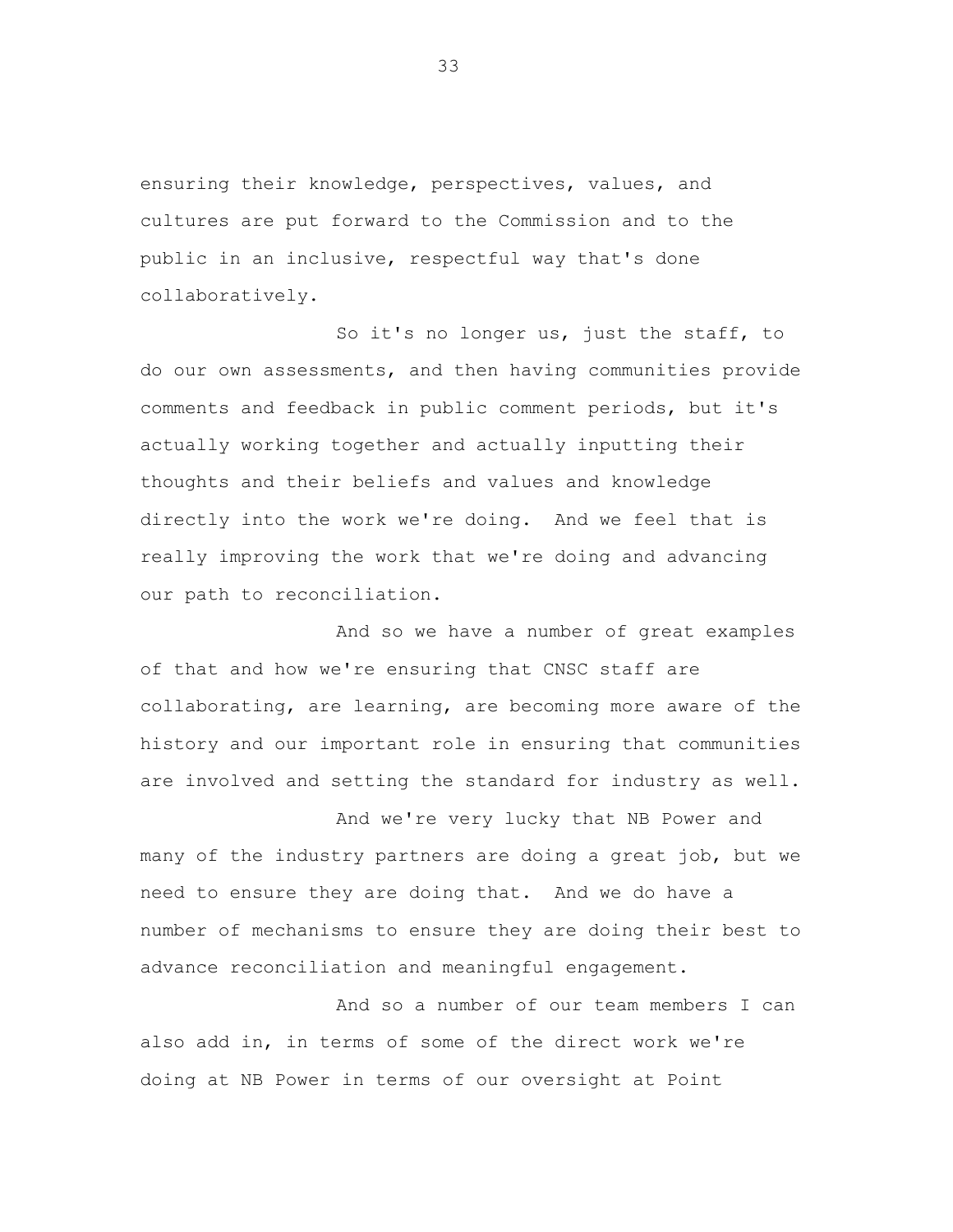ensuring their knowledge, perspectives, values, and cultures are put forward to the Commission and to the public in an inclusive, respectful way that's done collaboratively.

So it's no longer us, just the staff, to do our own assessments, and then having communities provide comments and feedback in public comment periods, but it's actually working together and actually inputting their thoughts and their beliefs and values and knowledge directly into the work we're doing. And we feel that is really improving the work that we're doing and advancing our path to reconciliation.

And so we have a number of great examples of that and how we're ensuring that CNSC staff are collaborating, are learning, are becoming more aware of the history and our important role in ensuring that communities are involved and setting the standard for industry as well.

And we're very lucky that NB Power and many of the industry partners are doing a great job, but we need to ensure they are doing that. And we do have a number of mechanisms to ensure they are doing their best to advance reconciliation and meaningful engagement.

And so a number of our team members I can also add in, in terms of some of the direct work we're doing at NB Power in terms of our oversight at Point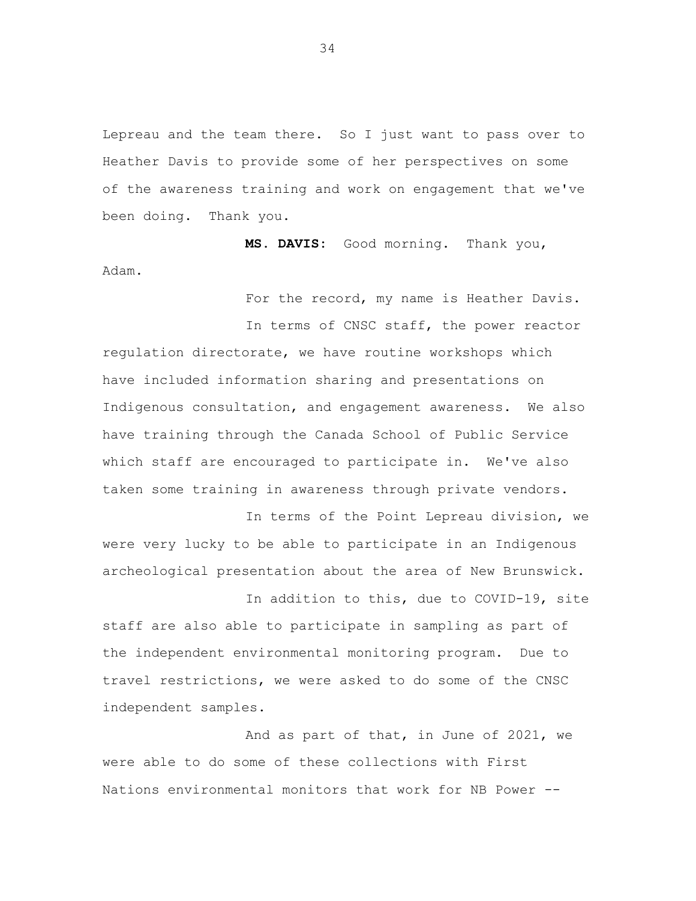Lepreau and the team there. So I just want to pass over to Heather Davis to provide some of her perspectives on some of the awareness training and work on engagement that we've been doing. Thank you.

**MS. DAVIS:** Good morning. Thank you, Adam.

For the record, my name is Heather Davis.

In terms of CNSC staff, the power reactor regulation directorate, we have routine workshops which have included information sharing and presentations on Indigenous consultation, and engagement awareness. We also have training through the Canada School of Public Service which staff are encouraged to participate in. We've also taken some training in awareness through private vendors.

In terms of the Point Lepreau division, we were very lucky to be able to participate in an Indigenous archeological presentation about the area of New Brunswick.

In addition to this, due to COVID-19, site staff are also able to participate in sampling as part of the independent environmental monitoring program. Due to travel restrictions, we were asked to do some of the CNSC independent samples.

And as part of that, in June of 2021, we were able to do some of these collections with First Nations environmental monitors that work for NB Power --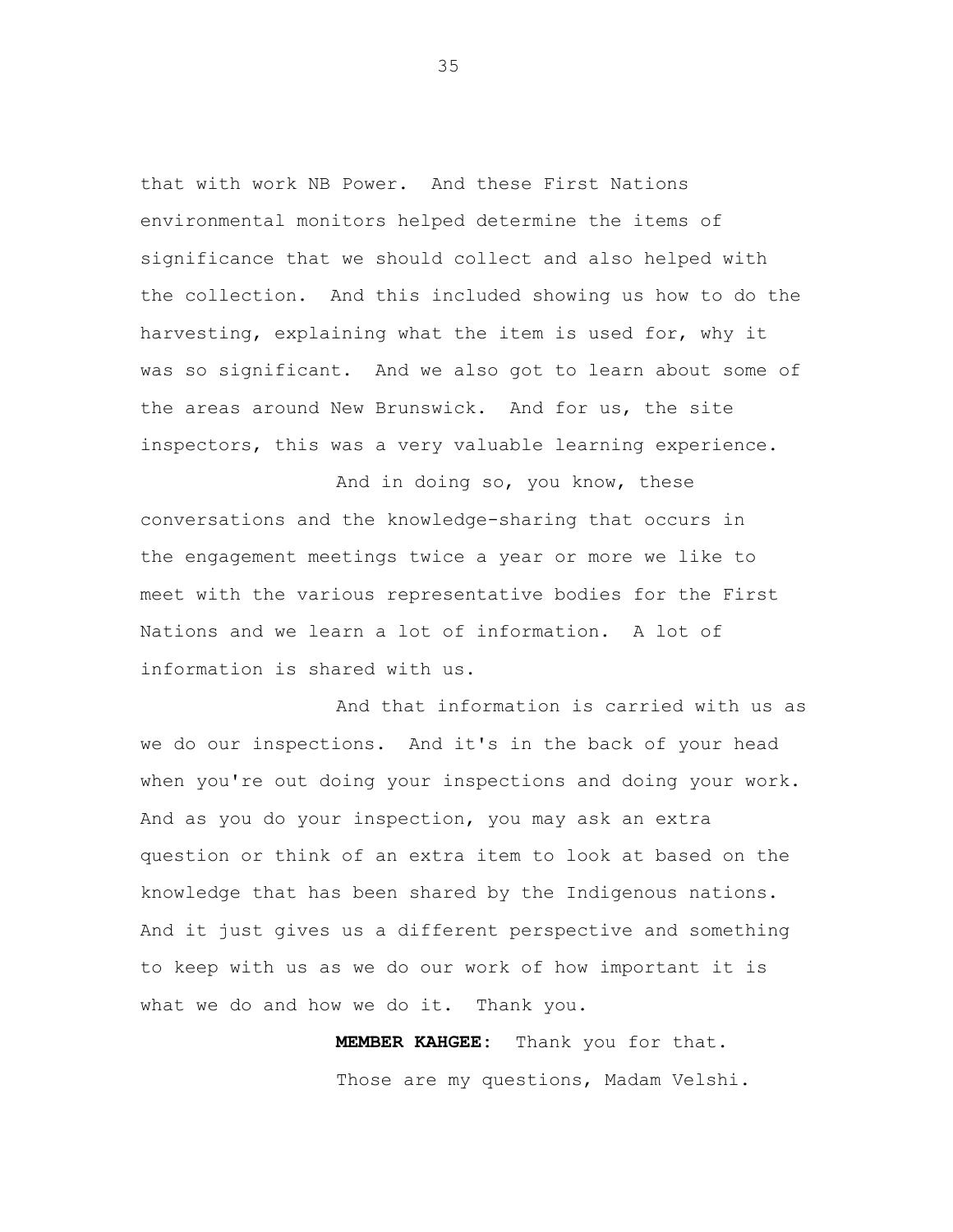that with work NB Power. And these First Nations environmental monitors helped determine the items of significance that we should collect and also helped with the collection. And this included showing us how to do the harvesting, explaining what the item is used for, why it was so significant. And we also got to learn about some of the areas around New Brunswick. And for us, the site inspectors, this was a very valuable learning experience.

And in doing so, you know, these conversations and the knowledge-sharing that occurs in the engagement meetings twice a year or more we like to meet with the various representative bodies for the First Nations and we learn a lot of information. A lot of information is shared with us.

And that information is carried with us as we do our inspections. And it's in the back of your head when you're out doing your inspections and doing your work. And as you do your inspection, you may ask an extra question or think of an extra item to look at based on the knowledge that has been shared by the Indigenous nations. And it just gives us a different perspective and something to keep with us as we do our work of how important it is what we do and how we do it. Thank you.

**MEMBER KAHGEE:** Thank you for that.

Those are my questions, Madam Velshi.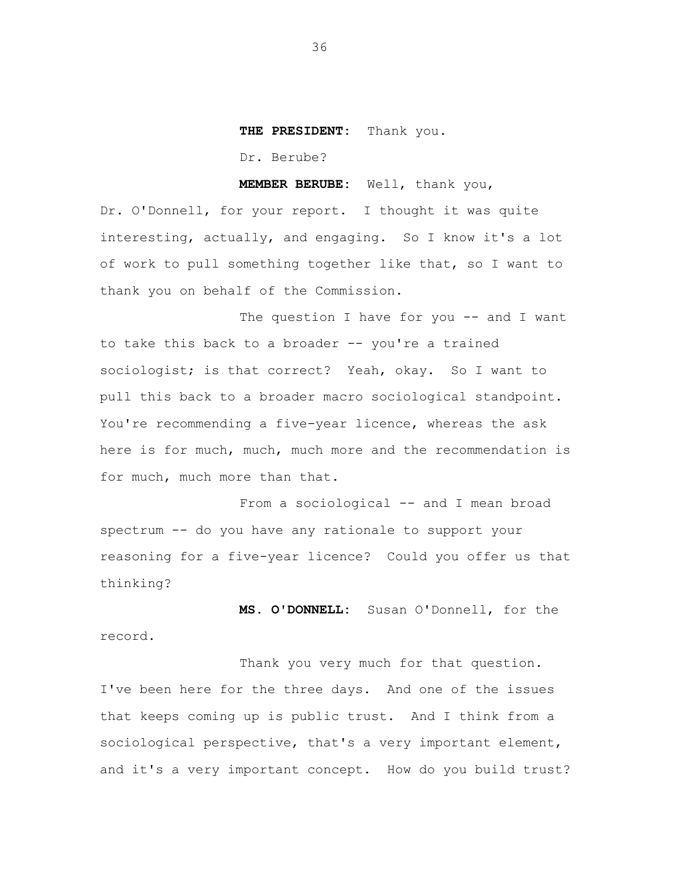**THE PRESIDENT:** Thank you.

Dr. Berube?

**MEMBER BERUBE:** Well, thank you, Dr. O'Donnell, for your report. I thought it was quite interesting, actually, and engaging. So I know it's a lot of work to pull something together like that, so I want to thank you on behalf of the Commission.

The question I have for you -- and I want to take this back to a broader -- you're a trained sociologist; is that correct? Yeah, okay. So I want to pull this back to a broader macro sociological standpoint. You're recommending a five-year licence, whereas the ask here is for much, much, much more and the recommendation is for much, much more than that.

From a sociological -- and I mean broad spectrum -- do you have any rationale to support your reasoning for a five-year licence? Could you offer us that thinking?

**MS. O'DONNELL:** Susan O'Donnell, for the record.

Thank you very much for that question. I've been here for the three days. And one of the issues that keeps coming up is public trust. And I think from a sociological perspective, that's a very important element, and it's a very important concept. How do you build trust?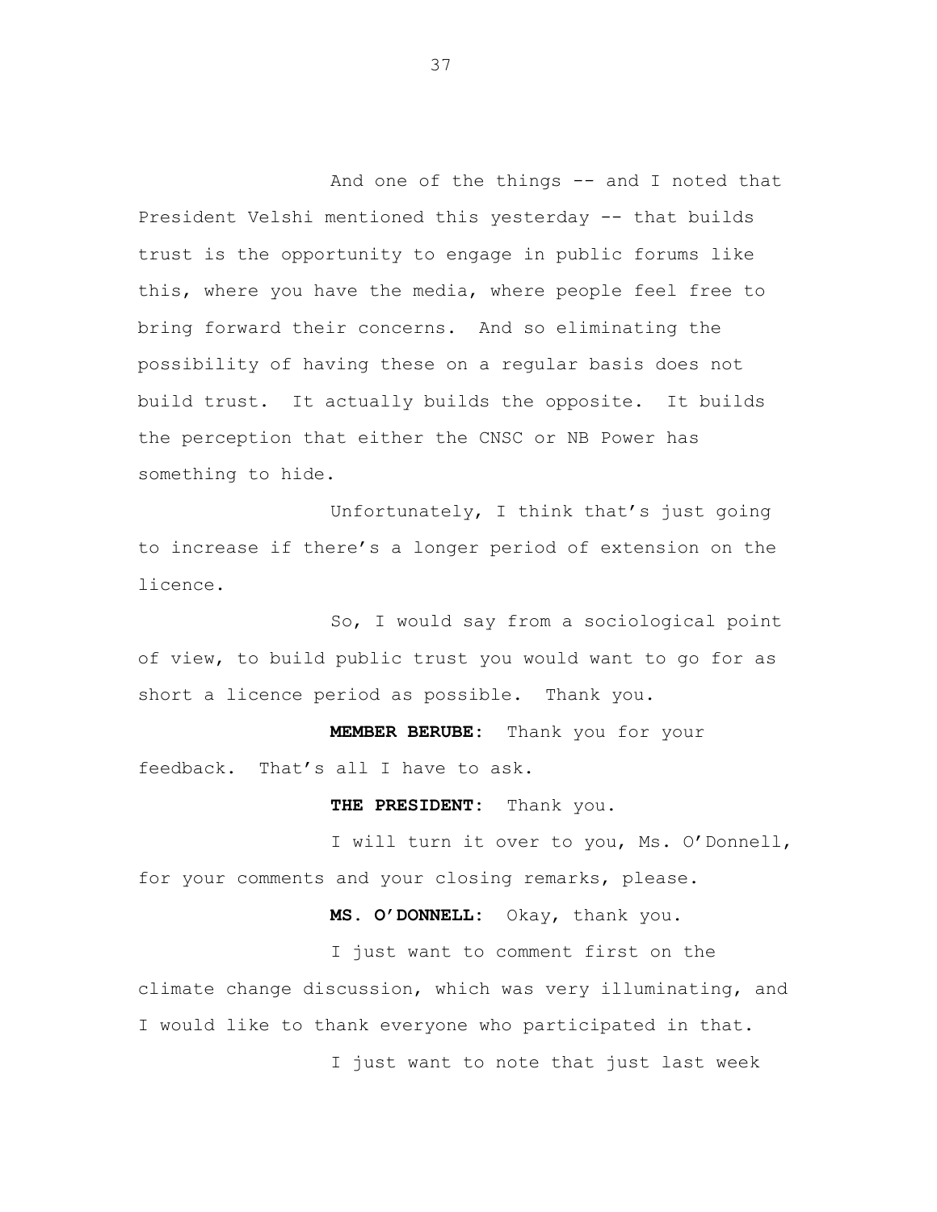And one of the things -- and I noted that President Velshi mentioned this yesterday -- that builds trust is the opportunity to engage in public forums like this, where you have the media, where people feel free to bring forward their concerns. And so eliminating the possibility of having these on a regular basis does not build trust. It actually builds the opposite. It builds the perception that either the CNSC or NB Power has something to hide.

Unfortunately, I think that's just going to increase if there's a longer period of extension on the licence.

So, I would say from a sociological point of view, to build public trust you would want to go for as short a licence period as possible. Thank you.

**MEMBER BERUBE:** Thank you for your feedback. That's all I have to ask.

**THE PRESIDENT:** Thank you.

I will turn it over to you, Ms. O'Donnell, for your comments and your closing remarks, please.

**MS. O'DONNELL:** Okay, thank you.

I just want to comment first on the climate change discussion, which was very illuminating, and I would like to thank everyone who participated in that.

I just want to note that just last week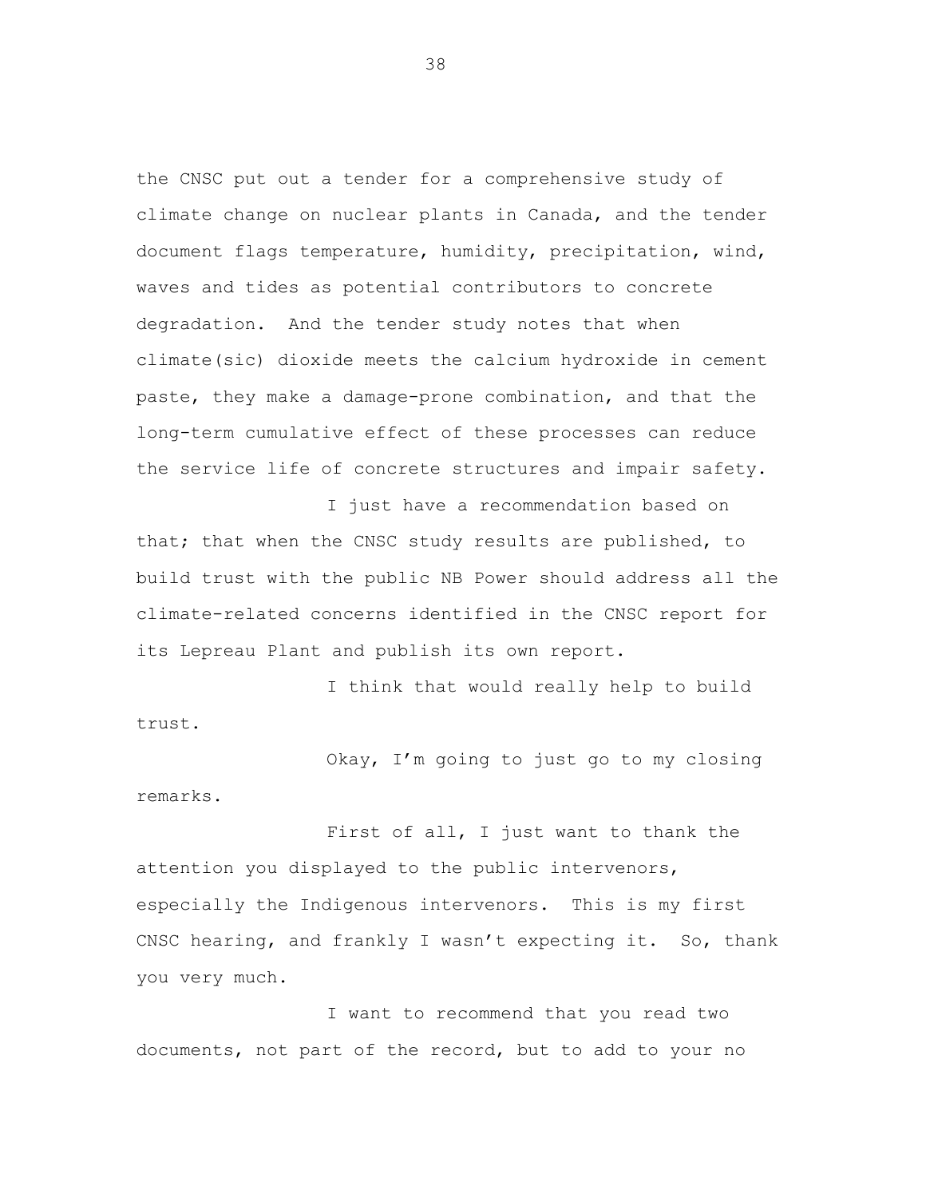the CNSC put out a tender for a comprehensive study of climate change on nuclear plants in Canada, and the tender document flags temperature, humidity, precipitation, wind, waves and tides as potential contributors to concrete degradation. And the tender study notes that when climate(sic) dioxide meets the calcium hydroxide in cement paste, they make a damage-prone combination, and that the long-term cumulative effect of these processes can reduce the service life of concrete structures and impair safety.

I just have a recommendation based on that; that when the CNSC study results are published, to build trust with the public NB Power should address all the climate-related concerns identified in the CNSC report for its Lepreau Plant and publish its own report.

I think that would really help to build trust.

Okay, I'm going to just go to my closing remarks.

First of all, I just want to thank the attention you displayed to the public intervenors, especially the Indigenous intervenors. This is my first CNSC hearing, and frankly I wasn't expecting it. So, thank you very much.

I want to recommend that you read two documents, not part of the record, but to add to your no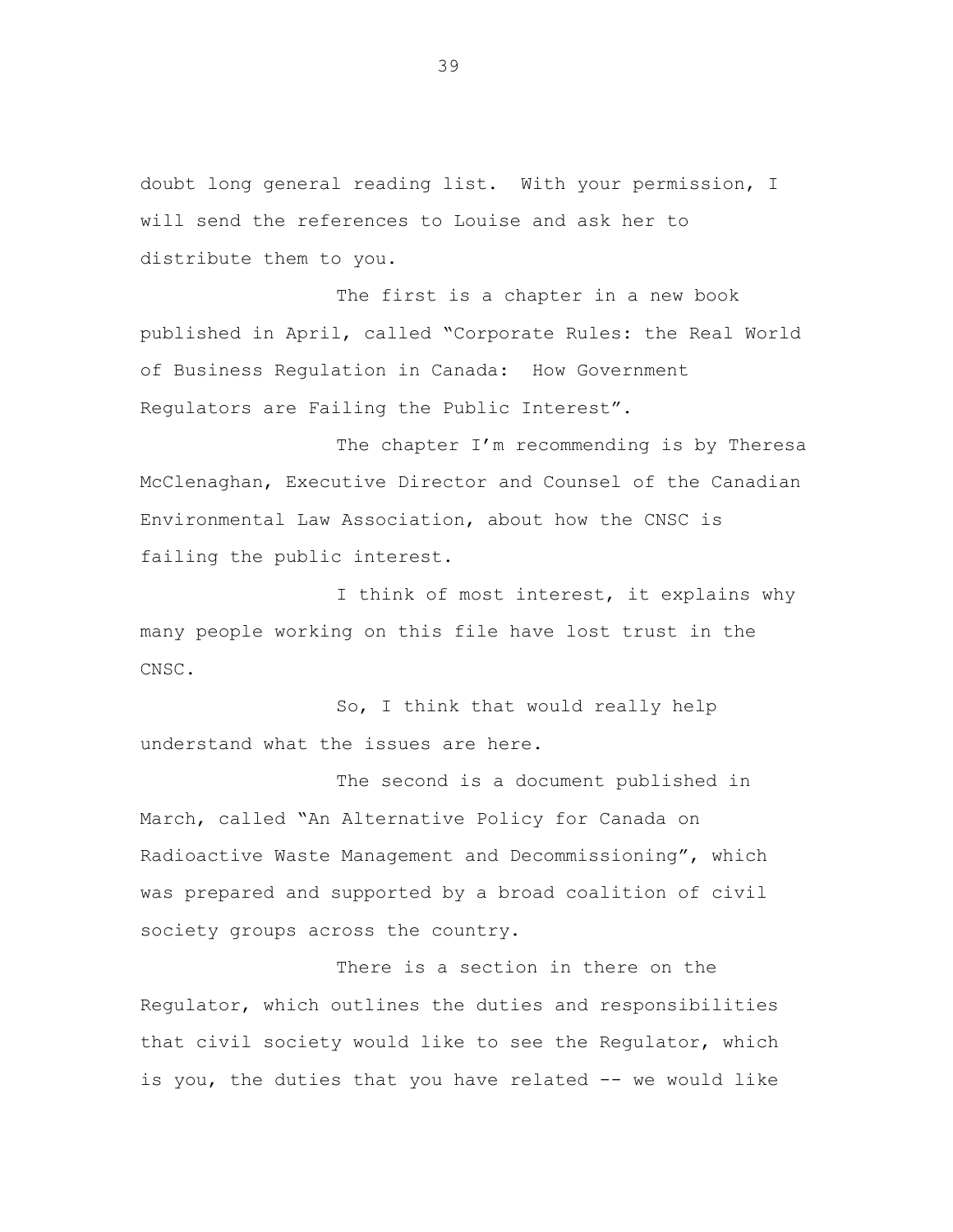doubt long general reading list. With your permission, I will send the references to Louise and ask her to distribute them to you.

The first is a chapter in a new book published in April, called "Corporate Rules: the Real World of Business Regulation in Canada: How Government Regulators are Failing the Public Interest".

The chapter I'm recommending is by Theresa McClenaghan, Executive Director and Counsel of the Canadian Environmental Law Association, about how the CNSC is failing the public interest.

I think of most interest, it explains why many people working on this file have lost trust in the CNSC.

So, I think that would really help understand what the issues are here.

The second is a document published in March, called "An Alternative Policy for Canada on Radioactive Waste Management and Decommissioning", which was prepared and supported by a broad coalition of civil society groups across the country.

There is a section in there on the Regulator, which outlines the duties and responsibilities that civil society would like to see the Regulator, which is you, the duties that you have related -- we would like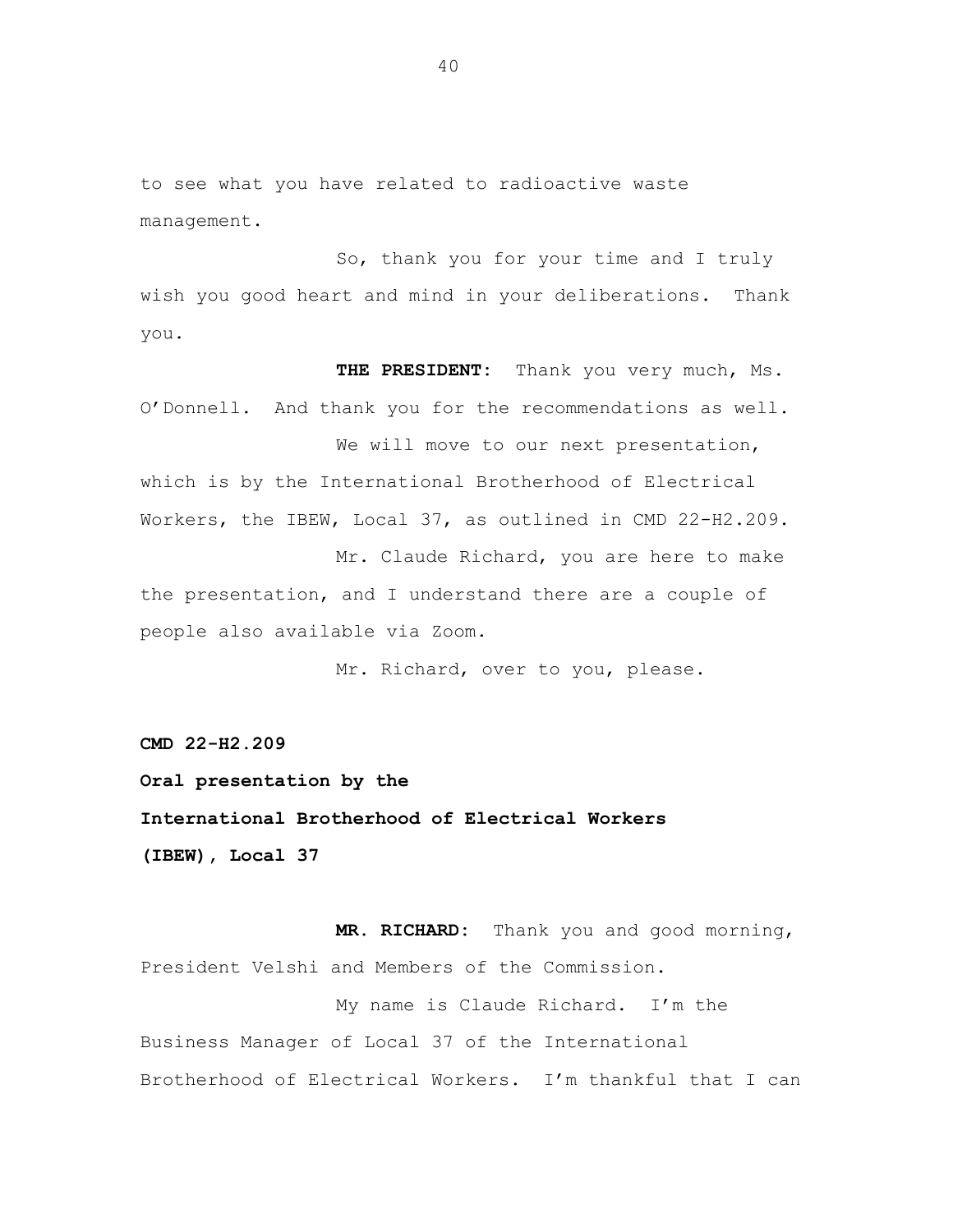to see what you have related to radioactive waste management.

So, thank you for your time and I truly wish you good heart and mind in your deliberations. Thank you.

**THE PRESIDENT:** Thank you very much, Ms. O'Donnell. And thank you for the recommendations as well.

We will move to our next presentation, which is by the International Brotherhood of Electrical Workers, the IBEW, Local 37, as outlined in CMD 22-H2.209.

Mr. Claude Richard, you are here to make the presentation, and I understand there are a couple of people also available via Zoom.

Mr. Richard, over to you, please.

**CMD 22-H2.209**

**Oral presentation by the**

**International Brotherhood of Electrical Workers (IBEW), Local 37**

**MR. RICHARD:** Thank you and good morning, President Velshi and Members of the Commission.

My name is Claude Richard. I'm the Business Manager of Local 37 of the International Brotherhood of Electrical Workers. I'm thankful that I can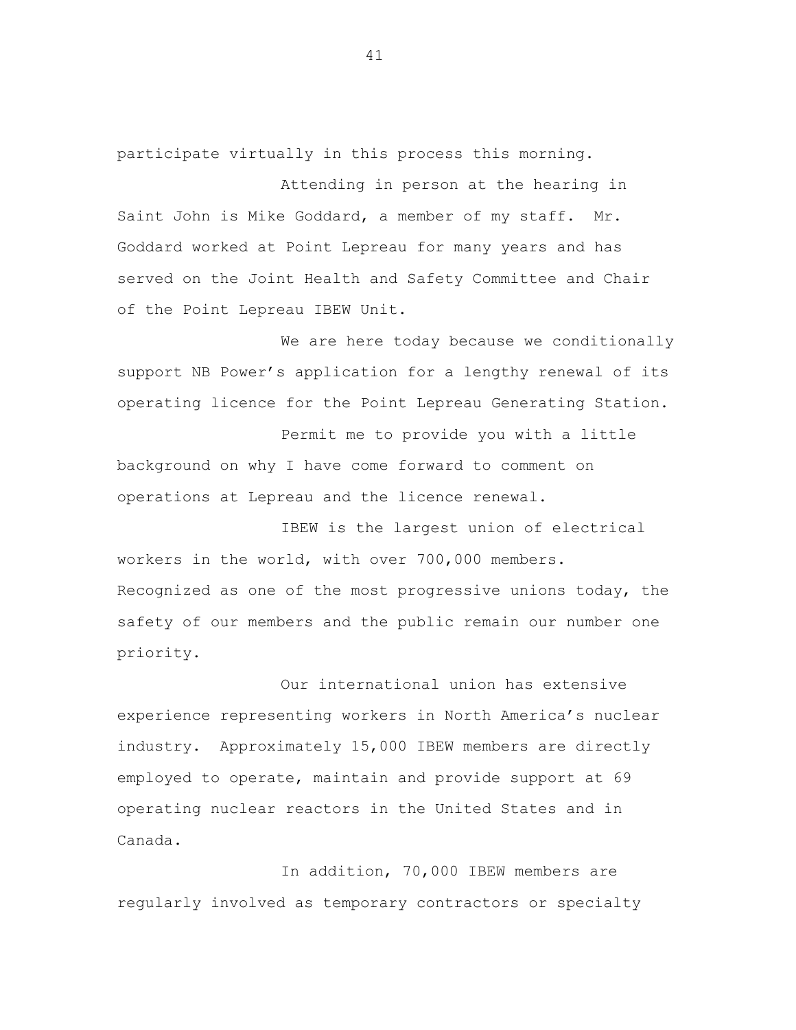participate virtually in this process this morning.

Attending in person at the hearing in Saint John is Mike Goddard, a member of my staff. Mr. Goddard worked at Point Lepreau for many years and has served on the Joint Health and Safety Committee and Chair of the Point Lepreau IBEW Unit.

We are here today because we conditionally support NB Power's application for a lengthy renewal of its operating licence for the Point Lepreau Generating Station.

Permit me to provide you with a little background on why I have come forward to comment on operations at Lepreau and the licence renewal.

IBEW is the largest union of electrical workers in the world, with over 700,000 members. Recognized as one of the most progressive unions today, the safety of our members and the public remain our number one priority.

Our international union has extensive experience representing workers in North America's nuclear industry. Approximately 15,000 IBEW members are directly employed to operate, maintain and provide support at 69 operating nuclear reactors in the United States and in Canada.

In addition, 70,000 IBEW members are regularly involved as temporary contractors or specialty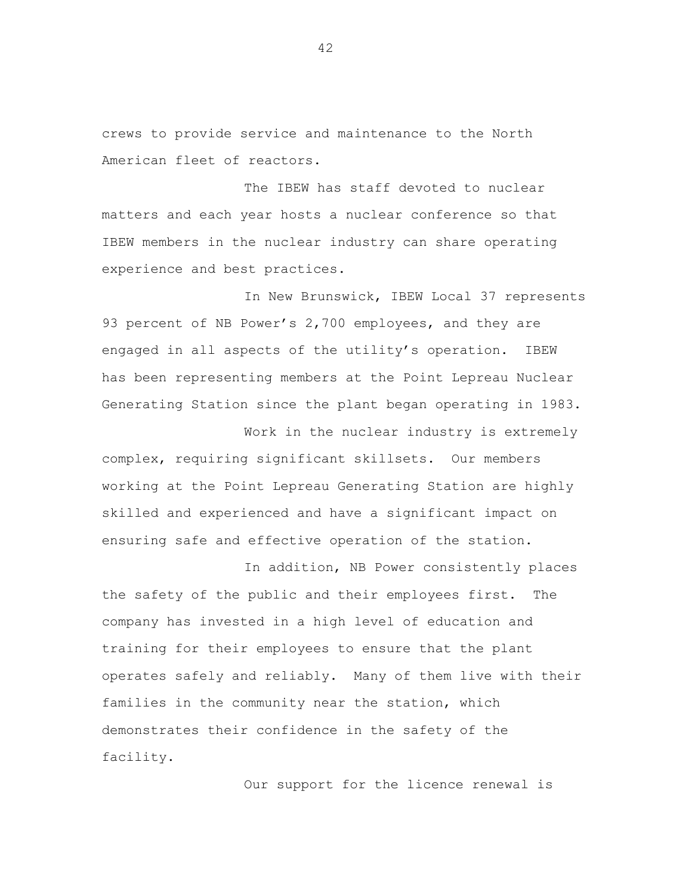crews to provide service and maintenance to the North American fleet of reactors.

The IBEW has staff devoted to nuclear matters and each year hosts a nuclear conference so that IBEW members in the nuclear industry can share operating experience and best practices.

In New Brunswick, IBEW Local 37 represents 93 percent of NB Power's 2,700 employees, and they are engaged in all aspects of the utility's operation. IBEW has been representing members at the Point Lepreau Nuclear Generating Station since the plant began operating in 1983.

Work in the nuclear industry is extremely complex, requiring significant skillsets. Our members working at the Point Lepreau Generating Station are highly skilled and experienced and have a significant impact on ensuring safe and effective operation of the station.

In addition, NB Power consistently places the safety of the public and their employees first. The company has invested in a high level of education and training for their employees to ensure that the plant operates safely and reliably. Many of them live with their families in the community near the station, which demonstrates their confidence in the safety of the facility.

Our support for the licence renewal is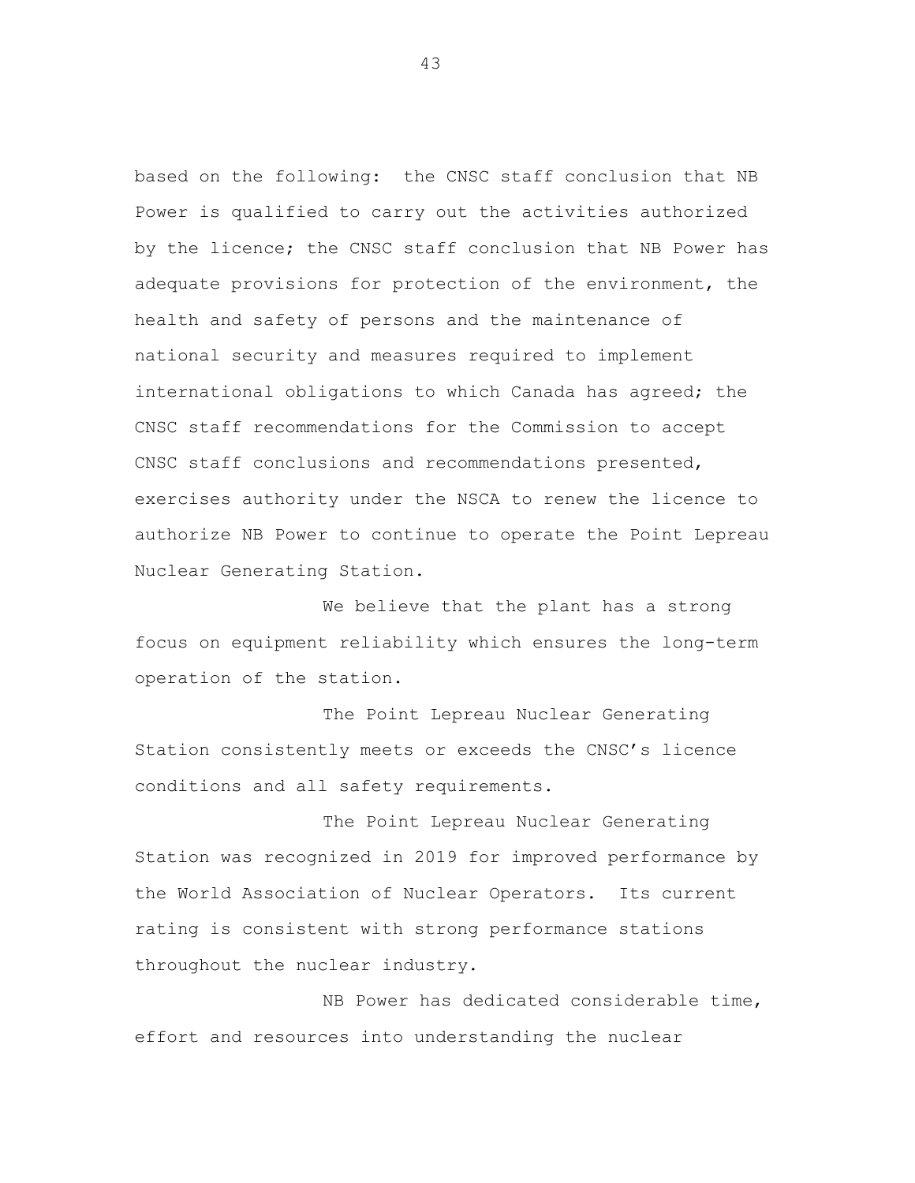based on the following: the CNSC staff conclusion that NB Power is qualified to carry out the activities authorized by the licence; the CNSC staff conclusion that NB Power has adequate provisions for protection of the environment, the health and safety of persons and the maintenance of national security and measures required to implement international obligations to which Canada has agreed; the CNSC staff recommendations for the Commission to accept CNSC staff conclusions and recommendations presented, exercises authority under the NSCA to renew the licence to authorize NB Power to continue to operate the Point Lepreau Nuclear Generating Station.

We believe that the plant has a strong focus on equipment reliability which ensures the long-term operation of the station.

The Point Lepreau Nuclear Generating Station consistently meets or exceeds the CNSC's licence conditions and all safety requirements.

The Point Lepreau Nuclear Generating Station was recognized in 2019 for improved performance by the World Association of Nuclear Operators. Its current rating is consistent with strong performance stations throughout the nuclear industry.

NB Power has dedicated considerable time, effort and resources into understanding the nuclear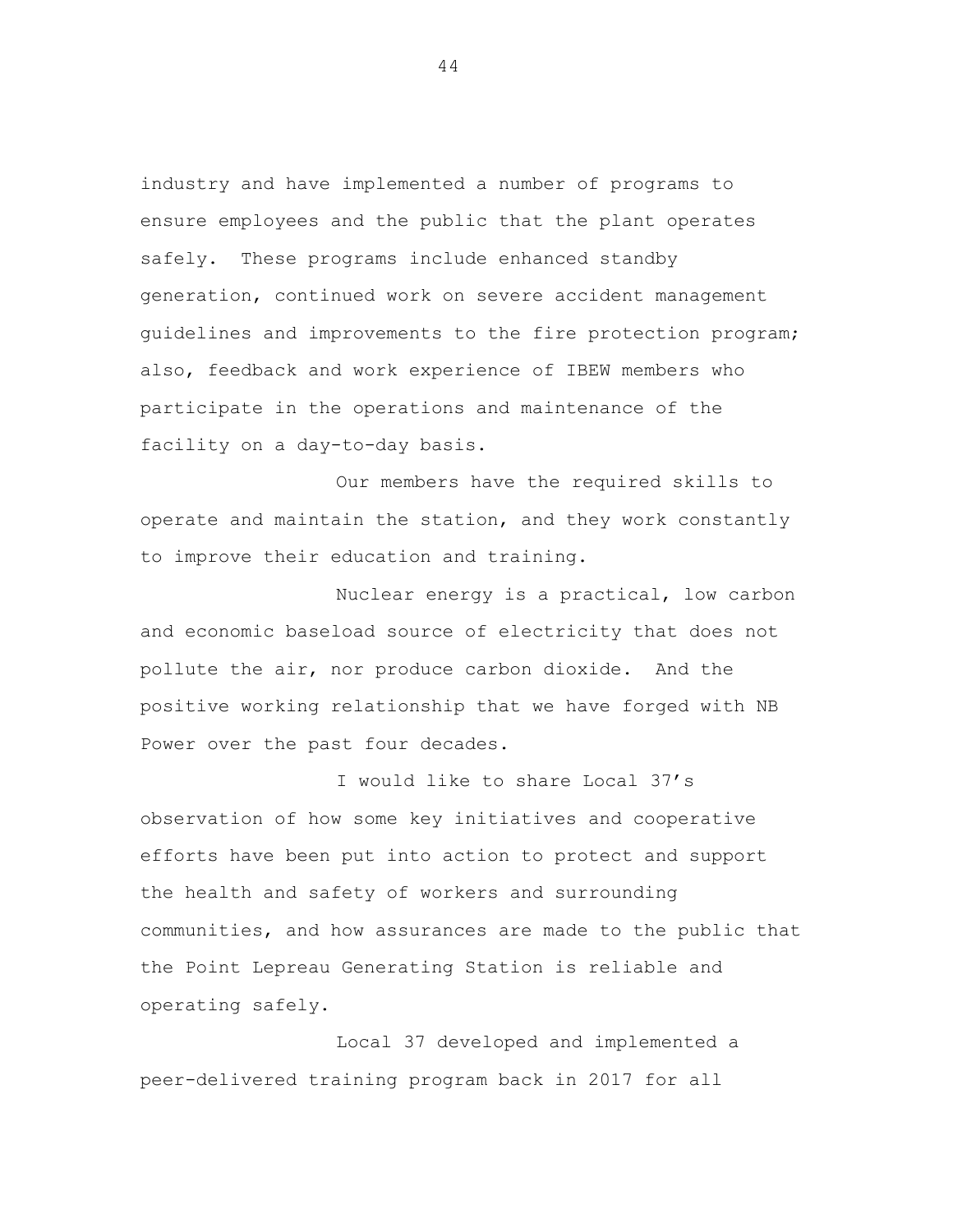industry and have implemented a number of programs to ensure employees and the public that the plant operates safely. These programs include enhanced standby generation, continued work on severe accident management guidelines and improvements to the fire protection program; also, feedback and work experience of IBEW members who participate in the operations and maintenance of the facility on a day-to-day basis.

Our members have the required skills to operate and maintain the station, and they work constantly to improve their education and training.

Nuclear energy is a practical, low carbon and economic baseload source of electricity that does not pollute the air, nor produce carbon dioxide. And the positive working relationship that we have forged with NB Power over the past four decades.

I would like to share Local 37's observation of how some key initiatives and cooperative efforts have been put into action to protect and support the health and safety of workers and surrounding communities, and how assurances are made to the public that the Point Lepreau Generating Station is reliable and operating safely.

Local 37 developed and implemented a peer-delivered training program back in 2017 for all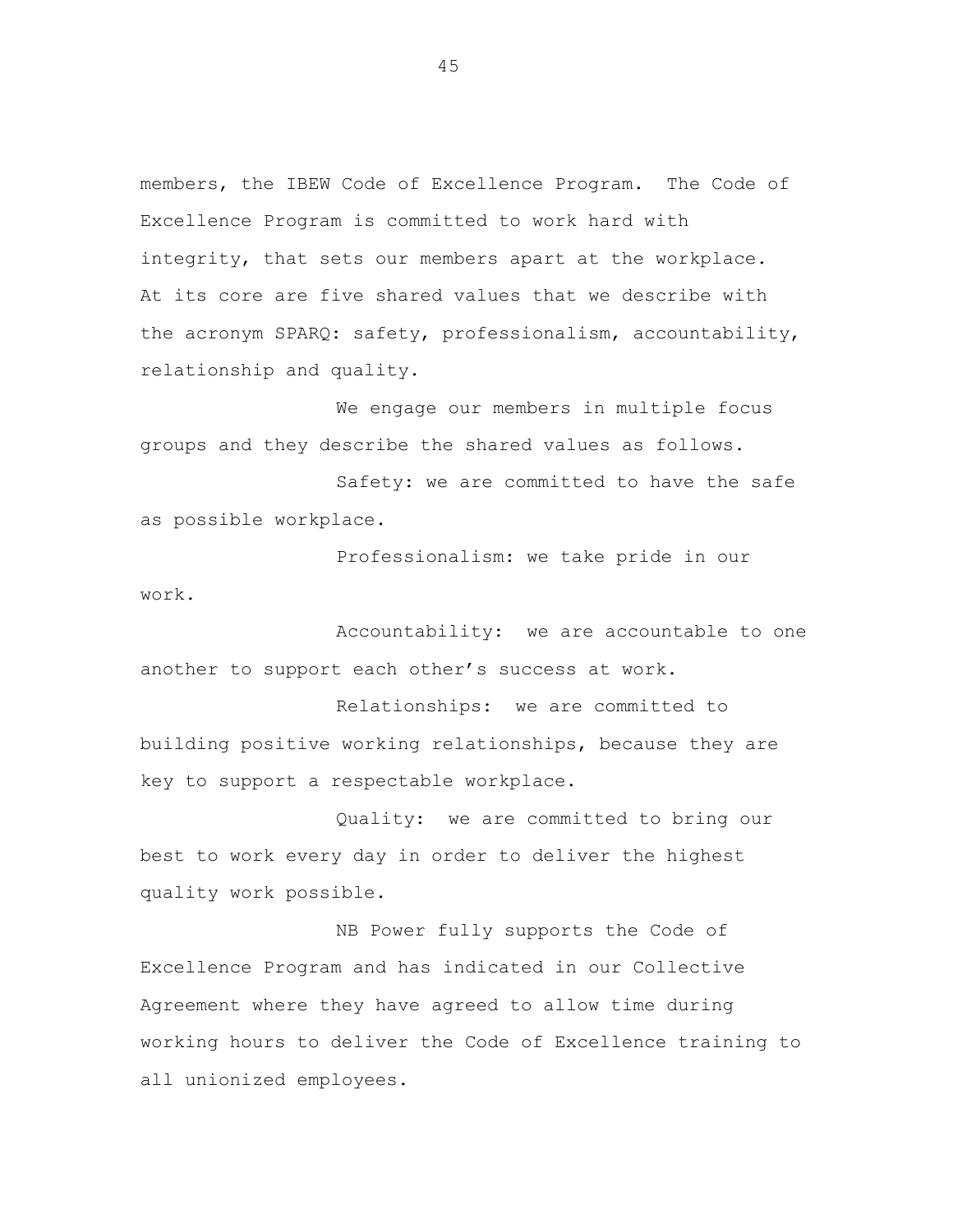members, the IBEW Code of Excellence Program. The Code of Excellence Program is committed to work hard with integrity, that sets our members apart at the workplace. At its core are five shared values that we describe with the acronym SPARQ: safety, professionalism, accountability, relationship and quality.

We engage our members in multiple focus groups and they describe the shared values as follows.

Safety: we are committed to have the safe as possible workplace.

Professionalism: we take pride in our work.

Accountability: we are accountable to one another to support each other's success at work.

Relationships: we are committed to building positive working relationships, because they are key to support a respectable workplace.

Quality: we are committed to bring our best to work every day in order to deliver the highest quality work possible.

NB Power fully supports the Code of Excellence Program and has indicated in our Collective Agreement where they have agreed to allow time during working hours to deliver the Code of Excellence training to all unionized employees.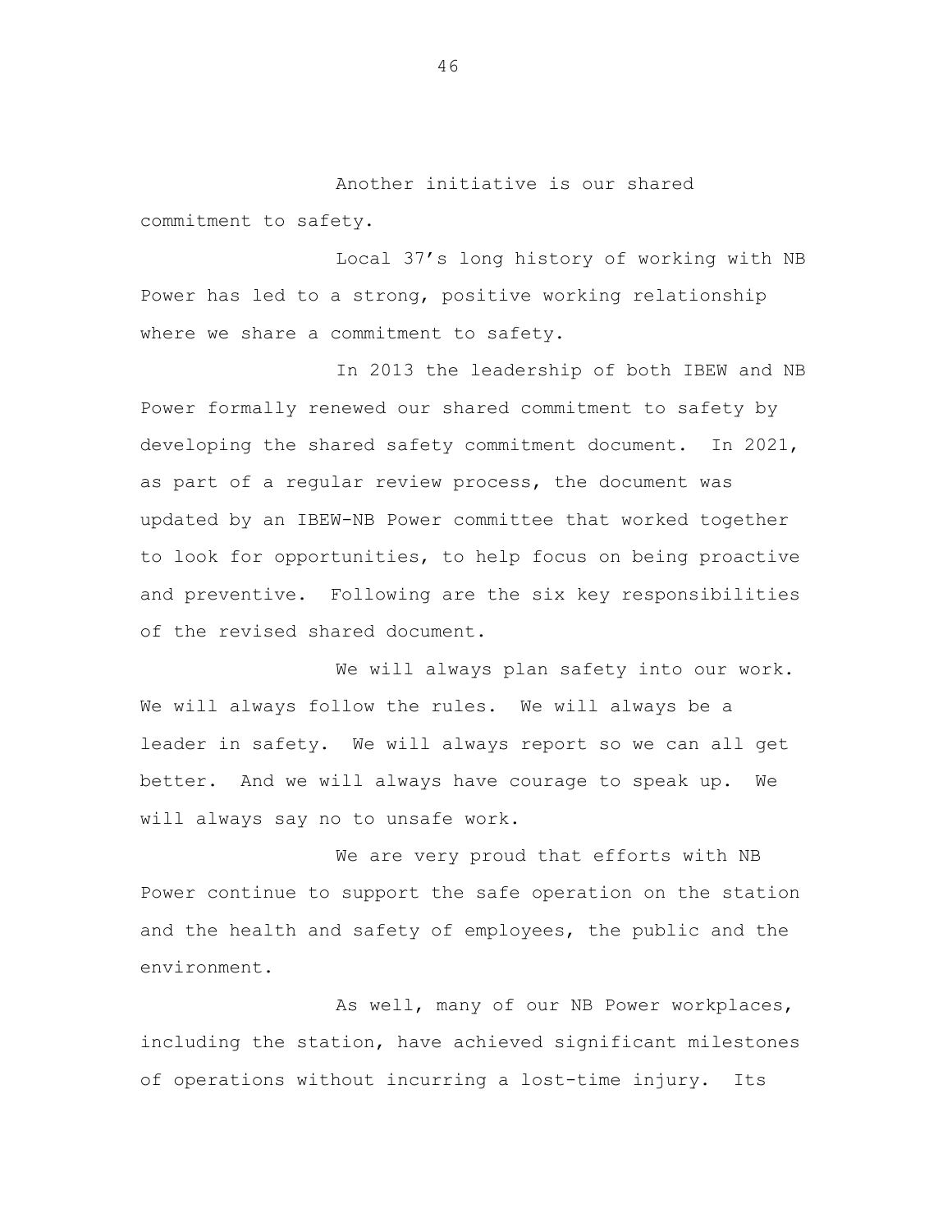Another initiative is our shared commitment to safety.

Local 37's long history of working with NB Power has led to a strong, positive working relationship where we share a commitment to safety.

In 2013 the leadership of both IBEW and NB Power formally renewed our shared commitment to safety by developing the shared safety commitment document. In 2021, as part of a regular review process, the document was updated by an IBEW-NB Power committee that worked together to look for opportunities, to help focus on being proactive and preventive. Following are the six key responsibilities of the revised shared document.

We will always plan safety into our work. We will always follow the rules. We will always be a leader in safety. We will always report so we can all get better. And we will always have courage to speak up. We will always say no to unsafe work.

We are very proud that efforts with NB Power continue to support the safe operation on the station and the health and safety of employees, the public and the environment.

As well, many of our NB Power workplaces, including the station, have achieved significant milestones of operations without incurring a lost-time injury. Its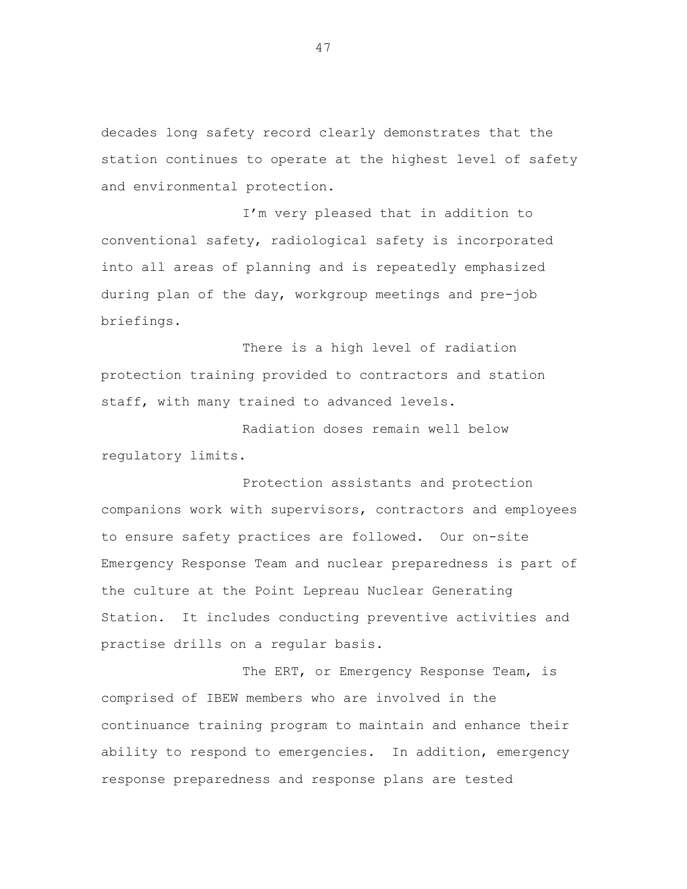decades long safety record clearly demonstrates that the station continues to operate at the highest level of safety and environmental protection.

I’m very pleased that in addition to conventional safety, radiological safety is incorporated into all areas of planning and is repeatedly emphasized during plan of the day, workgroup meetings and pre-job briefings.

There is a high level of radiation protection training provided to contractors and station staff, with many trained to advanced levels.

Radiation doses remain well below regulatory limits.

Protection assistants and protection companions work with supervisors, contractors and employees to ensure safety practices are followed. Our on-site Emergency Response Team and nuclear preparedness is part of the culture at the Point Lepreau Nuclear Generating Station. It includes conducting preventive activities and practise drills on a regular basis.

The ERT, or Emergency Response Team, is comprised of IBEW members who are involved in the continuance training program to maintain and enhance their ability to respond to emergencies. In addition, emergency response preparedness and response plans are tested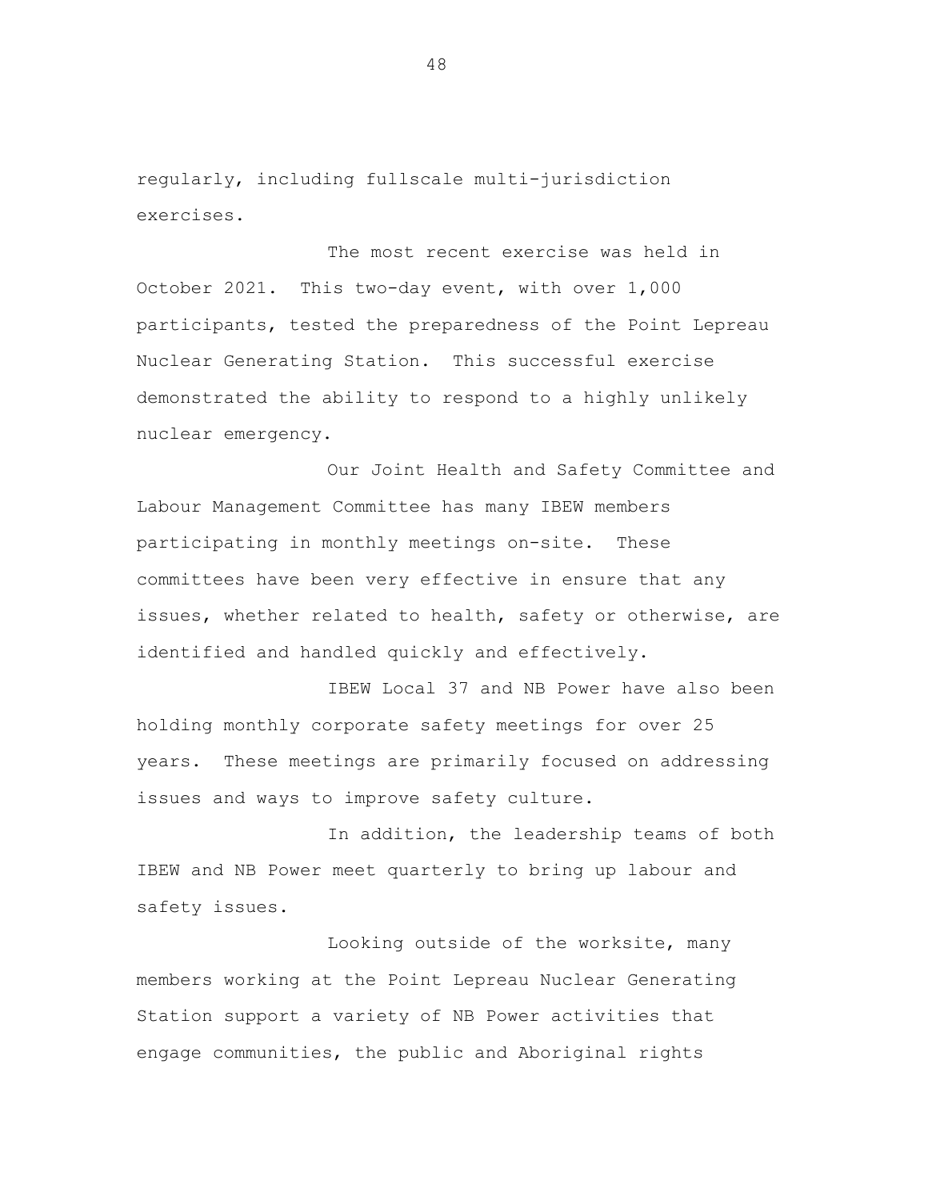regularly, including fullscale multi-jurisdiction exercises.

The most recent exercise was held in October 2021. This two-day event, with over 1,000 participants, tested the preparedness of the Point Lepreau Nuclear Generating Station. This successful exercise demonstrated the ability to respond to a highly unlikely nuclear emergency.

Our Joint Health and Safety Committee and Labour Management Committee has many IBEW members participating in monthly meetings on-site. These committees have been very effective in ensure that any issues, whether related to health, safety or otherwise, are identified and handled quickly and effectively.

IBEW Local 37 and NB Power have also been holding monthly corporate safety meetings for over 25 years. These meetings are primarily focused on addressing issues and ways to improve safety culture.

In addition, the leadership teams of both IBEW and NB Power meet quarterly to bring up labour and safety issues.

Looking outside of the worksite, many members working at the Point Lepreau Nuclear Generating Station support a variety of NB Power activities that engage communities, the public and Aboriginal rights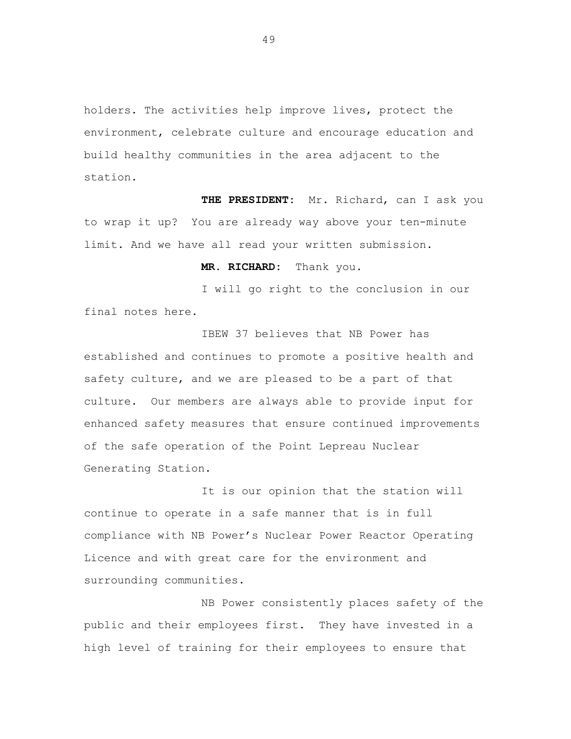holders. The activities help improve lives, protect the environment, celebrate culture and encourage education and build healthy communities in the area adjacent to the station.

**THE PRESIDENT:** Mr. Richard, can I ask you to wrap it up? You are already way above your ten-minute limit. And we have all read your written submission.

**MR. RICHARD:** Thank you.

I will go right to the conclusion in our final notes here.

IBEW 37 believes that NB Power has established and continues to promote a positive health and safety culture, and we are pleased to be a part of that culture. Our members are always able to provide input for enhanced safety measures that ensure continued improvements of the safe operation of the Point Lepreau Nuclear Generating Station.

It is our opinion that the station will continue to operate in a safe manner that is in full compliance with NB Power's Nuclear Power Reactor Operating Licence and with great care for the environment and surrounding communities.

NB Power consistently places safety of the public and their employees first. They have invested in a high level of training for their employees to ensure that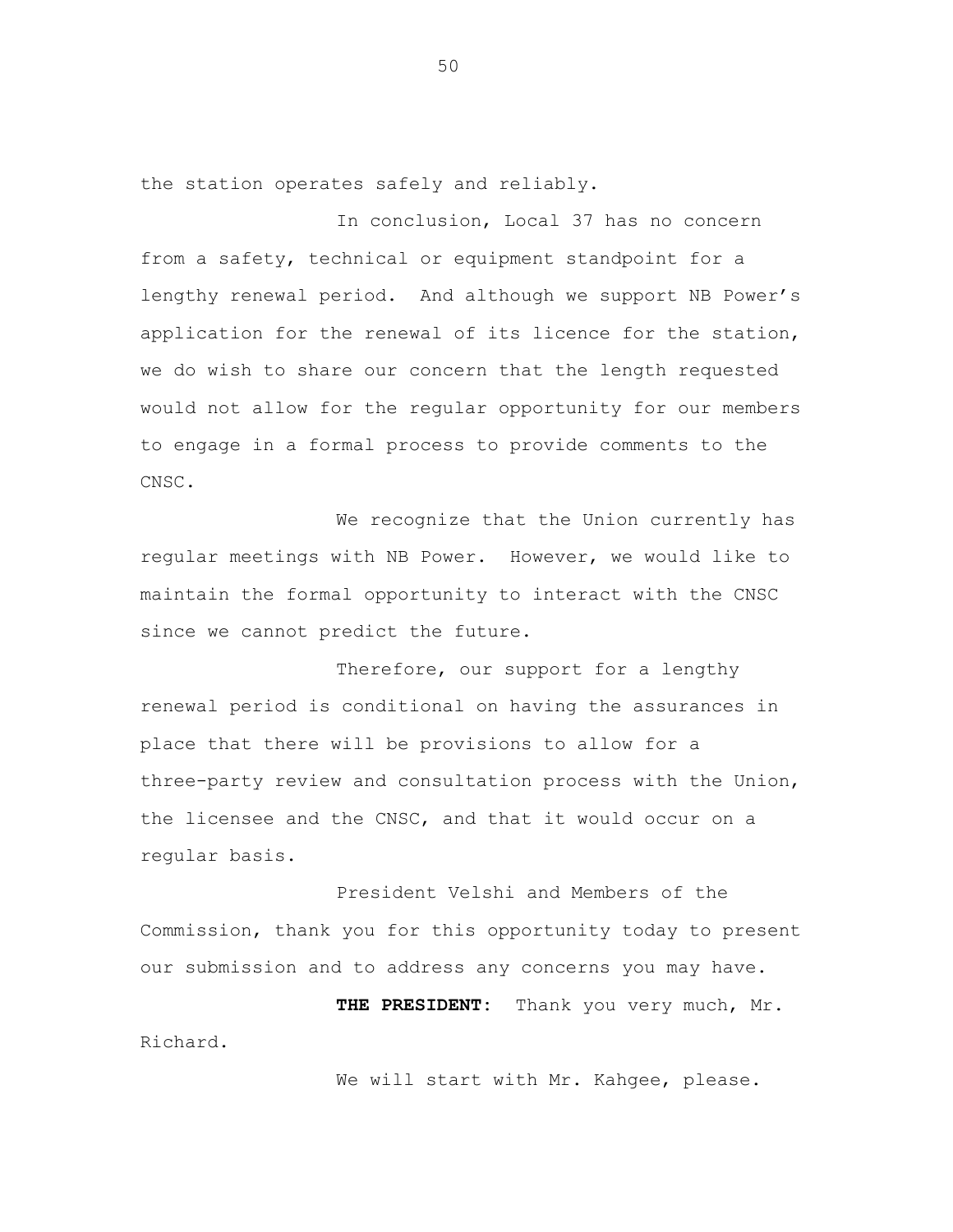the station operates safely and reliably.

In conclusion, Local 37 has no concern from a safety, technical or equipment standpoint for a lengthy renewal period. And although we support NB Power's application for the renewal of its licence for the station, we do wish to share our concern that the length requested would not allow for the regular opportunity for our members to engage in a formal process to provide comments to the CNSC.

We recognize that the Union currently has regular meetings with NB Power. However, we would like to maintain the formal opportunity to interact with the CNSC since we cannot predict the future.

Therefore, our support for a lengthy renewal period is conditional on having the assurances in place that there will be provisions to allow for a three-party review and consultation process with the Union, the licensee and the CNSC, and that it would occur on a regular basis.

President Velshi and Members of the Commission, thank you for this opportunity today to present our submission and to address any concerns you may have.

**THE PRESIDENT**: Thank you very much, Mr. Richard.

We will start with Mr. Kahgee, please.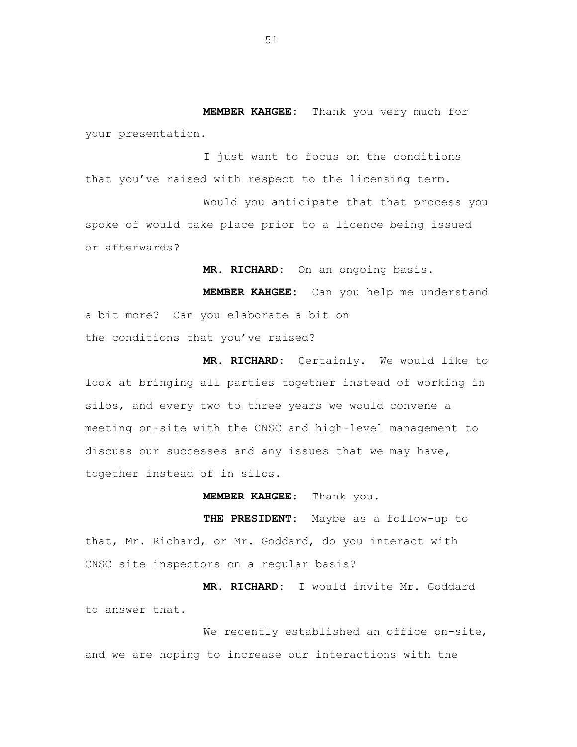**MEMBER KAHGEE:** Thank you very much for your presentation.

I just want to focus on the conditions that you've raised with respect to the licensing term.

Would you anticipate that that process you spoke of would take place prior to a licence being issued or afterwards?

**MR. RICHARD:** On an ongoing basis.

**MEMBER KAHGEE:** Can you help me understand a bit more? Can you elaborate a bit on the conditions that you've raised?

**MR. RICHARD:** Certainly. We would like to look at bringing all parties together instead of working in silos, and every two to three years we would convene a meeting on-site with the CNSC and high-level management to discuss our successes and any issues that we may have, together instead of in silos.

**MEMBER KAHGEE:** Thank you.

**THE PRESIDENT:** Maybe as a follow-up to that, Mr. Richard, or Mr. Goddard, do you interact with CNSC site inspectors on a regular basis?

**MR. RICHARD:** I would invite Mr. Goddard to answer that.

We recently established an office on-site, and we are hoping to increase our interactions with the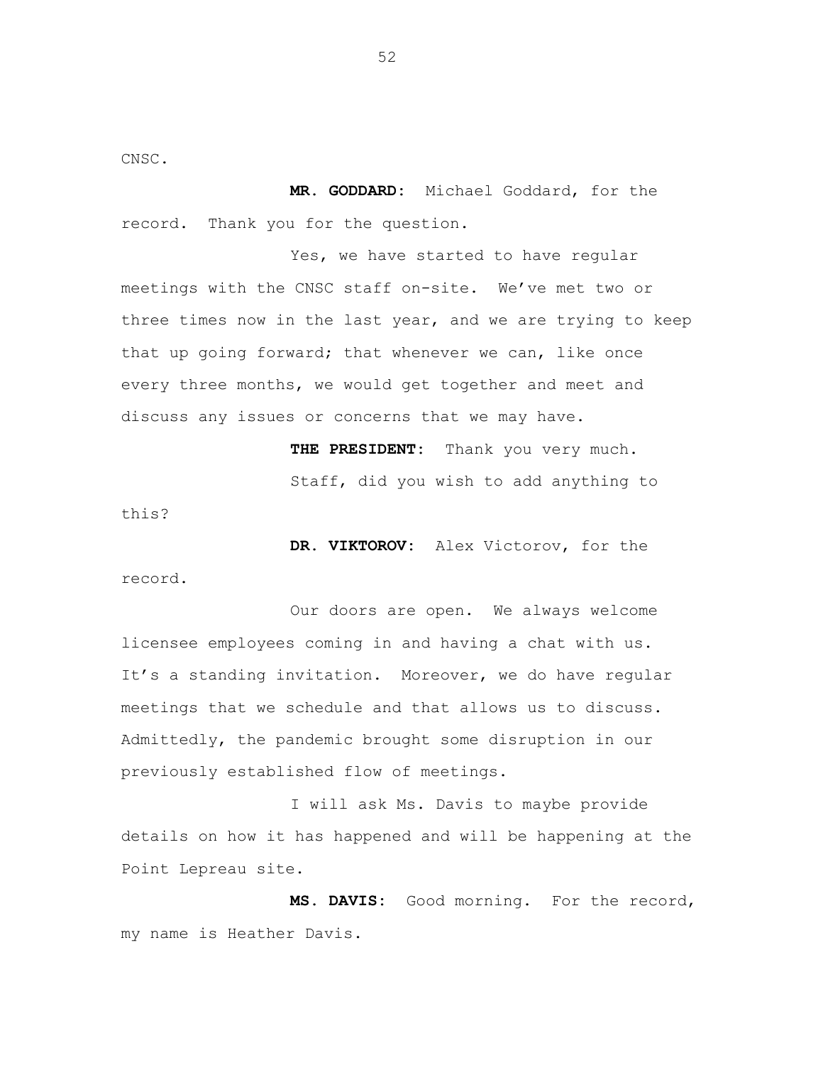CNSC.

**MR. GODDARD:** Michael Goddard, for the record. Thank you for the question.

Yes, we have started to have regular meetings with the CNSC staff on-site. We've met two or three times now in the last year, and we are trying to keep that up going forward; that whenever we can, like once every three months, we would get together and meet and discuss any issues or concerns that we may have.

**THE PRESIDENT:** Thank you very much.

Staff, did you wish to add anything to this?

**DR. VIKTOROV:** Alex Victorov, for the record.

Our doors are open. We always welcome licensee employees coming in and having a chat with us. It's a standing invitation. Moreover, we do have regular meetings that we schedule and that allows us to discuss. Admittedly, the pandemic brought some disruption in our previously established flow of meetings.

I will ask Ms. Davis to maybe provide details on how it has happened and will be happening at the Point Lepreau site.

**MS. DAVIS:** Good morning. For the record, my name is Heather Davis.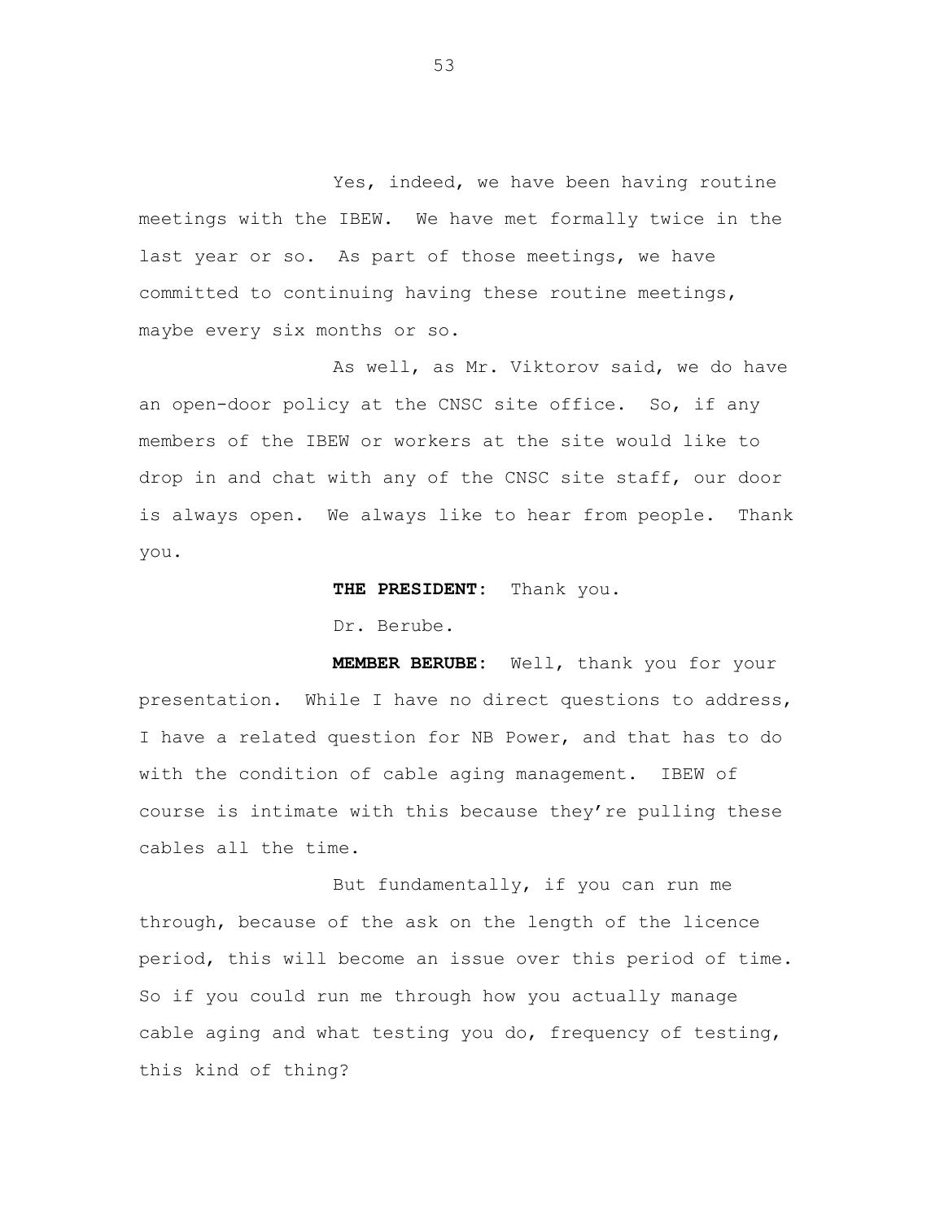Yes, indeed, we have been having routine meetings with the IBEW. We have met formally twice in the last year or so. As part of those meetings, we have committed to continuing having these routine meetings, maybe every six months or so.

As well, as Mr. Viktorov said, we do have an open-door policy at the CNSC site office. So, if any members of the IBEW or workers at the site would like to drop in and chat with any of the CNSC site staff, our door is always open. We always like to hear from people. Thank you.

**THE PRESIDENT:** Thank you.

Dr. Berube.

**MEMBER BERUBE:** Well, thank you for your presentation. While I have no direct questions to address, I have a related question for NB Power, and that has to do with the condition of cable aging management. IBEW of course is intimate with this because they're pulling these cables all the time.

But fundamentally, if you can run me through, because of the ask on the length of the licence period, this will become an issue over this period of time. So if you could run me through how you actually manage cable aging and what testing you do, frequency of testing, this kind of thing?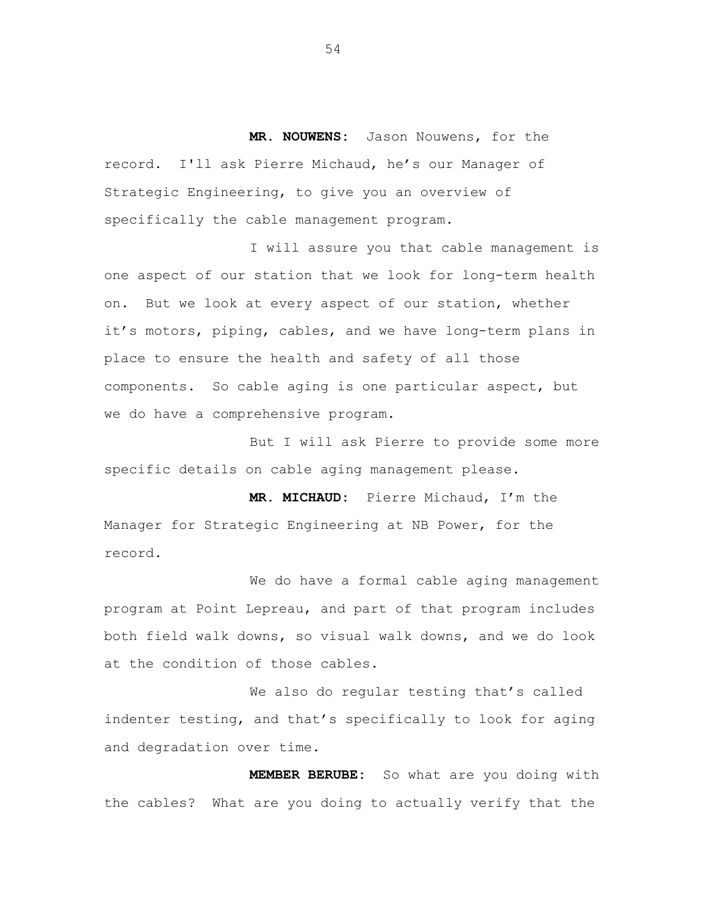**MR. NOUWENS:** Jason Nouwens, for the record. I'll ask Pierre Michaud, he's our Manager of Strategic Engineering, to give you an overview of specifically the cable management program.

I will assure you that cable management is one aspect of our station that we look for long-term health on. But we look at every aspect of our station, whether it's motors, piping, cables, and we have long-term plans in place to ensure the health and safety of all those components. So cable aging is one particular aspect, but we do have a comprehensive program.

But I will ask Pierre to provide some more specific details on cable aging management please.

**MR. MICHAUD:** Pierre Michaud, I'm the Manager for Strategic Engineering at NB Power, for the record.

We do have a formal cable aging management program at Point Lepreau, and part of that program includes both field walk downs, so visual walk downs, and we do look at the condition of those cables.

We also do regular testing that's called indenter testing, and that's specifically to look for aging and degradation over time.

**MEMBER BERUBE:** So what are you doing with the cables? What are you doing to actually verify that the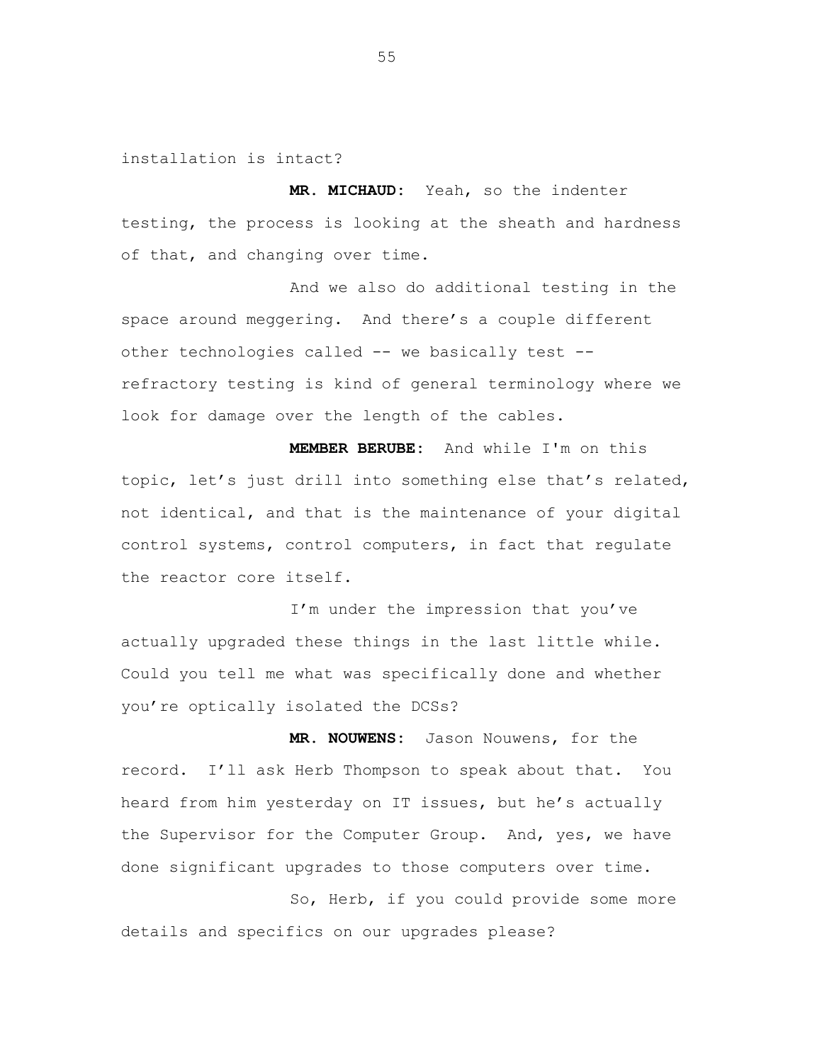installation is intact?

**MR. MICHAUD:** Yeah, so the indenter testing, the process is looking at the sheath and hardness of that, and changing over time.

And we also do additional testing in the space around meggering. And there's a couple different other technologies called -- we basically test -- refractory testing is kind of general terminology where we look for damage over the length of the cables.

**MEMBER BERUBE:** And while I'm on this topic, let's just drill into something else that's related, not identical, and that is the maintenance of your digital control systems, control computers, in fact that regulate the reactor core itself.

I'm under the impression that you've actually upgraded these things in the last little while. Could you tell me what was specifically done and whether you're optically isolated the DCSs?

**MR. NOUWENS:** Jason Nouwens, for the record. I'll ask Herb Thompson to speak about that. You heard from him yesterday on IT issues, but he's actually the Supervisor for the Computer Group. And, yes, we have done significant upgrades to those computers over time.

So, Herb, if you could provide some more details and specifics on our upgrades please?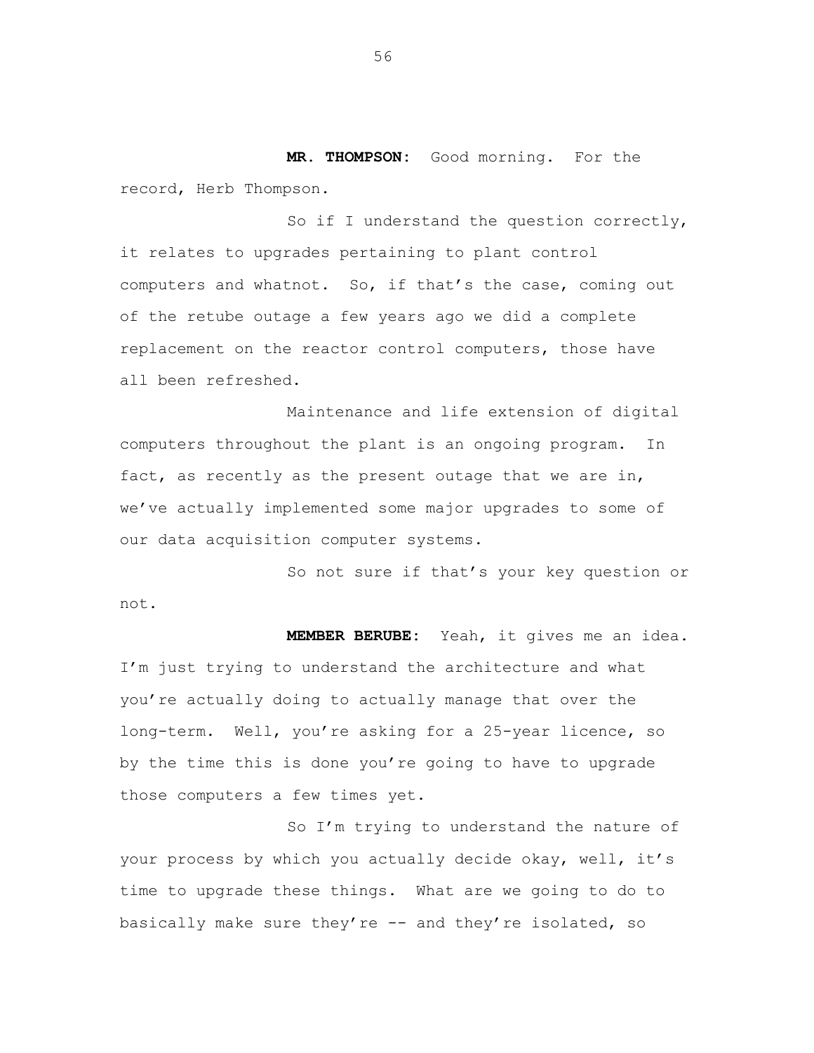**MR. THOMPSON:** Good morning. For the record, Herb Thompson.

So if I understand the question correctly, it relates to upgrades pertaining to plant control computers and whatnot. So, if that's the case, coming out of the retube outage a few years ago we did a complete replacement on the reactor control computers, those have all been refreshed.

Maintenance and life extension of digital computers throughout the plant is an ongoing program. In fact, as recently as the present outage that we are in, we've actually implemented some major upgrades to some of our data acquisition computer systems.

So not sure if that's your key question or not.

**MEMBER BERUBE:** Yeah, it gives me an idea. I'm just trying to understand the architecture and what you're actually doing to actually manage that over the long-term. Well, you're asking for a 25-year licence, so by the time this is done you're going to have to upgrade those computers a few times yet.

So I'm trying to understand the nature of your process by which you actually decide okay, well, it's time to upgrade these things. What are we going to do to basically make sure they're -- and they're isolated, so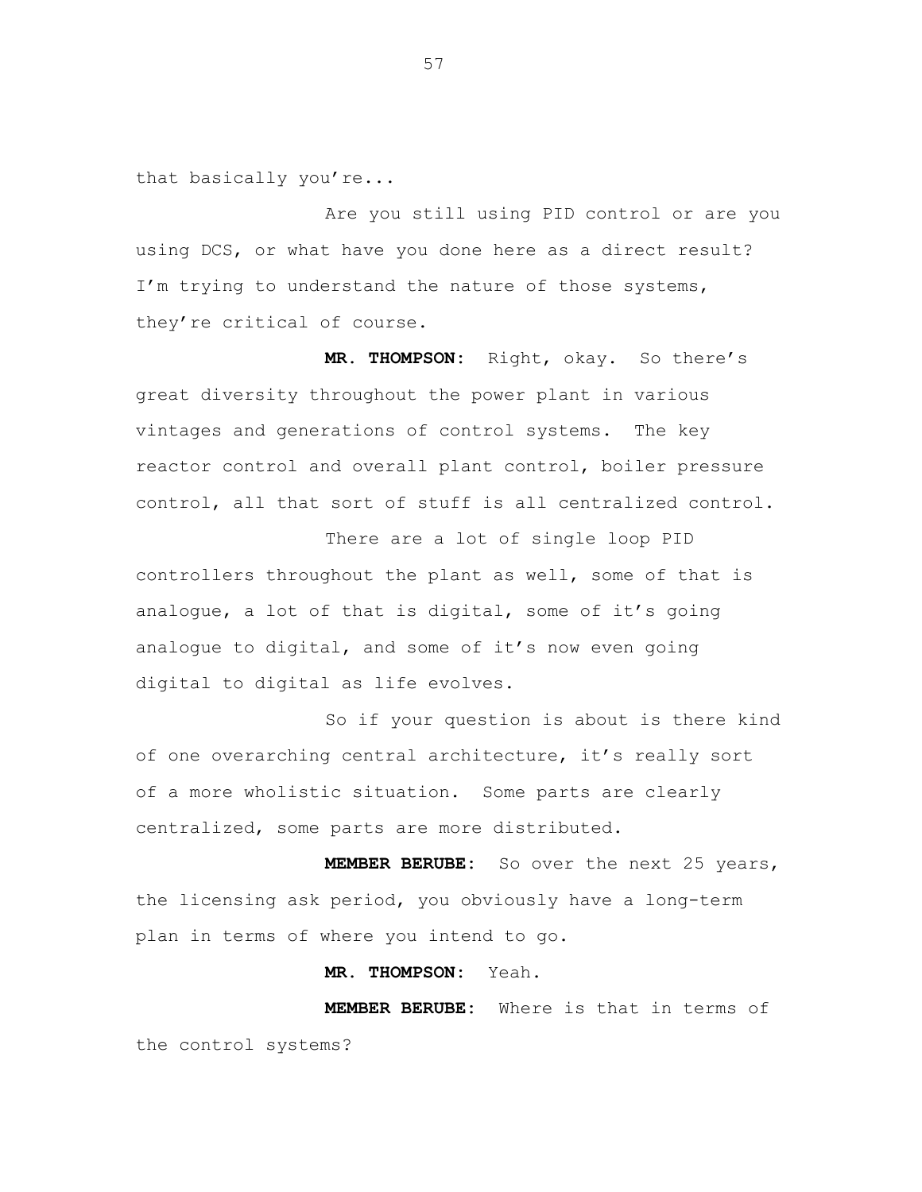that basically you're...

Are you still using PID control or are you using DCS, or what have you done here as a direct result? I'm trying to understand the nature of those systems, they're critical of course.

**MR. THOMPSON:** Right, okay. So there's great diversity throughout the power plant in various vintages and generations of control systems. The key reactor control and overall plant control, boiler pressure control, all that sort of stuff is all centralized control.

There are a lot of single loop PID controllers throughout the plant as well, some of that is analogue, a lot of that is digital, some of it's going analogue to digital, and some of it's now even going digital to digital as life evolves.

So if your question is about is there kind of one overarching central architecture, it's really sort of a more wholistic situation. Some parts are clearly centralized, some parts are more distributed.

**MEMBER BERUBE:** So over the next 25 years, the licensing ask period, you obviously have a long-term plan in terms of where you intend to go.

**MR. THOMPSON:** Yeah.

**MEMBER BERUBE:** Where is that in terms of the control systems?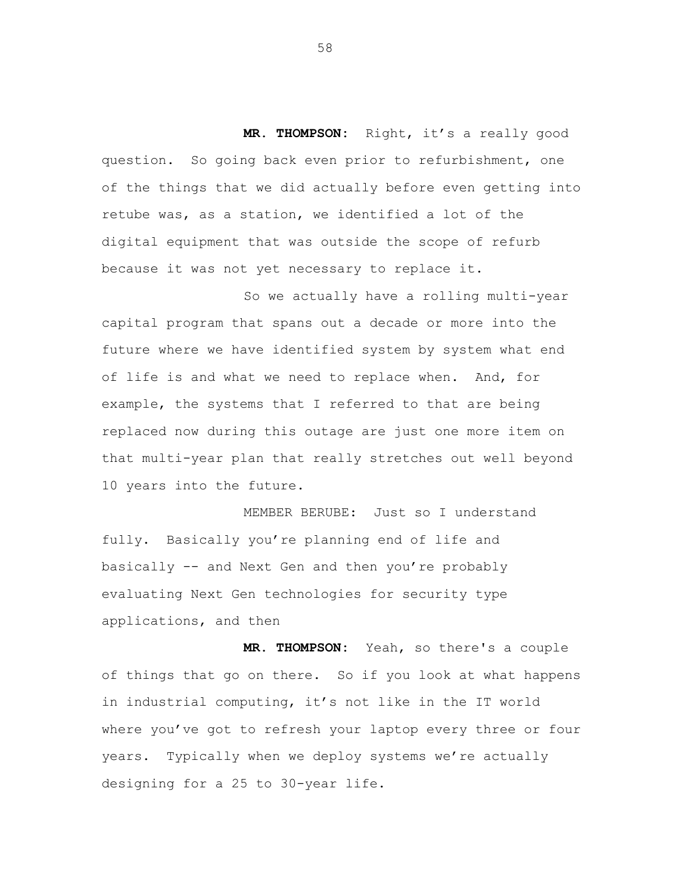**MR. THOMPSON:** Right, it's a really good question. So going back even prior to refurbishment, one of the things that we did actually before even getting into retube was, as a station, we identified a lot of the digital equipment that was outside the scope of refurb because it was not yet necessary to replace it.

So we actually have a rolling multi-year capital program that spans out a decade or more into the future where we have identified system by system what end of life is and what we need to replace when. And, for example, the systems that I referred to that are being replaced now during this outage are just one more item on that multi-year plan that really stretches out well beyond 10 years into the future.

MEMBER BERUBE: Just so I understand fully. Basically you're planning end of life and basically -- and Next Gen and then you're probably evaluating Next Gen technologies for security type applications, and then

**MR. THOMPSON:** Yeah, so there's a couple of things that go on there. So if you look at what happens in industrial computing, it's not like in the IT world where you've got to refresh your laptop every three or four years. Typically when we deploy systems we're actually designing for a 25 to 30-year life.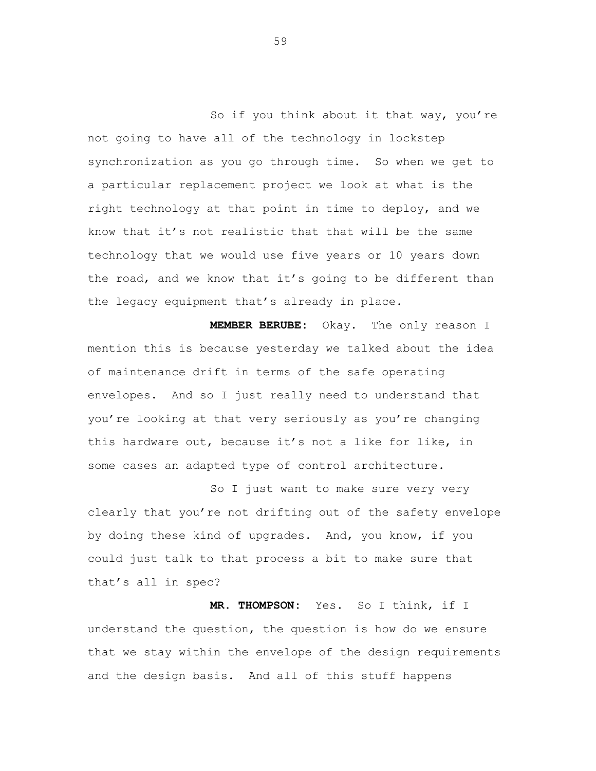So if you think about it that way, you're not going to have all of the technology in lockstep synchronization as you go through time. So when we get to a particular replacement project we look at what is the right technology at that point in time to deploy, and we know that it's not realistic that that will be the same technology that we would use five years or 10 years down the road, and we know that it's going to be different than the legacy equipment that's already in place.

**MEMBER BERUBE:** Okay. The only reason I mention this is because yesterday we talked about the idea of maintenance drift in terms of the safe operating envelopes. And so I just really need to understand that you're looking at that very seriously as you're changing this hardware out, because it's not a like for like, in some cases an adapted type of control architecture.

So I just want to make sure very very clearly that you're not drifting out of the safety envelope by doing these kind of upgrades. And, you know, if you could just talk to that process a bit to make sure that that's all in spec?

**MR. THOMPSON:** Yes. So I think, if I understand the question, the question is how do we ensure that we stay within the envelope of the design requirements and the design basis. And all of this stuff happens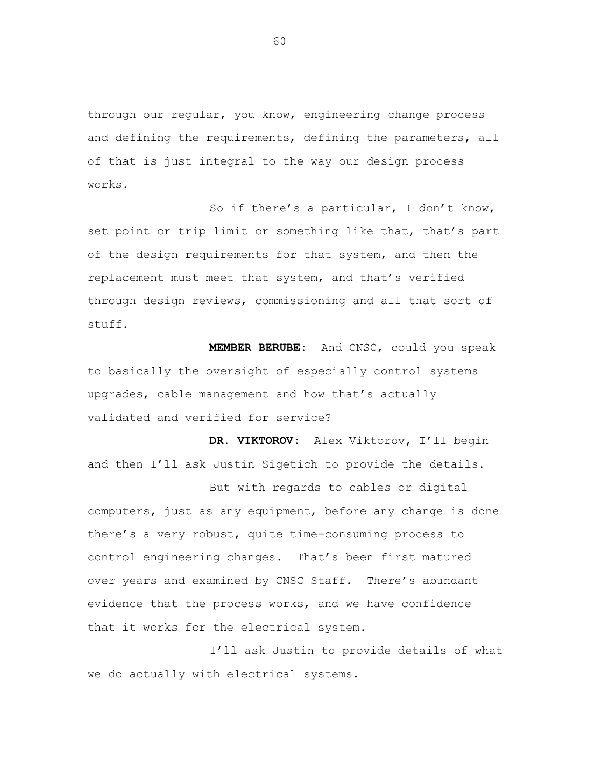through our regular, you know, engineering change process and defining the requirements, defining the parameters, all of that is just integral to the way our design process works.

So if there's a particular, I don't know, set point or trip limit or something like that, that's part of the design requirements for that system, and then the replacement must meet that system, and that's verified through design reviews, commissioning and all that sort of stuff.

**MEMBER BERUBE:** And CNSC, could you speak to basically the oversight of especially control systems upgrades, cable management and how that's actually validated and verified for service?

**DR. VIKTOROV:** Alex Viktorov, I'll begin and then I'll ask Justin Sigetich to provide the details.

But with regards to cables or digital computers, just as any equipment, before any change is done there's a very robust, quite time-consuming process to control engineering changes. That's been first matured over years and examined by CNSC Staff. There's abundant evidence that the process works, and we have confidence that it works for the electrical system.

I'll ask Justin to provide details of what we do actually with electrical systems.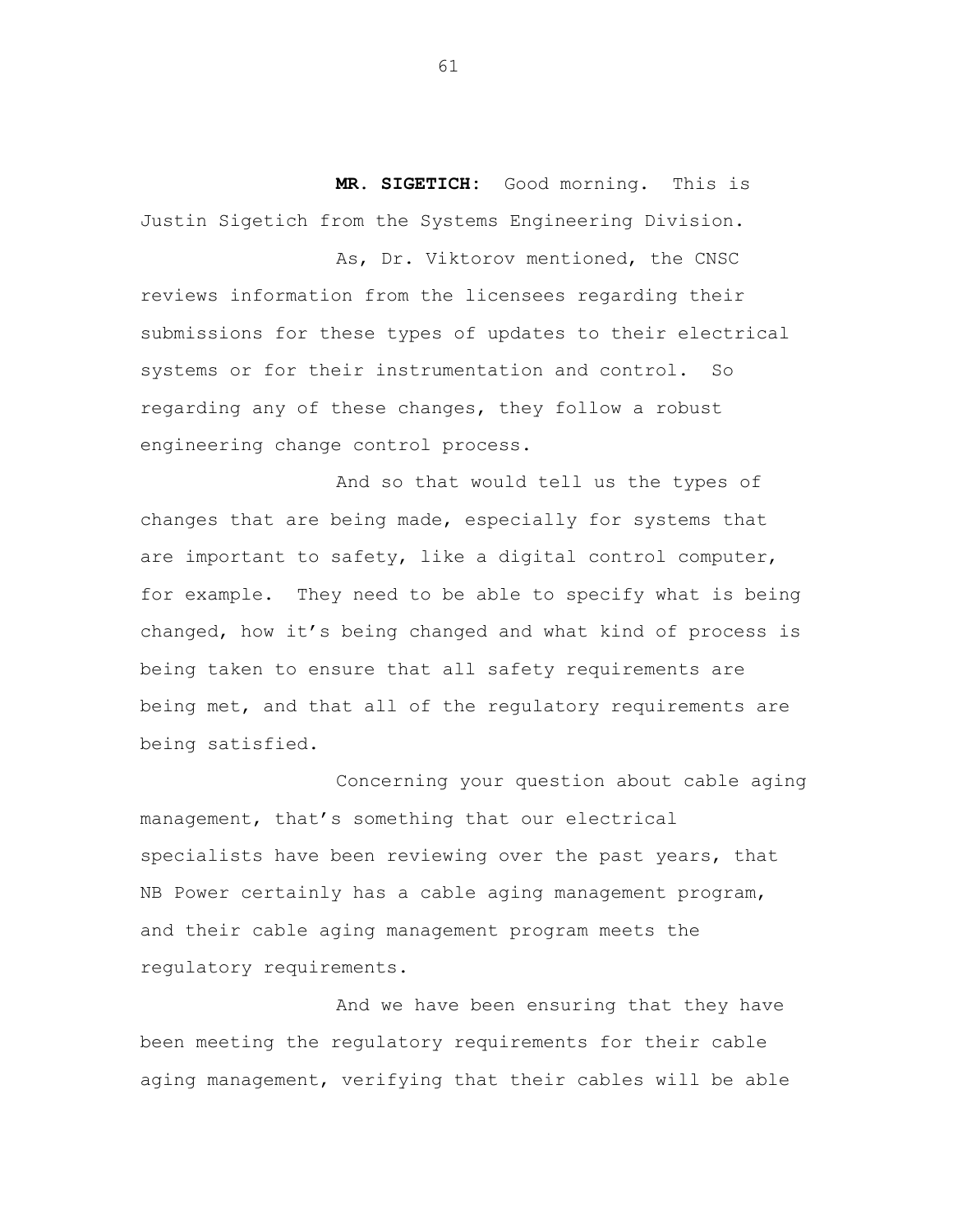**MR. SIGETICH:** Good morning. This is Justin Sigetich from the Systems Engineering Division.

As, Dr. Viktorov mentioned, the CNSC reviews information from the licensees regarding their submissions for these types of updates to their electrical systems or for their instrumentation and control. So regarding any of these changes, they follow a robust engineering change control process.

And so that would tell us the types of changes that are being made, especially for systems that are important to safety, like a digital control computer, for example. They need to be able to specify what is being changed, how it's being changed and what kind of process is being taken to ensure that all safety requirements are being met, and that all of the regulatory requirements are being satisfied.

Concerning your question about cable aging management, that's something that our electrical specialists have been reviewing over the past years, that NB Power certainly has a cable aging management program, and their cable aging management program meets the regulatory requirements.

And we have been ensuring that they have been meeting the regulatory requirements for their cable aging management, verifying that their cables will be able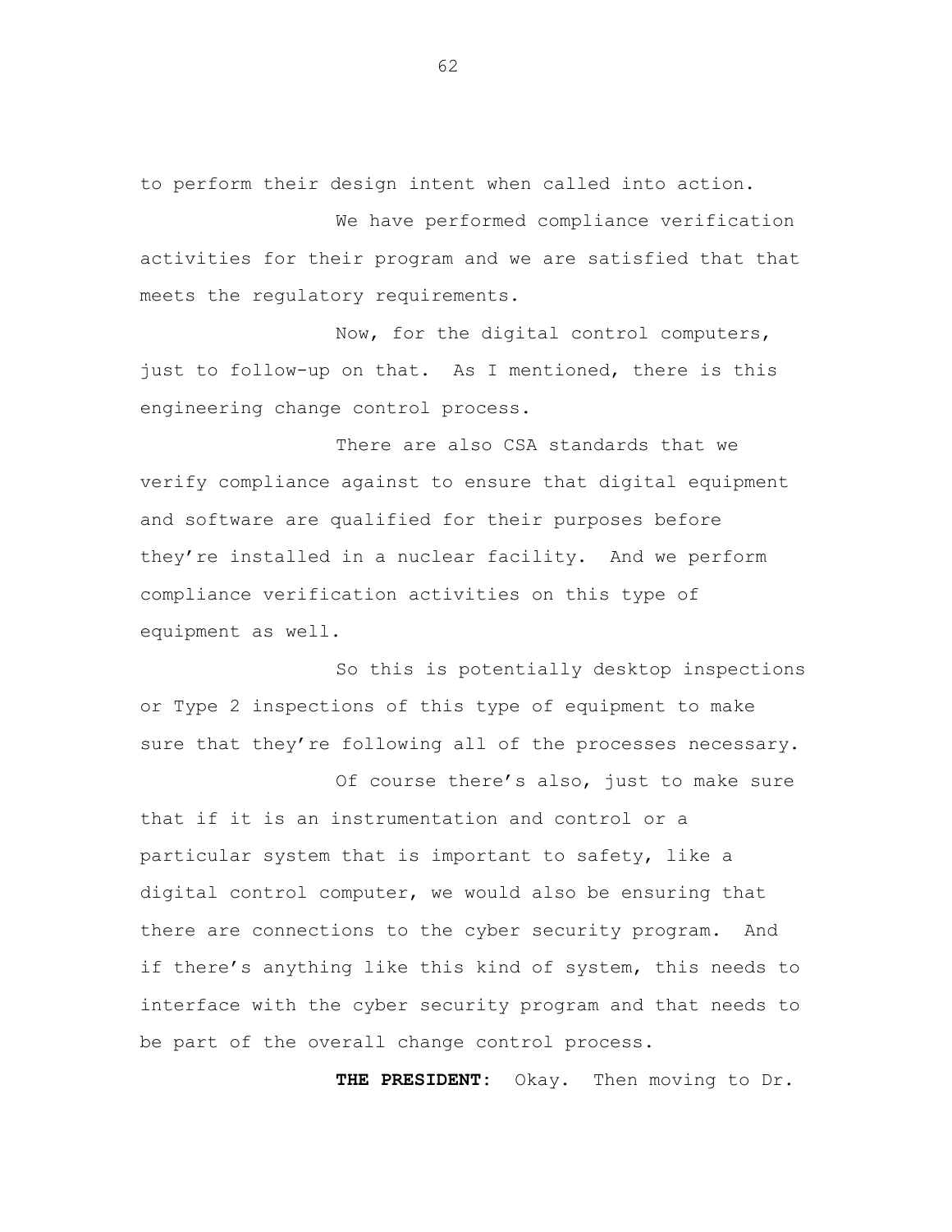to perform their design intent when called into action.

We have performed compliance verification activities for their program and we are satisfied that that meets the regulatory requirements.

Now, for the digital control computers, just to follow-up on that. As I mentioned, there is this engineering change control process.

There are also CSA standards that we verify compliance against to ensure that digital equipment and software are qualified for their purposes before they're installed in a nuclear facility. And we perform compliance verification activities on this type of equipment as well.

So this is potentially desktop inspections or Type 2 inspections of this type of equipment to make sure that they're following all of the processes necessary.

Of course there's also, just to make sure that if it is an instrumentation and control or a particular system that is important to safety, like a digital control computer, we would also be ensuring that there are connections to the cyber security program. And if there's anything like this kind of system, this needs to interface with the cyber security program and that needs to be part of the overall change control process.

**THE PRESIDENT:** Okay. Then moving to Dr.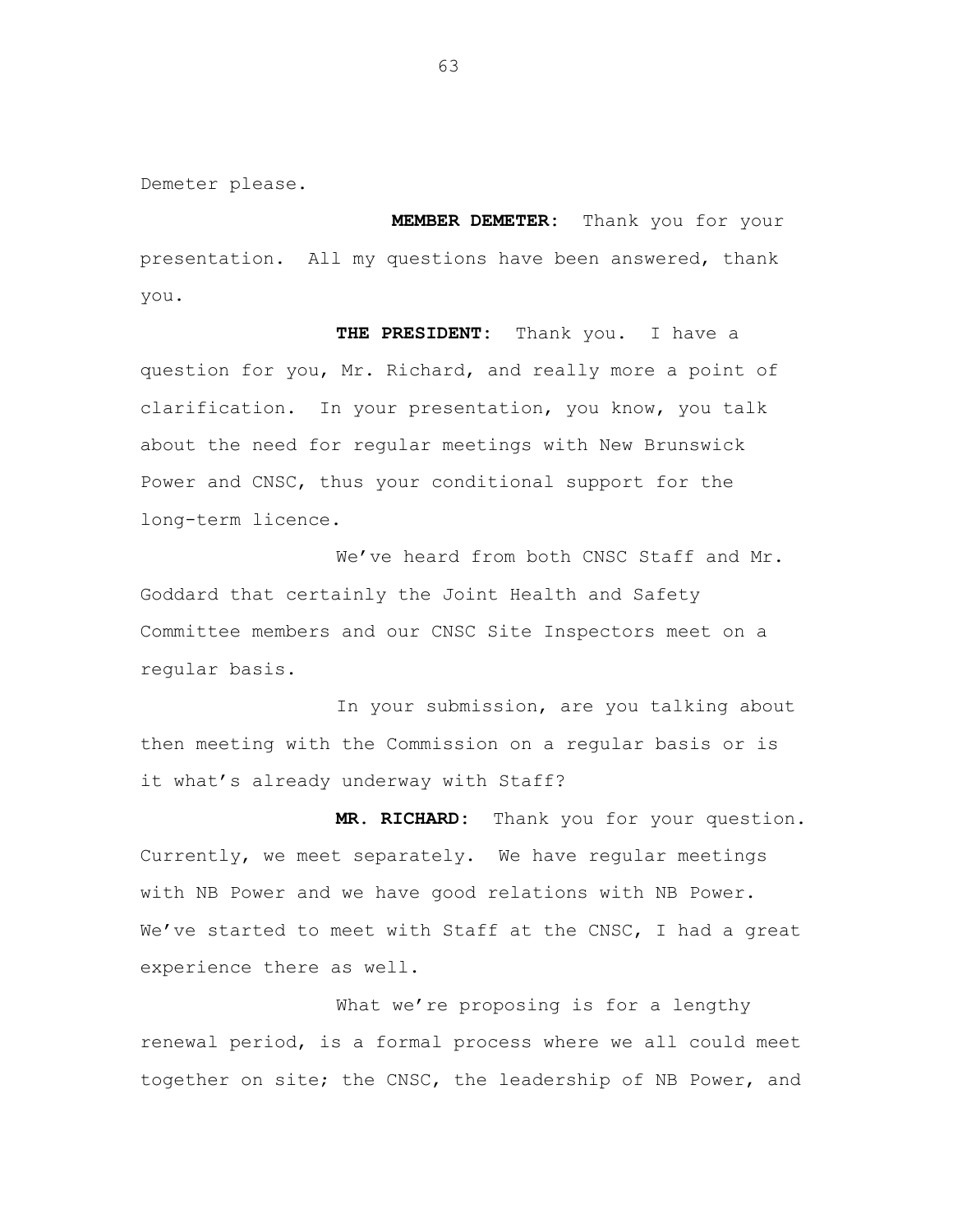Demeter please.

**MEMBER DEMETER:** Thank you for your presentation. All my questions have been answered, thank you.

**THE PRESIDENT:** Thank you. I have a question for you, Mr. Richard, and really more a point of clarification. In your presentation, you know, you talk about the need for regular meetings with New Brunswick Power and CNSC, thus your conditional support for the long-term licence.

We've heard from both CNSC Staff and Mr. Goddard that certainly the Joint Health and Safety Committee members and our CNSC Site Inspectors meet on a regular basis.

In your submission, are you talking about then meeting with the Commission on a regular basis or is it what's already underway with Staff?

**MR. RICHARD:** Thank you for your question. Currently, we meet separately. We have regular meetings with NB Power and we have good relations with NB Power. We've started to meet with Staff at the CNSC, I had a great experience there as well.

What we're proposing is for a lengthy renewal period, is a formal process where we all could meet together on site; the CNSC, the leadership of NB Power, and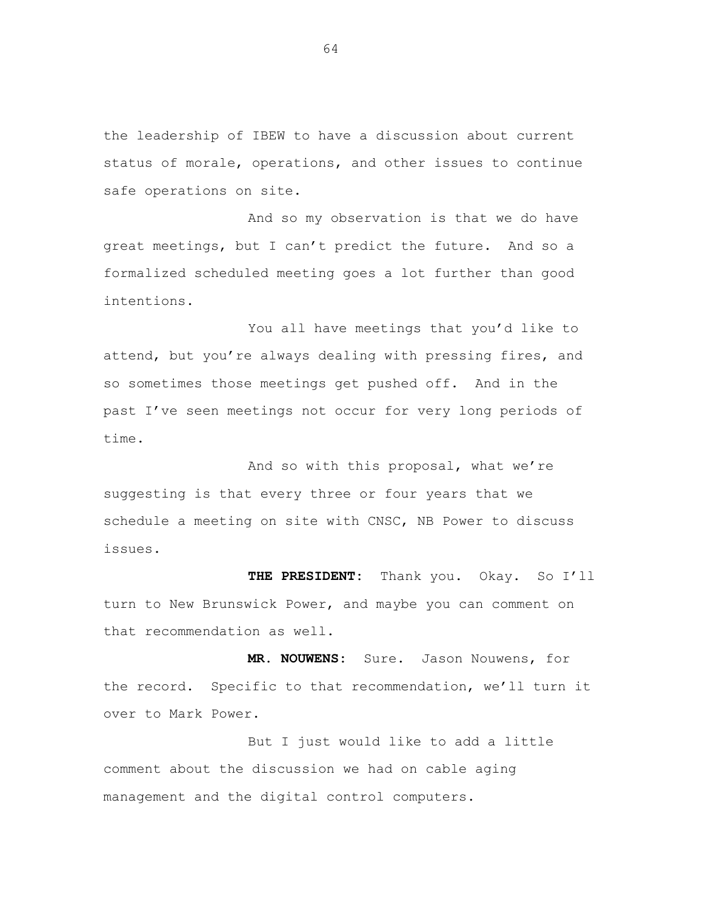the leadership of IBEW to have a discussion about current status of morale, operations, and other issues to continue safe operations on site.

And so my observation is that we do have great meetings, but I can't predict the future. And so a formalized scheduled meeting goes a lot further than good intentions.

You all have meetings that you'd like to attend, but you're always dealing with pressing fires, and so sometimes those meetings get pushed off. And in the past I've seen meetings not occur for very long periods of time.

And so with this proposal, what we're suggesting is that every three or four years that we schedule a meeting on site with CNSC, NB Power to discuss issues.

**THE PRESIDENT:** Thank you. Okay. So I'll turn to New Brunswick Power, and maybe you can comment on that recommendation as well.

**MR. NOUWENS:** Sure. Jason Nouwens, for the record. Specific to that recommendation, we'll turn it over to Mark Power.

But I just would like to add a little comment about the discussion we had on cable aging management and the digital control computers.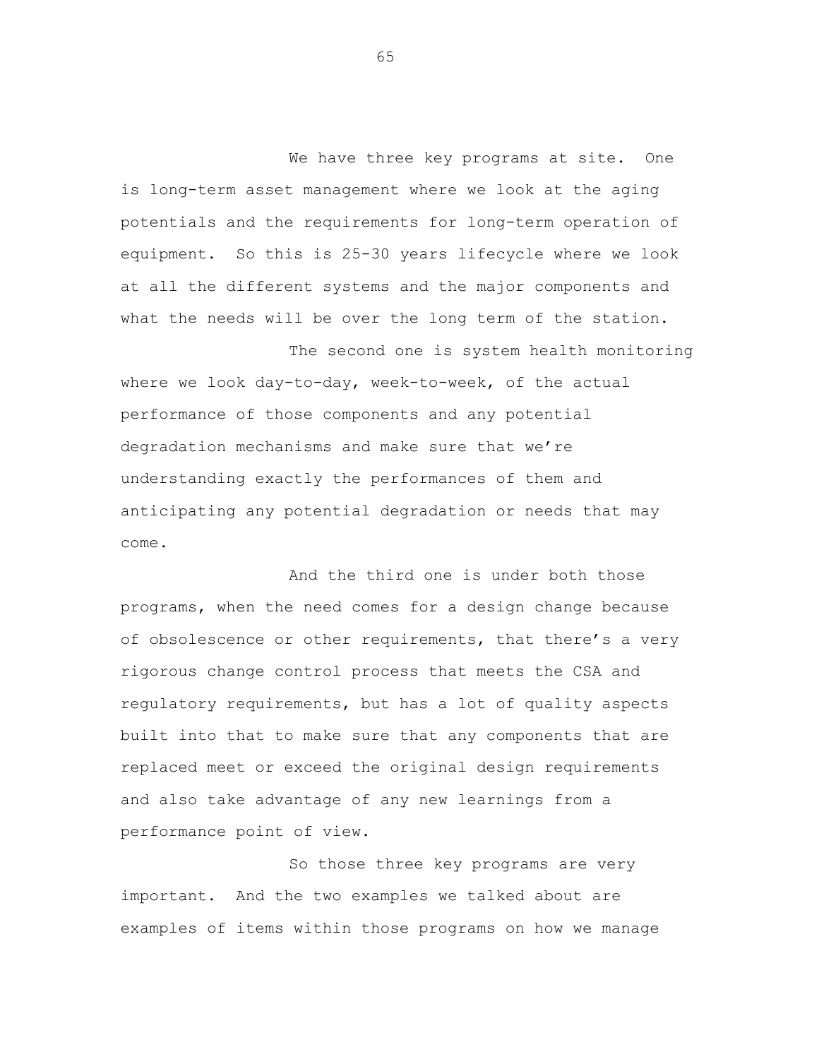We have three key programs at site. One is long-term asset management where we look at the aging potentials and the requirements for long-term operation of equipment. So this is 25-30 years lifecycle where we look at all the different systems and the major components and what the needs will be over the long term of the station.

The second one is system health monitoring where we look day-to-day, week-to-week, of the actual performance of those components and any potential degradation mechanisms and make sure that we're understanding exactly the performances of them and anticipating any potential degradation or needs that may come.

And the third one is under both those programs, when the need comes for a design change because of obsolescence or other requirements, that there's a very rigorous change control process that meets the CSA and regulatory requirements, but has a lot of quality aspects built into that to make sure that any components that are replaced meet or exceed the original design requirements and also take advantage of any new learnings from a performance point of view.

So those three key programs are very important. And the two examples we talked about are examples of items within those programs on how we manage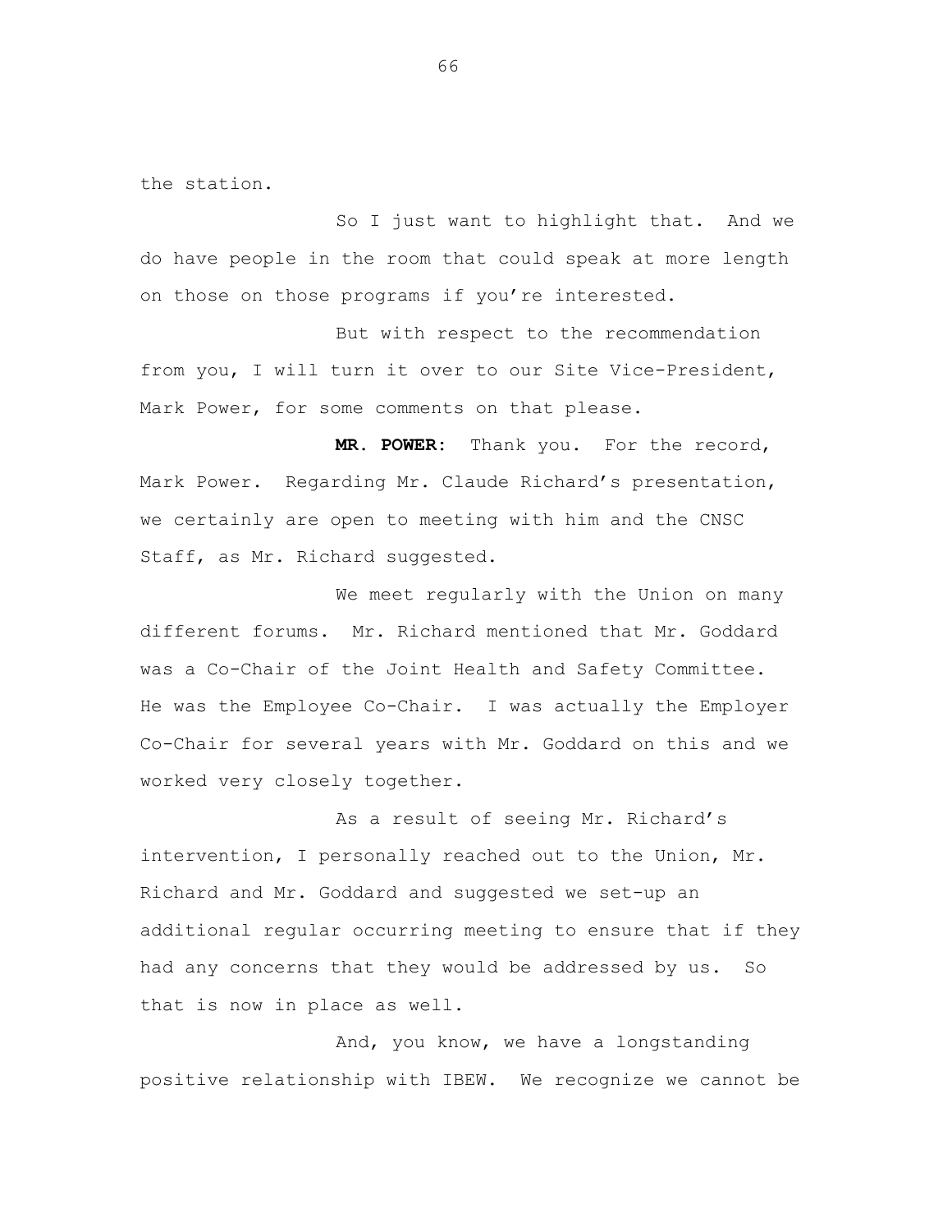the station.

So I just want to highlight that. And we do have people in the room that could speak at more length on those on those programs if you're interested.

But with respect to the recommendation from you, I will turn it over to our Site Vice-President, Mark Power, for some comments on that please.

**MR. POWER:** Thank you. For the record, Mark Power. Regarding Mr. Claude Richard's presentation, we certainly are open to meeting with him and the CNSC Staff, as Mr. Richard suggested.

We meet regularly with the Union on many different forums. Mr. Richard mentioned that Mr. Goddard was a Co-Chair of the Joint Health and Safety Committee. He was the Employee Co-Chair. I was actually the Employer Co-Chair for several years with Mr. Goddard on this and we worked very closely together.

As a result of seeing Mr. Richard's intervention, I personally reached out to the Union, Mr. Richard and Mr. Goddard and suggested we set-up an additional regular occurring meeting to ensure that if they had any concerns that they would be addressed by us. So that is now in place as well.

And, you know, we have a longstanding positive relationship with IBEW. We recognize we cannot be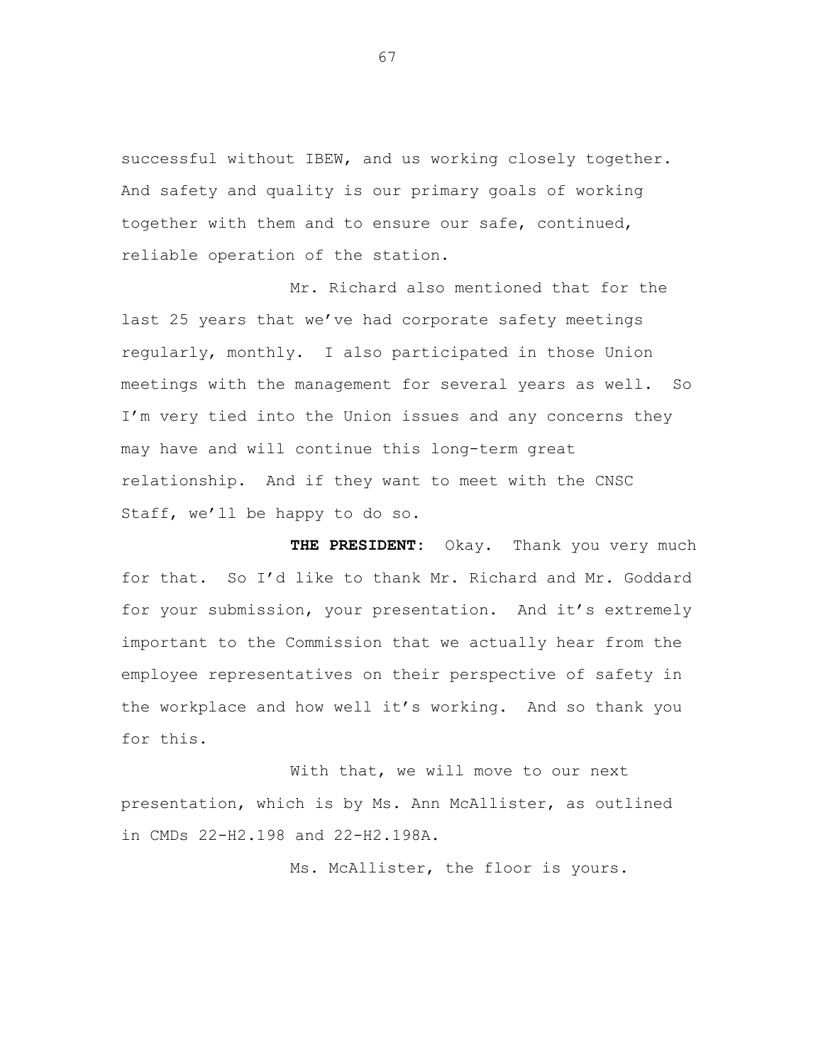successful without IBEW, and us working closely together. And safety and quality is our primary goals of working together with them and to ensure our safe, continued, reliable operation of the station.

Mr. Richard also mentioned that for the last 25 years that we've had corporate safety meetings regularly, monthly. I also participated in those Union meetings with the management for several years as well. So I'm very tied into the Union issues and any concerns they may have and will continue this long-term great relationship. And if they want to meet with the CNSC Staff, we'll be happy to do so.

**THE PRESIDENT:** Okay. Thank you very much for that. So I'd like to thank Mr. Richard and Mr. Goddard for your submission, your presentation. And it's extremely important to the Commission that we actually hear from the employee representatives on their perspective of safety in the workplace and how well it's working. And so thank you for this.

With that, we will move to our next presentation, which is by Ms. Ann McAllister, as outlined in CMDs 22-H2.198 and 22-H2.198A.

Ms. McAllister, the floor is yours.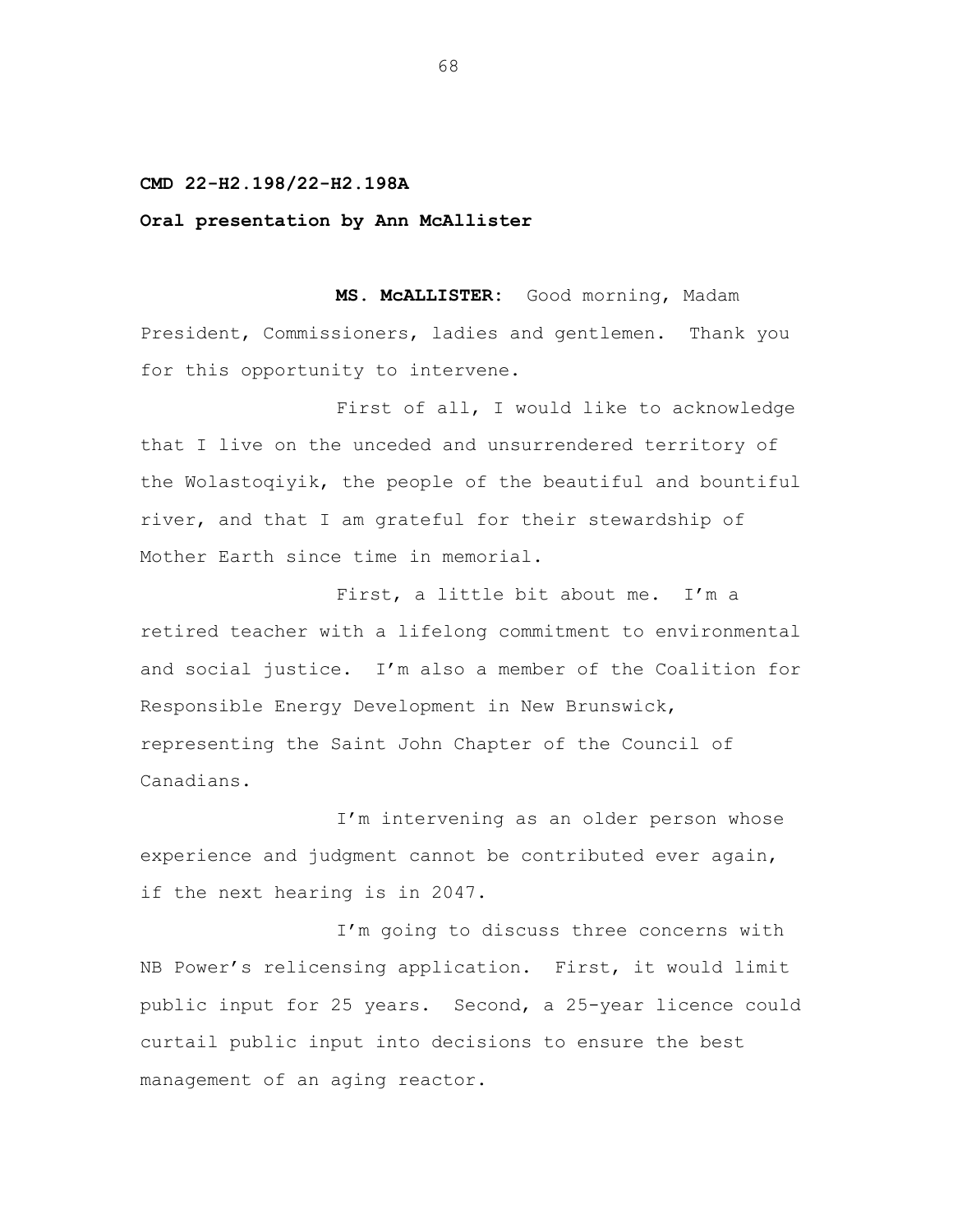**CMD 22-H2.198/22-H2.198A**

**Oral presentation by Ann McAllister**

**MS. McALLISTER:** Good morning, Madam President, Commissioners, ladies and gentlemen. Thank you for this opportunity to intervene.

First of all, I would like to acknowledge that I live on the unceded and unsurrendered territory of the Wolastoqiyik, the people of the beautiful and bountiful river, and that I am grateful for their stewardship of Mother Earth since time in memorial.

First, a little bit about me. I'm a retired teacher with a lifelong commitment to environmental and social justice. I'm also a member of the Coalition for Responsible Energy Development in New Brunswick, representing the Saint John Chapter of the Council of Canadians.

I'm intervening as an older person whose experience and judgment cannot be contributed ever again, if the next hearing is in 2047.

I'm going to discuss three concerns with NB Power's relicensing application. First, it would limit public input for 25 years. Second, a 25-year licence could curtail public input into decisions to ensure the best management of an aging reactor.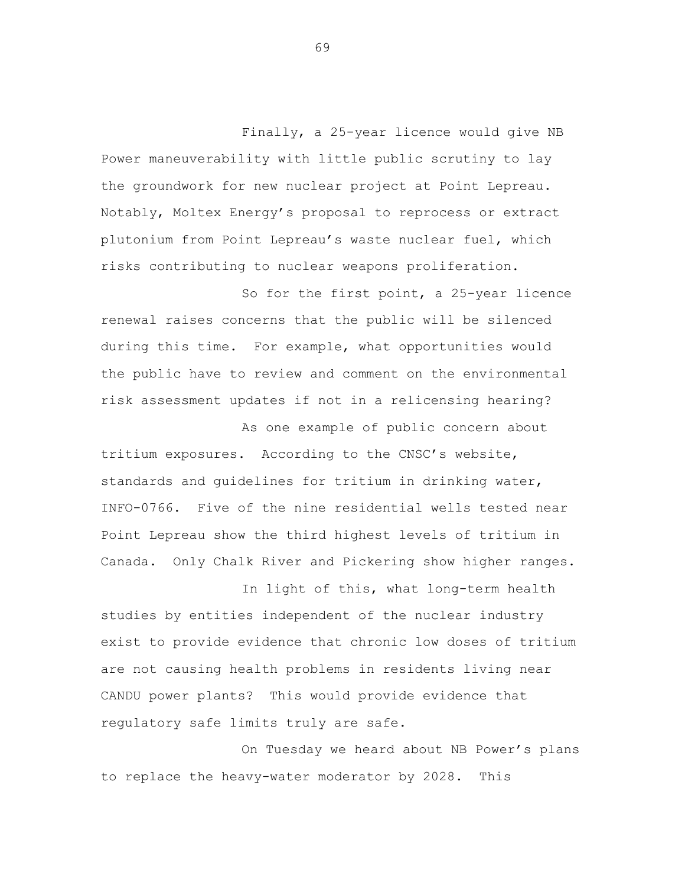Finally, a 25-year licence would give NB Power maneuverability with little public scrutiny to lay the groundwork for new nuclear project at Point Lepreau. Notably, Moltex Energy's proposal to reprocess or extract plutonium from Point Lepreau's waste nuclear fuel, which risks contributing to nuclear weapons proliferation.

So for the first point, a 25-year licence renewal raises concerns that the public will be silenced during this time. For example, what opportunities would the public have to review and comment on the environmental risk assessment updates if not in a relicensing hearing?

As one example of public concern about tritium exposures. According to the CNSC's website, standards and guidelines for tritium in drinking water, INFO-0766. Five of the nine residential wells tested near Point Lepreau show the third highest levels of tritium in Canada. Only Chalk River and Pickering show higher ranges.

In light of this, what long-term health studies by entities independent of the nuclear industry exist to provide evidence that chronic low doses of tritium are not causing health problems in residents living near CANDU power plants? This would provide evidence that regulatory safe limits truly are safe.

On Tuesday we heard about NB Power's plans to replace the heavy-water moderator by 2028. This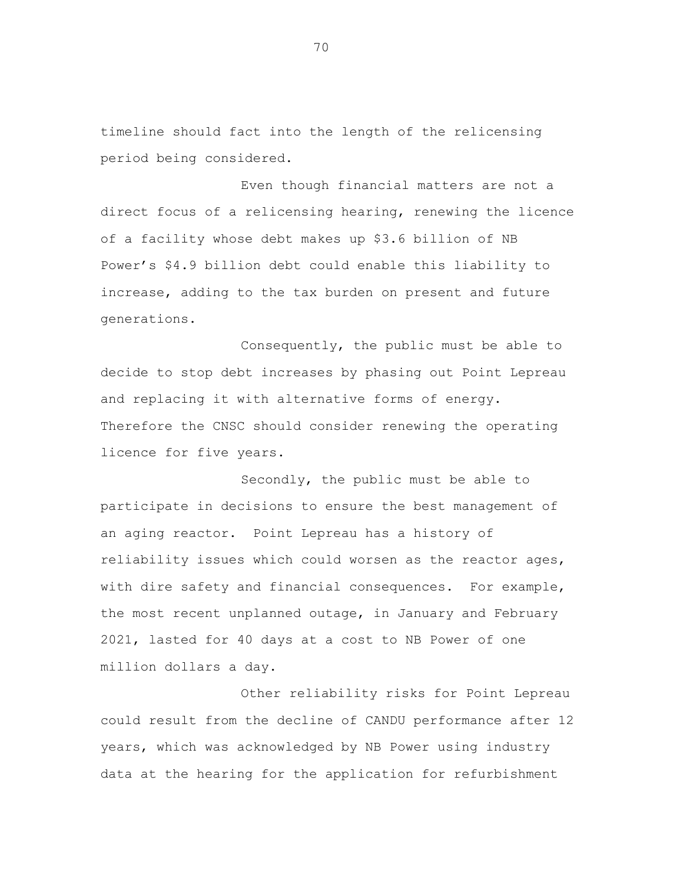timeline should fact into the length of the relicensing period being considered.

Even though financial matters are not a direct focus of a relicensing hearing, renewing the licence of a facility whose debt makes up $3.6 billion of NB Power's $4.9 billion debt could enable this liability to increase, adding to the tax burden on present and future generations.

Consequently, the public must be able to decide to stop debt increases by phasing out Point Lepreau and replacing it with alternative forms of energy. Therefore the CNSC should consider renewing the operating licence for five years.

Secondly, the public must be able to participate in decisions to ensure the best management of an aging reactor. Point Lepreau has a history of reliability issues which could worsen as the reactor ages, with dire safety and financial consequences. For example, the most recent unplanned outage, in January and February 2021, lasted for 40 days at a cost to NB Power of one million dollars a day.

Other reliability risks for Point Lepreau could result from the decline of CANDU performance after 12 years, which was acknowledged by NB Power using industry data at the hearing for the application for refurbishment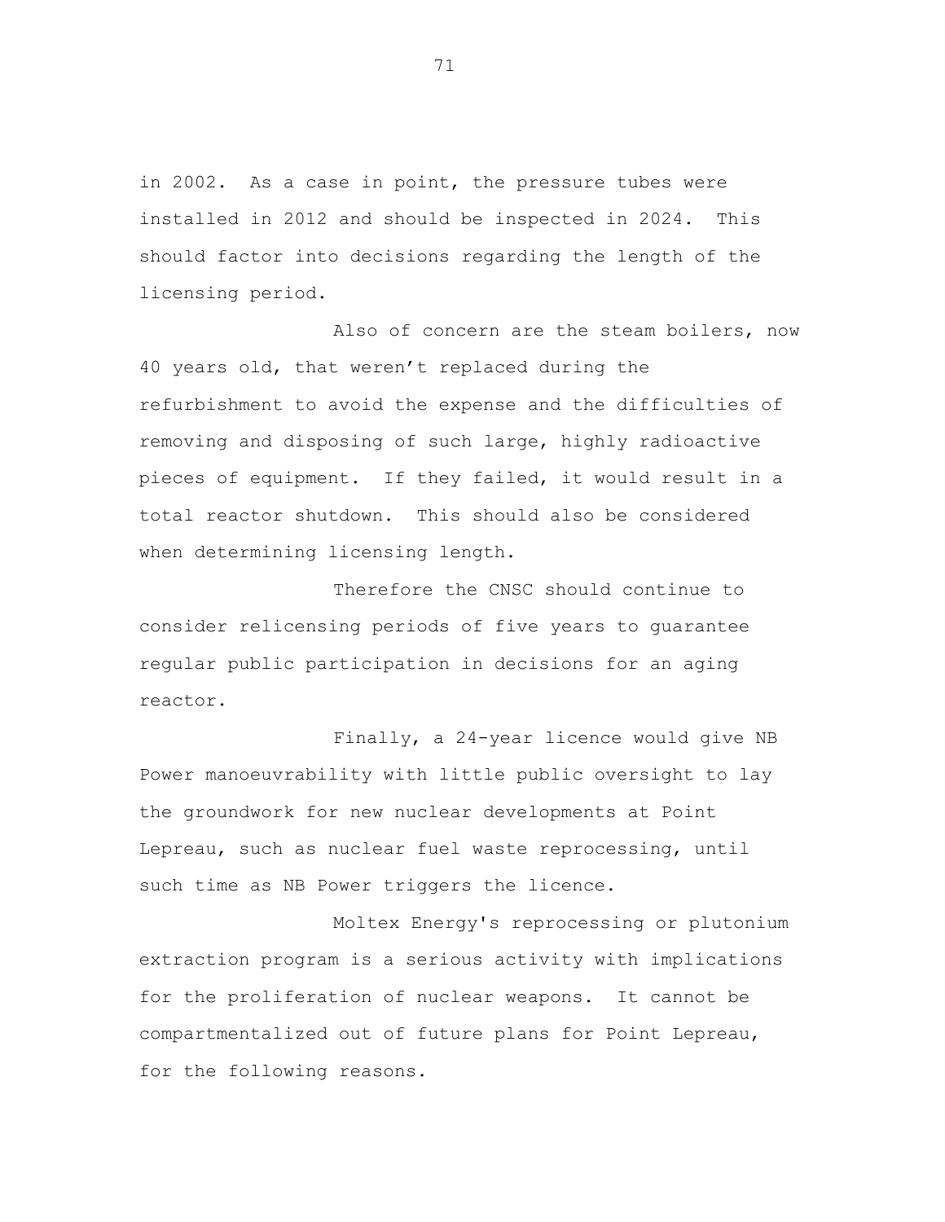in 2002. As a case in point, the pressure tubes were installed in 2012 and should be inspected in 2024. This should factor into decisions regarding the length of the licensing period.

Also of concern are the steam boilers, now 40 years old, that weren't replaced during the refurbishment to avoid the expense and the difficulties of removing and disposing of such large, highly radioactive pieces of equipment. If they failed, it would result in a total reactor shutdown. This should also be considered when determining licensing length.

Therefore the CNSC should continue to consider relicensing periods of five years to guarantee regular public participation in decisions for an aging reactor.

Finally, a 24-year licence would give NB Power manoeuvrability with little public oversight to lay the groundwork for new nuclear developments at Point Lepreau, such as nuclear fuel waste reprocessing, until such time as NB Power triggers the licence.

Moltex Energy's reprocessing or plutonium extraction program is a serious activity with implications for the proliferation of nuclear weapons. It cannot be compartmentalized out of future plans for Point Lepreau, for the following reasons.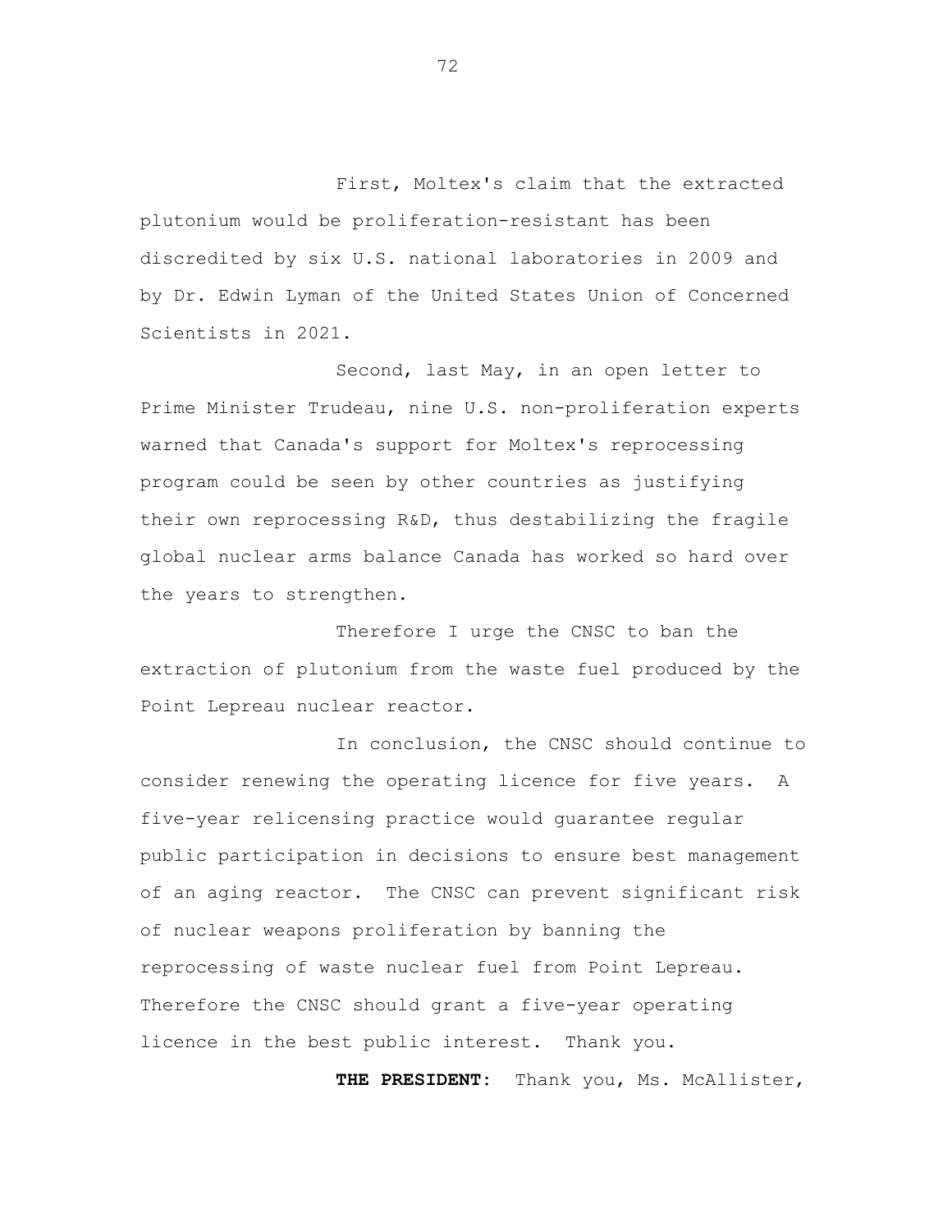First, Moltex's claim that the extracted plutonium would be proliferation-resistant has been discredited by six U.S. national laboratories in 2009 and by Dr. Edwin Lyman of the United States Union of Concerned Scientists in 2021.

Second, last May, in an open letter to Prime Minister Trudeau, nine U.S. non-proliferation experts warned that Canada's support for Moltex's reprocessing program could be seen by other countries as justifying their own reprocessing R&D, thus destabilizing the fragile global nuclear arms balance Canada has worked so hard over the years to strengthen.

Therefore I urge the CNSC to ban the extraction of plutonium from the waste fuel produced by the Point Lepreau nuclear reactor.

In conclusion, the CNSC should continue to consider renewing the operating licence for five years. A five-year relicensing practice would guarantee regular public participation in decisions to ensure best management of an aging reactor. The CNSC can prevent significant risk of nuclear weapons proliferation by banning the reprocessing of waste nuclear fuel from Point Lepreau. Therefore the CNSC should grant a five-year operating licence in the best public interest. Thank you.

**THE PRESIDENT:** Thank you, Ms. McAllister,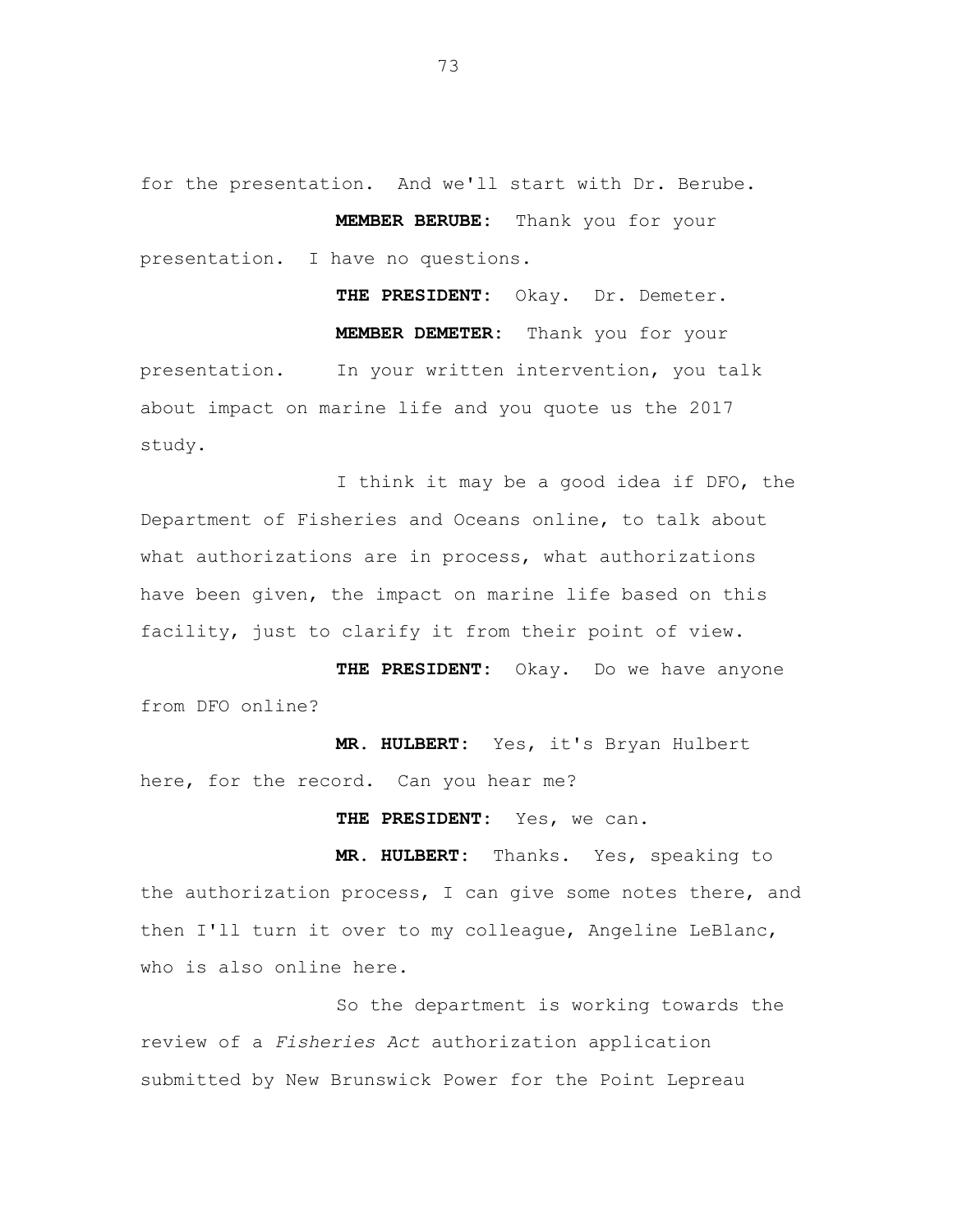for the presentation. And we'll start with Dr. Berube.

**MEMBER BERUBE:** Thank you for your presentation. I have no questions.

**THE PRESIDENT:** Okay. Dr. Demeter.

**MEMBER DEMETER:** Thank you for your presentation. In your written intervention, you talk about impact on marine life and you quote us the 2017 study.

I think it may be a good idea if DFO, the Department of Fisheries and Oceans online, to talk about what authorizations are in process, what authorizations have been given, the impact on marine life based on this facility, just to clarify it from their point of view.

**THE PRESIDENT:** Okay. Do we have anyone from DFO online?

**MR. HULBERT:** Yes, it's Bryan Hulbert here, for the record. Can you hear me?

**THE PRESIDENT:** Yes, we can.

**MR. HULBERT:** Thanks. Yes, speaking to the authorization process, I can give some notes there, and then I'll turn it over to my colleague, Angeline LeBlanc, who is also online here.

So the department is working towards the review of a *Fisheries Act* authorization application submitted by New Brunswick Power for the Point Lepreau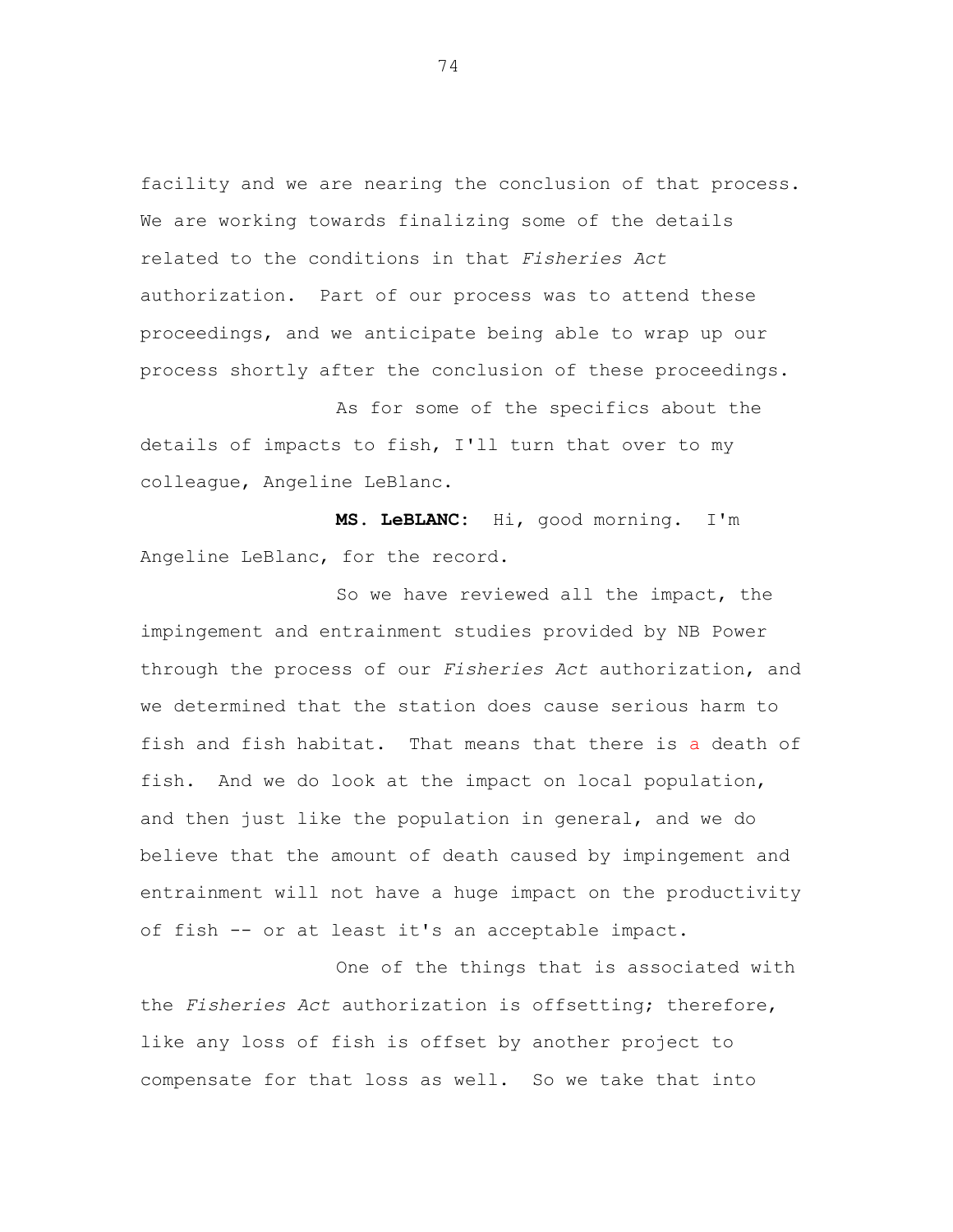facility and we are nearing the conclusion of that process. We are working towards finalizing some of the details related to the conditions in that *Fisheries Act* authorization. Part of our process was to attend these proceedings, and we anticipate being able to wrap up our process shortly after the conclusion of these proceedings.

As for some of the specifics about the details of impacts to fish, I'll turn that over to my colleague, Angeline LeBlanc.

**MS. LeBLANC:** Hi, good morning. I'm Angeline LeBlanc, for the record.

So we have reviewed all the impact, the impingement and entrainment studies provided by NB Power through the process of our *Fisheries Act* authorization, and we determined that the station does cause serious harm to fish and fish habitat. That means that there is a death of fish. And we do look at the impact on local population, and then just like the population in general, and we do believe that the amount of death caused by impingement and entrainment will not have a huge impact on the productivity of fish -- or at least it's an acceptable impact.

One of the things that is associated with the *Fisheries Act* authorization is offsetting; therefore, like any loss of fish is offset by another project to compensate for that loss as well. So we take that into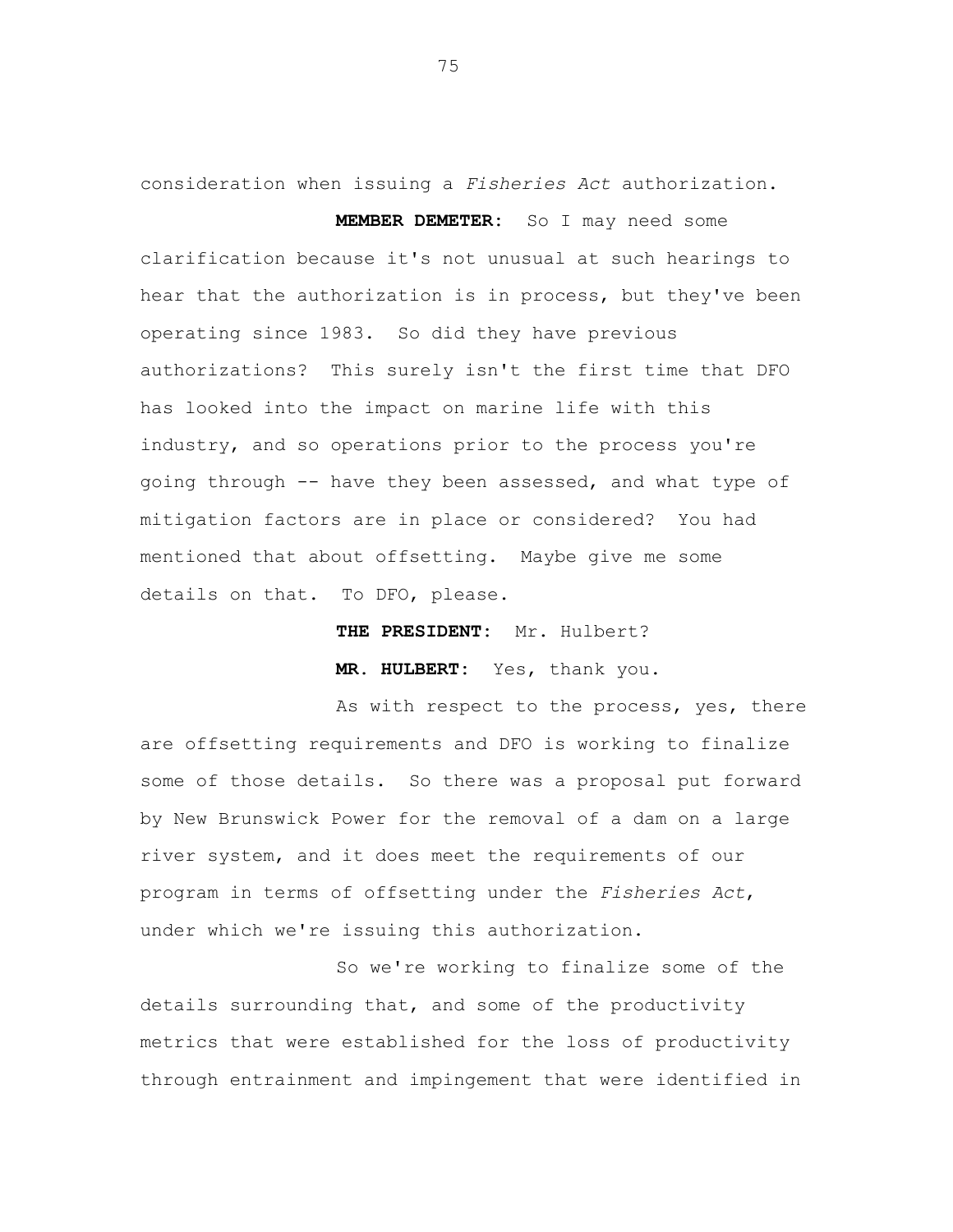consideration when issuing a *Fisheries Act* authorization.

**MEMBER DEMETER:** So I may need some clarification because it's not unusual at such hearings to hear that the authorization is in process, but they've been operating since 1983. So did they have previous authorizations? This surely isn't the first time that DFO has looked into the impact on marine life with this industry, and so operations prior to the process you're going through -- have they been assessed, and what type of mitigation factors are in place or considered? You had mentioned that about offsetting. Maybe give me some details on that. To DFO, please.

**THE PRESIDENT:** Mr. Hulbert?

**MR. HULBERT:** Yes, thank you.

As with respect to the process, yes, there are offsetting requirements and DFO is working to finalize some of those details. So there was a proposal put forward by New Brunswick Power for the removal of a dam on a large river system, and it does meet the requirements of our program in terms of offsetting under the *Fisheries Act*, under which we're issuing this authorization.

So we're working to finalize some of the details surrounding that, and some of the productivity metrics that were established for the loss of productivity through entrainment and impingement that were identified in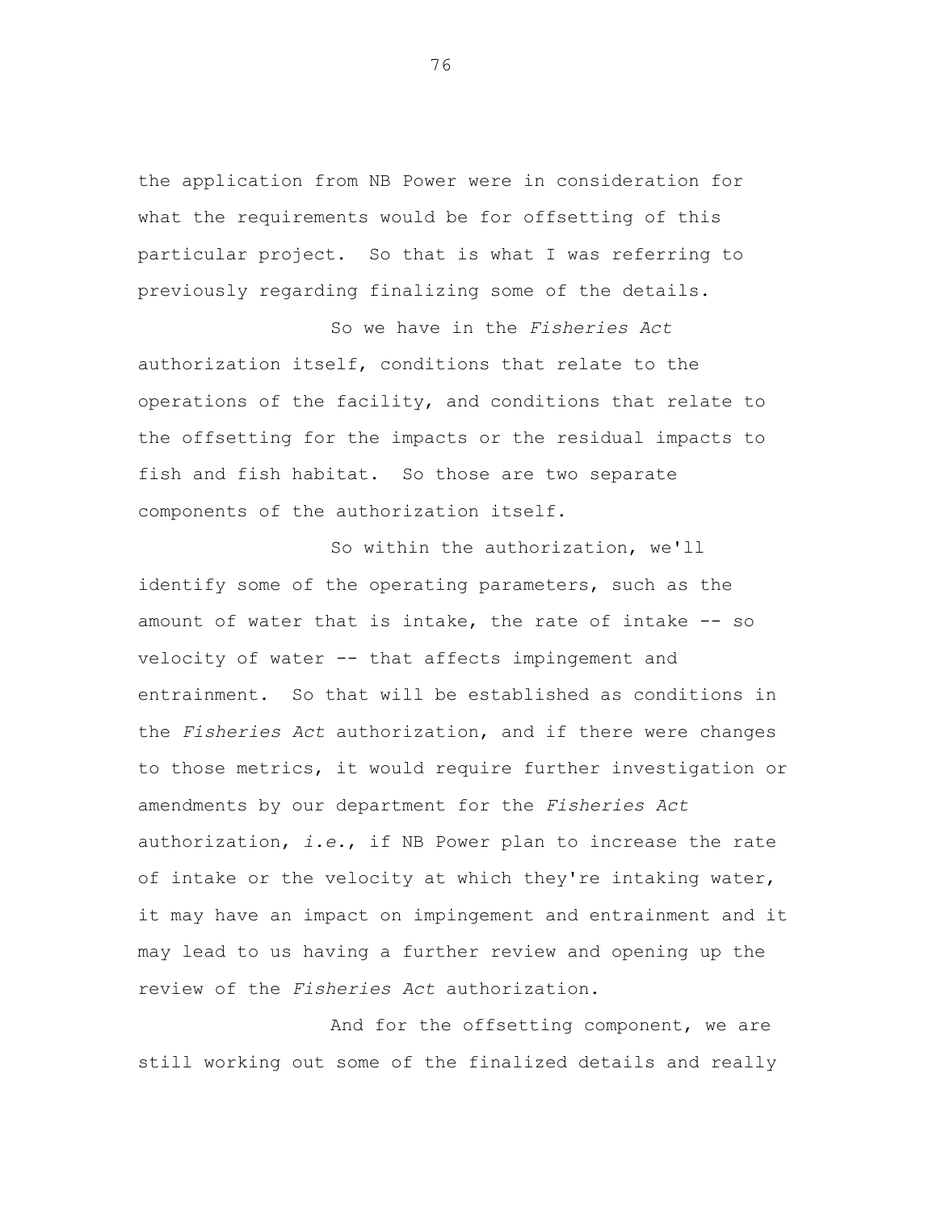the application from NB Power were in consideration for what the requirements would be for offsetting of this particular project. So that is what I was referring to previously regarding finalizing some of the details.

So we have in the *Fisheries Act* authorization itself, conditions that relate to the operations of the facility, and conditions that relate to the offsetting for the impacts or the residual impacts to fish and fish habitat. So those are two separate components of the authorization itself.

So within the authorization, we'll identify some of the operating parameters, such as the amount of water that is intake, the rate of intake -- so velocity of water -- that affects impingement and entrainment. So that will be established as conditions in the *Fisheries Act* authorization, and if there were changes to those metrics, it would require further investigation or amendments by our department for the *Fisheries Act* authorization, *i.e.*, if NB Power plan to increase the rate of intake or the velocity at which they're intaking water, it may have an impact on impingement and entrainment and it may lead to us having a further review and opening up the review of the *Fisheries Act* authorization.

And for the offsetting component, we are still working out some of the finalized details and really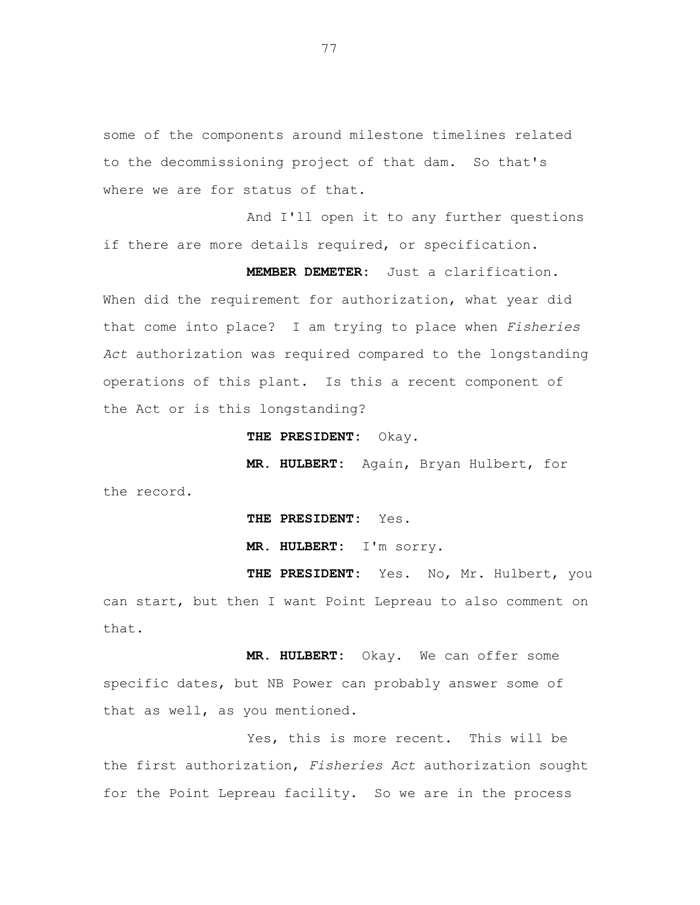some of the components around milestone timelines related to the decommissioning project of that dam. So that's where we are for status of that.

And I'll open it to any further questions if there are more details required, or specification.

**MEMBER DEMETER:** Just a clarification. When did the requirement for authorization, what year did that come into place? I am trying to place when *Fisheries Act* authorization was required compared to the longstanding operations of this plant. Is this a recent component of the Act or is this longstanding?

**THE PRESIDENT:** Okay.

**MR. HULBERT:** Again, Bryan Hulbert, for the record.

**THE PRESIDENT:** Yes.

**MR. HULBERT:** I'm sorry.

**THE PRESIDENT:** Yes. No, Mr. Hulbert, you can start, but then I want Point Lepreau to also comment on that.

**MR. HULBERT:** Okay. We can offer some specific dates, but NB Power can probably answer some of that as well, as you mentioned.

Yes, this is more recent. This will be the first authorization, *Fisheries Act* authorization sought for the Point Lepreau facility. So we are in the process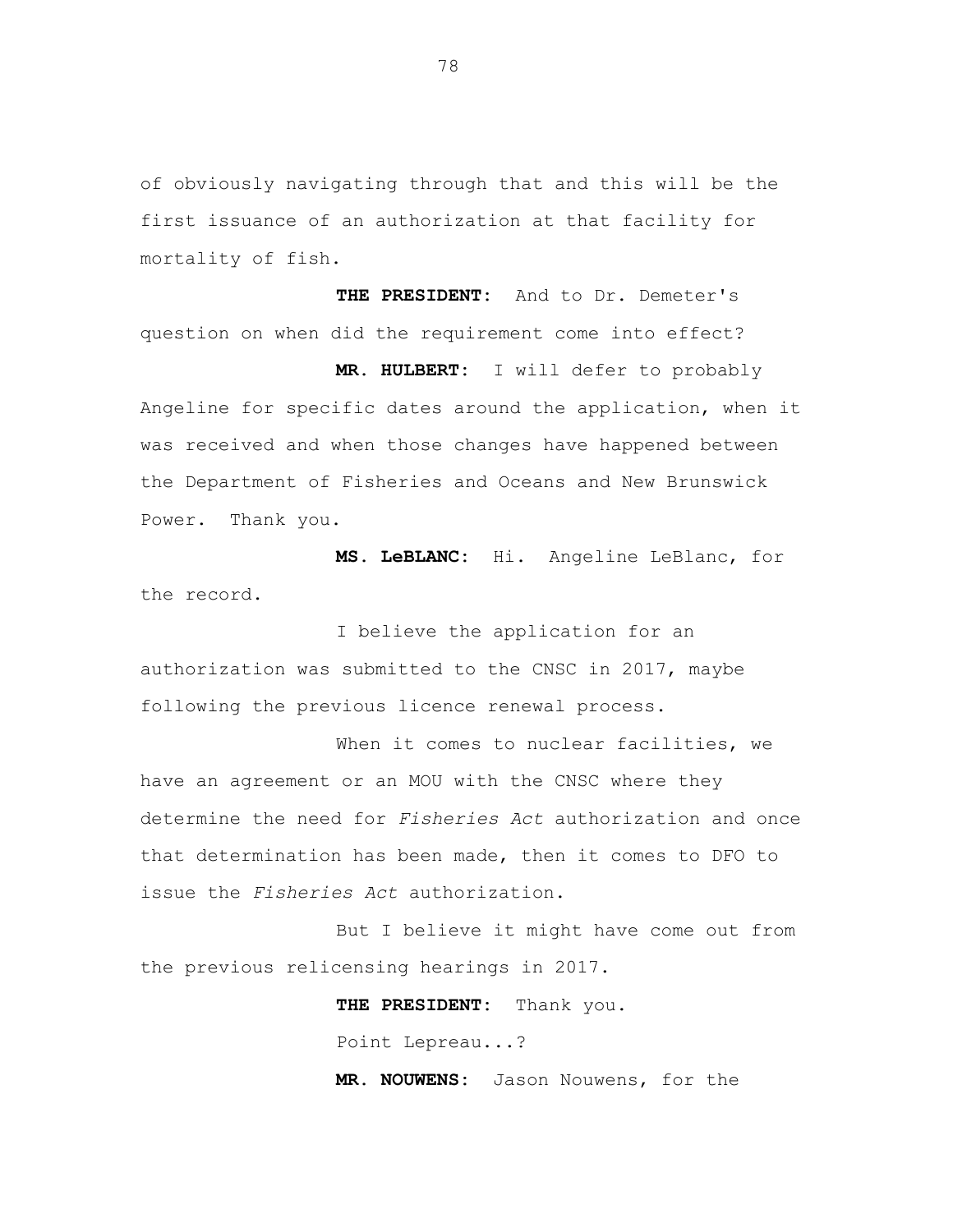of obviously navigating through that and this will be the first issuance of an authorization at that facility for mortality of fish.

**THE PRESIDENT:** And to Dr. Demeter's question on when did the requirement come into effect?

**MR. HULBERT:** I will defer to probably Angeline for specific dates around the application, when it was received and when those changes have happened between the Department of Fisheries and Oceans and New Brunswick Power. Thank you.

**MS. LeBLANC:** Hi. Angeline LeBlanc, for the record.

I believe the application for an authorization was submitted to the CNSC in 2017, maybe following the previous licence renewal process.

When it comes to nuclear facilities, we have an agreement or an MOU with the CNSC where they determine the need for *Fisheries Act* authorization and once that determination has been made, then it comes to DFO to issue the *Fisheries Act* authorization.

But I believe it might have come out from the previous relicensing hearings in 2017.

**THE PRESIDENT:** Thank you.

Point Lepreau...?

**MR. NOUWENS:** Jason Nouwens, for the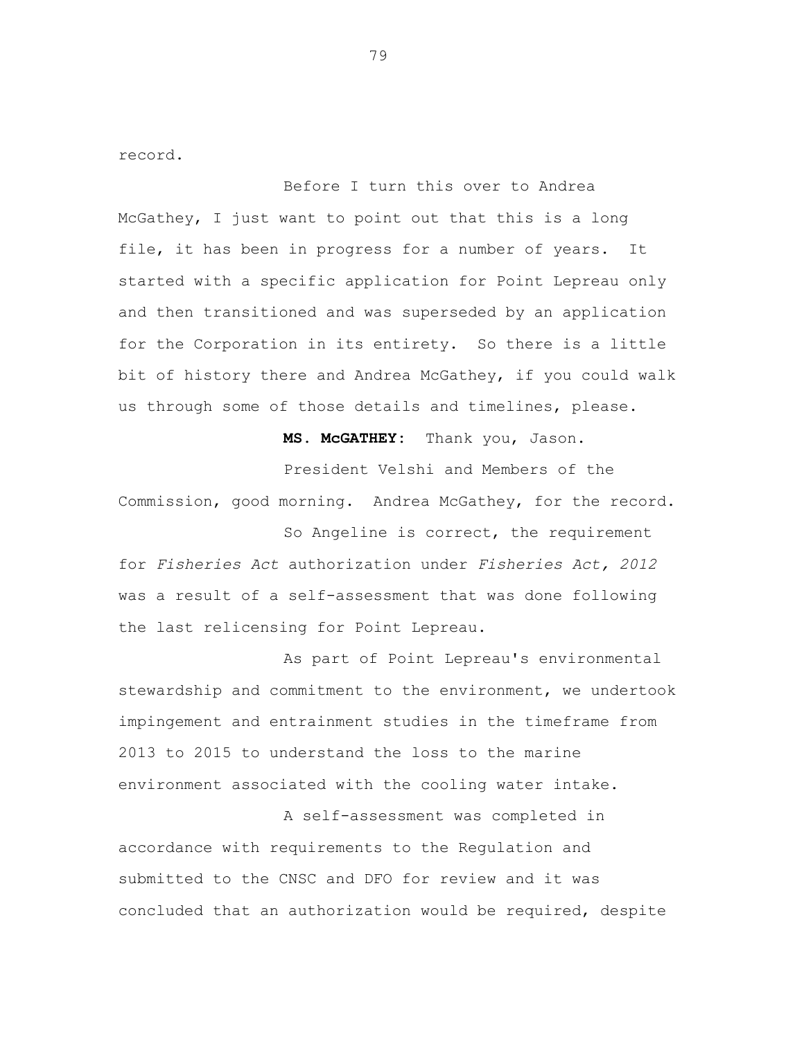record.

Before I turn this over to Andrea McGathey, I just want to point out that this is a long file, it has been in progress for a number of years. It started with a specific application for Point Lepreau only and then transitioned and was superseded by an application for the Corporation in its entirety. So there is a little bit of history there and Andrea McGathey, if you could walk us through some of those details and timelines, please.

**MS. McGATHEY:** Thank you, Jason.

President Velshi and Members of the Commission, good morning. Andrea McGathey, for the record.

So Angeline is correct, the requirement for *Fisheries Act* authorization under *Fisheries Act, 2012* was a result of a self-assessment that was done following the last relicensing for Point Lepreau.

As part of Point Lepreau's environmental stewardship and commitment to the environment, we undertook impingement and entrainment studies in the timeframe from 2013 to 2015 to understand the loss to the marine environment associated with the cooling water intake.

A self-assessment was completed in accordance with requirements to the Regulation and submitted to the CNSC and DFO for review and it was concluded that an authorization would be required, despite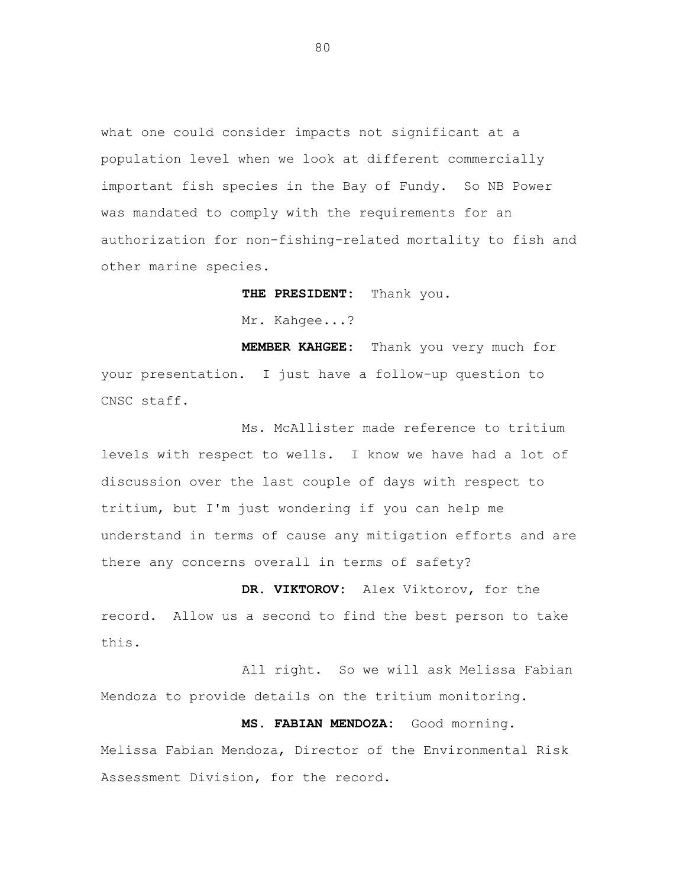what one could consider impacts not significant at a population level when we look at different commercially important fish species in the Bay of Fundy. So NB Power was mandated to comply with the requirements for an authorization for non-fishing-related mortality to fish and other marine species.

**THE PRESIDENT:** Thank you.

Mr. Kahgee...?

**MEMBER KAHGEE:** Thank you very much for your presentation. I just have a follow-up question to CNSC staff.

Ms. McAllister made reference to tritium levels with respect to wells. I know we have had a lot of discussion over the last couple of days with respect to tritium, but I'm just wondering if you can help me understand in terms of cause any mitigation efforts and are there any concerns overall in terms of safety?

**DR. VIKTOROV:** Alex Viktorov, for the record. Allow us a second to find the best person to take this.

All right. So we will ask Melissa Fabian Mendoza to provide details on the tritium monitoring.

**MS. FABIAN MENDOZA:** Good morning. Melissa Fabian Mendoza, Director of the Environmental Risk Assessment Division, for the record.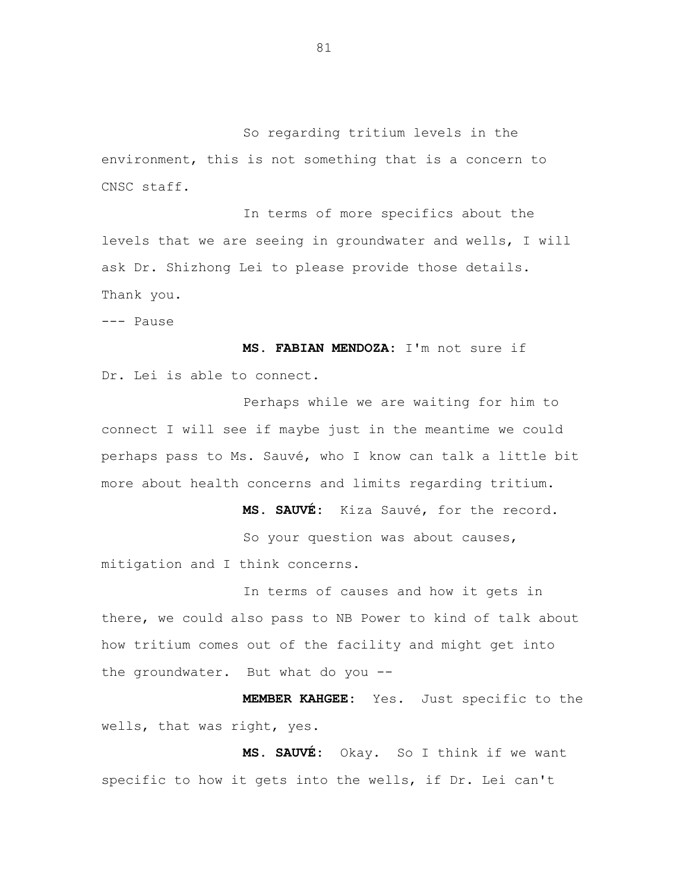So regarding tritium levels in the environment, this is not something that is a concern to CNSC staff.

In terms of more specifics about the levels that we are seeing in groundwater and wells, I will ask Dr. Shizhong Lei to please provide those details. Thank you.

--- Pause

**MS. FABIAN MENDOZA:** I'm not sure if Dr. Lei is able to connect.

Perhaps while we are waiting for him to connect I will see if maybe just in the meantime we could perhaps pass to Ms. Sauvé, who I know can talk a little bit more about health concerns and limits regarding tritium.

**MS. SAUVÉ:** Kiza Sauvé, for the record.

So your question was about causes, mitigation and I think concerns.

In terms of causes and how it gets in there, we could also pass to NB Power to kind of talk about how tritium comes out of the facility and might get into the groundwater. But what do you --

**MEMBER KAHGEE:** Yes. Just specific to the wells, that was right, yes.

**MS. SAUVÉ:** Okay. So I think if we want specific to how it gets into the wells, if Dr. Lei can't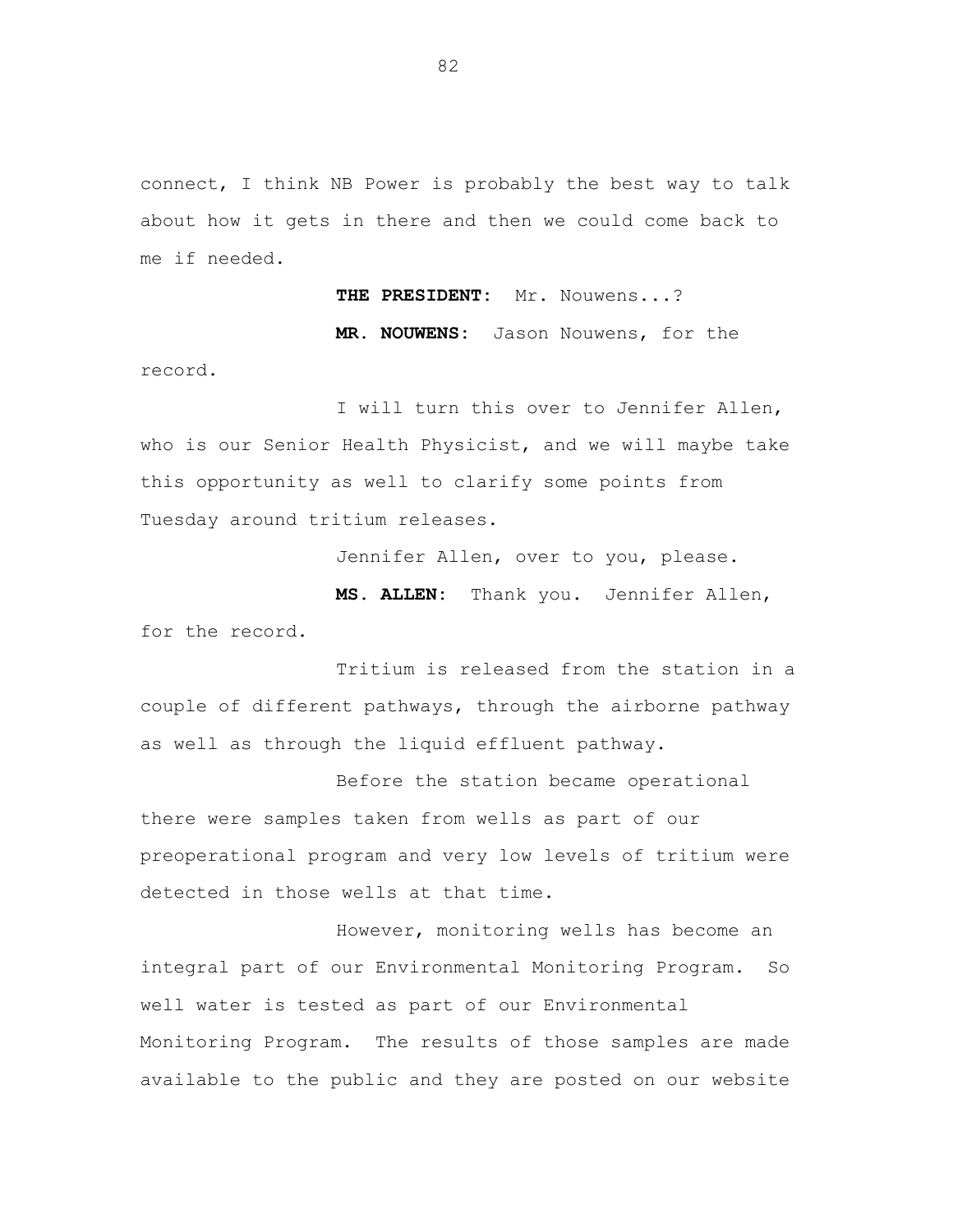connect, I think NB Power is probably the best way to talk about how it gets in there and then we could come back to me if needed.

**THE PRESIDENT:** Mr. Nouwens...?

**MR. NOUWENS:** Jason Nouwens, for the record.

I will turn this over to Jennifer Allen, who is our Senior Health Physicist, and we will maybe take this opportunity as well to clarify some points from Tuesday around tritium releases.

Jennifer Allen, over to you, please.

**MS. ALLEN:** Thank you. Jennifer Allen, for the record.

Tritium is released from the station in a couple of different pathways, through the airborne pathway as well as through the liquid effluent pathway.

Before the station became operational there were samples taken from wells as part of our preoperational program and very low levels of tritium were detected in those wells at that time.

However, monitoring wells has become an integral part of our Environmental Monitoring Program. So well water is tested as part of our Environmental Monitoring Program. The results of those samples are made available to the public and they are posted on our website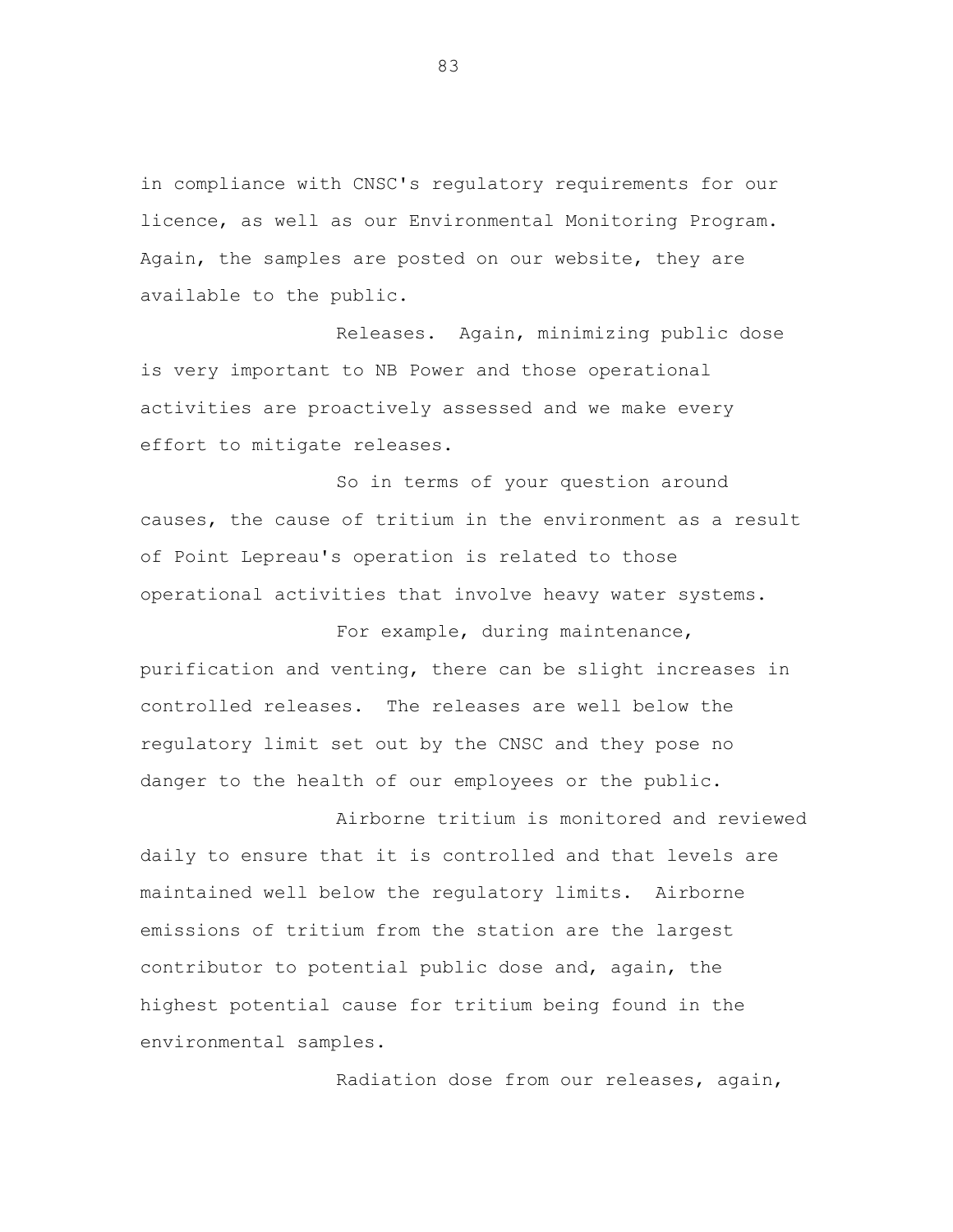in compliance with CNSC's regulatory requirements for our licence, as well as our Environmental Monitoring Program. Again, the samples are posted on our website, they are available to the public.

Releases. Again, minimizing public dose is very important to NB Power and those operational activities are proactively assessed and we make every effort to mitigate releases.

So in terms of your question around causes, the cause of tritium in the environment as a result of Point Lepreau's operation is related to those operational activities that involve heavy water systems.

For example, during maintenance, purification and venting, there can be slight increases in controlled releases. The releases are well below the regulatory limit set out by the CNSC and they pose no danger to the health of our employees or the public.

Airborne tritium is monitored and reviewed daily to ensure that it is controlled and that levels are maintained well below the regulatory limits. Airborne emissions of tritium from the station are the largest contributor to potential public dose and, again, the highest potential cause for tritium being found in the environmental samples.

Radiation dose from our releases, again,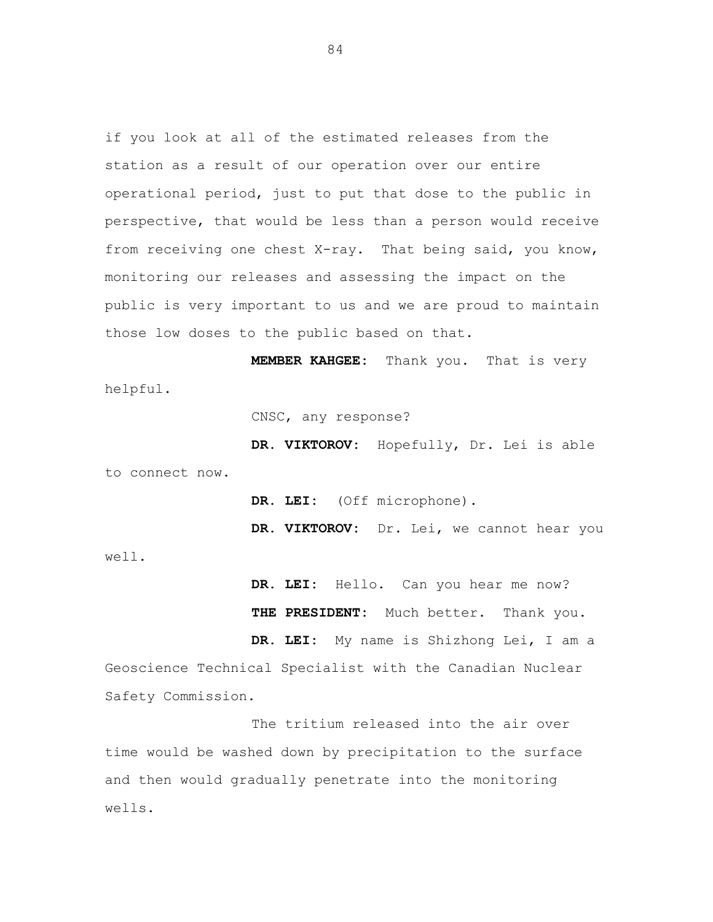if you look at all of the estimated releases from the station as a result of our operation over our entire operational period, just to put that dose to the public in perspective, that would be less than a person would receive from receiving one chest X-ray. That being said, you know, monitoring our releases and assessing the impact on the public is very important to us and we are proud to maintain those low doses to the public based on that.

**MEMBER KAHGEE:** Thank you. That is very helpful.

CNSC, any response?

**DR. VIKTOROV:** Hopefully, Dr. Lei is able to connect now.

**DR. LEI:** (Off microphone).

**DR. VIKTOROV:** Dr. Lei, we cannot hear you well.

**DR. LEI:** Hello. Can you hear me now?

**THE PRESIDENT:** Much better. Thank you.

**DR. LEI:** My name is Shizhong Lei, I am a Geoscience Technical Specialist with the Canadian Nuclear Safety Commission.

The tritium released into the air over time would be washed down by precipitation to the surface and then would gradually penetrate into the monitoring wells.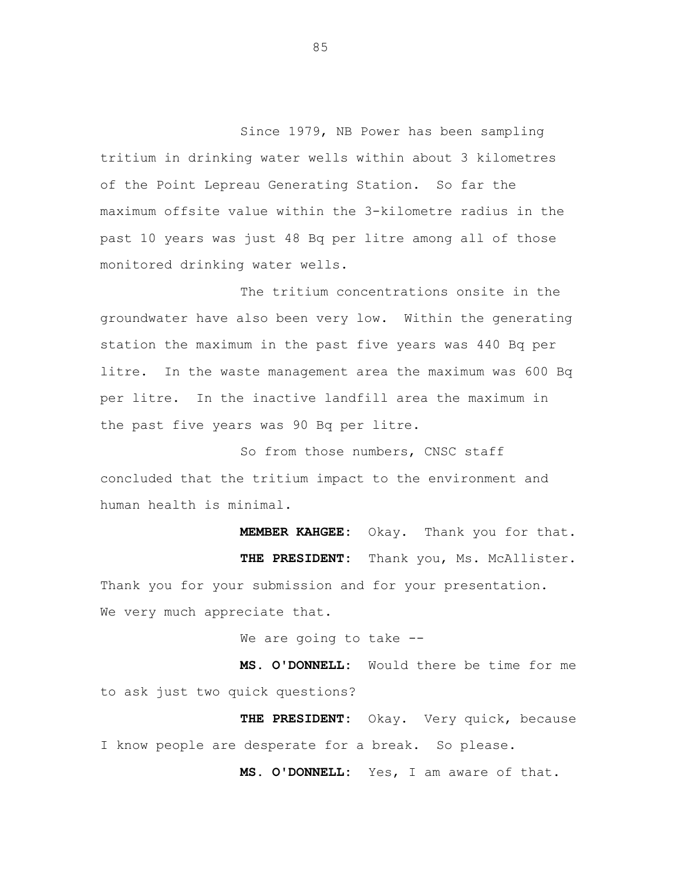Since 1979, NB Power has been sampling tritium in drinking water wells within about 3 kilometres of the Point Lepreau Generating Station. So far the maximum offsite value within the 3-kilometre radius in the past 10 years was just 48 Bq per litre among all of those monitored drinking water wells.

The tritium concentrations onsite in the groundwater have also been very low. Within the generating station the maximum in the past five years was 440 Bq per litre. In the waste management area the maximum was 600 Bq per litre. In the inactive landfill area the maximum in the past five years was 90 Bq per litre.

So from those numbers, CNSC staff concluded that the tritium impact to the environment and human health is minimal.

**MEMBER KAHGEE:** Okay. Thank you for that.

**THE PRESIDENT:** Thank you, Ms. McAllister. Thank you for your submission and for your presentation. We very much appreciate that.

We are going to take --

**MS. O'DONNELL:** Would there be time for me to ask just two quick questions?

**THE PRESIDENT:** Okay. Very quick, because I know people are desperate for a break. So please.

**MS. O'DONNELL:** Yes, I am aware of that.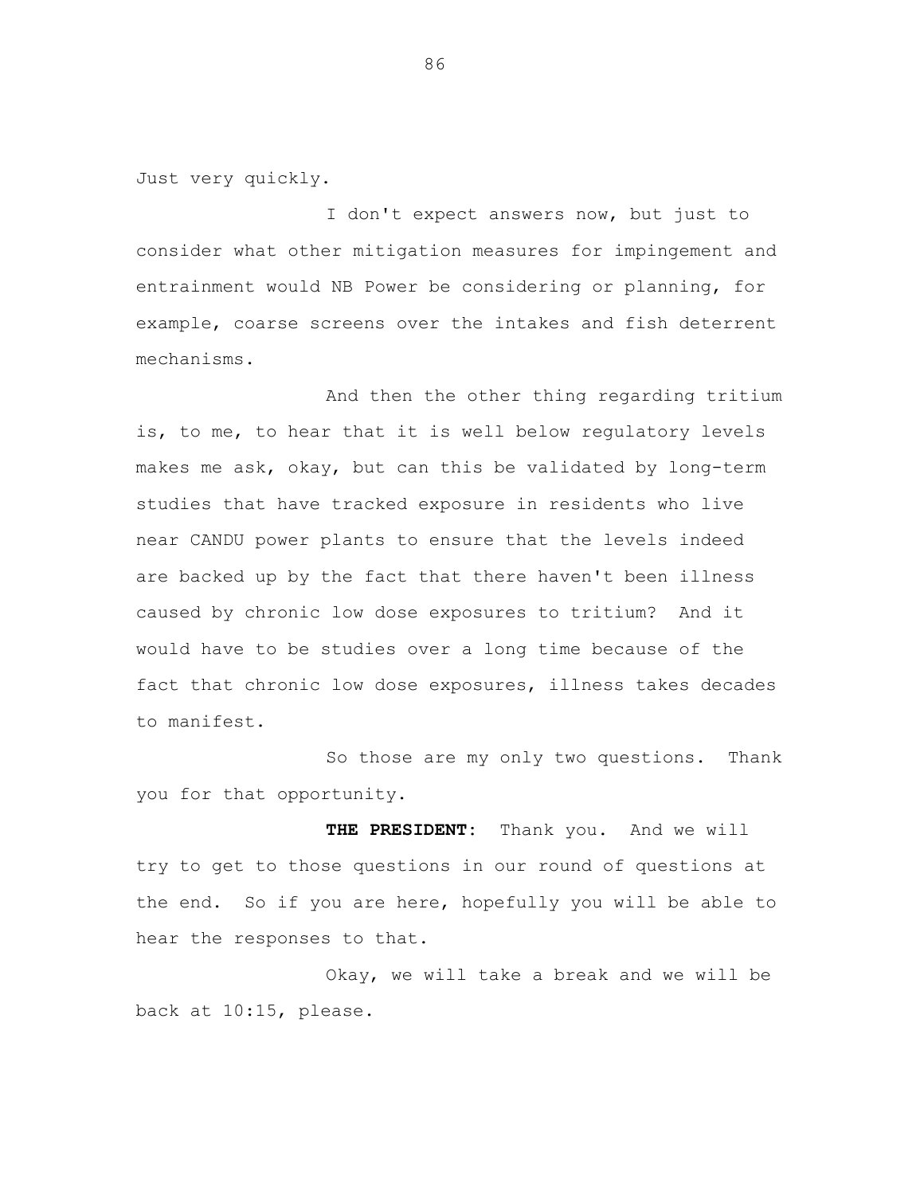Just very quickly.

I don't expect answers now, but just to consider what other mitigation measures for impingement and entrainment would NB Power be considering or planning, for example, coarse screens over the intakes and fish deterrent mechanisms.

And then the other thing regarding tritium is, to me, to hear that it is well below regulatory levels makes me ask, okay, but can this be validated by long-term studies that have tracked exposure in residents who live near CANDU power plants to ensure that the levels indeed are backed up by the fact that there haven't been illness caused by chronic low dose exposures to tritium? And it would have to be studies over a long time because of the fact that chronic low dose exposures, illness takes decades to manifest.

So those are my only two questions. Thank you for that opportunity.

**THE PRESIDENT:** Thank you. And we will try to get to those questions in our round of questions at the end. So if you are here, hopefully you will be able to hear the responses to that.

Okay, we will take a break and we will be back at 10:15, please.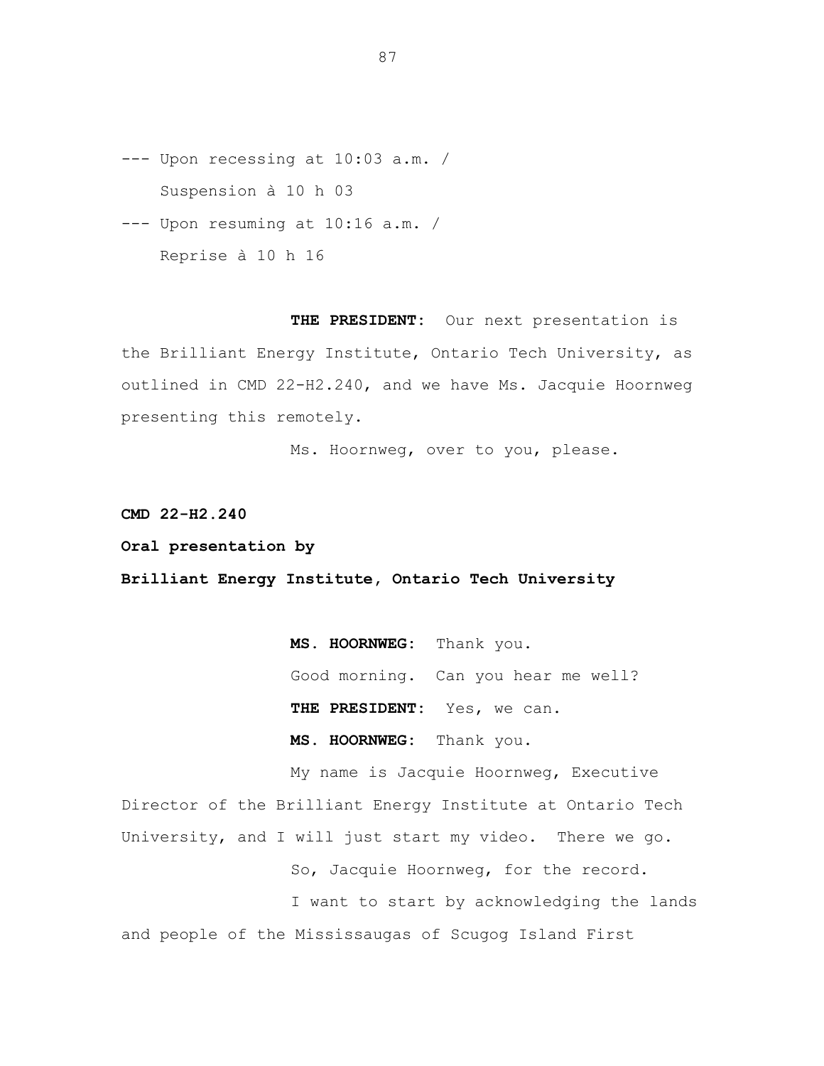--- Upon recessing at 10:03 a.m. /
Suspension à 10 h 03

--- Upon resuming at 10:16 a.m. /
Reprise à 10 h 16

**THE PRESIDENT:** Our next presentation is the Brilliant Energy Institute, Ontario Tech University, as outlined in CMD 22-H2.240, and we have Ms. Jacquie Hoornweg presenting this remotely.

Ms. Hoornweg, over to you, please.

**CMD 22-H2.240**

**Oral presentation by**

**Brilliant Energy Institute, Ontario Tech University**

**MS. HOORNWEG:** Thank you.

Good morning. Can you hear me well?

**THE PRESIDENT:** Yes, we can.

**MS. HOORNWEG:** Thank you.

My name is Jacquie Hoornweg, Executive Director of the Brilliant Energy Institute at Ontario Tech University, and I will just start my video. There we go.

So, Jacquie Hoornweg, for the record.

I want to start by acknowledging the lands and people of the Mississaugas of Scugog Island First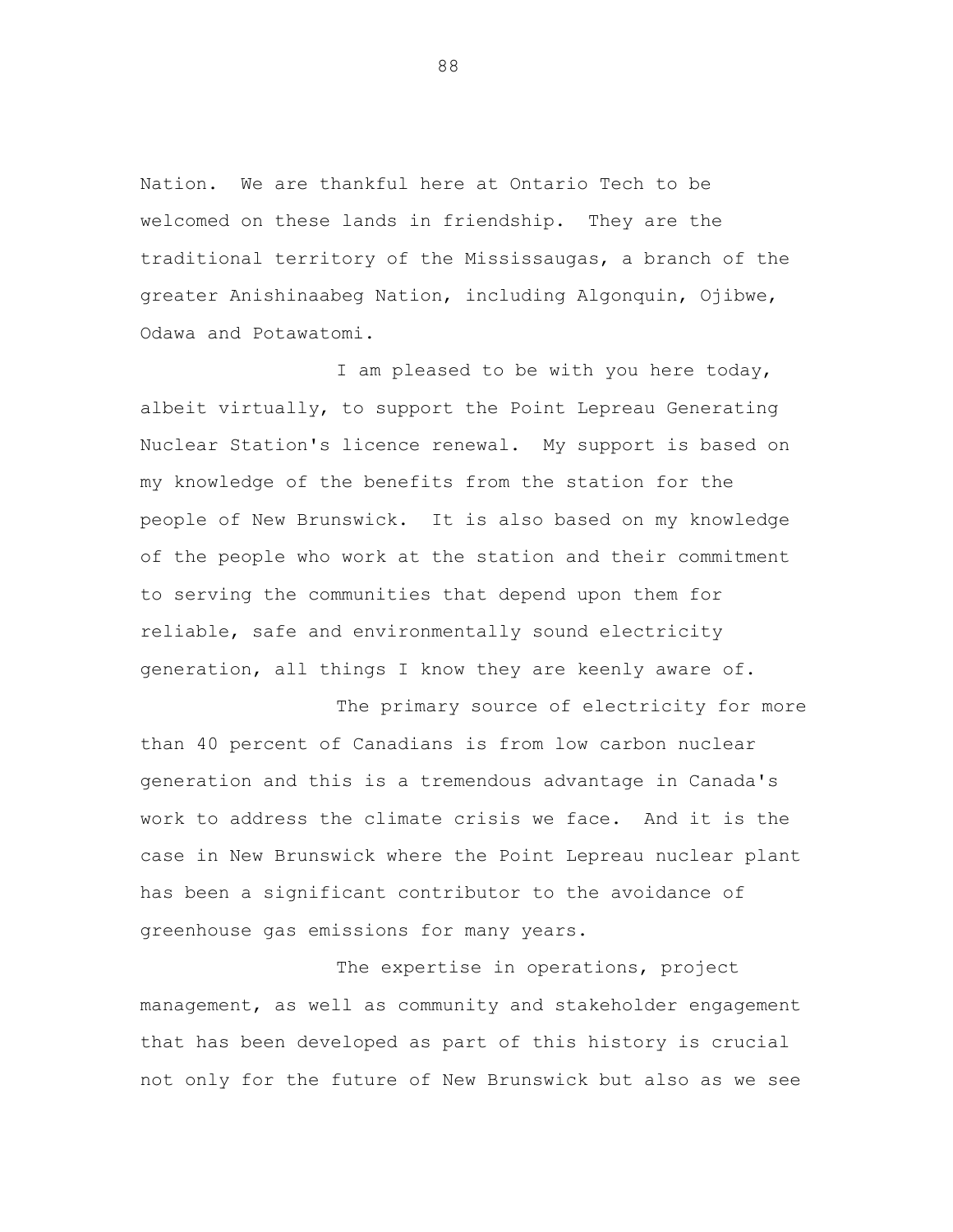Nation. We are thankful here at Ontario Tech to be welcomed on these lands in friendship. They are the traditional territory of the Mississaugas, a branch of the greater Anishinaabeg Nation, including Algonquin, Ojibwe, Odawa and Potawatomi.

I am pleased to be with you here today, albeit virtually, to support the Point Lepreau Generating Nuclear Station's licence renewal. My support is based on my knowledge of the benefits from the station for the people of New Brunswick. It is also based on my knowledge of the people who work at the station and their commitment to serving the communities that depend upon them for reliable, safe and environmentally sound electricity generation, all things I know they are keenly aware of.

The primary source of electricity for more than 40 percent of Canadians is from low carbon nuclear generation and this is a tremendous advantage in Canada's work to address the climate crisis we face. And it is the case in New Brunswick where the Point Lepreau nuclear plant has been a significant contributor to the avoidance of greenhouse gas emissions for many years.

The expertise in operations, project management, as well as community and stakeholder engagement that has been developed as part of this history is crucial not only for the future of New Brunswick but also as we see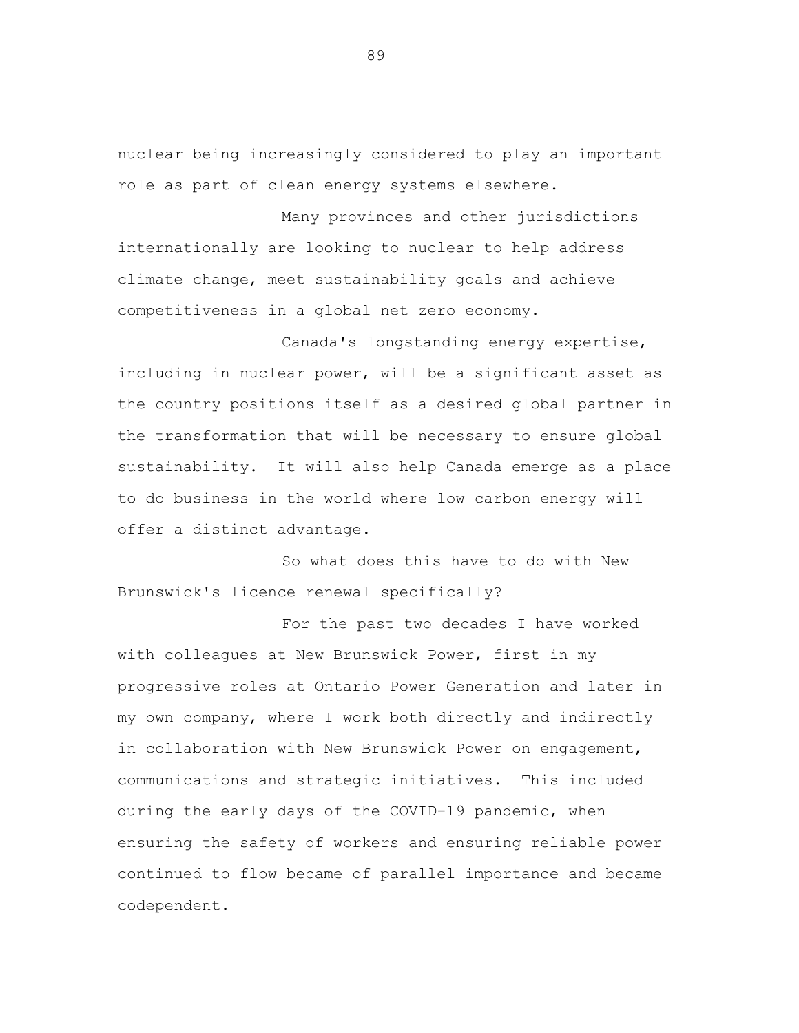nuclear being increasingly considered to play an important role as part of clean energy systems elsewhere.

Many provinces and other jurisdictions internationally are looking to nuclear to help address climate change, meet sustainability goals and achieve competitiveness in a global net zero economy.

Canada's longstanding energy expertise, including in nuclear power, will be a significant asset as the country positions itself as a desired global partner in the transformation that will be necessary to ensure global sustainability. It will also help Canada emerge as a place to do business in the world where low carbon energy will offer a distinct advantage.

So what does this have to do with New Brunswick's licence renewal specifically?

For the past two decades I have worked with colleagues at New Brunswick Power, first in my progressive roles at Ontario Power Generation and later in my own company, where I work both directly and indirectly in collaboration with New Brunswick Power on engagement, communications and strategic initiatives. This included during the early days of the COVID-19 pandemic, when ensuring the safety of workers and ensuring reliable power continued to flow became of parallel importance and became codependent.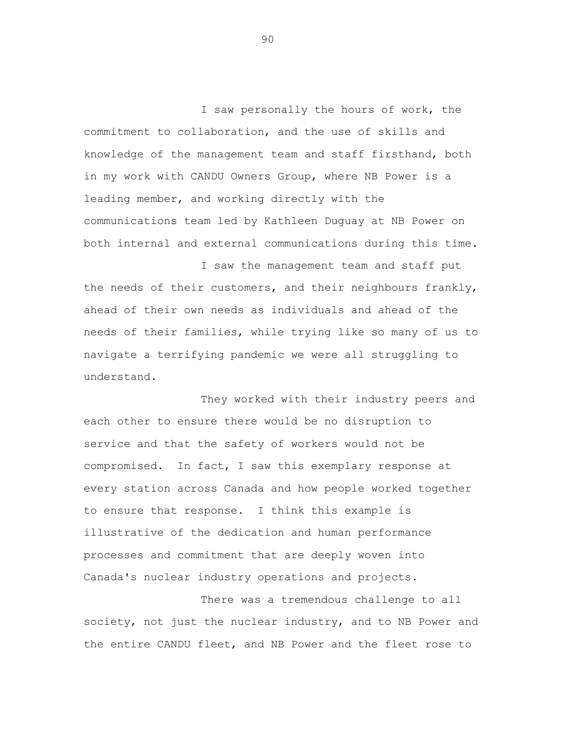I saw personally the hours of work, the commitment to collaboration, and the use of skills and knowledge of the management team and staff firsthand, both in my work with CANDU Owners Group, where NB Power is a leading member, and working directly with the communications team led by Kathleen Duguay at NB Power on both internal and external communications during this time.

I saw the management team and staff put the needs of their customers, and their neighbours frankly, ahead of their own needs as individuals and ahead of the needs of their families, while trying like so many of us to navigate a terrifying pandemic we were all struggling to understand.

They worked with their industry peers and each other to ensure there would be no disruption to service and that the safety of workers would not be compromised. In fact, I saw this exemplary response at every station across Canada and how people worked together to ensure that response. I think this example is illustrative of the dedication and human performance processes and commitment that are deeply woven into Canada's nuclear industry operations and projects.

There was a tremendous challenge to all society, not just the nuclear industry, and to NB Power and the entire CANDU fleet, and NB Power and the fleet rose to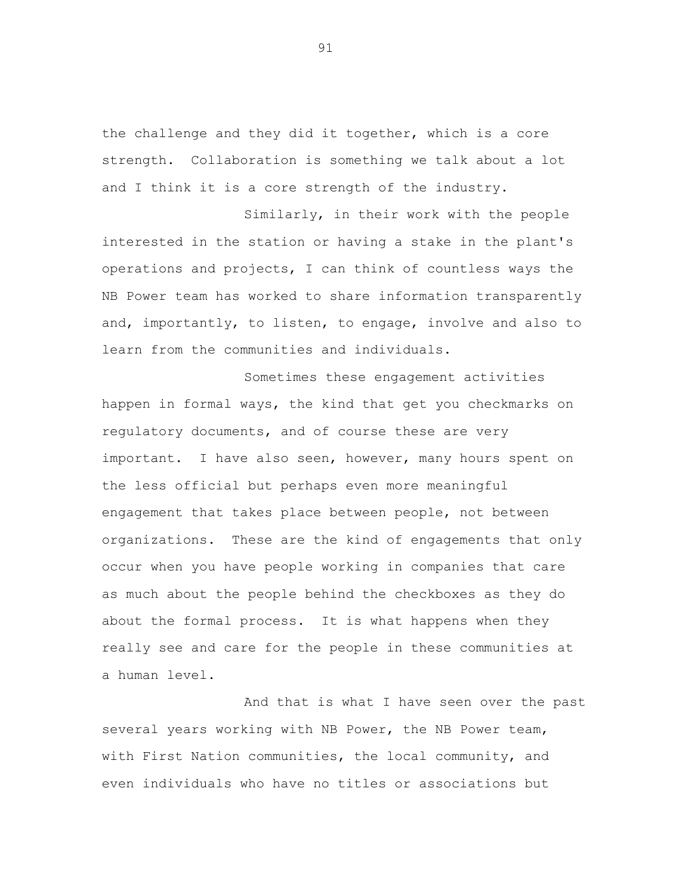the challenge and they did it together, which is a core strength. Collaboration is something we talk about a lot and I think it is a core strength of the industry.

Similarly, in their work with the people interested in the station or having a stake in the plant's operations and projects, I can think of countless ways the NB Power team has worked to share information transparently and, importantly, to listen, to engage, involve and also to learn from the communities and individuals.

Sometimes these engagement activities happen in formal ways, the kind that get you checkmarks on regulatory documents, and of course these are very important. I have also seen, however, many hours spent on the less official but perhaps even more meaningful engagement that takes place between people, not between organizations. These are the kind of engagements that only occur when you have people working in companies that care as much about the people behind the checkboxes as they do about the formal process. It is what happens when they really see and care for the people in these communities at a human level.

And that is what I have seen over the past several years working with NB Power, the NB Power team, with First Nation communities, the local community, and even individuals who have no titles or associations but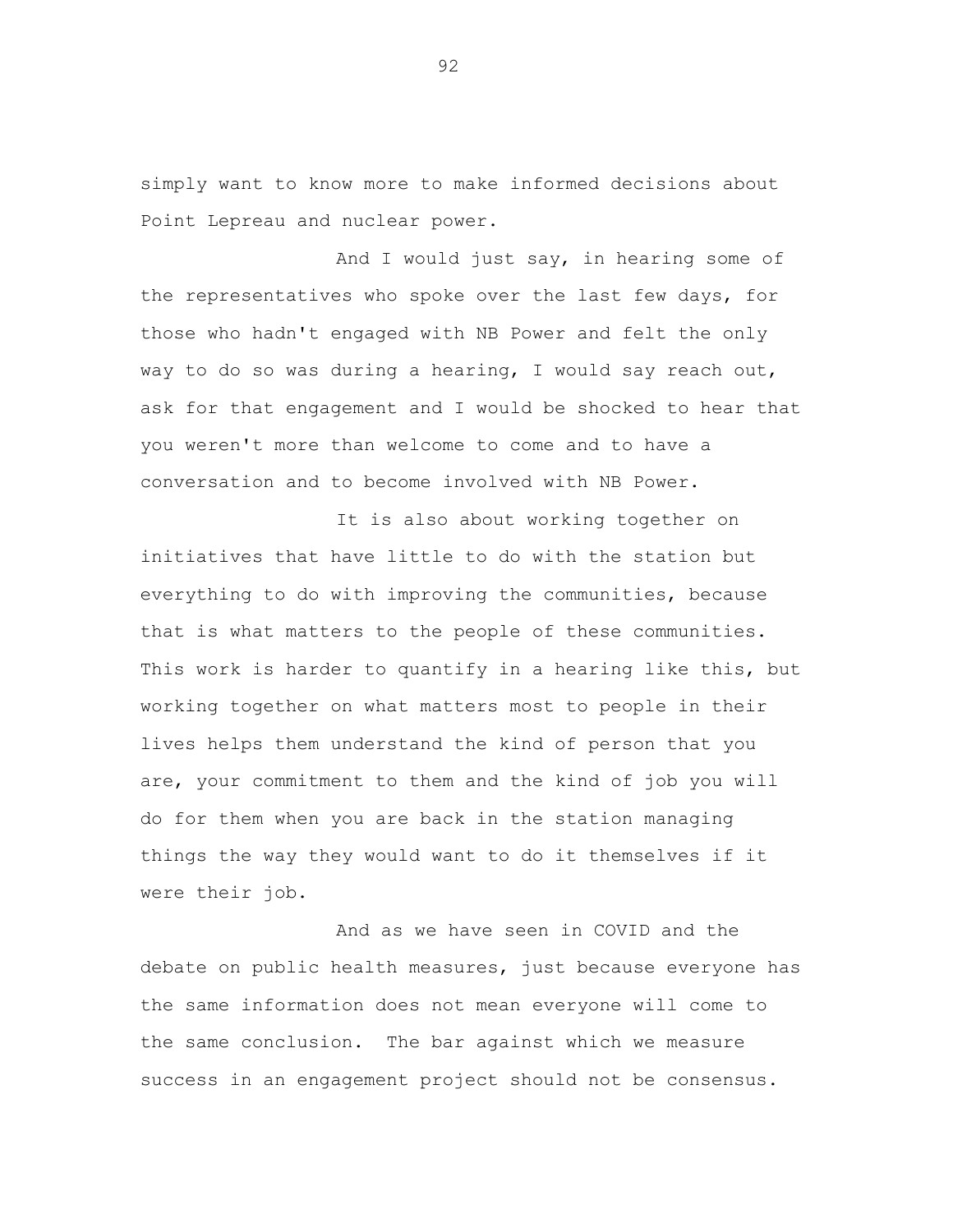simply want to know more to make informed decisions about Point Lepreau and nuclear power.

And I would just say, in hearing some of the representatives who spoke over the last few days, for those who hadn't engaged with NB Power and felt the only way to do so was during a hearing, I would say reach out, ask for that engagement and I would be shocked to hear that you weren't more than welcome to come and to have a conversation and to become involved with NB Power.

It is also about working together on initiatives that have little to do with the station but everything to do with improving the communities, because that is what matters to the people of these communities. This work is harder to quantify in a hearing like this, but working together on what matters most to people in their lives helps them understand the kind of person that you are, your commitment to them and the kind of job you will do for them when you are back in the station managing things the way they would want to do it themselves if it were their job.

And as we have seen in COVID and the debate on public health measures, just because everyone has the same information does not mean everyone will come to the same conclusion. The bar against which we measure success in an engagement project should not be consensus.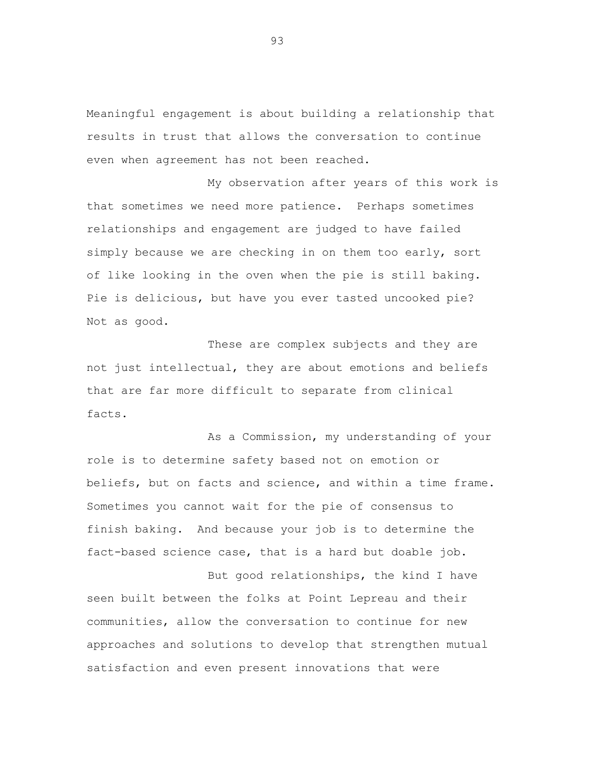Meaningful engagement is about building a relationship that results in trust that allows the conversation to continue even when agreement has not been reached.

My observation after years of this work is that sometimes we need more patience. Perhaps sometimes relationships and engagement are judged to have failed simply because we are checking in on them too early, sort of like looking in the oven when the pie is still baking. Pie is delicious, but have you ever tasted uncooked pie? Not as good.

These are complex subjects and they are not just intellectual, they are about emotions and beliefs that are far more difficult to separate from clinical facts.

As a Commission, my understanding of your role is to determine safety based not on emotion or beliefs, but on facts and science, and within a time frame. Sometimes you cannot wait for the pie of consensus to finish baking. And because your job is to determine the fact-based science case, that is a hard but doable job.

But good relationships, the kind I have seen built between the folks at Point Lepreau and their communities, allow the conversation to continue for new approaches and solutions to develop that strengthen mutual satisfaction and even present innovations that were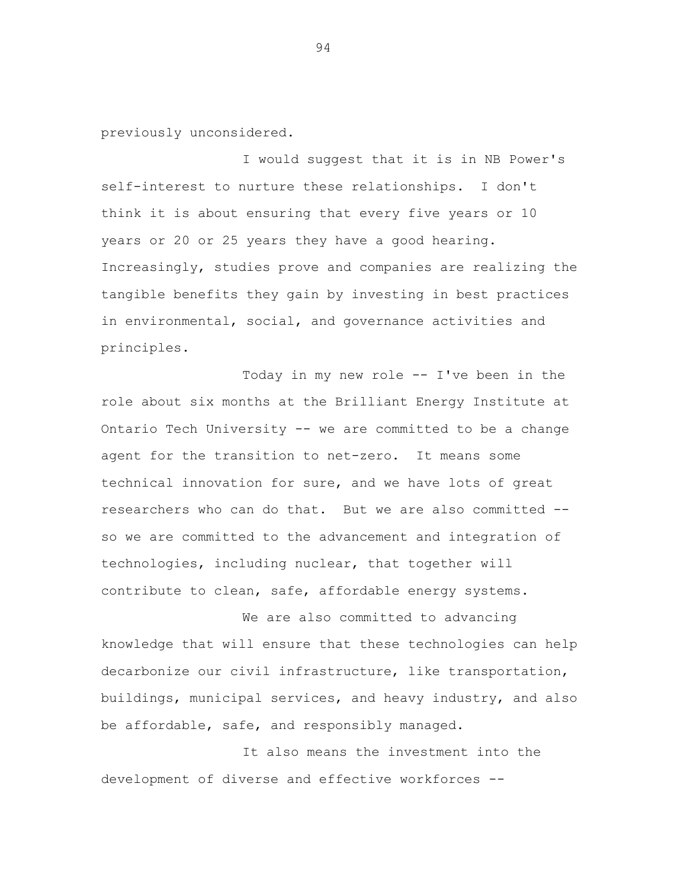previously unconsidered.

I would suggest that it is in NB Power's self-interest to nurture these relationships. I don't think it is about ensuring that every five years or 10 years or 20 or 25 years they have a good hearing. Increasingly, studies prove and companies are realizing the tangible benefits they gain by investing in best practices in environmental, social, and governance activities and principles.

Today in my new role -- I've been in the role about six months at the Brilliant Energy Institute at Ontario Tech University -- we are committed to be a change agent for the transition to net-zero. It means some technical innovation for sure, and we have lots of great researchers who can do that. But we are also committed -- so we are committed to the advancement and integration of technologies, including nuclear, that together will contribute to clean, safe, affordable energy systems.

We are also committed to advancing knowledge that will ensure that these technologies can help decarbonize our civil infrastructure, like transportation, buildings, municipal services, and heavy industry, and also be affordable, safe, and responsibly managed.

It also means the investment into the development of diverse and effective workforces --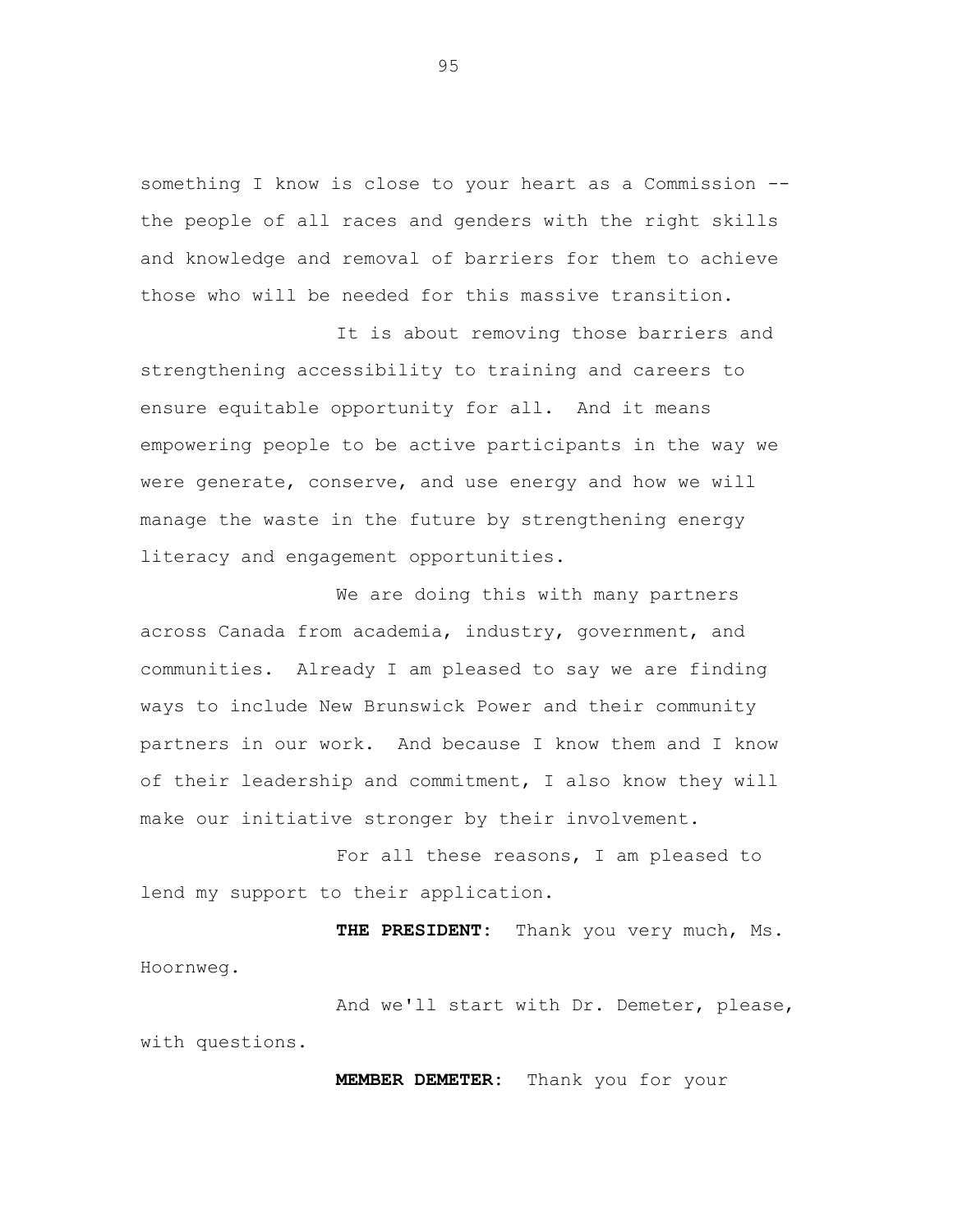something I know is close to your heart as a Commission -- the people of all races and genders with the right skills and knowledge and removal of barriers for them to achieve those who will be needed for this massive transition.

It is about removing those barriers and strengthening accessibility to training and careers to ensure equitable opportunity for all. And it means empowering people to be active participants in the way we were generate, conserve, and use energy and how we will manage the waste in the future by strengthening energy literacy and engagement opportunities.

We are doing this with many partners across Canada from academia, industry, government, and communities. Already I am pleased to say we are finding ways to include New Brunswick Power and their community partners in our work. And because I know them and I know of their leadership and commitment, I also know they will make our initiative stronger by their involvement.

For all these reasons, I am pleased to lend my support to their application.

**THE PRESIDENT:** Thank you very much, Ms. Hoornweg.

And we'll start with Dr. Demeter, please, with questions.

**MEMBER DEMETER:** Thank you for your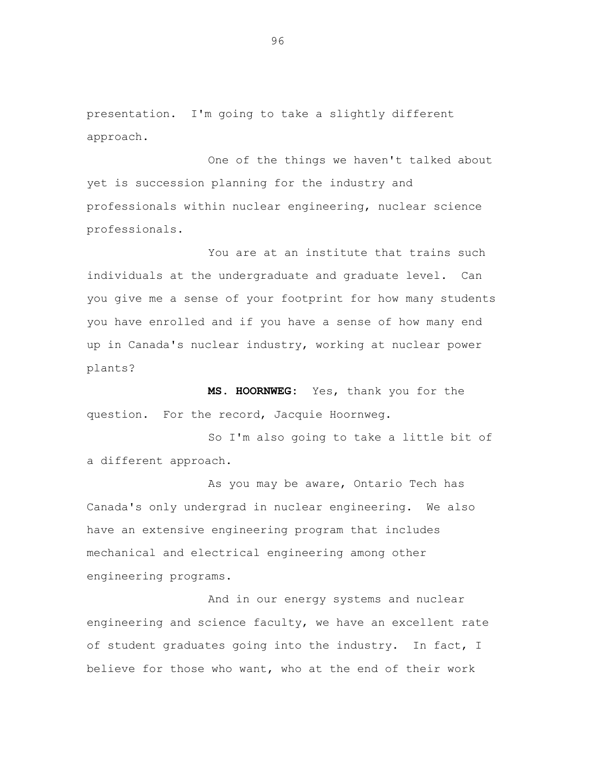presentation. I'm going to take a slightly different approach.

One of the things we haven't talked about yet is succession planning for the industry and professionals within nuclear engineering, nuclear science professionals.

You are at an institute that trains such individuals at the undergraduate and graduate level. Can you give me a sense of your footprint for how many students you have enrolled and if you have a sense of how many end up in Canada's nuclear industry, working at nuclear power plants?

**MS. HOORNWEG:** Yes, thank you for the question. For the record, Jacquie Hoornweg.

So I'm also going to take a little bit of a different approach.

As you may be aware, Ontario Tech has Canada's only undergrad in nuclear engineering. We also have an extensive engineering program that includes mechanical and electrical engineering among other engineering programs.

And in our energy systems and nuclear engineering and science faculty, we have an excellent rate of student graduates going into the industry. In fact, I believe for those who want, who at the end of their work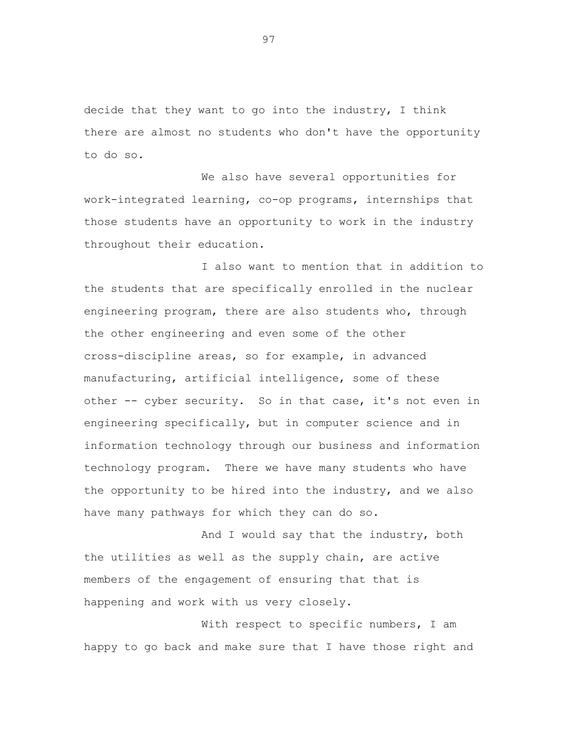decide that they want to go into the industry, I think there are almost no students who don't have the opportunity to do so.

We also have several opportunities for work-integrated learning, co-op programs, internships that those students have an opportunity to work in the industry throughout their education.

I also want to mention that in addition to the students that are specifically enrolled in the nuclear engineering program, there are also students who, through the other engineering and even some of the other cross-discipline areas, so for example, in advanced manufacturing, artificial intelligence, some of these other -- cyber security. So in that case, it's not even in engineering specifically, but in computer science and in information technology through our business and information technology program. There we have many students who have the opportunity to be hired into the industry, and we also have many pathways for which they can do so.

And I would say that the industry, both the utilities as well as the supply chain, are active members of the engagement of ensuring that that is happening and work with us very closely.

With respect to specific numbers, I am happy to go back and make sure that I have those right and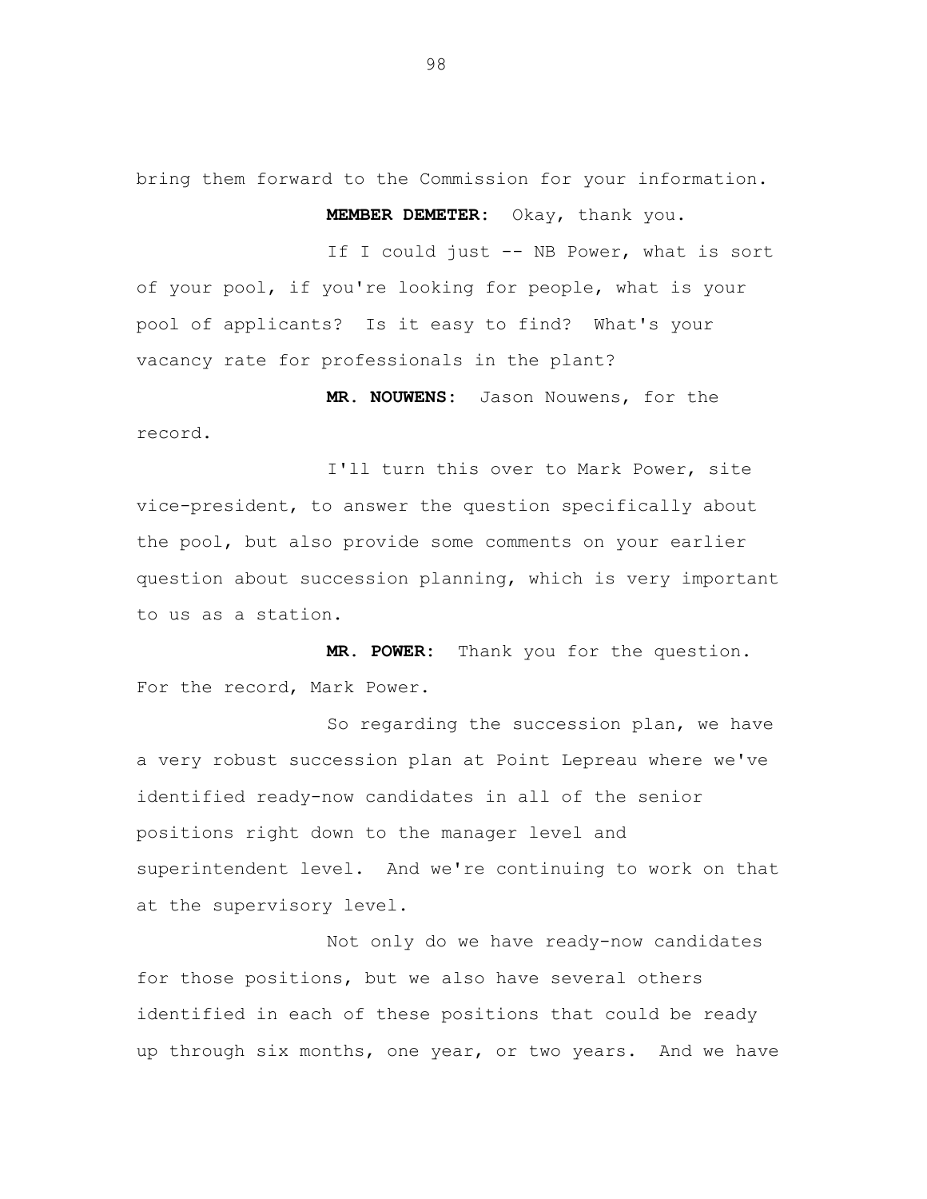bring them forward to the Commission for your information.

**MEMBER DEMETER:** Okay, thank you.

If I could just -- NB Power, what is sort of your pool, if you're looking for people, what is your pool of applicants? Is it easy to find? What's your vacancy rate for professionals in the plant?

**MR. NOUWENS:** Jason Nouwens, for the record.

I'll turn this over to Mark Power, site vice-president, to answer the question specifically about the pool, but also provide some comments on your earlier question about succession planning, which is very important to us as a station.

**MR. POWER:** Thank you for the question. For the record, Mark Power.

So regarding the succession plan, we have a very robust succession plan at Point Lepreau where we've identified ready-now candidates in all of the senior positions right down to the manager level and superintendent level. And we're continuing to work on that at the supervisory level.

Not only do we have ready-now candidates for those positions, but we also have several others identified in each of these positions that could be ready up through six months, one year, or two years. And we have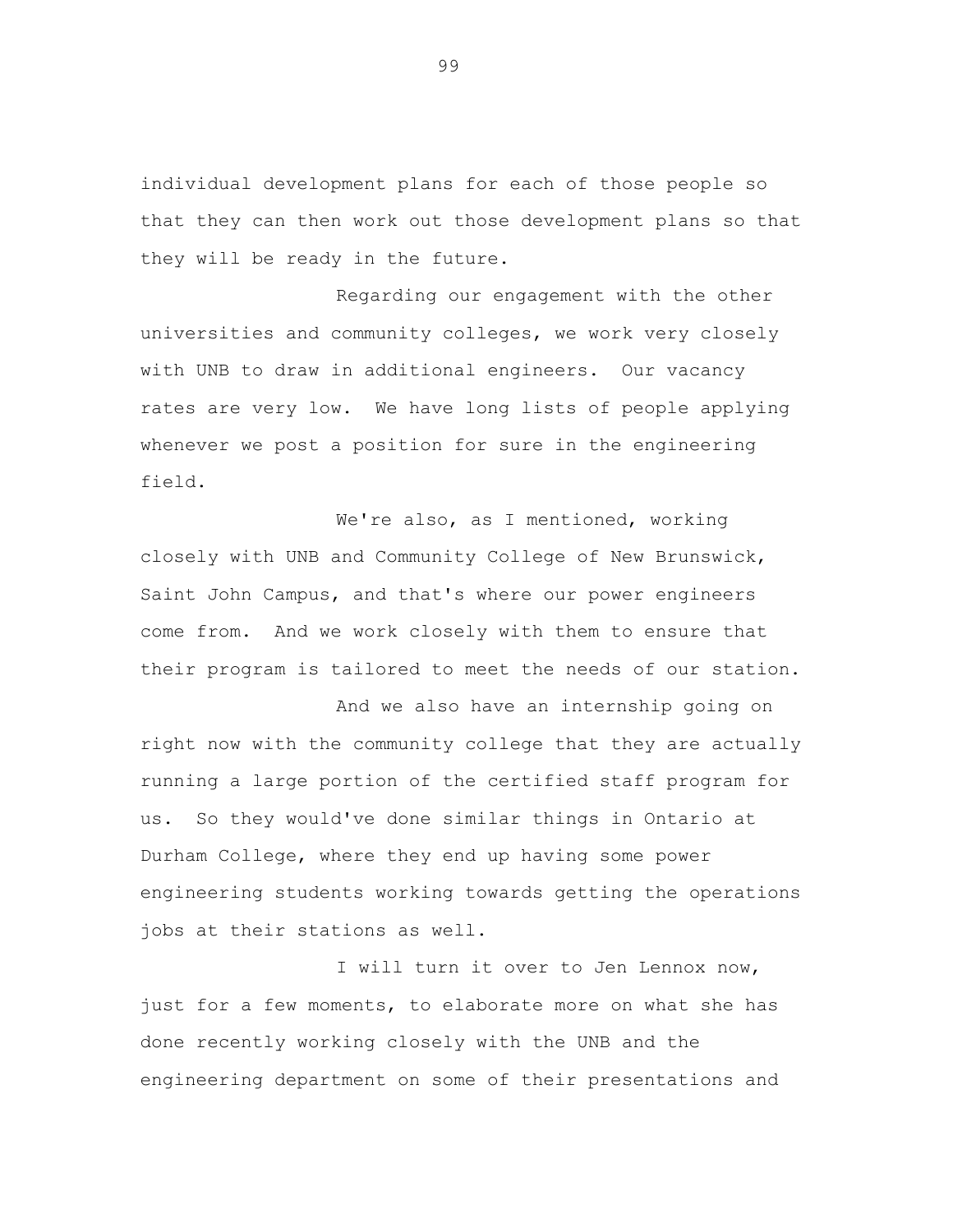individual development plans for each of those people so that they can then work out those development plans so that they will be ready in the future.

Regarding our engagement with the other universities and community colleges, we work very closely with UNB to draw in additional engineers. Our vacancy rates are very low. We have long lists of people applying whenever we post a position for sure in the engineering field.

We're also, as I mentioned, working closely with UNB and Community College of New Brunswick, Saint John Campus, and that's where our power engineers come from. And we work closely with them to ensure that their program is tailored to meet the needs of our station.

And we also have an internship going on right now with the community college that they are actually running a large portion of the certified staff program for us. So they would've done similar things in Ontario at Durham College, where they end up having some power engineering students working towards getting the operations jobs at their stations as well.

I will turn it over to Jen Lennox now, just for a few moments, to elaborate more on what she has done recently working closely with the UNB and the engineering department on some of their presentations and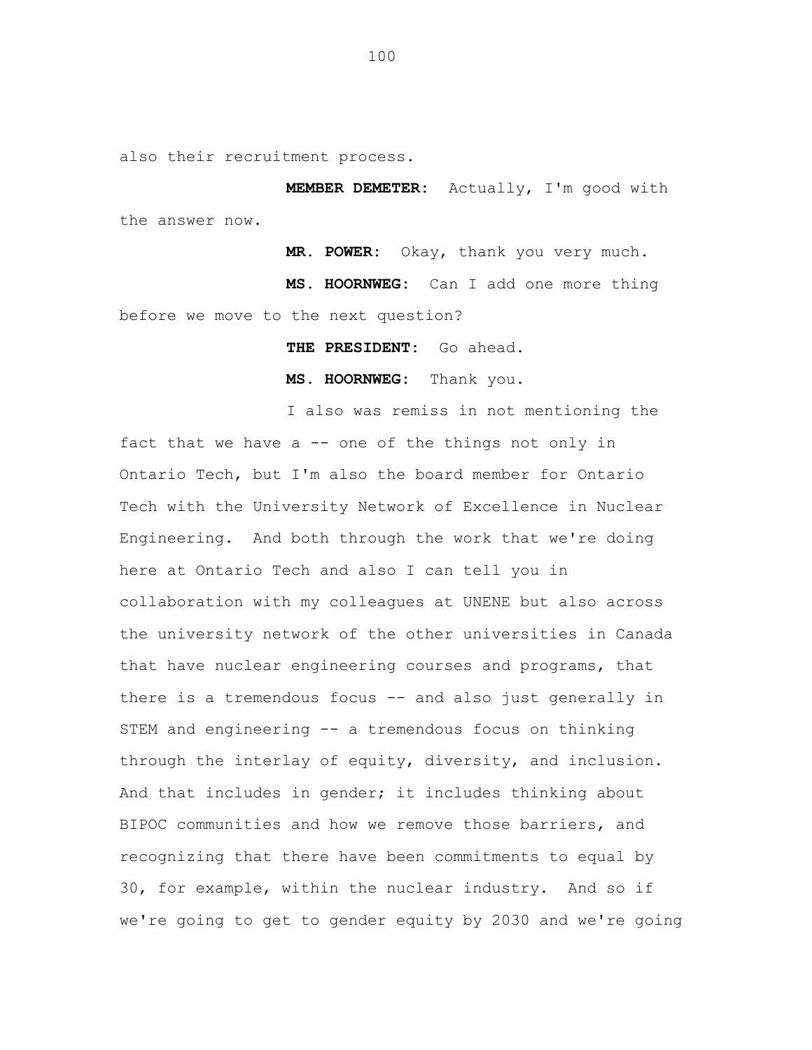also their recruitment process.

**MEMBER DEMETER:** Actually, I'm good with the answer now.

**MR. POWER:** Okay, thank you very much.

**MS. HOORNWEG:** Can I add one more thing before we move to the next question?

**THE PRESIDENT:** Go ahead.

**MS. HOORNWEG:** Thank you.

I also was remiss in not mentioning the fact that we have a -- one of the things not only in Ontario Tech, but I'm also the board member for Ontario Tech with the University Network of Excellence in Nuclear Engineering. And both through the work that we're doing here at Ontario Tech and also I can tell you in collaboration with my colleagues at UNENE but also across the university network of the other universities in Canada that have nuclear engineering courses and programs, that there is a tremendous focus -- and also just generally in STEM and engineering -- a tremendous focus on thinking through the interlay of equity, diversity, and inclusion. And that includes in gender; it includes thinking about BIPOC communities and how we remove those barriers, and recognizing that there have been commitments to equal by 30, for example, within the nuclear industry. And so if we're going to get to gender equity by 2030 and we're going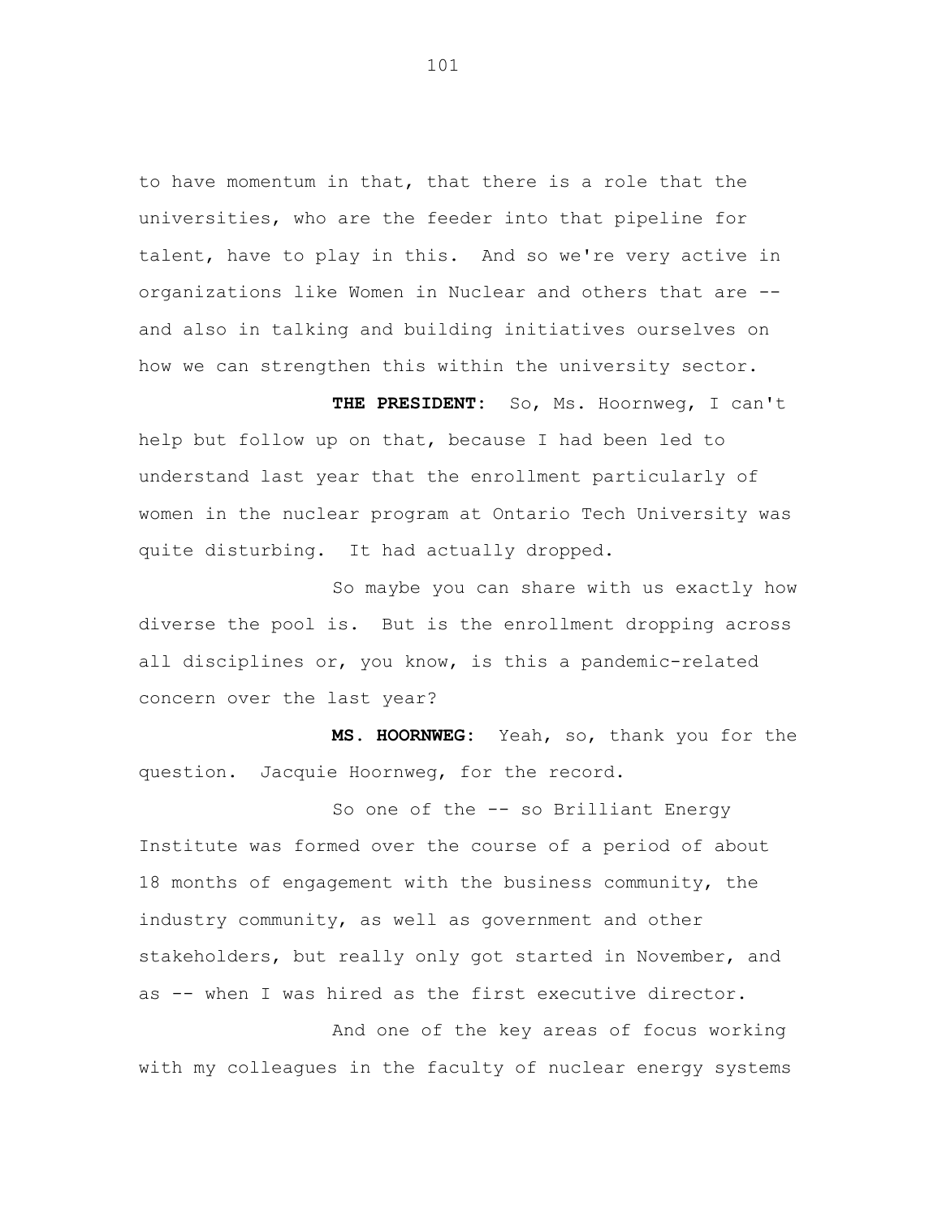to have momentum in that, that there is a role that the universities, who are the feeder into that pipeline for talent, have to play in this. And so we're very active in organizations like Women in Nuclear and others that are -- and also in talking and building initiatives ourselves on how we can strengthen this within the university sector.

**THE PRESIDENT:** So, Ms. Hoornweg, I can't help but follow up on that, because I had been led to understand last year that the enrollment particularly of women in the nuclear program at Ontario Tech University was quite disturbing. It had actually dropped.

So maybe you can share with us exactly how diverse the pool is. But is the enrollment dropping across all disciplines or, you know, is this a pandemic-related concern over the last year?

**MS. HOORNWEG:** Yeah, so, thank you for the question. Jacquie Hoornweg, for the record.

So one of the -- so Brilliant Energy Institute was formed over the course of a period of about 18 months of engagement with the business community, the industry community, as well as government and other stakeholders, but really only got started in November, and as -- when I was hired as the first executive director.

And one of the key areas of focus working with my colleagues in the faculty of nuclear energy systems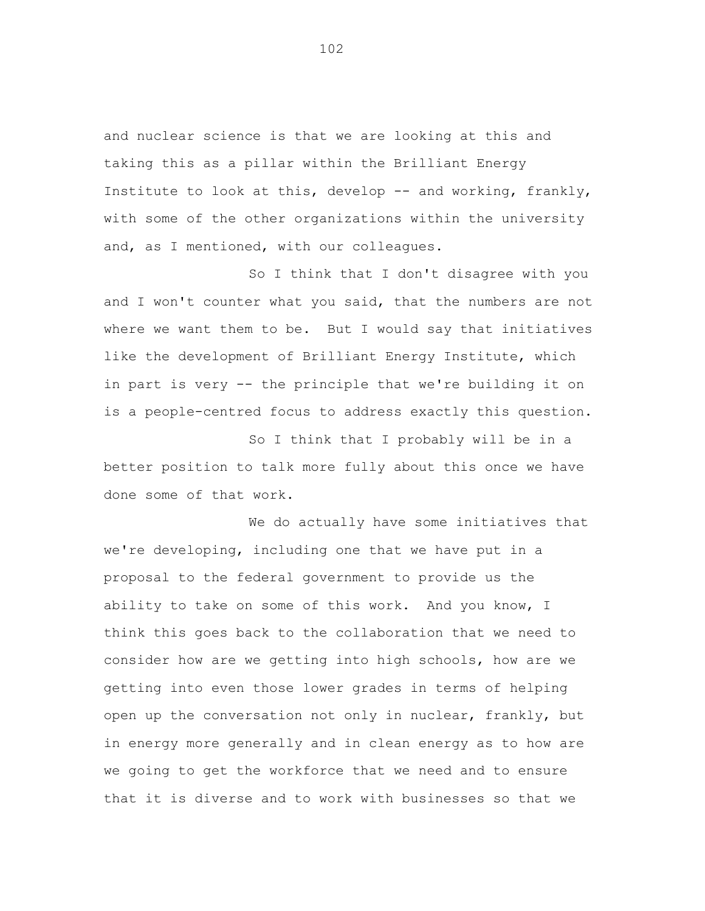and nuclear science is that we are looking at this and taking this as a pillar within the Brilliant Energy Institute to look at this, develop -- and working, frankly, with some of the other organizations within the university and, as I mentioned, with our colleagues.

So I think that I don't disagree with you and I won't counter what you said, that the numbers are not where we want them to be. But I would say that initiatives like the development of Brilliant Energy Institute, which in part is very -- the principle that we're building it on is a people-centred focus to address exactly this question.

So I think that I probably will be in a better position to talk more fully about this once we have done some of that work.

We do actually have some initiatives that we're developing, including one that we have put in a proposal to the federal government to provide us the ability to take on some of this work. And you know, I think this goes back to the collaboration that we need to consider how are we getting into high schools, how are we getting into even those lower grades in terms of helping open up the conversation not only in nuclear, frankly, but in energy more generally and in clean energy as to how are we going to get the workforce that we need and to ensure that it is diverse and to work with businesses so that we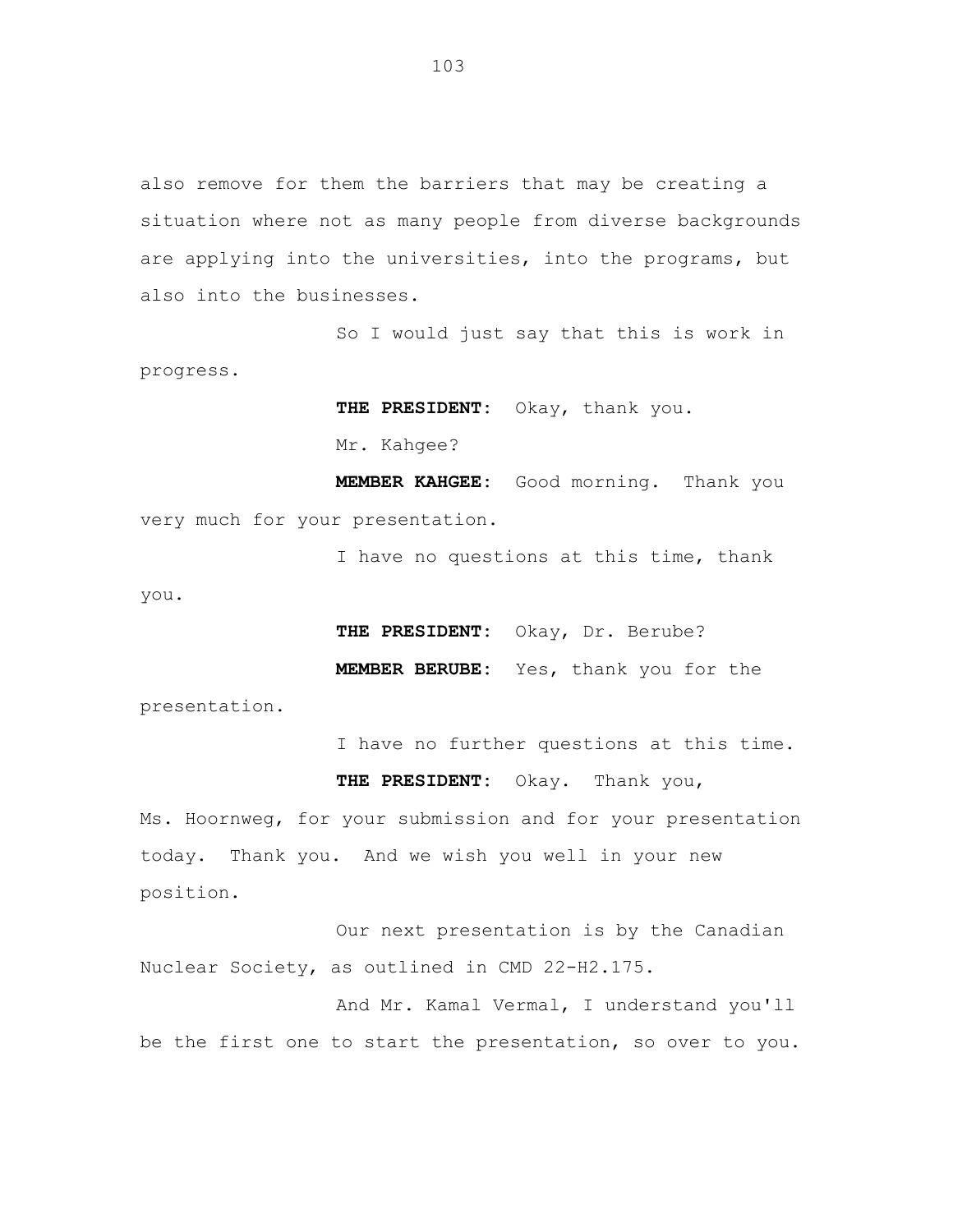also remove for them the barriers that may be creating a situation where not as many people from diverse backgrounds are applying into the universities, into the programs, but also into the businesses.

So I would just say that this is work in progress.

**THE PRESIDENT:** Okay, thank you.

Mr. Kahgee?

**MEMBER KAHGEE:** Good morning. Thank you very much for your presentation.

I have no questions at this time, thank you.

**THE PRESIDENT:** Okay, Dr. Berube?

**MEMBER BERUBE:** Yes, thank you for the presentation.

I have no further questions at this time.

**THE PRESIDENT:** Okay. Thank you, Ms. Hoornweg, for your submission and for your presentation today. Thank you. And we wish you well in your new position.

Our next presentation is by the Canadian Nuclear Society, as outlined in CMD 22-H2.175.

And Mr. Kamal Vermal, I understand you'll be the first one to start the presentation, so over to you.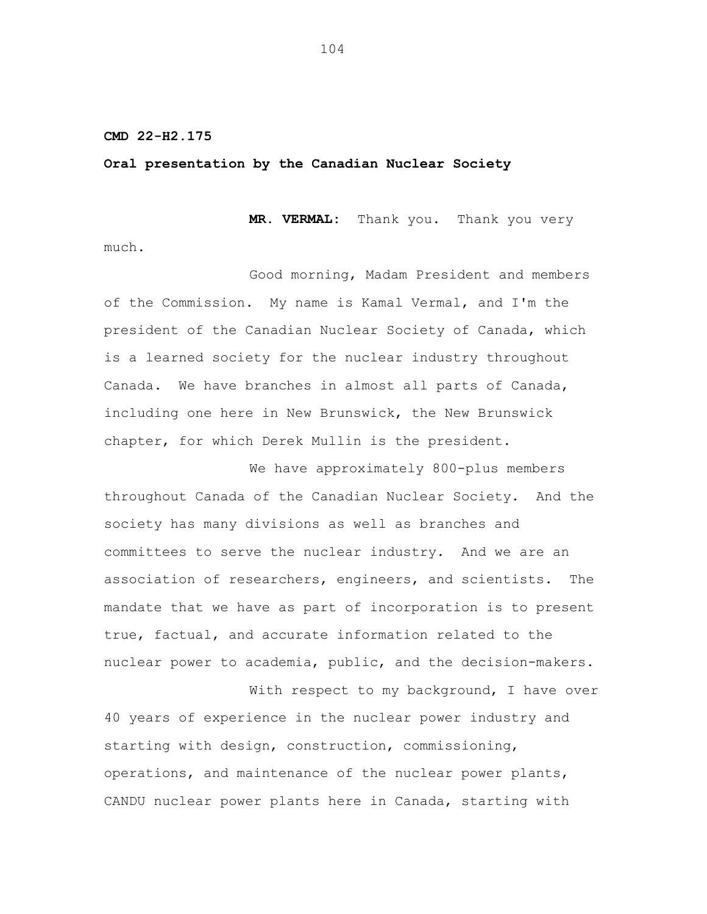**CMD 22-H2.175**

**Oral presentation by the Canadian Nuclear Society**

**MR. VERMAL:** Thank you. Thank you very much.

Good morning, Madam President and members of the Commission. My name is Kamal Vermal, and I'm the president of the Canadian Nuclear Society of Canada, which is a learned society for the nuclear industry throughout Canada. We have branches in almost all parts of Canada, including one here in New Brunswick, the New Brunswick chapter, for which Derek Mullin is the president.

We have approximately 800-plus members throughout Canada of the Canadian Nuclear Society. And the society has many divisions as well as branches and committees to serve the nuclear industry. And we are an association of researchers, engineers, and scientists. The mandate that we have as part of incorporation is to present true, factual, and accurate information related to the nuclear power to academia, public, and the decision-makers.

With respect to my background, I have over 40 years of experience in the nuclear power industry and starting with design, construction, commissioning, operations, and maintenance of the nuclear power plants, CANDU nuclear power plants here in Canada, starting with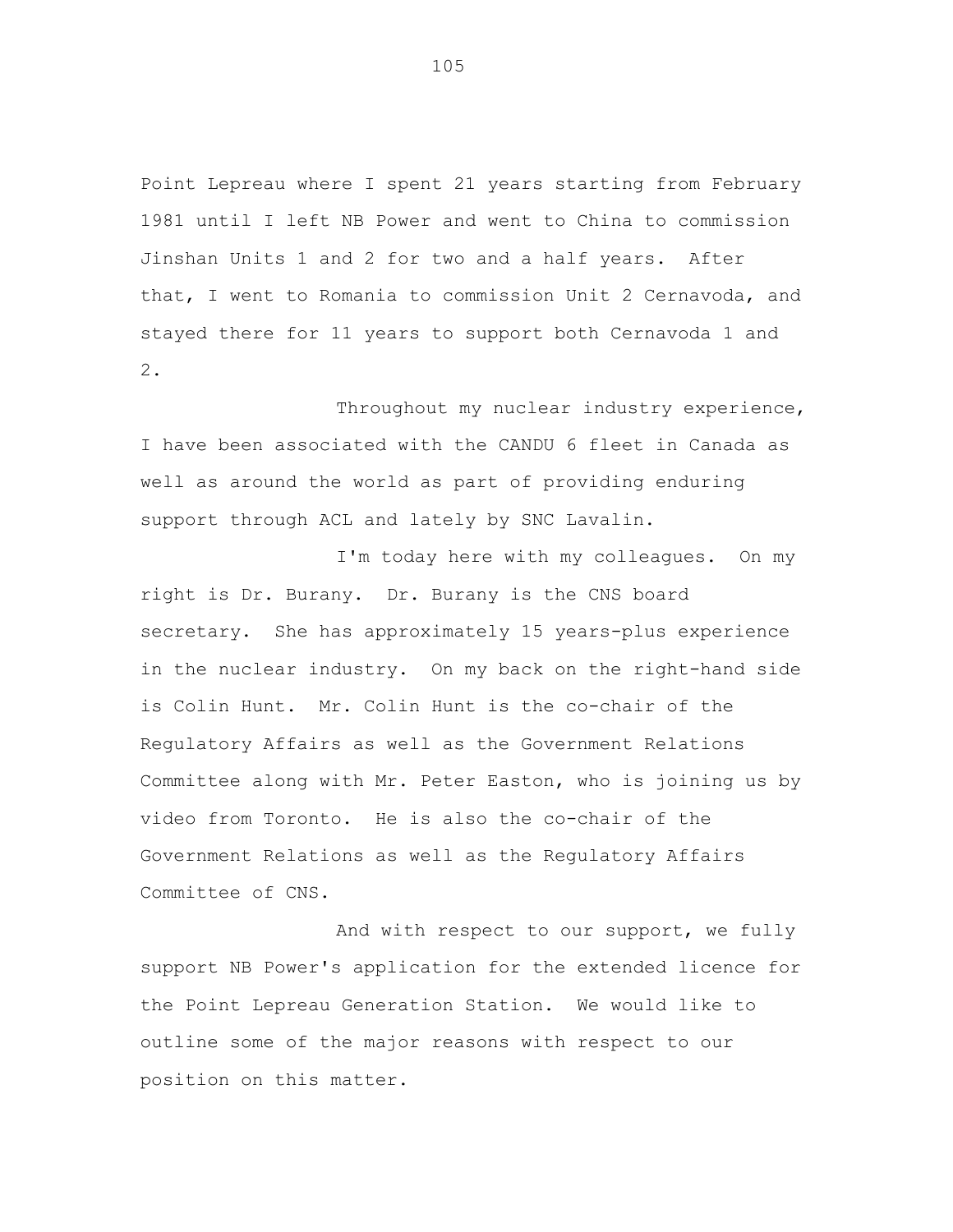Point Lepreau where I spent 21 years starting from February 1981 until I left NB Power and went to China to commission Jinshan Units 1 and 2 for two and a half years. After that, I went to Romania to commission Unit 2 Cernavoda, and stayed there for 11 years to support both Cernavoda 1 and 2.

Throughout my nuclear industry experience, I have been associated with the CANDU 6 fleet in Canada as well as around the world as part of providing enduring support through ACL and lately by SNC Lavalin.

I'm today here with my colleagues. On my right is Dr. Burany. Dr. Burany is the CNS board secretary. She has approximately 15 years-plus experience in the nuclear industry. On my back on the right-hand side is Colin Hunt. Mr. Colin Hunt is the co-chair of the Regulatory Affairs as well as the Government Relations Committee along with Mr. Peter Easton, who is joining us by video from Toronto. He is also the co-chair of the Government Relations as well as the Regulatory Affairs Committee of CNS.

And with respect to our support, we fully support NB Power's application for the extended licence for the Point Lepreau Generation Station. We would like to outline some of the major reasons with respect to our position on this matter.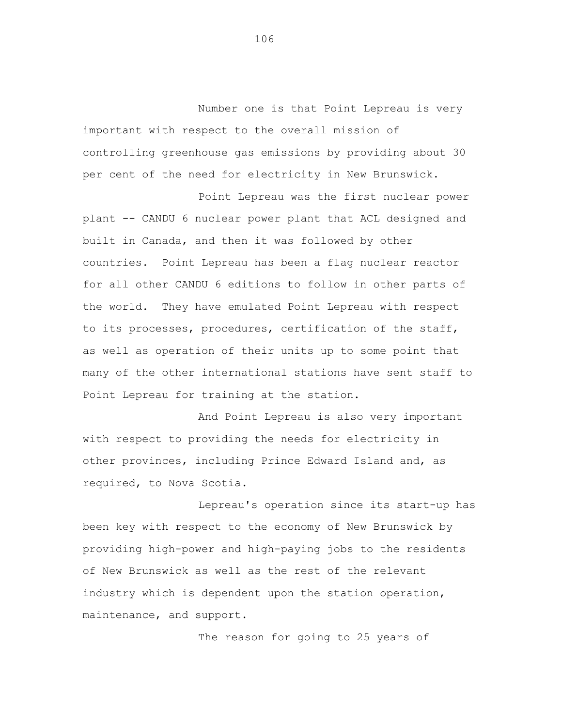Number one is that Point Lepreau is very important with respect to the overall mission of controlling greenhouse gas emissions by providing about 30 per cent of the need for electricity in New Brunswick.

Point Lepreau was the first nuclear power plant -- CANDU 6 nuclear power plant that ACL designed and built in Canada, and then it was followed by other countries. Point Lepreau has been a flag nuclear reactor for all other CANDU 6 editions to follow in other parts of the world. They have emulated Point Lepreau with respect to its processes, procedures, certification of the staff, as well as operation of their units up to some point that many of the other international stations have sent staff to Point Lepreau for training at the station.

And Point Lepreau is also very important with respect to providing the needs for electricity in other provinces, including Prince Edward Island and, as required, to Nova Scotia.

Lepreau's operation since its start-up has been key with respect to the economy of New Brunswick by providing high-power and high-paying jobs to the residents of New Brunswick as well as the rest of the relevant industry which is dependent upon the station operation, maintenance, and support.

The reason for going to 25 years of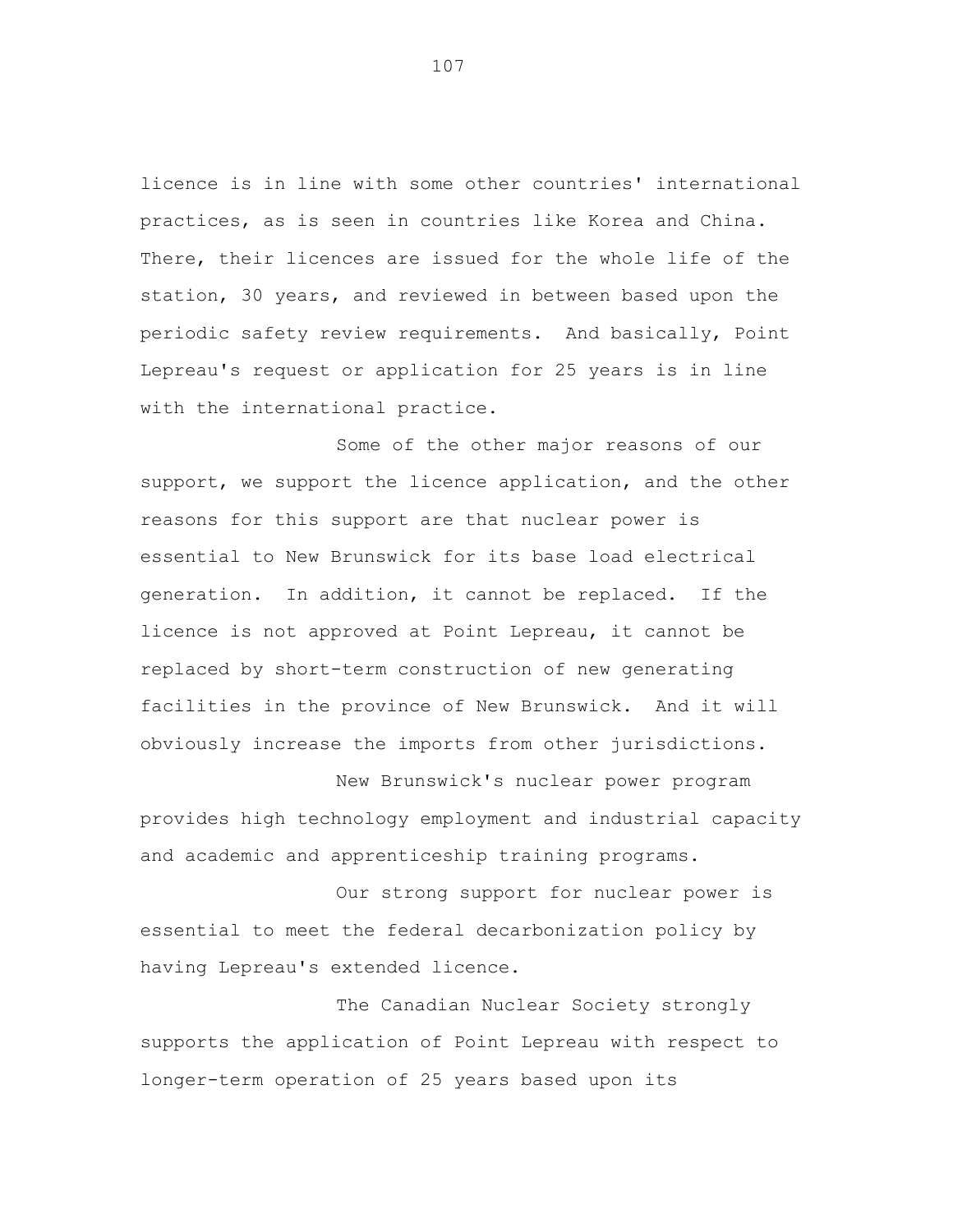licence is in line with some other countries' international practices, as is seen in countries like Korea and China. There, their licences are issued for the whole life of the station, 30 years, and reviewed in between based upon the periodic safety review requirements. And basically, Point Lepreau's request or application for 25 years is in line with the international practice.

Some of the other major reasons of our support, we support the licence application, and the other reasons for this support are that nuclear power is essential to New Brunswick for its base load electrical generation. In addition, it cannot be replaced. If the licence is not approved at Point Lepreau, it cannot be replaced by short-term construction of new generating facilities in the province of New Brunswick. And it will obviously increase the imports from other jurisdictions.

New Brunswick's nuclear power program provides high technology employment and industrial capacity and academic and apprenticeship training programs.

Our strong support for nuclear power is essential to meet the federal decarbonization policy by having Lepreau's extended licence.

The Canadian Nuclear Society strongly supports the application of Point Lepreau with respect to longer-term operation of 25 years based upon its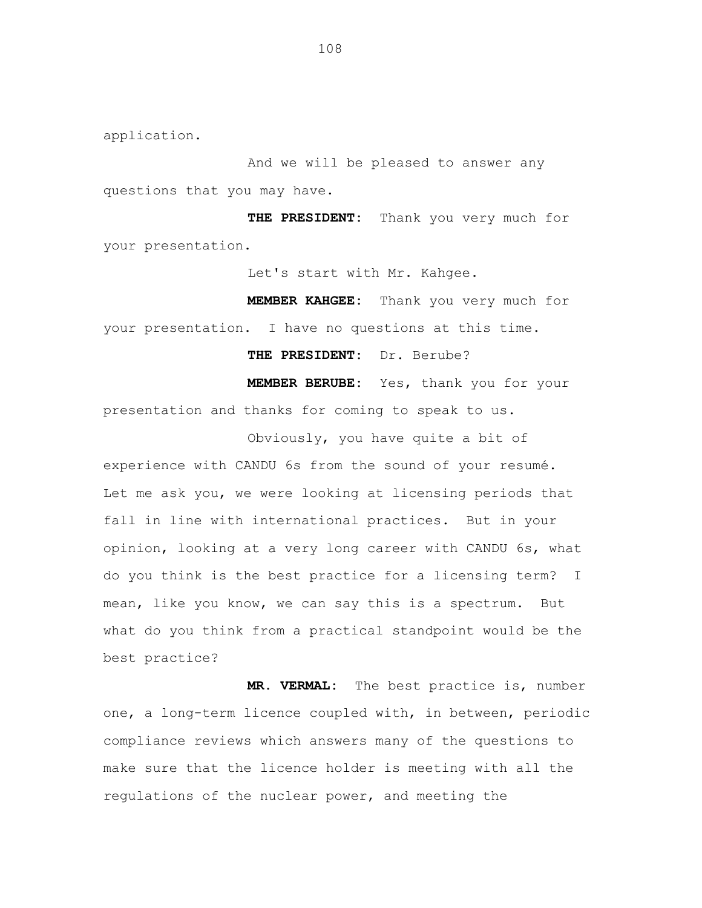application.

And we will be pleased to answer any questions that you may have.

**THE PRESIDENT:** Thank you very much for your presentation.

Let's start with Mr. Kahgee.

**MEMBER KAHGEE:** Thank you very much for your presentation. I have no questions at this time.

**THE PRESIDENT:** Dr. Berube?

**MEMBER BERUBE:** Yes, thank you for your presentation and thanks for coming to speak to us.

Obviously, you have quite a bit of experience with CANDU 6s from the sound of your resumé. Let me ask you, we were looking at licensing periods that fall in line with international practices. But in your opinion, looking at a very long career with CANDU 6s, what do you think is the best practice for a licensing term? I mean, like you know, we can say this is a spectrum. But what do you think from a practical standpoint would be the best practice?

**MR. VERMAL:** The best practice is, number one, a long-term licence coupled with, in between, periodic compliance reviews which answers many of the questions to make sure that the licence holder is meeting with all the regulations of the nuclear power, and meeting the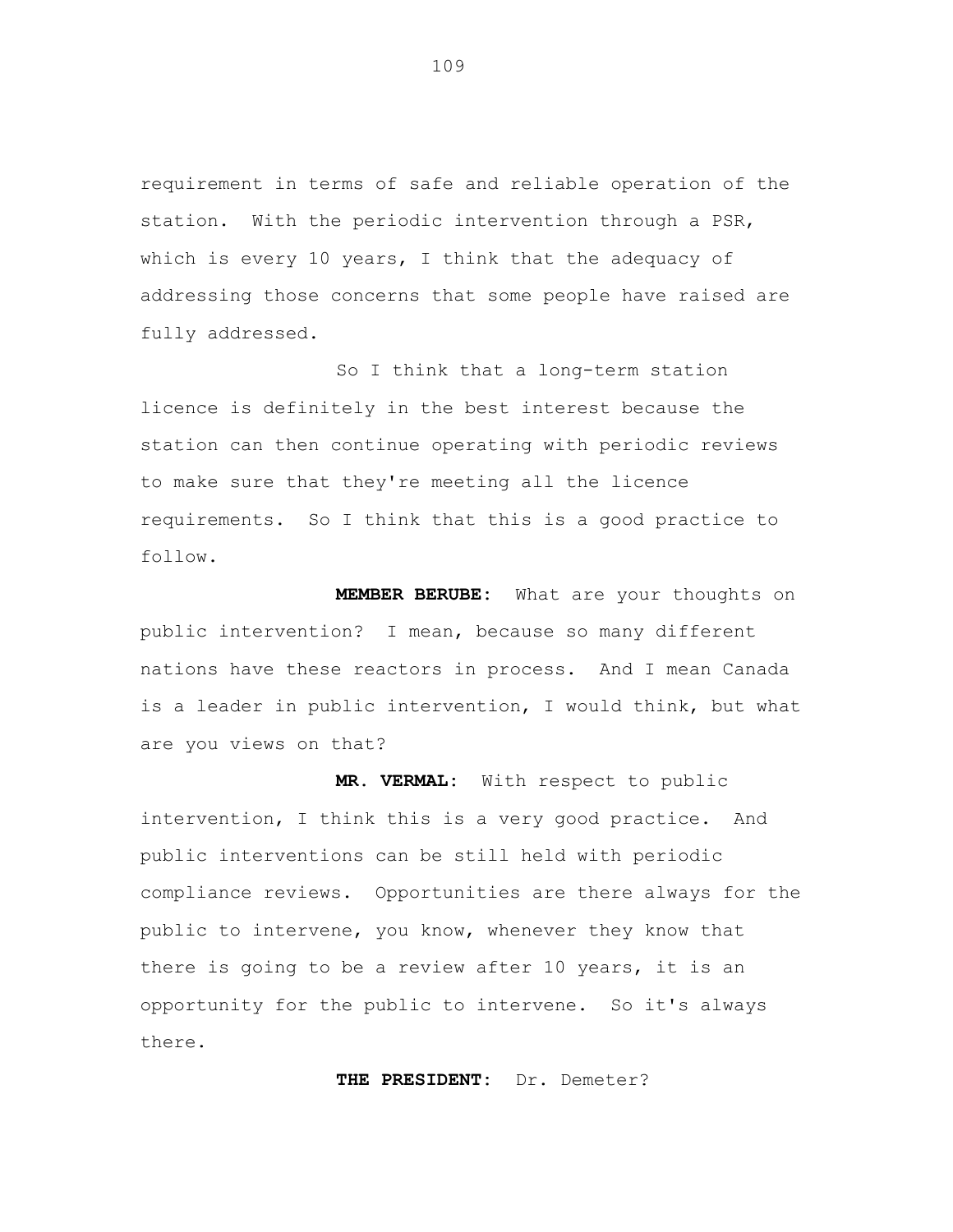requirement in terms of safe and reliable operation of the station. With the periodic intervention through a PSR, which is every 10 years, I think that the adequacy of addressing those concerns that some people have raised are fully addressed.

So I think that a long-term station licence is definitely in the best interest because the station can then continue operating with periodic reviews to make sure that they're meeting all the licence requirements. So I think that this is a good practice to follow.

**MEMBER BERUBE:** What are your thoughts on public intervention? I mean, because so many different nations have these reactors in process. And I mean Canada is a leader in public intervention, I would think, but what are you views on that?

**MR. VERMAL:** With respect to public intervention, I think this is a very good practice. And public interventions can be still held with periodic compliance reviews. Opportunities are there always for the public to intervene, you know, whenever they know that there is going to be a review after 10 years, it is an opportunity for the public to intervene. So it's always there.

**THE PRESIDENT:** Dr. Demeter?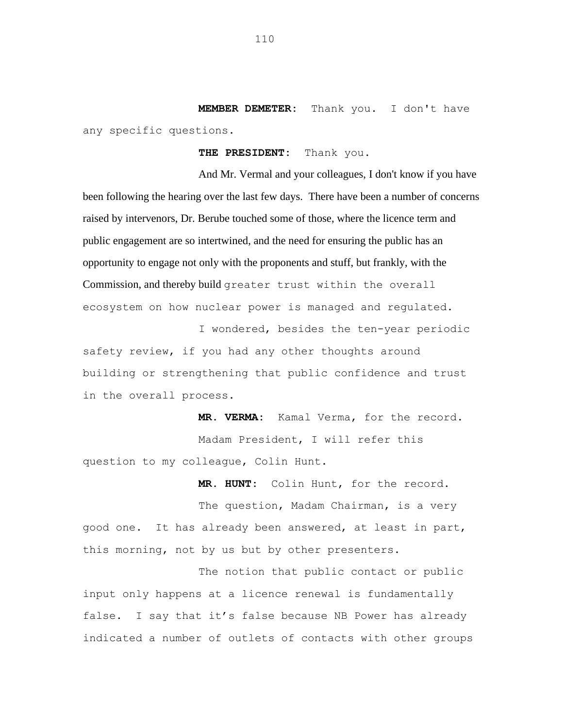**MEMBER DEMETER:** Thank you. I don't have any specific questions.

**THE PRESIDENT:** Thank you.

And Mr. Vermal and your colleagues, I don't know if you have been following the hearing over the last few days. There have been a number of concerns raised by intervenors, Dr. Berube touched some of those, where the licence term and public engagement are so intertwined, and the need for ensuring the public has an opportunity to engage not only with the proponents and stuff, but frankly, with the Commission, and thereby build greater trust within the overall ecosystem on how nuclear power is managed and regulated.

I wondered, besides the ten-year periodic safety review, if you had any other thoughts around building or strengthening that public confidence and trust in the overall process.

**MR. VERMA:** Kamal Verma, for the record.

Madam President, I will refer this question to my colleague, Colin Hunt.

**MR. HUNT:** Colin Hunt, for the record.

The question, Madam Chairman, is a very good one. It has already been answered, at least in part, this morning, not by us but by other presenters.

The notion that public contact or public input only happens at a licence renewal is fundamentally false. I say that it's false because NB Power has already indicated a number of outlets of contacts with other groups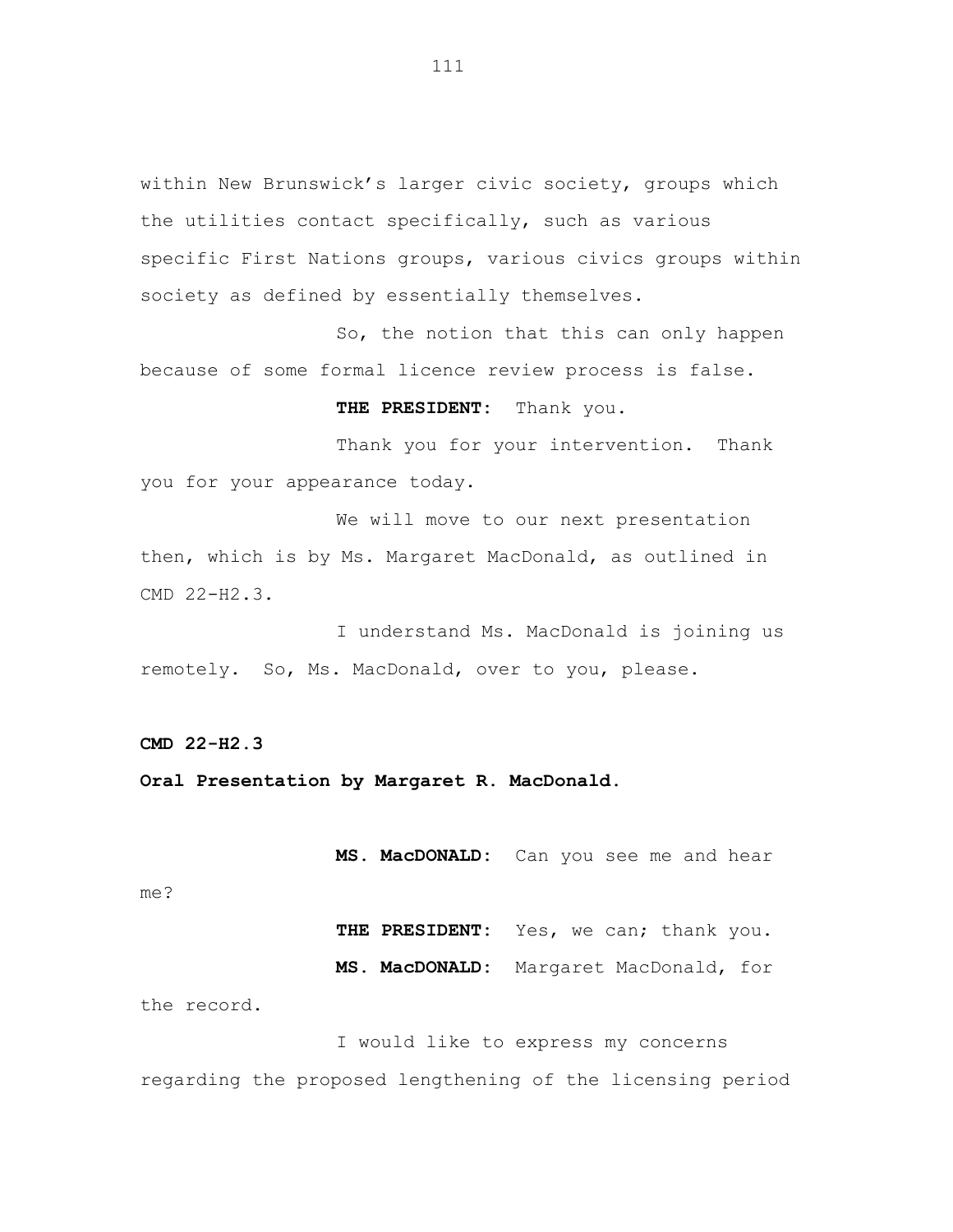within New Brunswick's larger civic society, groups which the utilities contact specifically, such as various specific First Nations groups, various civics groups within society as defined by essentially themselves.

So, the notion that this can only happen because of some formal licence review process is false.

**THE PRESIDENT:** Thank you.

Thank you for your intervention. Thank you for your appearance today.

We will move to our next presentation then, which is by Ms. Margaret MacDonald, as outlined in CMD 22-H2.3.

I understand Ms. MacDonald is joining us remotely. So, Ms. MacDonald, over to you, please.

**CMD 22-H2.3**

**Oral Presentation by Margaret R. MacDonald.**

**MS. MacDONALD:** Can you see me and hear me?

**THE PRESIDENT:** Yes, we can; thank you.

**MS. MacDONALD:** Margaret MacDonald, for the record.

I would like to express my concerns regarding the proposed lengthening of the licensing period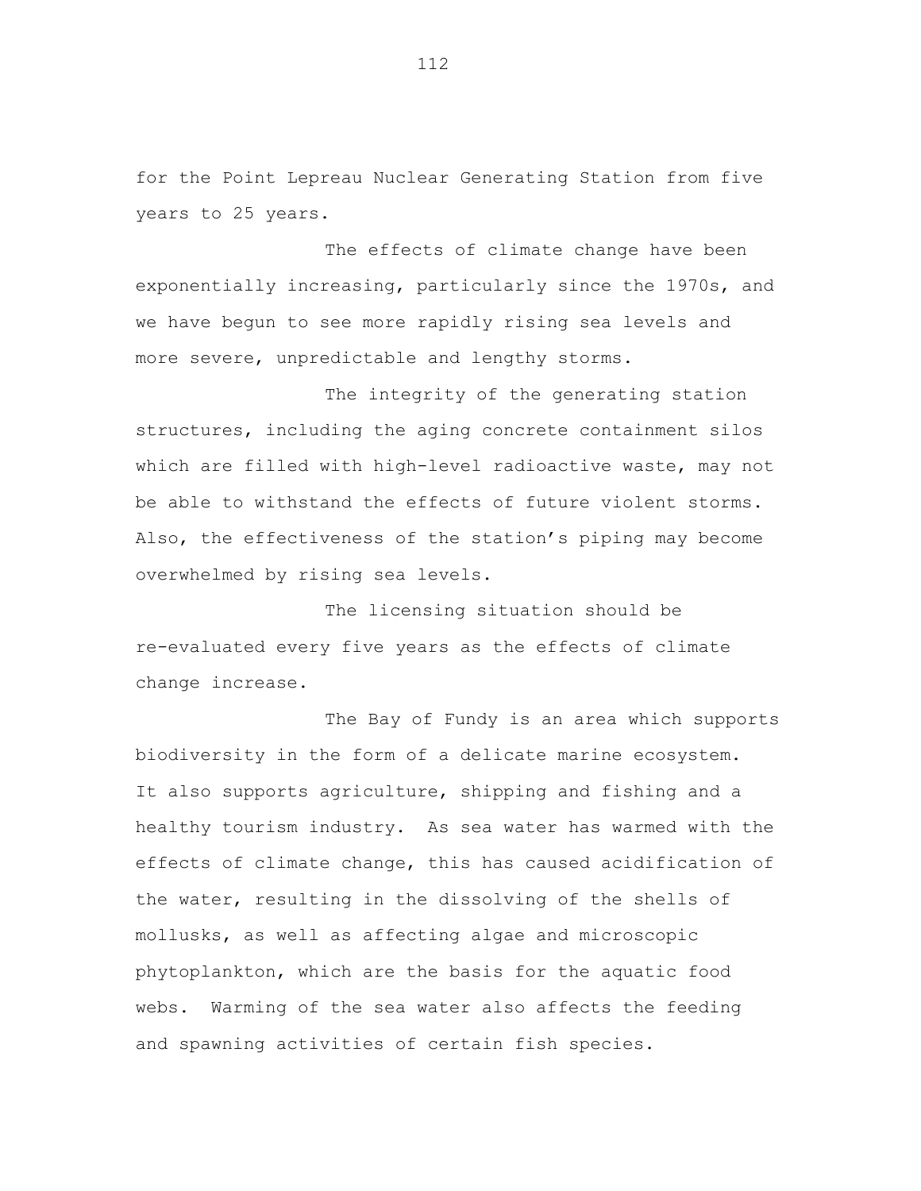for the Point Lepreau Nuclear Generating Station from five years to 25 years.

The effects of climate change have been exponentially increasing, particularly since the 1970s, and we have begun to see more rapidly rising sea levels and more severe, unpredictable and lengthy storms.

The integrity of the generating station structures, including the aging concrete containment silos which are filled with high-level radioactive waste, may not be able to withstand the effects of future violent storms. Also, the effectiveness of the station's piping may become overwhelmed by rising sea levels.

The licensing situation should be re-evaluated every five years as the effects of climate change increase.

The Bay of Fundy is an area which supports biodiversity in the form of a delicate marine ecosystem. It also supports agriculture, shipping and fishing and a healthy tourism industry. As sea water has warmed with the effects of climate change, this has caused acidification of the water, resulting in the dissolving of the shells of mollusks, as well as affecting algae and microscopic phytoplankton, which are the basis for the aquatic food webs. Warming of the sea water also affects the feeding and spawning activities of certain fish species.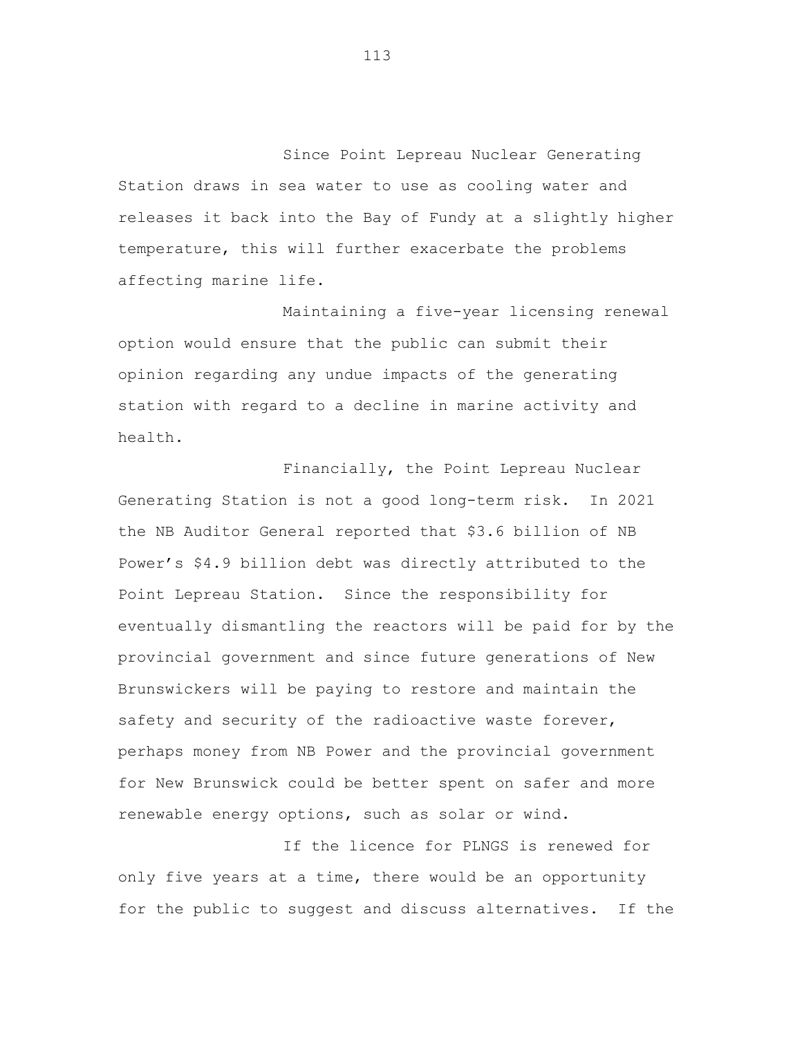Since Point Lepreau Nuclear Generating Station draws in sea water to use as cooling water and releases it back into the Bay of Fundy at a slightly higher temperature, this will further exacerbate the problems affecting marine life.

Maintaining a five-year licensing renewal option would ensure that the public can submit their opinion regarding any undue impacts of the generating station with regard to a decline in marine activity and health.

Financially, the Point Lepreau Nuclear Generating Station is not a good long-term risk. In 2021 the NB Auditor General reported that $3.6 billion of NB Power's $4.9 billion debt was directly attributed to the Point Lepreau Station. Since the responsibility for eventually dismantling the reactors will be paid for by the provincial government and since future generations of New Brunswickers will be paying to restore and maintain the safety and security of the radioactive waste forever, perhaps money from NB Power and the provincial government for New Brunswick could be better spent on safer and more renewable energy options, such as solar or wind.

If the licence for PLNGS is renewed for only five years at a time, there would be an opportunity for the public to suggest and discuss alternatives. If the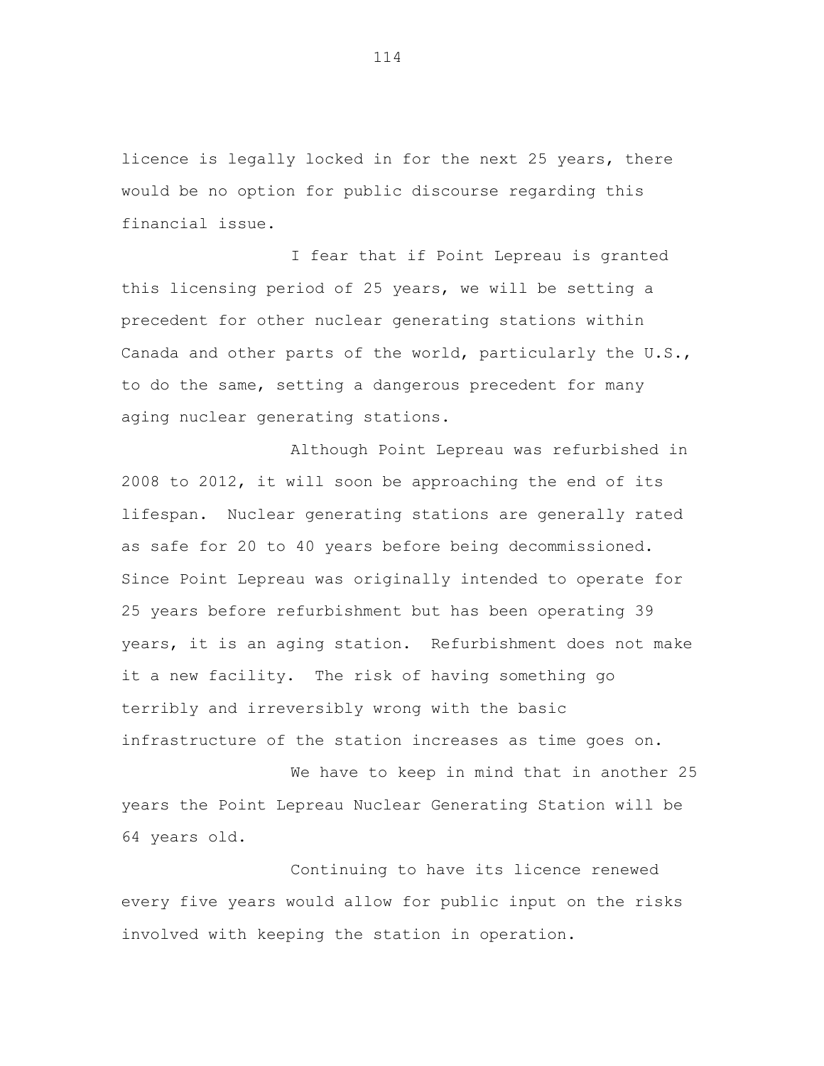licence is legally locked in for the next 25 years, there would be no option for public discourse regarding this financial issue.

I fear that if Point Lepreau is granted this licensing period of 25 years, we will be setting a precedent for other nuclear generating stations within Canada and other parts of the world, particularly the U.S., to do the same, setting a dangerous precedent for many aging nuclear generating stations.

Although Point Lepreau was refurbished in 2008 to 2012, it will soon be approaching the end of its lifespan. Nuclear generating stations are generally rated as safe for 20 to 40 years before being decommissioned. Since Point Lepreau was originally intended to operate for 25 years before refurbishment but has been operating 39 years, it is an aging station. Refurbishment does not make it a new facility. The risk of having something go terribly and irreversibly wrong with the basic infrastructure of the station increases as time goes on.

We have to keep in mind that in another 25 years the Point Lepreau Nuclear Generating Station will be 64 years old.

Continuing to have its licence renewed every five years would allow for public input on the risks involved with keeping the station in operation.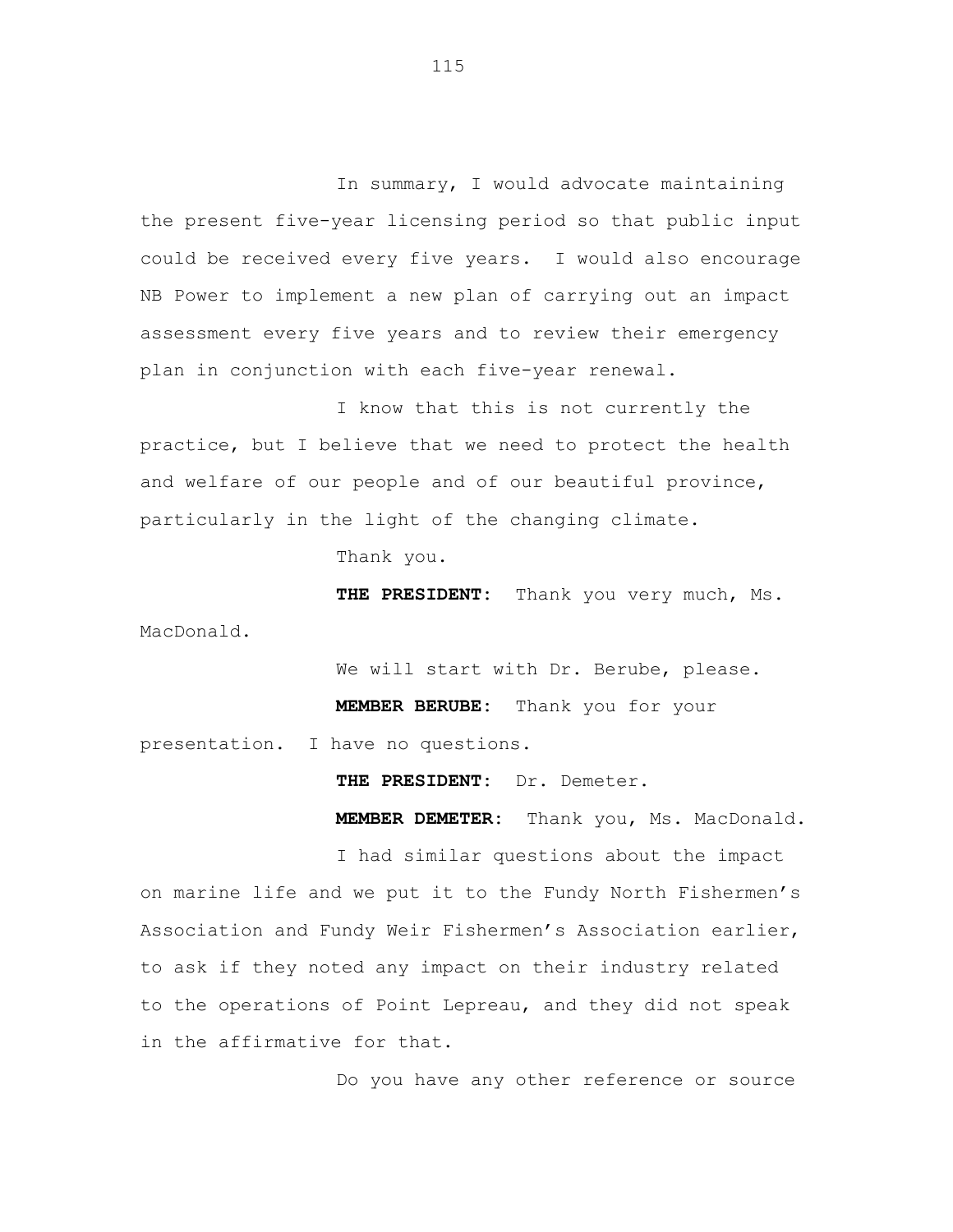In summary, I would advocate maintaining the present five-year licensing period so that public input could be received every five years. I would also encourage NB Power to implement a new plan of carrying out an impact assessment every five years and to review their emergency plan in conjunction with each five-year renewal.

I know that this is not currently the practice, but I believe that we need to protect the health and welfare of our people and of our beautiful province, particularly in the light of the changing climate.

Thank you.

**THE PRESIDENT:** Thank you very much, Ms. MacDonald.

We will start with Dr. Berube, please.

**MEMBER BERUBE:** Thank you for your presentation. I have no questions.

**THE PRESIDENT:** Dr. Demeter.

**MEMBER DEMETER:** Thank you, Ms. MacDonald.

I had similar questions about the impact on marine life and we put it to the Fundy North Fishermen's Association and Fundy Weir Fishermen's Association earlier, to ask if they noted any impact on their industry related to the operations of Point Lepreau, and they did not speak in the affirmative for that.

Do you have any other reference or source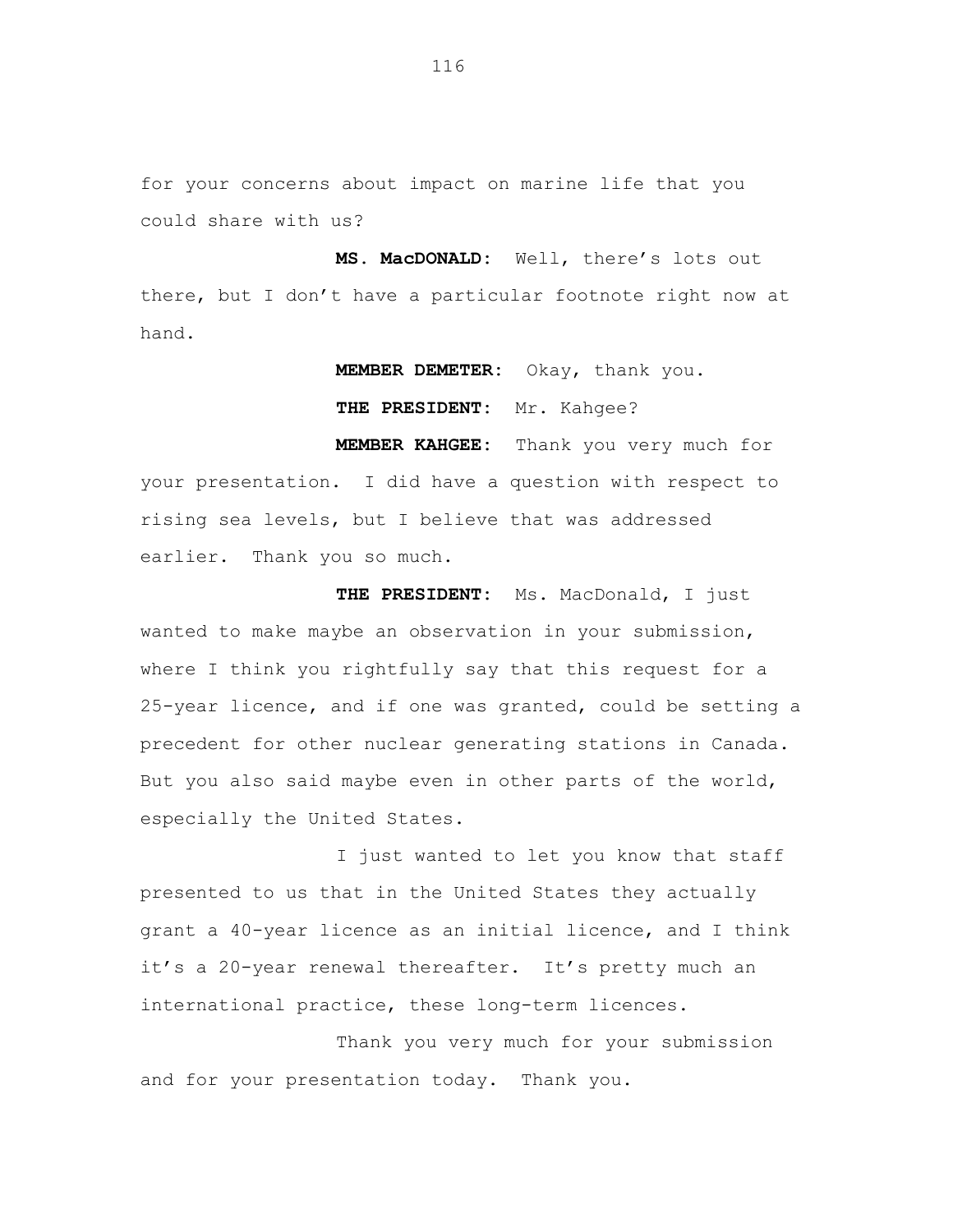for your concerns about impact on marine life that you could share with us?

**MS. MacDONALD:** Well, there's lots out there, but I don't have a particular footnote right now at hand.

**MEMBER DEMETER:** Okay, thank you.

**THE PRESIDENT:** Mr. Kahgee?

**MEMBER KAHGEE:** Thank you very much for your presentation. I did have a question with respect to rising sea levels, but I believe that was addressed earlier. Thank you so much.

**THE PRESIDENT:** Ms. MacDonald, I just wanted to make maybe an observation in your submission, where I think you rightfully say that this request for a 25-year licence, and if one was granted, could be setting a precedent for other nuclear generating stations in Canada. But you also said maybe even in other parts of the world, especially the United States.

I just wanted to let you know that staff presented to us that in the United States they actually grant a 40-year licence as an initial licence, and I think it's a 20-year renewal thereafter. It's pretty much an international practice, these long-term licences.

Thank you very much for your submission and for your presentation today. Thank you.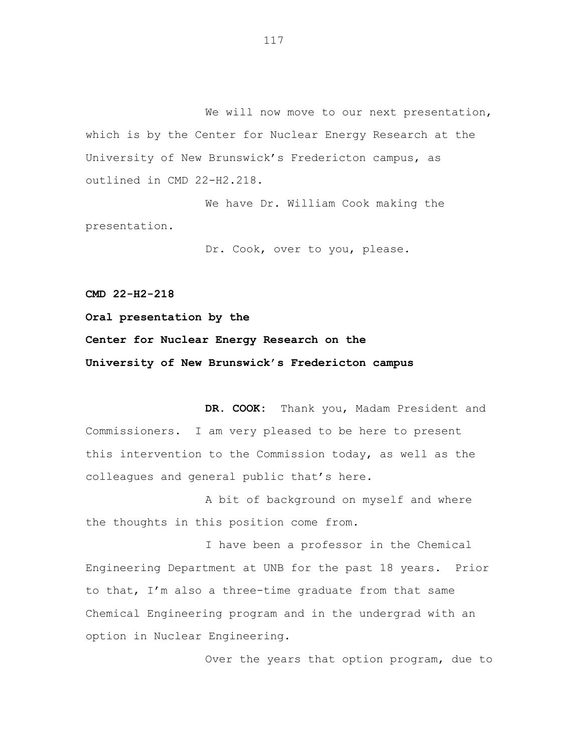We will now move to our next presentation, which is by the Center for Nuclear Energy Research at the University of New Brunswick's Fredericton campus, as outlined in CMD 22-H2.218.

We have Dr. William Cook making the presentation.

Dr. Cook, over to you, please.

**CMD 22-H2-218**

**Oral presentation by the**

**Center for Nuclear Energy Research on the**

**University of New Brunswick's Fredericton campus**

**DR. COOK:** Thank you, Madam President and Commissioners. I am very pleased to be here to present this intervention to the Commission today, as well as the colleagues and general public that's here.

A bit of background on myself and where the thoughts in this position come from.

I have been a professor in the Chemical Engineering Department at UNB for the past 18 years. Prior to that, I'm also a three-time graduate from that same Chemical Engineering program and in the undergrad with an option in Nuclear Engineering.

Over the years that option program, due to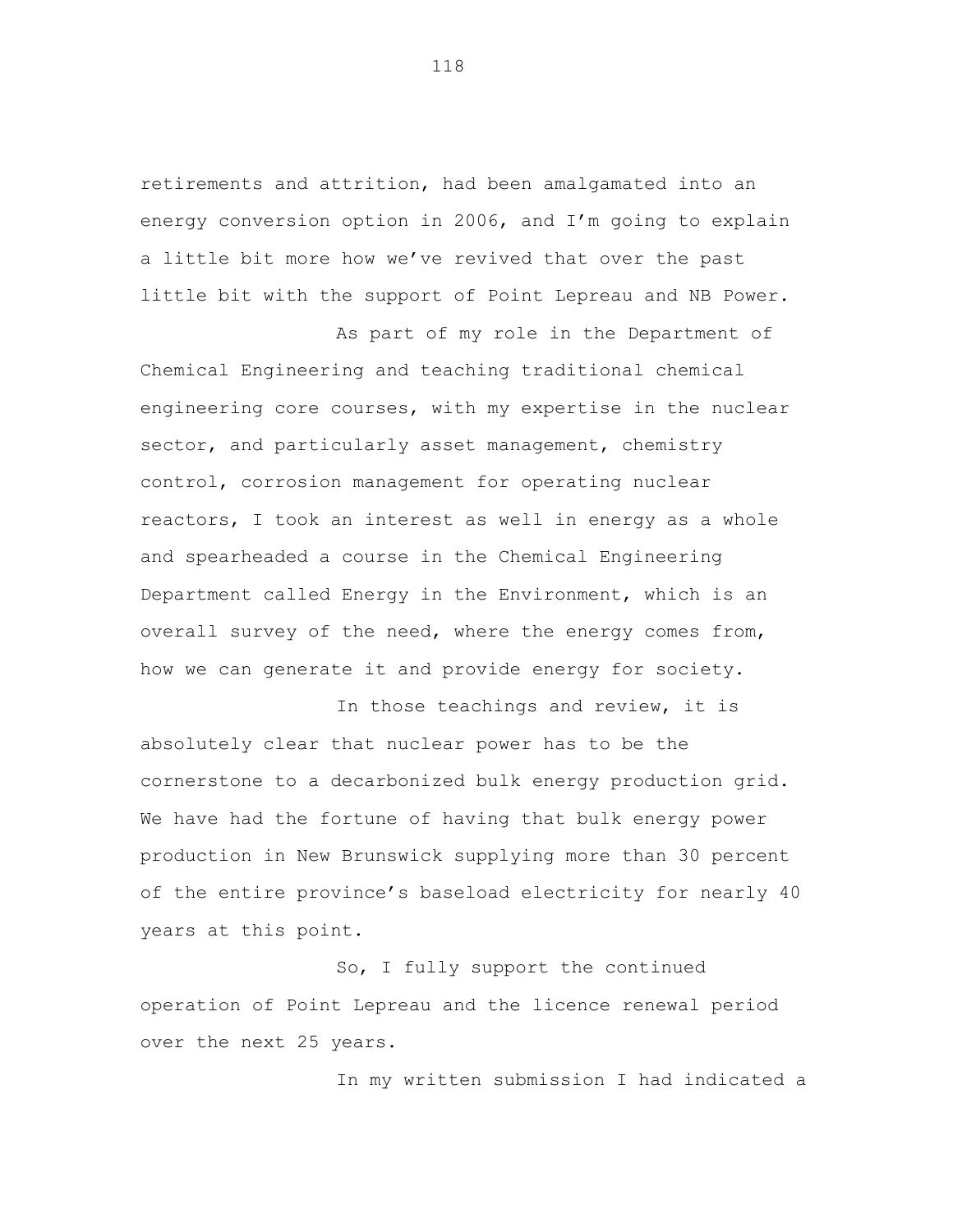retirements and attrition, had been amalgamated into an energy conversion option in 2006, and I'm going to explain a little bit more how we've revived that over the past little bit with the support of Point Lepreau and NB Power.

As part of my role in the Department of Chemical Engineering and teaching traditional chemical engineering core courses, with my expertise in the nuclear sector, and particularly asset management, chemistry control, corrosion management for operating nuclear reactors, I took an interest as well in energy as a whole and spearheaded a course in the Chemical Engineering Department called Energy in the Environment, which is an overall survey of the need, where the energy comes from, how we can generate it and provide energy for society.

In those teachings and review, it is absolutely clear that nuclear power has to be the cornerstone to a decarbonized bulk energy production grid. We have had the fortune of having that bulk energy power production in New Brunswick supplying more than 30 percent of the entire province's baseload electricity for nearly 40 years at this point.

So, I fully support the continued operation of Point Lepreau and the licence renewal period over the next 25 years.

In my written submission I had indicated a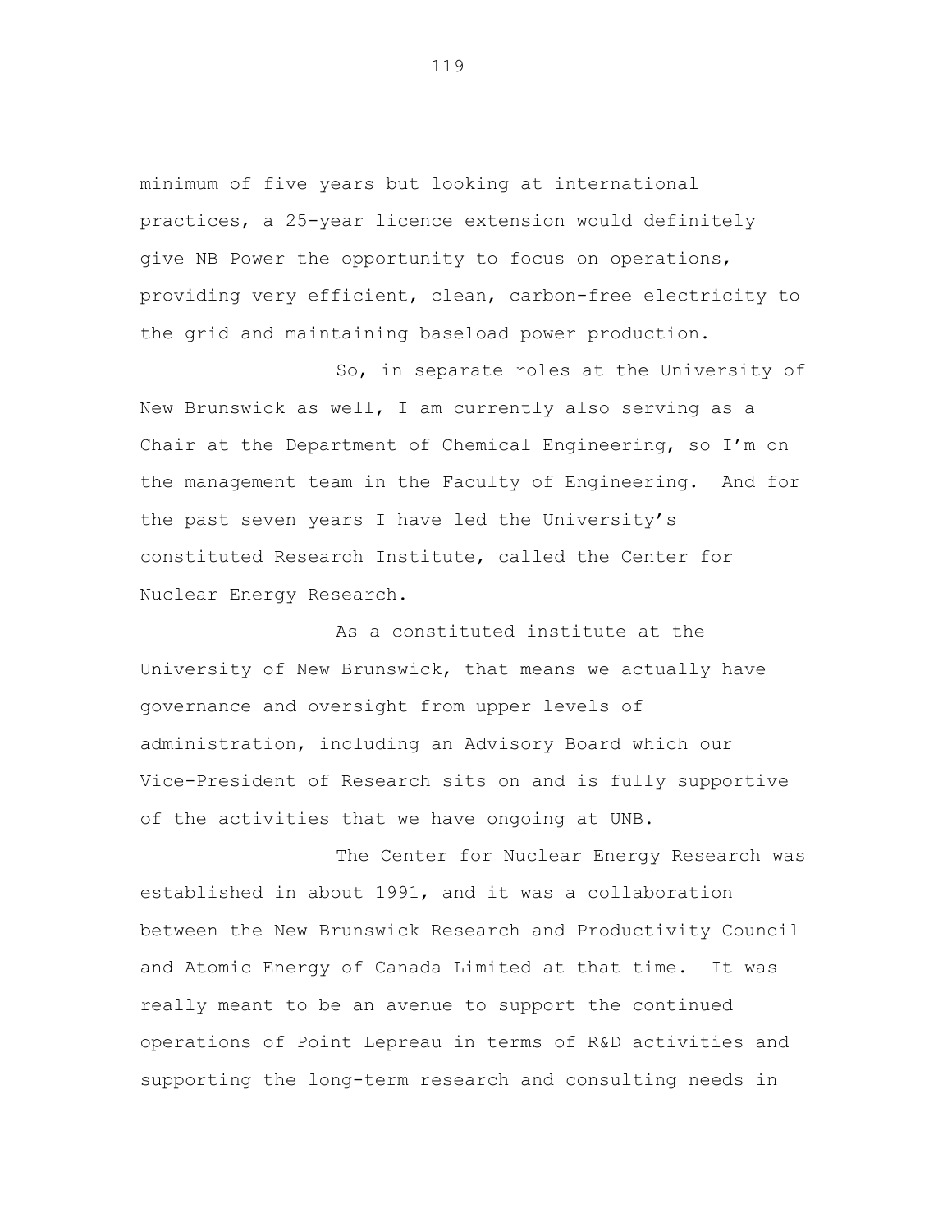minimum of five years but looking at international practices, a 25-year licence extension would definitely give NB Power the opportunity to focus on operations, providing very efficient, clean, carbon-free electricity to the grid and maintaining baseload power production.

So, in separate roles at the University of New Brunswick as well, I am currently also serving as a Chair at the Department of Chemical Engineering, so I'm on the management team in the Faculty of Engineering. And for the past seven years I have led the University's constituted Research Institute, called the Center for Nuclear Energy Research.

As a constituted institute at the University of New Brunswick, that means we actually have governance and oversight from upper levels of administration, including an Advisory Board which our Vice-President of Research sits on and is fully supportive of the activities that we have ongoing at UNB.

The Center for Nuclear Energy Research was established in about 1991, and it was a collaboration between the New Brunswick Research and Productivity Council and Atomic Energy of Canada Limited at that time. It was really meant to be an avenue to support the continued operations of Point Lepreau in terms of R&D activities and supporting the long-term research and consulting needs in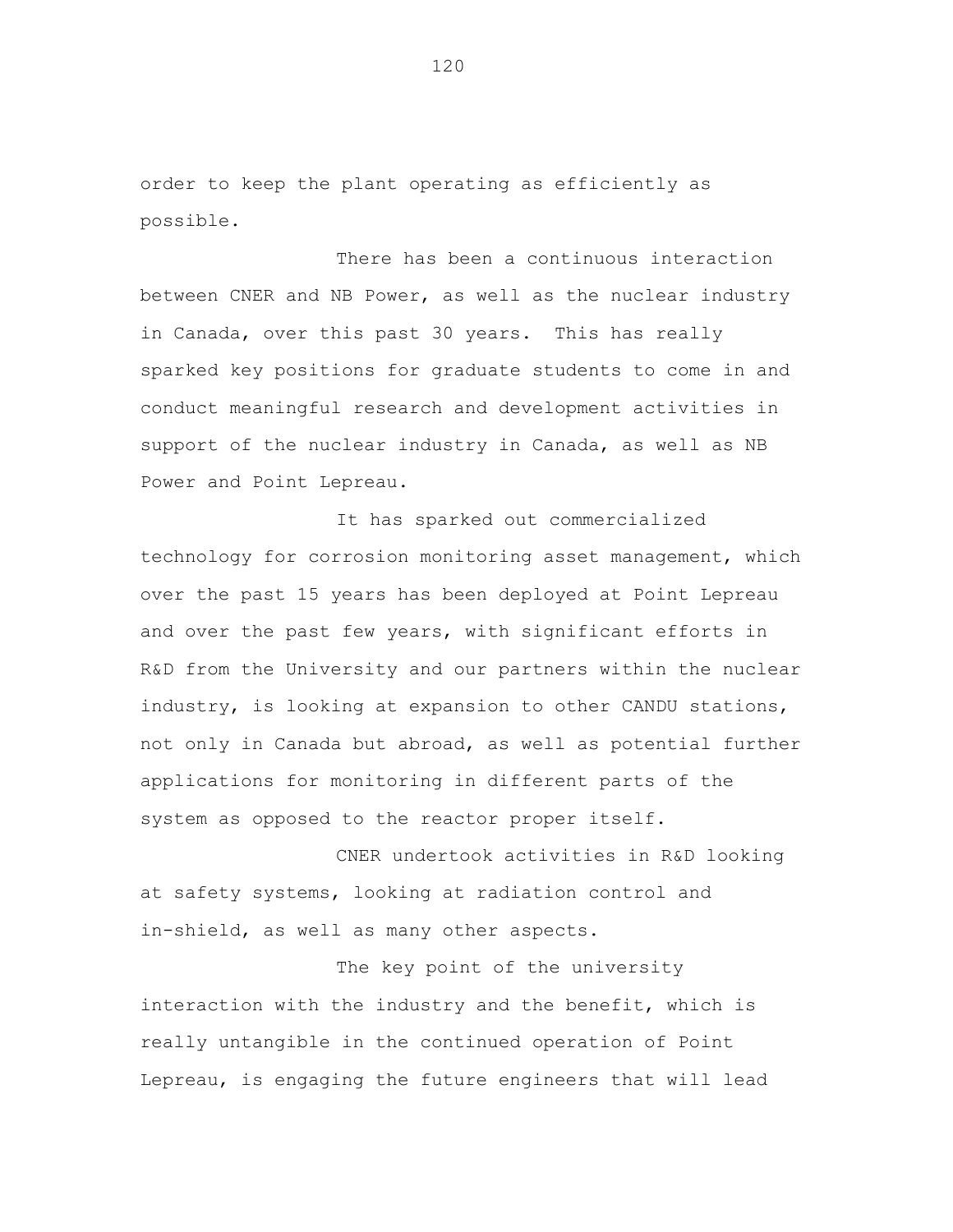order to keep the plant operating as efficiently as possible.

There has been a continuous interaction between CNER and NB Power, as well as the nuclear industry in Canada, over this past 30 years. This has really sparked key positions for graduate students to come in and conduct meaningful research and development activities in support of the nuclear industry in Canada, as well as NB Power and Point Lepreau.

It has sparked out commercialized technology for corrosion monitoring asset management, which over the past 15 years has been deployed at Point Lepreau and over the past few years, with significant efforts in R&D from the University and our partners within the nuclear industry, is looking at expansion to other CANDU stations, not only in Canada but abroad, as well as potential further applications for monitoring in different parts of the system as opposed to the reactor proper itself.

CNER undertook activities in R&D looking at safety systems, looking at radiation control and in-shield, as well as many other aspects.

The key point of the university interaction with the industry and the benefit, which is really untangible in the continued operation of Point Lepreau, is engaging the future engineers that will lead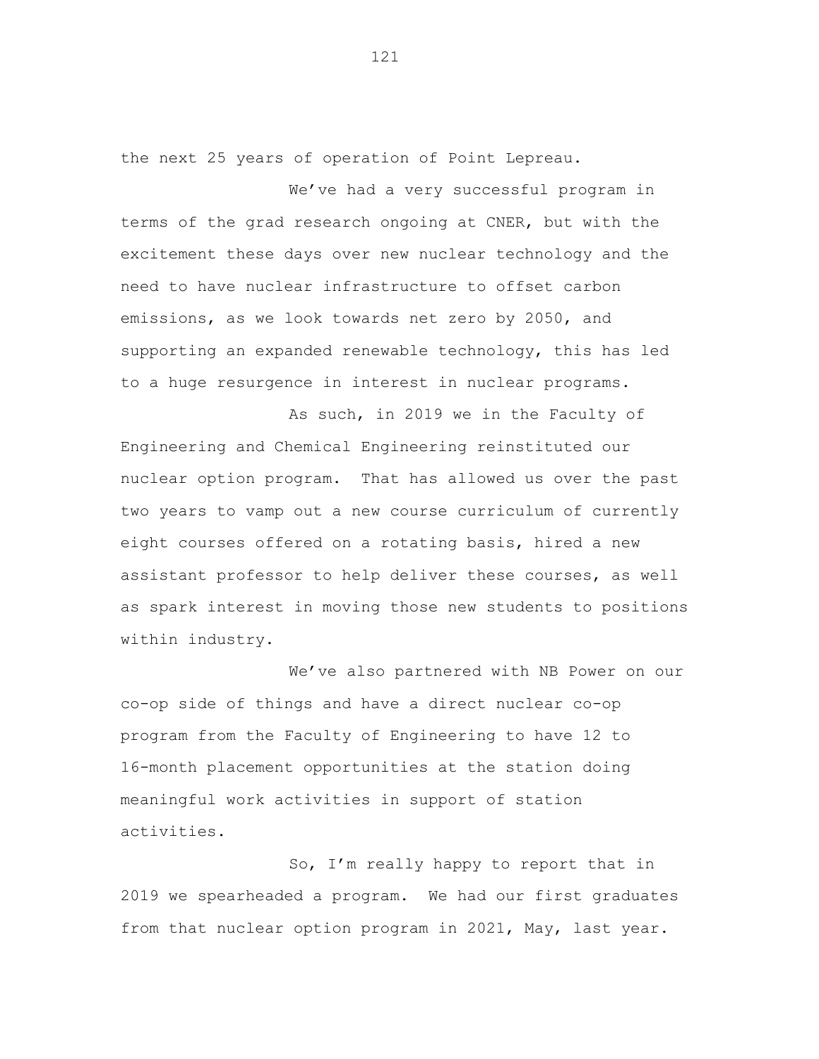the next 25 years of operation of Point Lepreau.

We've had a very successful program in terms of the grad research ongoing at CNER, but with the excitement these days over new nuclear technology and the need to have nuclear infrastructure to offset carbon emissions, as we look towards net zero by 2050, and supporting an expanded renewable technology, this has led to a huge resurgence in interest in nuclear programs.

As such, in 2019 we in the Faculty of Engineering and Chemical Engineering reinstituted our nuclear option program. That has allowed us over the past two years to vamp out a new course curriculum of currently eight courses offered on a rotating basis, hired a new assistant professor to help deliver these courses, as well as spark interest in moving those new students to positions within industry.

We've also partnered with NB Power on our co-op side of things and have a direct nuclear co-op program from the Faculty of Engineering to have 12 to 16-month placement opportunities at the station doing meaningful work activities in support of station activities.

So, I'm really happy to report that in 2019 we spearheaded a program. We had our first graduates from that nuclear option program in 2021, May, last year.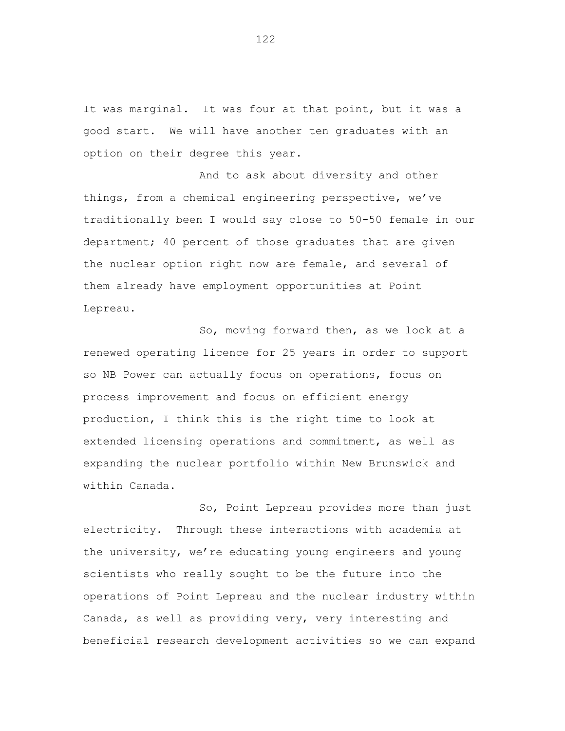It was marginal. It was four at that point, but it was a good start. We will have another ten graduates with an option on their degree this year.

And to ask about diversity and other things, from a chemical engineering perspective, we've traditionally been I would say close to 50-50 female in our department; 40 percent of those graduates that are given the nuclear option right now are female, and several of them already have employment opportunities at Point Lepreau.

So, moving forward then, as we look at a renewed operating licence for 25 years in order to support so NB Power can actually focus on operations, focus on process improvement and focus on efficient energy production, I think this is the right time to look at extended licensing operations and commitment, as well as expanding the nuclear portfolio within New Brunswick and within Canada.

So, Point Lepreau provides more than just electricity. Through these interactions with academia at the university, we're educating young engineers and young scientists who really sought to be the future into the operations of Point Lepreau and the nuclear industry within Canada, as well as providing very, very interesting and beneficial research development activities so we can expand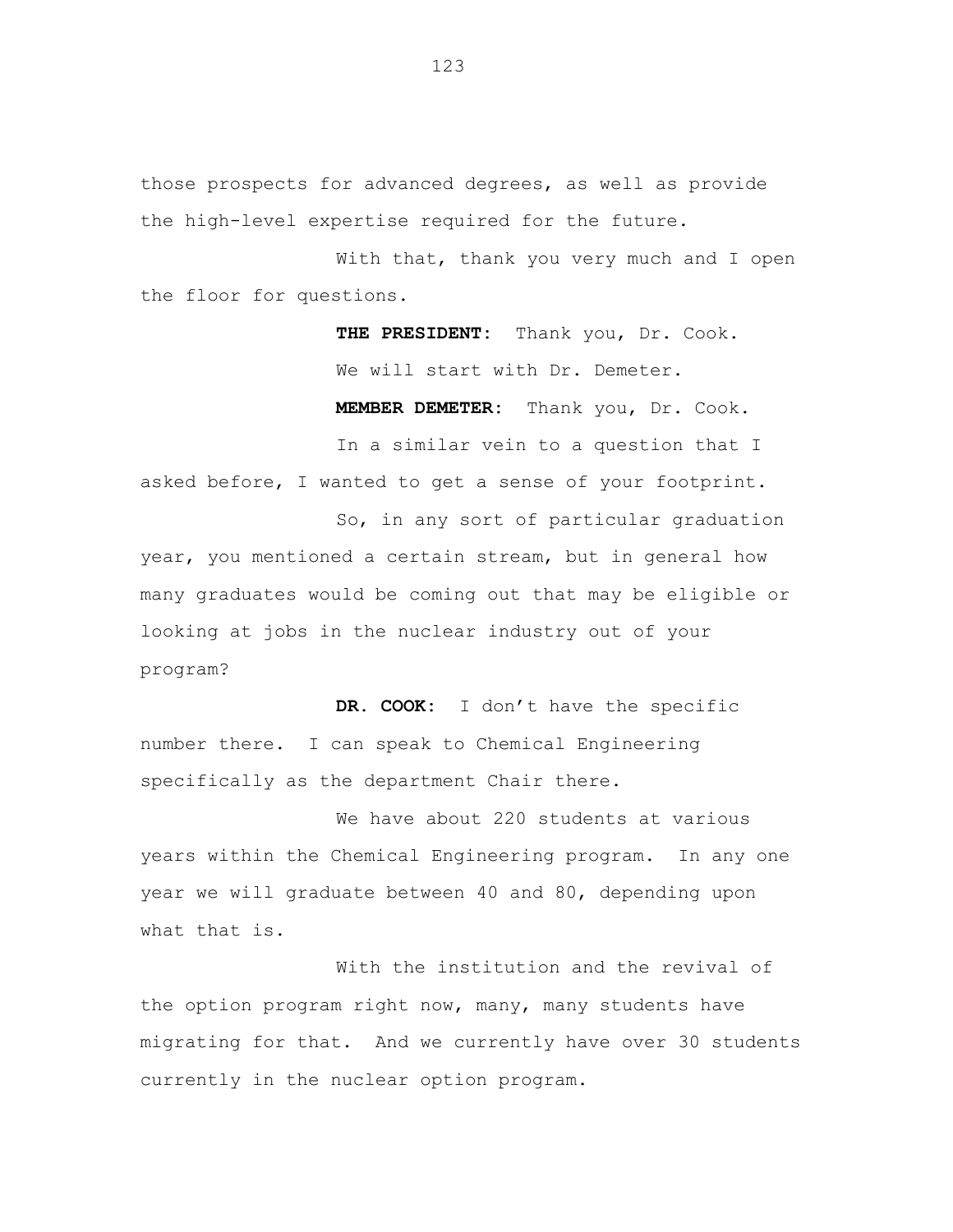those prospects for advanced degrees, as well as provide the high-level expertise required for the future.

With that, thank you very much and I open the floor for questions.

**THE PRESIDENT:** Thank you, Dr. Cook.

We will start with Dr. Demeter.

**MEMBER DEMETER:** Thank you, Dr. Cook.

In a similar vein to a question that I asked before, I wanted to get a sense of your footprint.

So, in any sort of particular graduation year, you mentioned a certain stream, but in general how many graduates would be coming out that may be eligible or looking at jobs in the nuclear industry out of your program?

**DR. COOK:** I don't have the specific number there. I can speak to Chemical Engineering specifically as the department Chair there.

We have about 220 students at various years within the Chemical Engineering program. In any one year we will graduate between 40 and 80, depending upon what that is.

With the institution and the revival of the option program right now, many, many students have migrating for that. And we currently have over 30 students currently in the nuclear option program.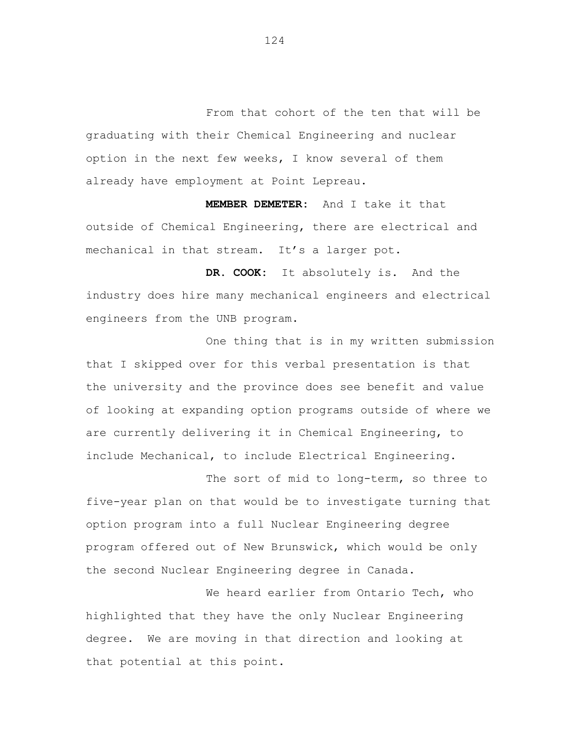From that cohort of the ten that will be graduating with their Chemical Engineering and nuclear option in the next few weeks, I know several of them already have employment at Point Lepreau.

**MEMBER DEMETER:** And I take it that outside of Chemical Engineering, there are electrical and mechanical in that stream. It's a larger pot.

**DR. COOK:** It absolutely is. And the industry does hire many mechanical engineers and electrical engineers from the UNB program.

One thing that is in my written submission that I skipped over for this verbal presentation is that the university and the province does see benefit and value of looking at expanding option programs outside of where we are currently delivering it in Chemical Engineering, to include Mechanical, to include Electrical Engineering.

The sort of mid to long-term, so three to five-year plan on that would be to investigate turning that option program into a full Nuclear Engineering degree program offered out of New Brunswick, which would be only the second Nuclear Engineering degree in Canada.

We heard earlier from Ontario Tech, who highlighted that they have the only Nuclear Engineering degree. We are moving in that direction and looking at that potential at this point.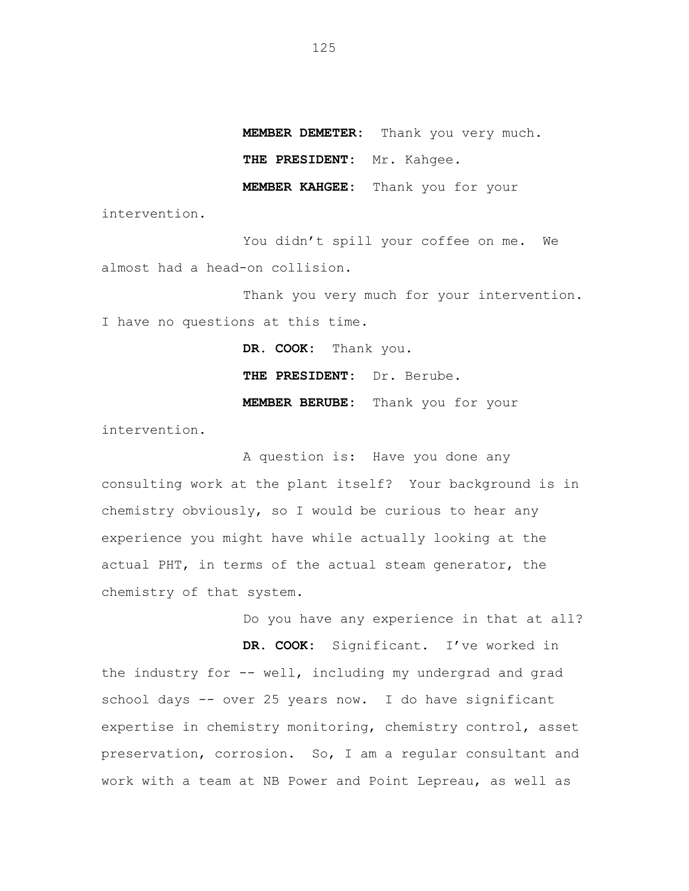**MEMBER DEMETER:** Thank you very much.

**THE PRESIDENT:** Mr. Kahgee.

**MEMBER KAHGEE:** Thank you for your intervention.

You didn't spill your coffee on me. We almost had a head-on collision.

Thank you very much for your intervention. I have no questions at this time.

**DR. COOK:** Thank you.

**THE PRESIDENT:** Dr. Berube.

**MEMBER BERUBE:** Thank you for your intervention.

A question is: Have you done any consulting work at the plant itself? Your background is in chemistry obviously, so I would be curious to hear any experience you might have while actually looking at the actual PHT, in terms of the actual steam generator, the chemistry of that system.

Do you have any experience in that at all?

**DR. COOK:** Significant. I've worked in the industry for -- well, including my undergrad and grad school days -- over 25 years now. I do have significant expertise in chemistry monitoring, chemistry control, asset preservation, corrosion. So, I am a regular consultant and work with a team at NB Power and Point Lepreau, as well as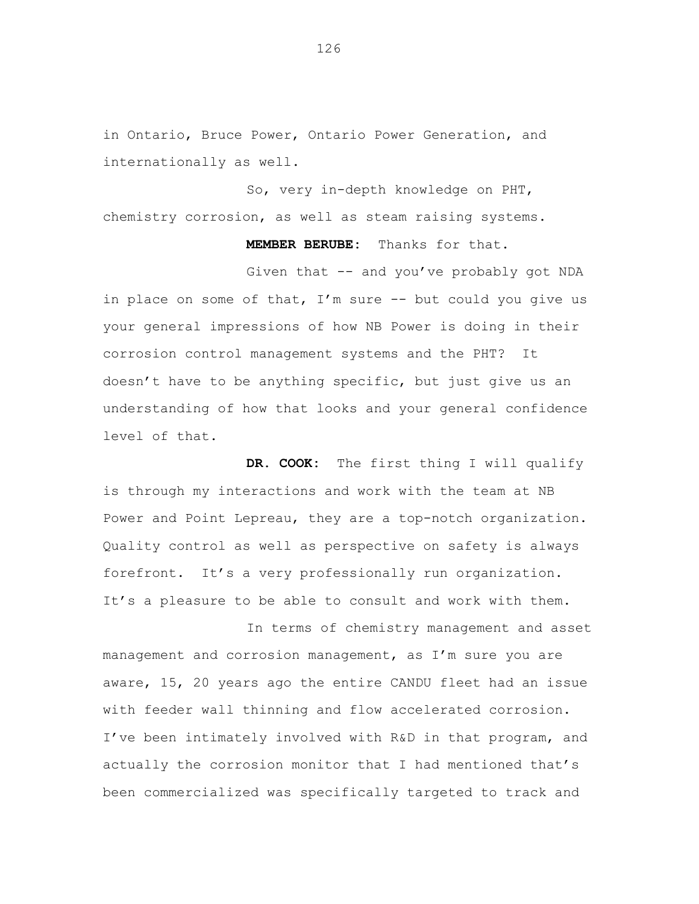in Ontario, Bruce Power, Ontario Power Generation, and internationally as well.

So, very in-depth knowledge on PHT, chemistry corrosion, as well as steam raising systems.

**MEMBER BERUBE:** Thanks for that.

Given that -- and you've probably got NDA in place on some of that, I'm sure -- but could you give us your general impressions of how NB Power is doing in their corrosion control management systems and the PHT? It doesn't have to be anything specific, but just give us an understanding of how that looks and your general confidence level of that.

**DR. COOK:** The first thing I will qualify is through my interactions and work with the team at NB Power and Point Lepreau, they are a top-notch organization. Quality control as well as perspective on safety is always forefront. It's a very professionally run organization. It's a pleasure to be able to consult and work with them.

In terms of chemistry management and asset management and corrosion management, as I'm sure you are aware, 15, 20 years ago the entire CANDU fleet had an issue with feeder wall thinning and flow accelerated corrosion. I've been intimately involved with R&D in that program, and actually the corrosion monitor that I had mentioned that's been commercialized was specifically targeted to track and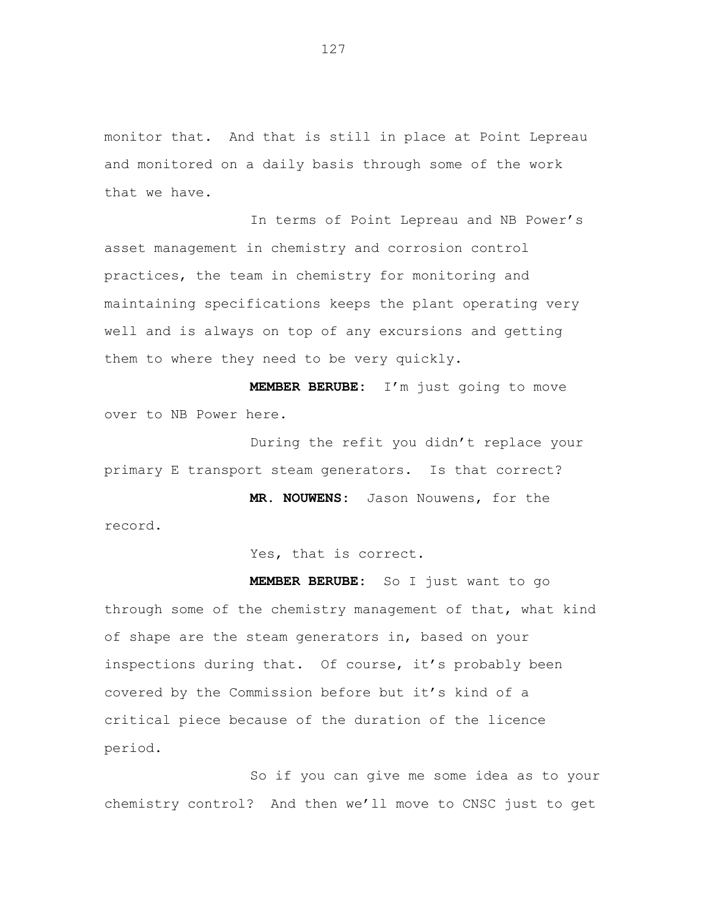monitor that.  And that is still in place at Point Lepreau and monitored on a daily basis through some of the work that we have.

In terms of Point Lepreau and NB Power's asset management in chemistry and corrosion control practices, the team in chemistry for monitoring and maintaining specifications keeps the plant operating very well and is always on top of any excursions and getting them to where they need to be very quickly.

**MEMBER BERUBE:** I'm just going to move over to NB Power here.

During the refit you didn't replace your primary E transport steam generators.  Is that correct?

**MR. NOUWENS:** Jason Nouwens, for the record.

Yes, that is correct.

**MEMBER BERUBE:** So I just want to go through some of the chemistry management of that, what kind of shape are the steam generators in, based on your inspections during that.  Of course, it's probably been covered by the Commission before but it's kind of a critical piece because of the duration of the licence period.

So if you can give me some idea as to your chemistry control?  And then we'll move to CNSC just to get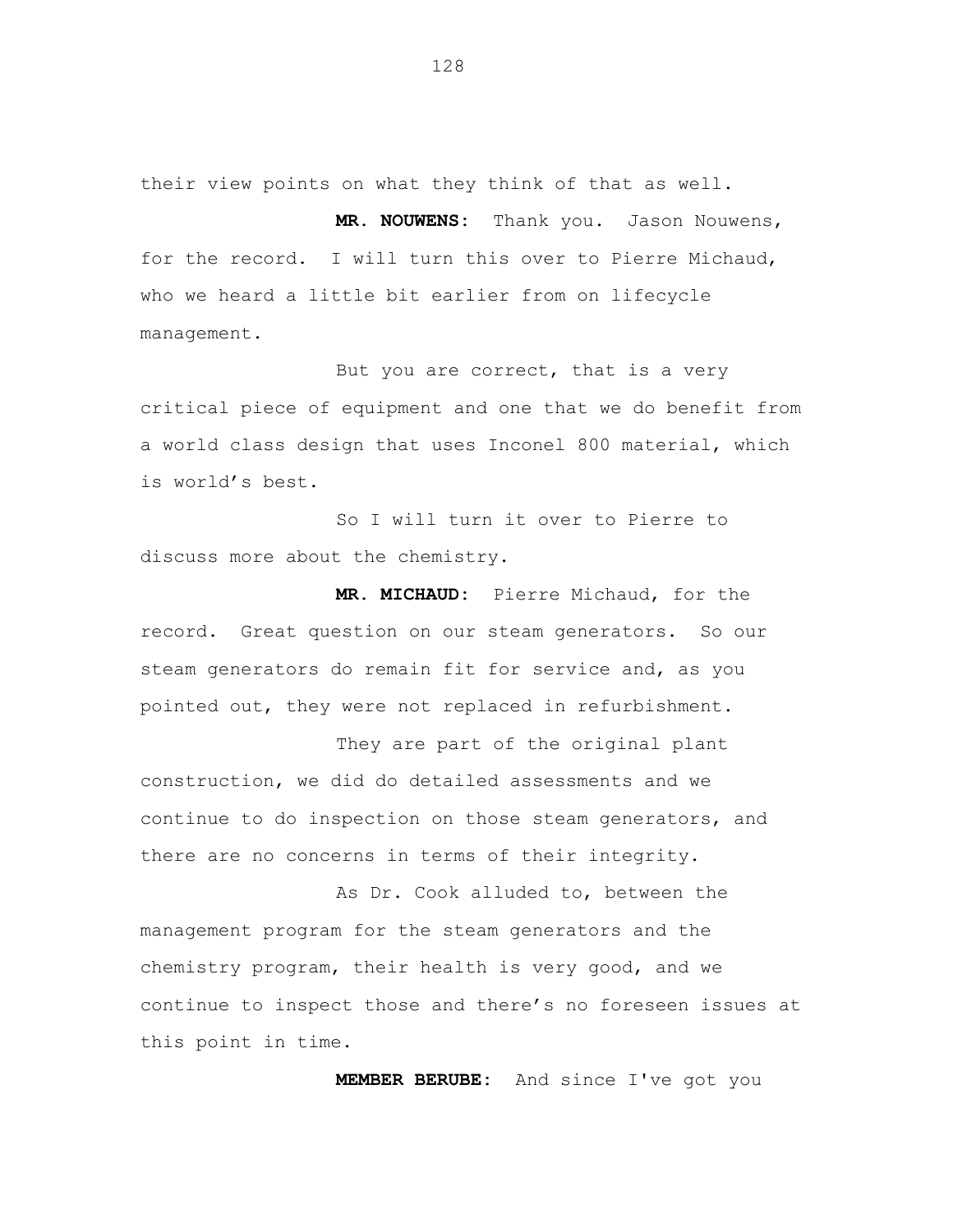their view points on what they think of that as well.

**MR. NOUWENS:** Thank you. Jason Nouwens, for the record. I will turn this over to Pierre Michaud, who we heard a little bit earlier from on lifecycle management.

But you are correct, that is a very critical piece of equipment and one that we do benefit from a world class design that uses Inconel 800 material, which is world's best.

So I will turn it over to Pierre to discuss more about the chemistry.

**MR. MICHAUD:** Pierre Michaud, for the record. Great question on our steam generators. So our steam generators do remain fit for service and, as you pointed out, they were not replaced in refurbishment.

They are part of the original plant construction, we did do detailed assessments and we continue to do inspection on those steam generators, and there are no concerns in terms of their integrity.

As Dr. Cook alluded to, between the management program for the steam generators and the chemistry program, their health is very good, and we continue to inspect those and there's no foreseen issues at this point in time.

**MEMBER BERUBE:** And since I've got you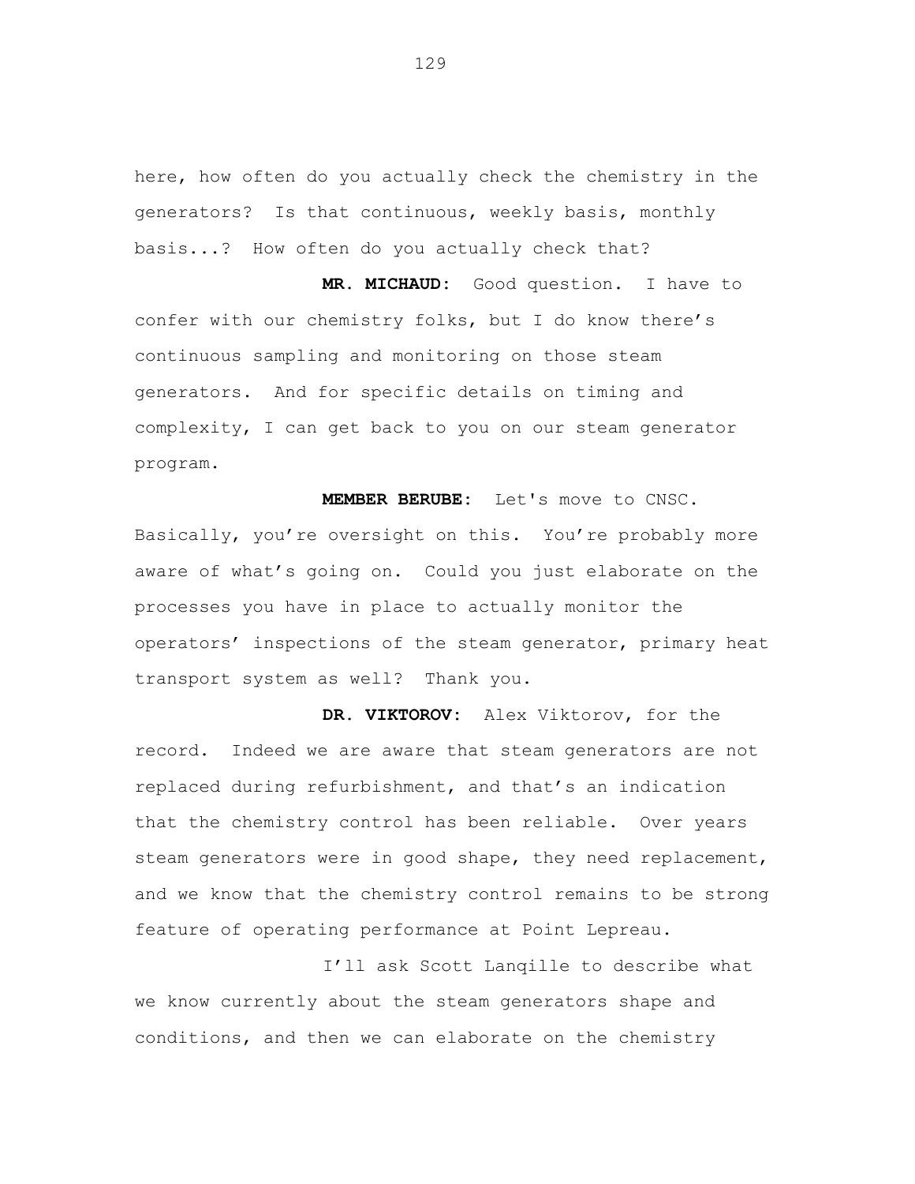here, how often do you actually check the chemistry in the generators? Is that continuous, weekly basis, monthly basis...? How often do you actually check that?

**MR. MICHAUD:** Good question. I have to confer with our chemistry folks, but I do know there's continuous sampling and monitoring on those steam generators. And for specific details on timing and complexity, I can get back to you on our steam generator program.

**MEMBER BERUBE:** Let's move to CNSC. Basically, you're oversight on this. You're probably more aware of what's going on. Could you just elaborate on the processes you have in place to actually monitor the operators' inspections of the steam generator, primary heat transport system as well? Thank you.

**DR. VIKTOROV:** Alex Viktorov, for the record. Indeed we are aware that steam generators are not replaced during refurbishment, and that's an indication that the chemistry control has been reliable. Over years steam generators were in good shape, they need replacement, and we know that the chemistry control remains to be strong feature of operating performance at Point Lepreau.

I'll ask Scott Lanqille to describe what we know currently about the steam generators shape and conditions, and then we can elaborate on the chemistry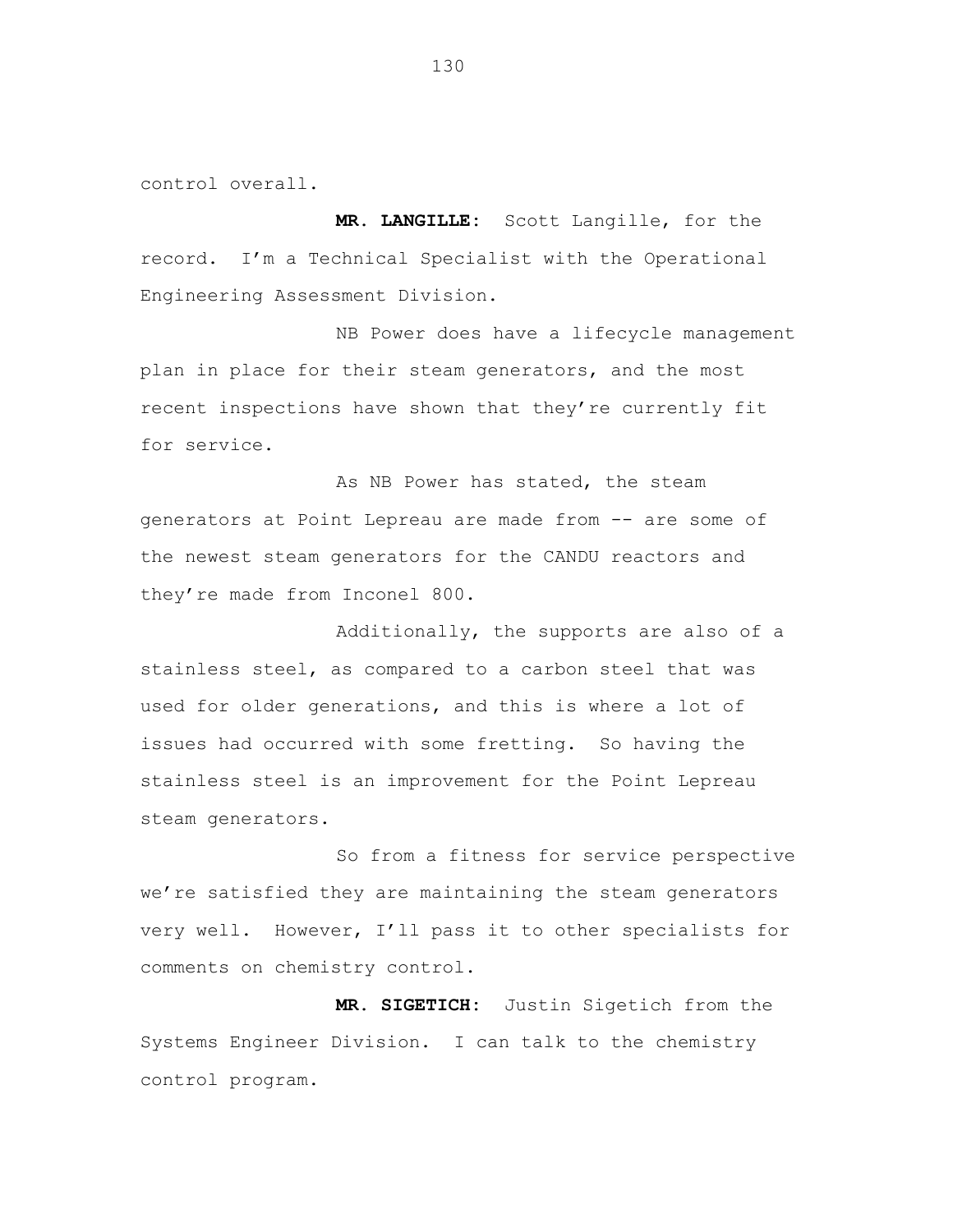control overall.

**MR. LANGILLE:** Scott Langille, for the record. I'm a Technical Specialist with the Operational Engineering Assessment Division.

NB Power does have a lifecycle management plan in place for their steam generators, and the most recent inspections have shown that they're currently fit for service.

As NB Power has stated, the steam generators at Point Lepreau are made from -- are some of the newest steam generators for the CANDU reactors and they're made from Inconel 800.

Additionally, the supports are also of a stainless steel, as compared to a carbon steel that was used for older generations, and this is where a lot of issues had occurred with some fretting. So having the stainless steel is an improvement for the Point Lepreau steam generators.

So from a fitness for service perspective we're satisfied they are maintaining the steam generators very well. However, I'll pass it to other specialists for comments on chemistry control.

**MR. SIGETICH:** Justin Sigetich from the Systems Engineer Division. I can talk to the chemistry control program.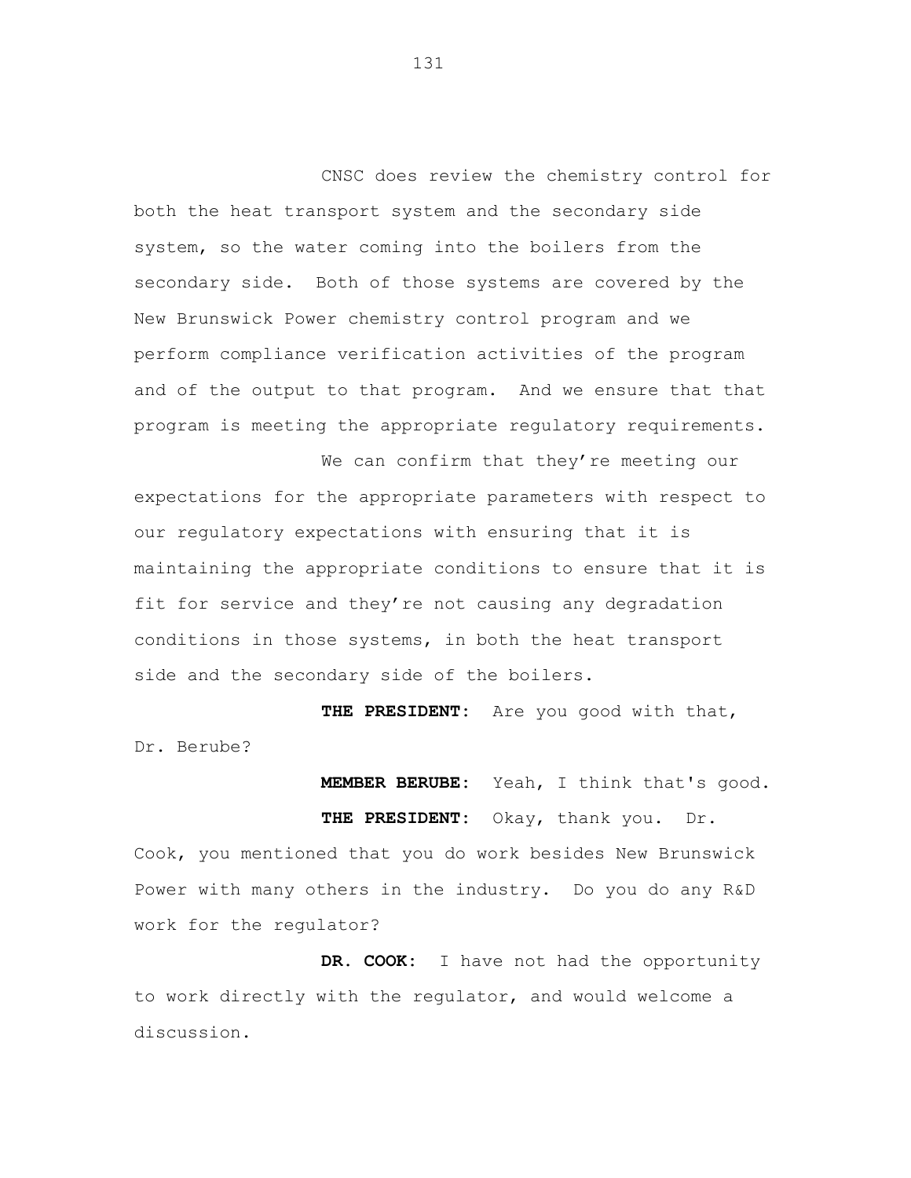CNSC does review the chemistry control for both the heat transport system and the secondary side system, so the water coming into the boilers from the secondary side. Both of those systems are covered by the New Brunswick Power chemistry control program and we perform compliance verification activities of the program and of the output to that program. And we ensure that that program is meeting the appropriate regulatory requirements.

We can confirm that they're meeting our expectations for the appropriate parameters with respect to our regulatory expectations with ensuring that it is maintaining the appropriate conditions to ensure that it is fit for service and they're not causing any degradation conditions in those systems, in both the heat transport side and the secondary side of the boilers.

**THE PRESIDENT:** Are you good with that, Dr. Berube?

**MEMBER BERUBE:** Yeah, I think that's good.

**THE PRESIDENT:** Okay, thank you. Dr. Cook, you mentioned that you do work besides New Brunswick Power with many others in the industry. Do you do any R&D work for the regulator?

**DR. COOK:** I have not had the opportunity to work directly with the regulator, and would welcome a discussion.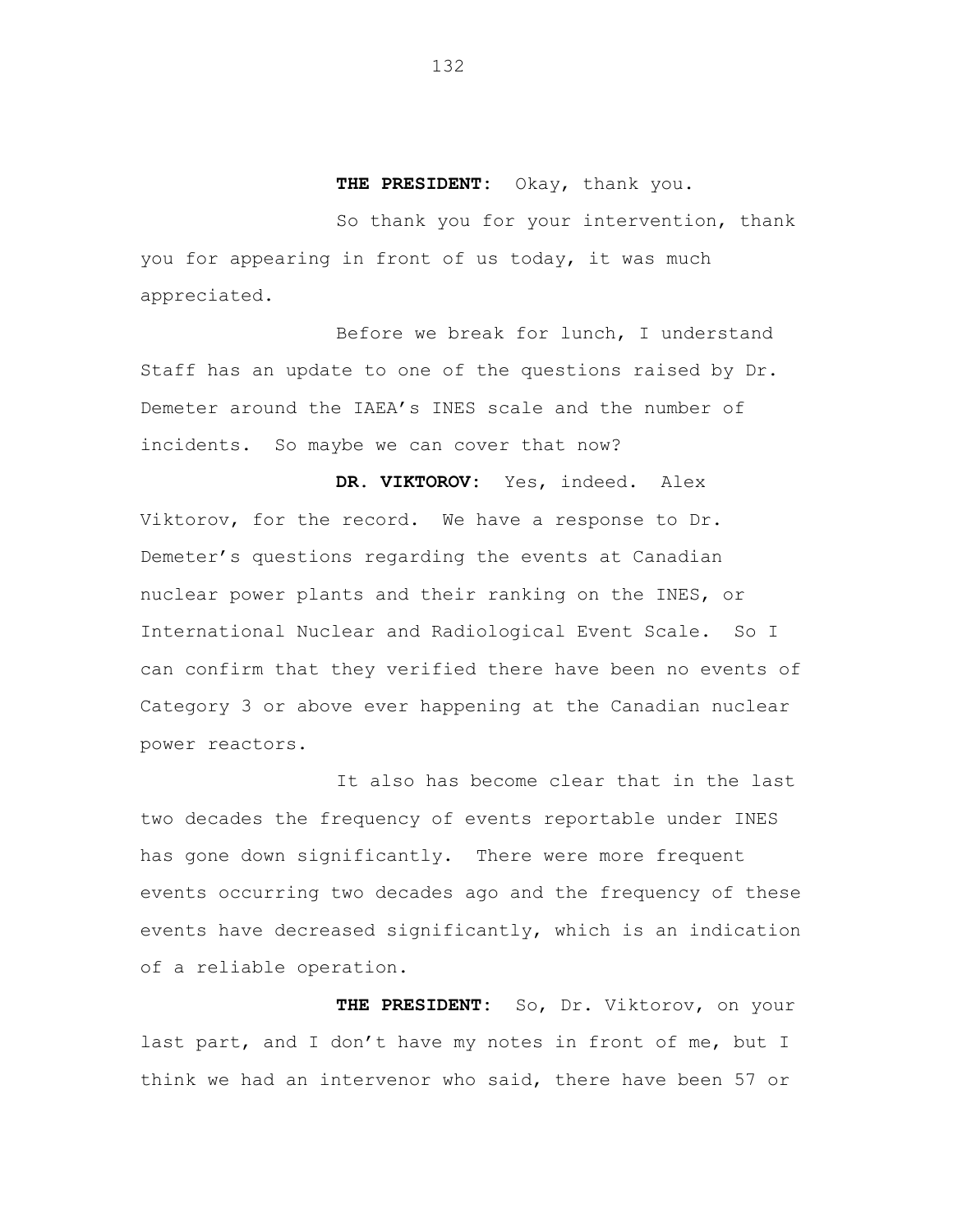**THE PRESIDENT:** Okay, thank you.

So thank you for your intervention, thank you for appearing in front of us today, it was much appreciated.

Before we break for lunch, I understand Staff has an update to one of the questions raised by Dr. Demeter around the IAEA's INES scale and the number of incidents. So maybe we can cover that now?

**DR. VIKTOROV:** Yes, indeed. Alex Viktorov, for the record. We have a response to Dr. Demeter's questions regarding the events at Canadian nuclear power plants and their ranking on the INES, or International Nuclear and Radiological Event Scale. So I can confirm that they verified there have been no events of Category 3 or above ever happening at the Canadian nuclear power reactors.

It also has become clear that in the last two decades the frequency of events reportable under INES has gone down significantly. There were more frequent events occurring two decades ago and the frequency of these events have decreased significantly, which is an indication of a reliable operation.

**THE PRESIDENT:** So, Dr. Viktorov, on your last part, and I don't have my notes in front of me, but I think we had an intervenor who said, there have been 57 or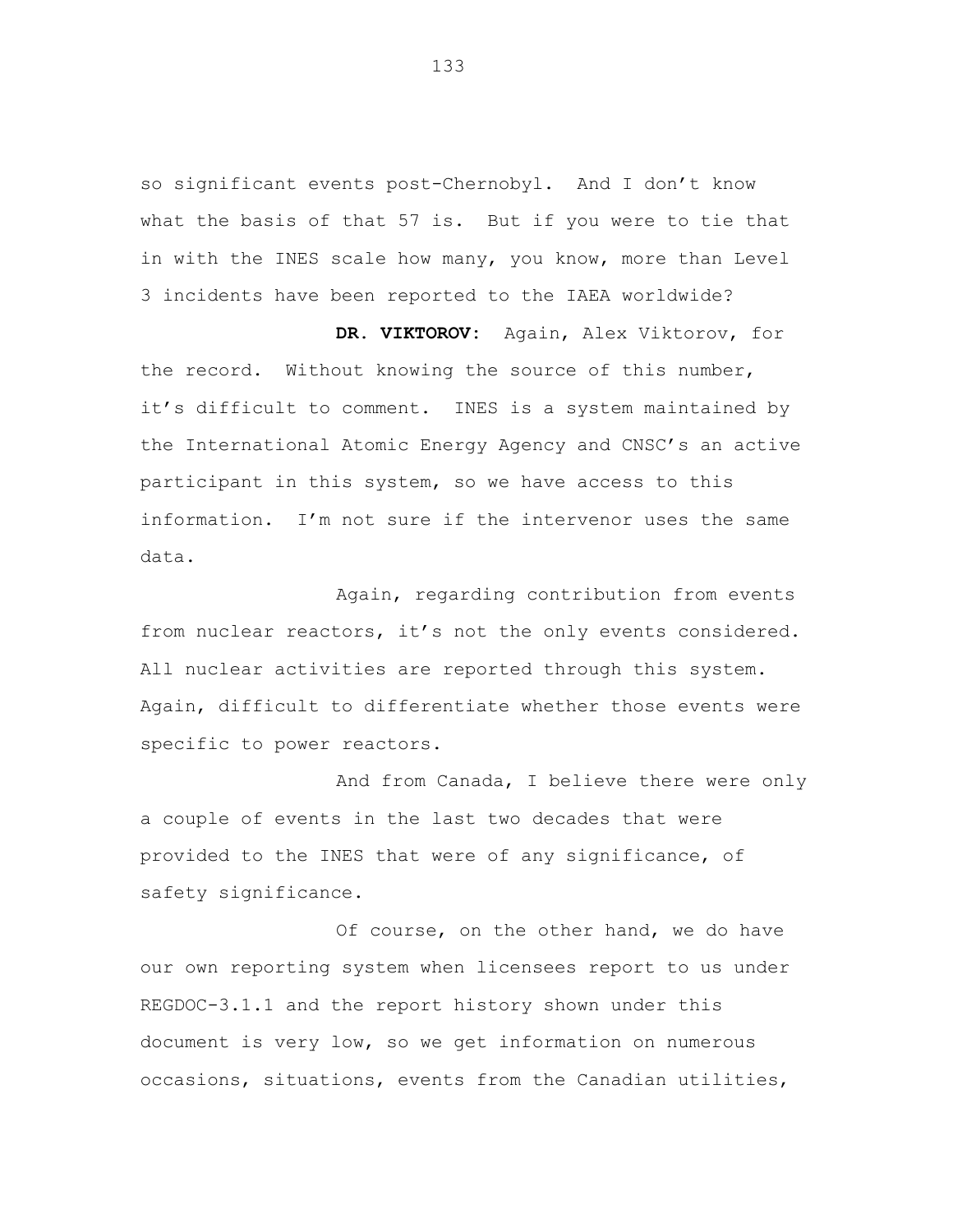so significant events post-Chernobyl. And I don't know what the basis of that 57 is. But if you were to tie that in with the INES scale how many, you know, more than Level 3 incidents have been reported to the IAEA worldwide?

**DR. VIKTOROV:** Again, Alex Viktorov, for the record. Without knowing the source of this number, it's difficult to comment. INES is a system maintained by the International Atomic Energy Agency and CNSC's an active participant in this system, so we have access to this information. I'm not sure if the intervenor uses the same data.

Again, regarding contribution from events from nuclear reactors, it's not the only events considered. All nuclear activities are reported through this system. Again, difficult to differentiate whether those events were specific to power reactors.

And from Canada, I believe there were only a couple of events in the last two decades that were provided to the INES that were of any significance, of safety significance.

Of course, on the other hand, we do have our own reporting system when licensees report to us under REGDOC-3.1.1 and the report history shown under this document is very low, so we get information on numerous occasions, situations, events from the Canadian utilities,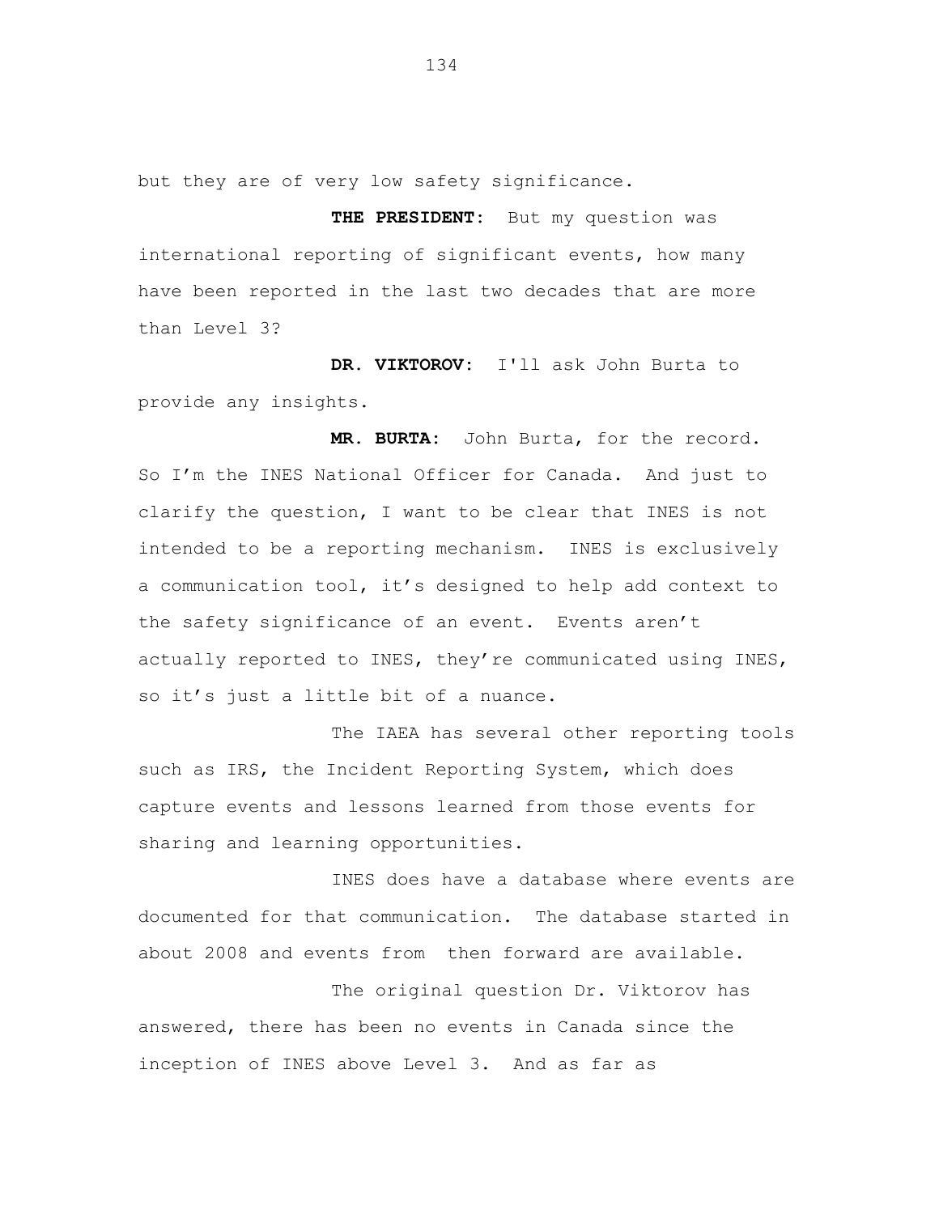but they are of very low safety significance.

**THE PRESIDENT:** But my question was international reporting of significant events, how many have been reported in the last two decades that are more than Level 3?

**DR. VIKTOROV:** I'll ask John Burta to provide any insights.

**MR. BURTA:** John Burta, for the record. So I'm the INES National Officer for Canada. And just to clarify the question, I want to be clear that INES is not intended to be a reporting mechanism. INES is exclusively a communication tool, it's designed to help add context to the safety significance of an event. Events aren't actually reported to INES, they're communicated using INES, so it's just a little bit of a nuance.

The IAEA has several other reporting tools such as IRS, the Incident Reporting System, which does capture events and lessons learned from those events for sharing and learning opportunities.

INES does have a database where events are documented for that communication. The database started in about 2008 and events from then forward are available.

The original question Dr. Viktorov has answered, there has been no events in Canada since the inception of INES above Level 3. And as far as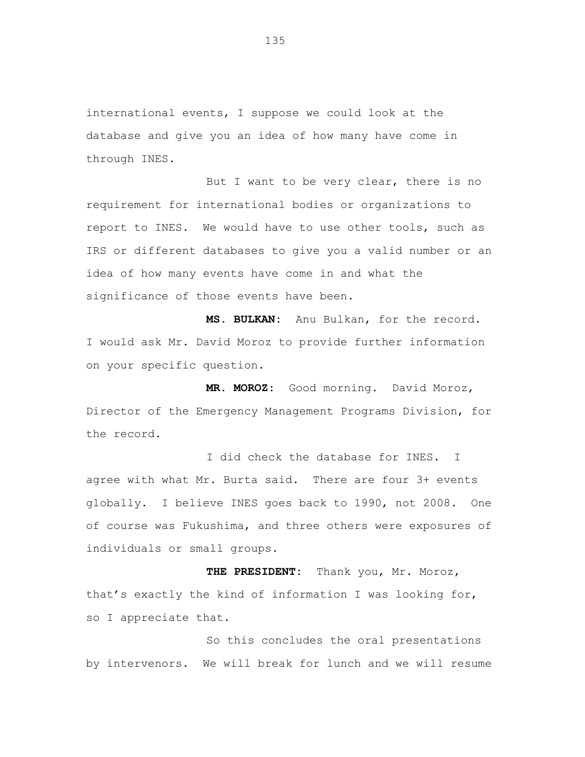international events, I suppose we could look at the database and give you an idea of how many have come in through INES.

But I want to be very clear, there is no requirement for international bodies or organizations to report to INES. We would have to use other tools, such as IRS or different databases to give you a valid number or an idea of how many events have come in and what the significance of those events have been.

**MS. BULKAN:** Anu Bulkan, for the record. I would ask Mr. David Moroz to provide further information on your specific question.

**MR. MOROZ:** Good morning. David Moroz, Director of the Emergency Management Programs Division, for the record.

I did check the database for INES. I agree with what Mr. Burta said. There are four 3+ events globally. I believe INES goes back to 1990, not 2008. One of course was Fukushima, and three others were exposures of individuals or small groups.

**THE PRESIDENT:** Thank you, Mr. Moroz, that's exactly the kind of information I was looking for, so I appreciate that.

So this concludes the oral presentations by intervenors. We will break for lunch and we will resume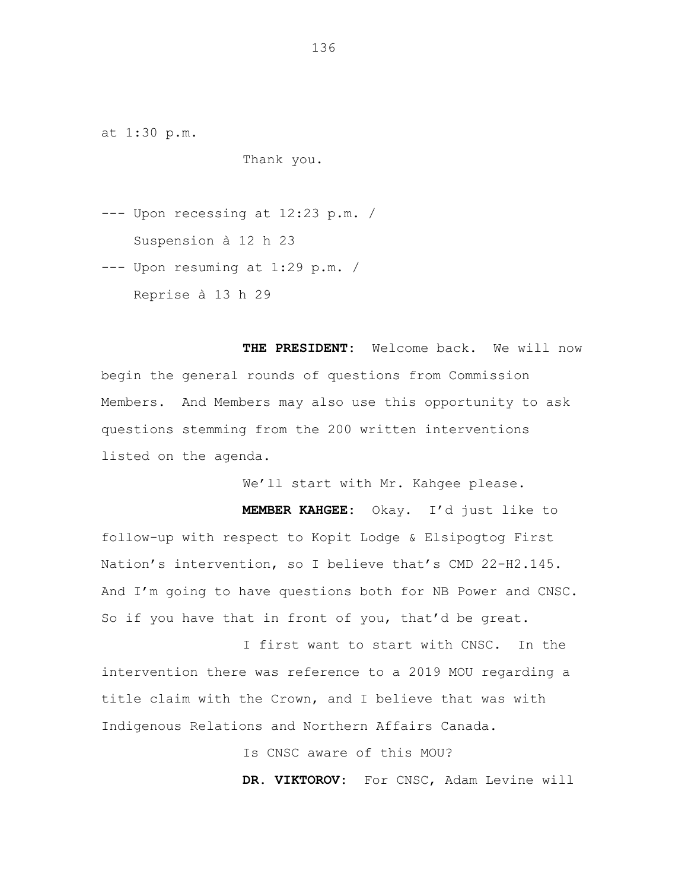at 1:30 p.m.

Thank you.

--- Upon recessing at 12:23 p.m. /
Suspension à 12 h 23

--- Upon resuming at 1:29 p.m. /
Reprise à 13 h 29

**THE PRESIDENT:** Welcome back. We will now begin the general rounds of questions from Commission Members. And Members may also use this opportunity to ask questions stemming from the 200 written interventions listed on the agenda.

We'll start with Mr. Kahgee please.

**MEMBER KAHGEE:** Okay. I'd just like to follow-up with respect to Kopit Lodge & Elsipogtog First Nation's intervention, so I believe that's CMD 22-H2.145. And I'm going to have questions both for NB Power and CNSC. So if you have that in front of you, that'd be great.

I first want to start with CNSC. In the intervention there was reference to a 2019 MOU regarding a title claim with the Crown, and I believe that was with Indigenous Relations and Northern Affairs Canada.

Is CNSC aware of this MOU?

**DR. VIKTOROV:** For CNSC, Adam Levine will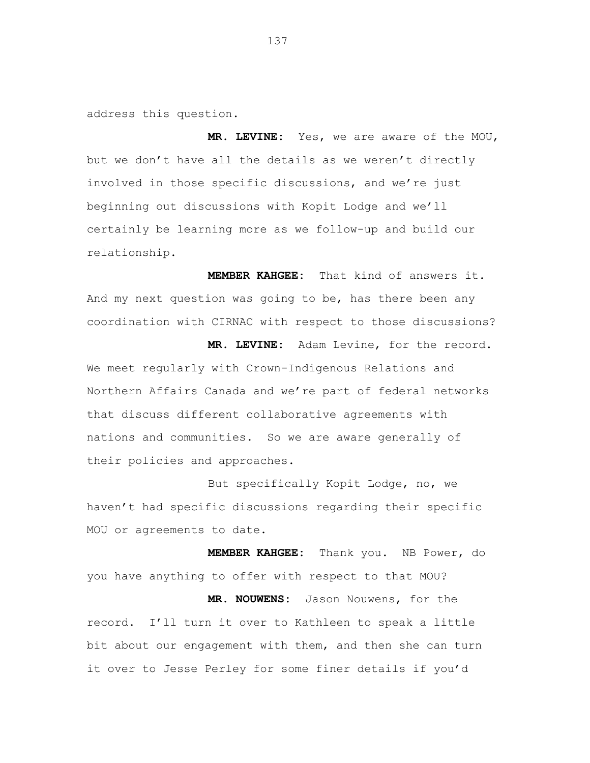address this question.

**MR. LEVINE:** Yes, we are aware of the MOU, but we don't have all the details as we weren't directly involved in those specific discussions, and we're just beginning out discussions with Kopit Lodge and we'll certainly be learning more as we follow-up and build our relationship.

**MEMBER KAHGEE:** That kind of answers it. And my next question was going to be, has there been any coordination with CIRNAC with respect to those discussions?

**MR. LEVINE:** Adam Levine, for the record. We meet regularly with Crown-Indigenous Relations and Northern Affairs Canada and we're part of federal networks that discuss different collaborative agreements with nations and communities. So we are aware generally of their policies and approaches.

But specifically Kopit Lodge, no, we haven't had specific discussions regarding their specific MOU or agreements to date.

**MEMBER KAHGEE:** Thank you. NB Power, do you have anything to offer with respect to that MOU?

**MR. NOUWENS:** Jason Nouwens, for the record. I'll turn it over to Kathleen to speak a little bit about our engagement with them, and then she can turn it over to Jesse Perley for some finer details if you'd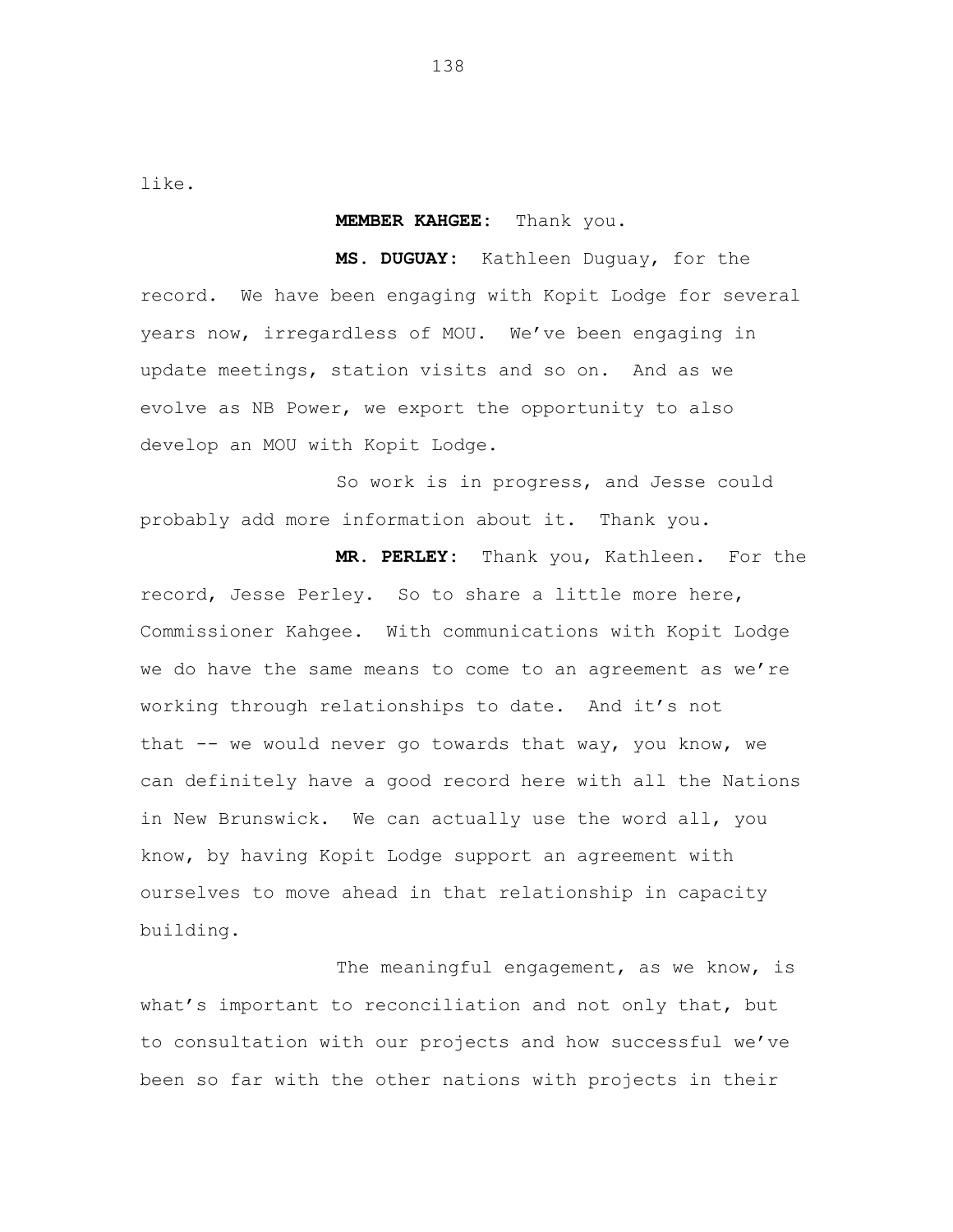like.

**MEMBER KAHGEE:** Thank you.

**MS. DUGUAY:** Kathleen Duguay, for the record. We have been engaging with Kopit Lodge for several years now, irregardless of MOU. We've been engaging in update meetings, station visits and so on. And as we evolve as NB Power, we export the opportunity to also develop an MOU with Kopit Lodge.

So work is in progress, and Jesse could probably add more information about it. Thank you.

**MR. PERLEY:** Thank you, Kathleen. For the record, Jesse Perley. So to share a little more here, Commissioner Kahgee. With communications with Kopit Lodge we do have the same means to come to an agreement as we're working through relationships to date. And it's not that -- we would never go towards that way, you know, we can definitely have a good record here with all the Nations in New Brunswick. We can actually use the word all, you know, by having Kopit Lodge support an agreement with ourselves to move ahead in that relationship in capacity building.

The meaningful engagement, as we know, is what's important to reconciliation and not only that, but to consultation with our projects and how successful we've been so far with the other nations with projects in their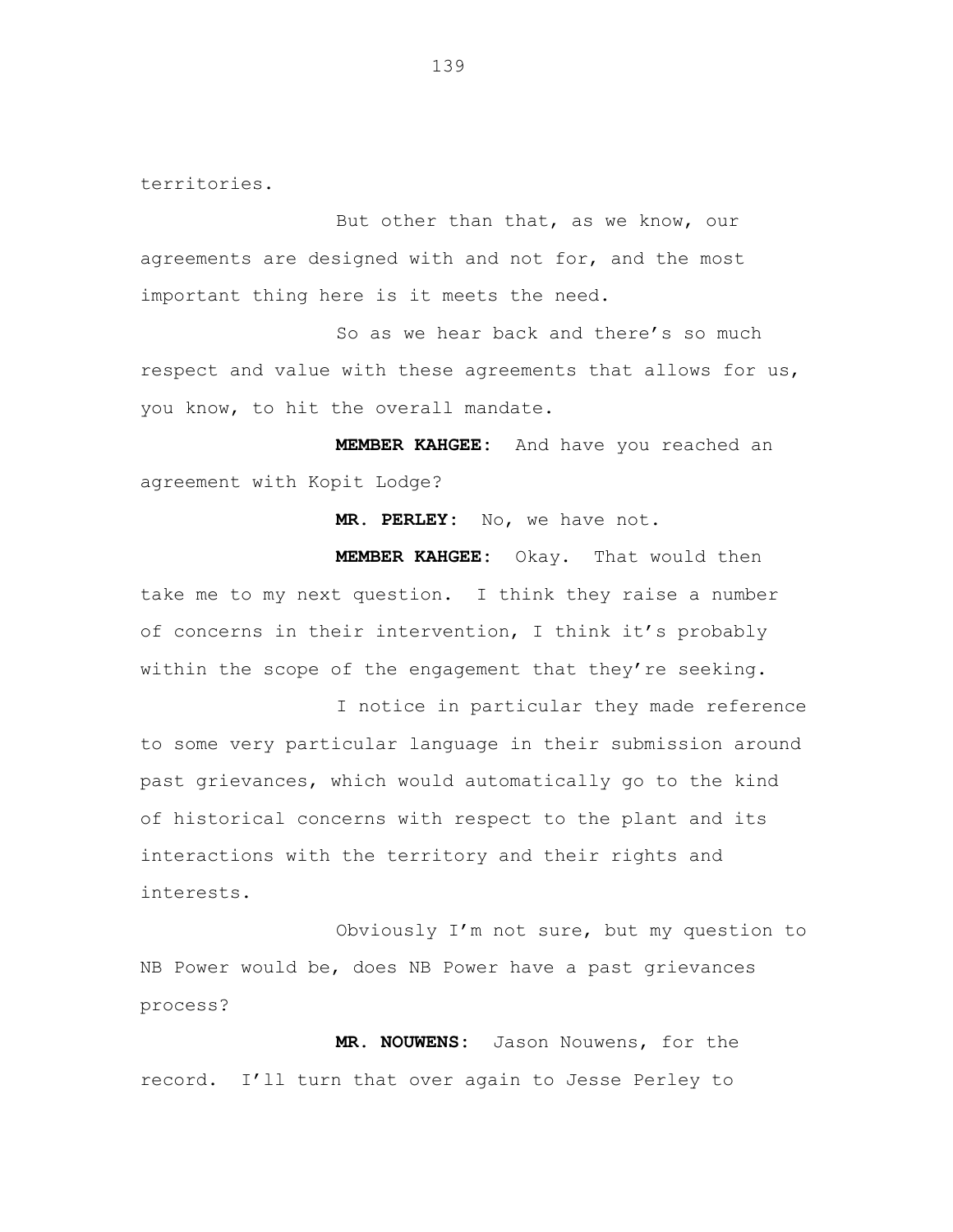territories.

But other than that, as we know, our agreements are designed with and not for, and the most important thing here is it meets the need.

So as we hear back and there's so much respect and value with these agreements that allows for us, you know, to hit the overall mandate.

**MEMBER KAHGEE:** And have you reached an agreement with Kopit Lodge?

**MR. PERLEY:** No, we have not.

**MEMBER KAHGEE:** Okay. That would then take me to my next question. I think they raise a number of concerns in their intervention, I think it's probably within the scope of the engagement that they're seeking.

I notice in particular they made reference to some very particular language in their submission around past grievances, which would automatically go to the kind of historical concerns with respect to the plant and its interactions with the territory and their rights and interests.

Obviously I'm not sure, but my question to NB Power would be, does NB Power have a past grievances process?

**MR. NOUWENS:** Jason Nouwens, for the record. I'll turn that over again to Jesse Perley to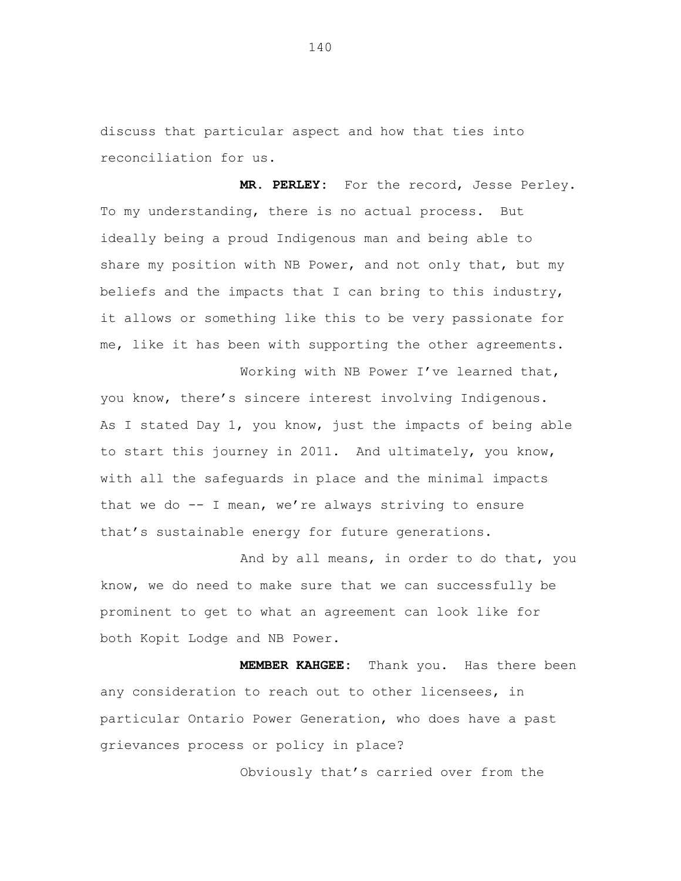discuss that particular aspect and how that ties into reconciliation for us.

**MR. PERLEY:** For the record, Jesse Perley. To my understanding, there is no actual process. But ideally being a proud Indigenous man and being able to share my position with NB Power, and not only that, but my beliefs and the impacts that I can bring to this industry, it allows or something like this to be very passionate for me, like it has been with supporting the other agreements.

Working with NB Power I've learned that, you know, there's sincere interest involving Indigenous. As I stated Day 1, you know, just the impacts of being able to start this journey in 2011. And ultimately, you know, with all the safeguards in place and the minimal impacts that we do -- I mean, we're always striving to ensure that's sustainable energy for future generations.

And by all means, in order to do that, you know, we do need to make sure that we can successfully be prominent to get to what an agreement can look like for both Kopit Lodge and NB Power.

**MEMBER KAHGEE:** Thank you. Has there been any consideration to reach out to other licensees, in particular Ontario Power Generation, who does have a past grievances process or policy in place?

Obviously that's carried over from the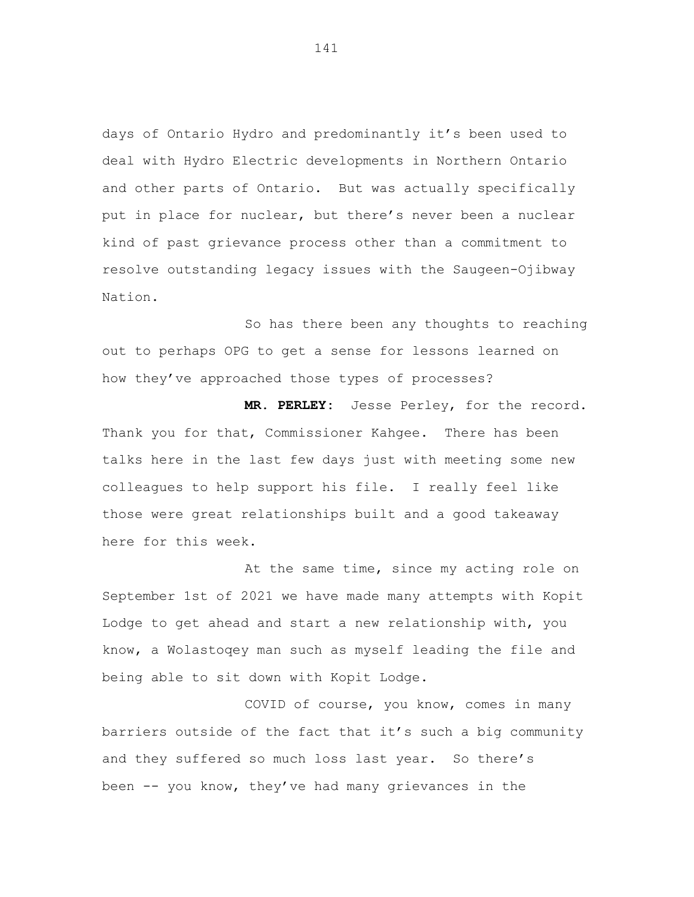days of Ontario Hydro and predominantly it's been used to deal with Hydro Electric developments in Northern Ontario and other parts of Ontario. But was actually specifically put in place for nuclear, but there's never been a nuclear kind of past grievance process other than a commitment to resolve outstanding legacy issues with the Saugeen-Ojibway Nation.

So has there been any thoughts to reaching out to perhaps OPG to get a sense for lessons learned on how they've approached those types of processes?

**MR. PERLEY:** Jesse Perley, for the record. Thank you for that, Commissioner Kahgee. There has been talks here in the last few days just with meeting some new colleagues to help support his file. I really feel like those were great relationships built and a good takeaway here for this week.

At the same time, since my acting role on September 1st of 2021 we have made many attempts with Kopit Lodge to get ahead and start a new relationship with, you know, a Wolastoqey man such as myself leading the file and being able to sit down with Kopit Lodge.

COVID of course, you know, comes in many barriers outside of the fact that it's such a big community and they suffered so much loss last year. So there's been -- you know, they've had many grievances in the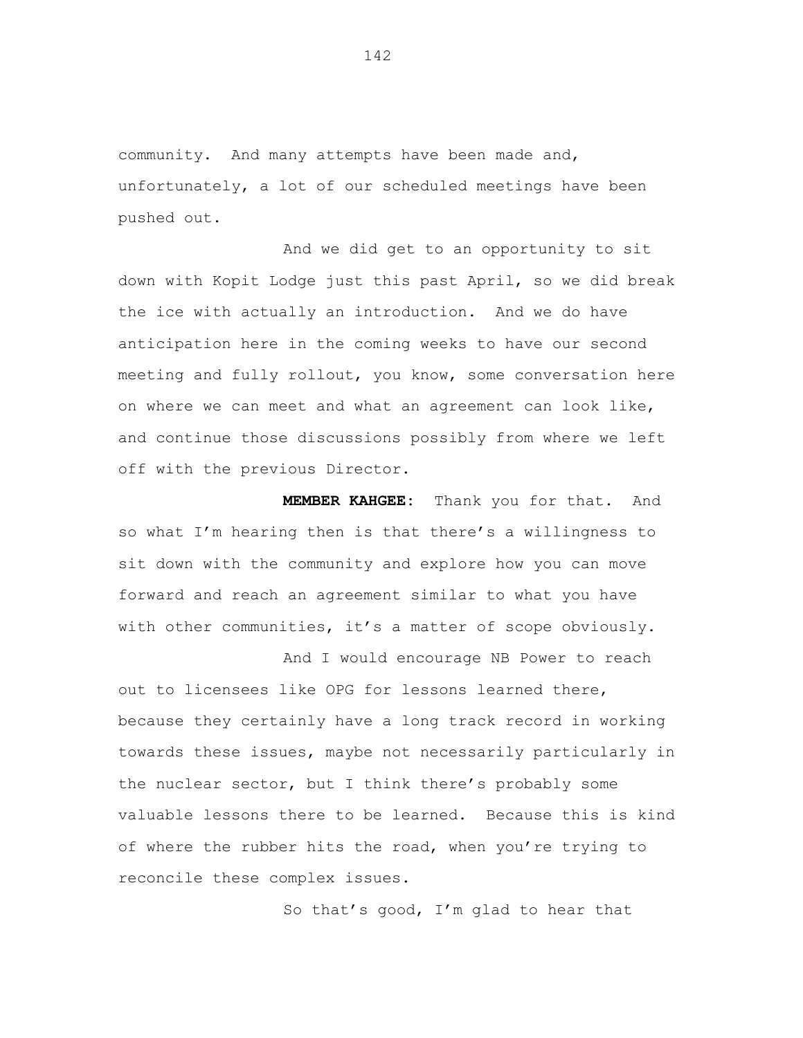community. And many attempts have been made and, unfortunately, a lot of our scheduled meetings have been pushed out.

And we did get to an opportunity to sit down with Kopit Lodge just this past April, so we did break the ice with actually an introduction. And we do have anticipation here in the coming weeks to have our second meeting and fully rollout, you know, some conversation here on where we can meet and what an agreement can look like, and continue those discussions possibly from where we left off with the previous Director.

**MEMBER KAHGEE:** Thank you for that. And so what I'm hearing then is that there's a willingness to sit down with the community and explore how you can move forward and reach an agreement similar to what you have with other communities, it's a matter of scope obviously.

And I would encourage NB Power to reach out to licensees like OPG for lessons learned there, because they certainly have a long track record in working towards these issues, maybe not necessarily particularly in the nuclear sector, but I think there's probably some valuable lessons there to be learned. Because this is kind of where the rubber hits the road, when you're trying to reconcile these complex issues.

So that's good, I'm glad to hear that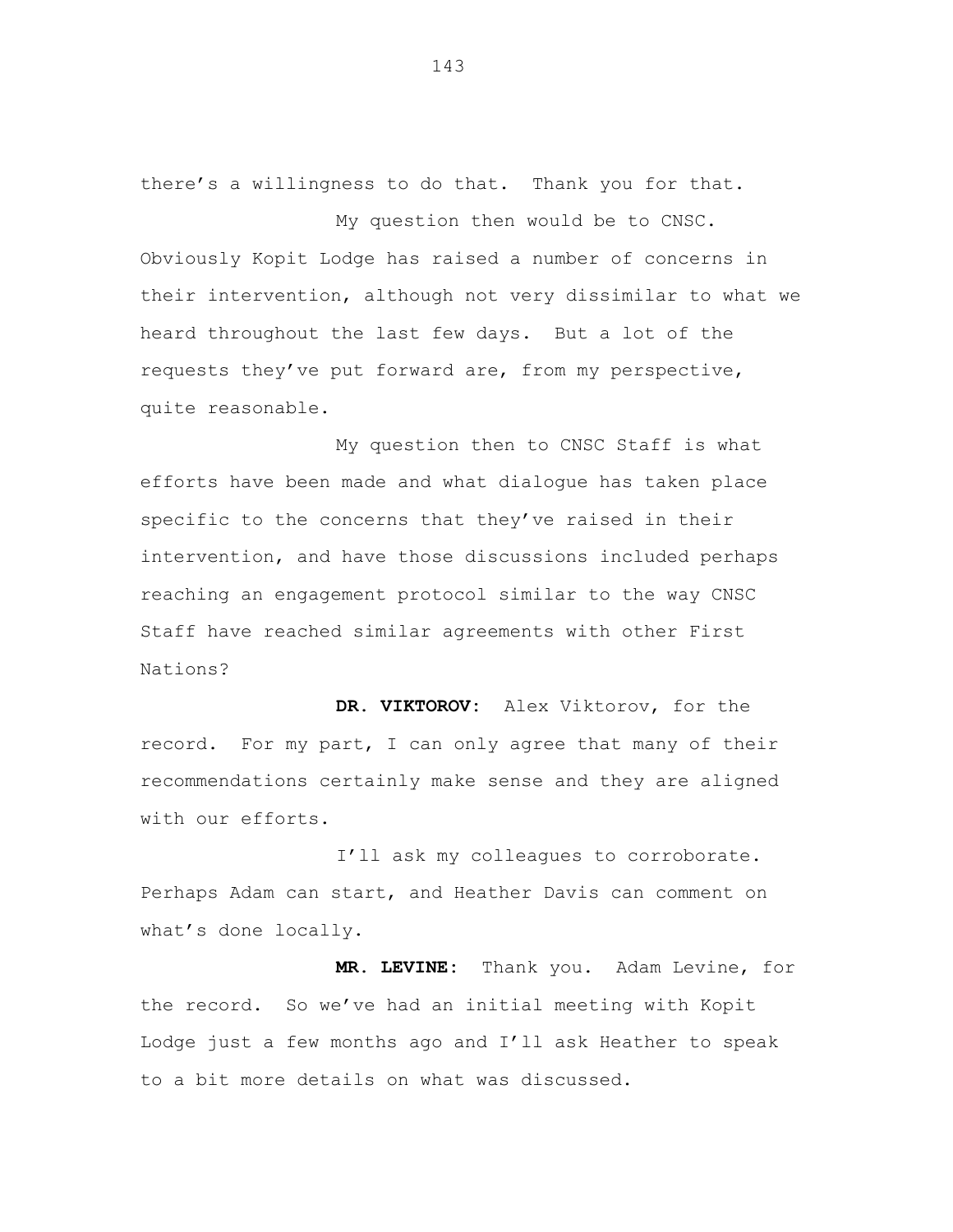there's a willingness to do that. Thank you for that.

My question then would be to CNSC. Obviously Kopit Lodge has raised a number of concerns in their intervention, although not very dissimilar to what we heard throughout the last few days. But a lot of the requests they've put forward are, from my perspective, quite reasonable.

My question then to CNSC Staff is what efforts have been made and what dialogue has taken place specific to the concerns that they've raised in their intervention, and have those discussions included perhaps reaching an engagement protocol similar to the way CNSC Staff have reached similar agreements with other First Nations?

**DR. VIKTOROV:** Alex Viktorov, for the record. For my part, I can only agree that many of their recommendations certainly make sense and they are aligned with our efforts.

I'll ask my colleagues to corroborate. Perhaps Adam can start, and Heather Davis can comment on what's done locally.

**MR. LEVINE:** Thank you. Adam Levine, for the record. So we've had an initial meeting with Kopit Lodge just a few months ago and I'll ask Heather to speak to a bit more details on what was discussed.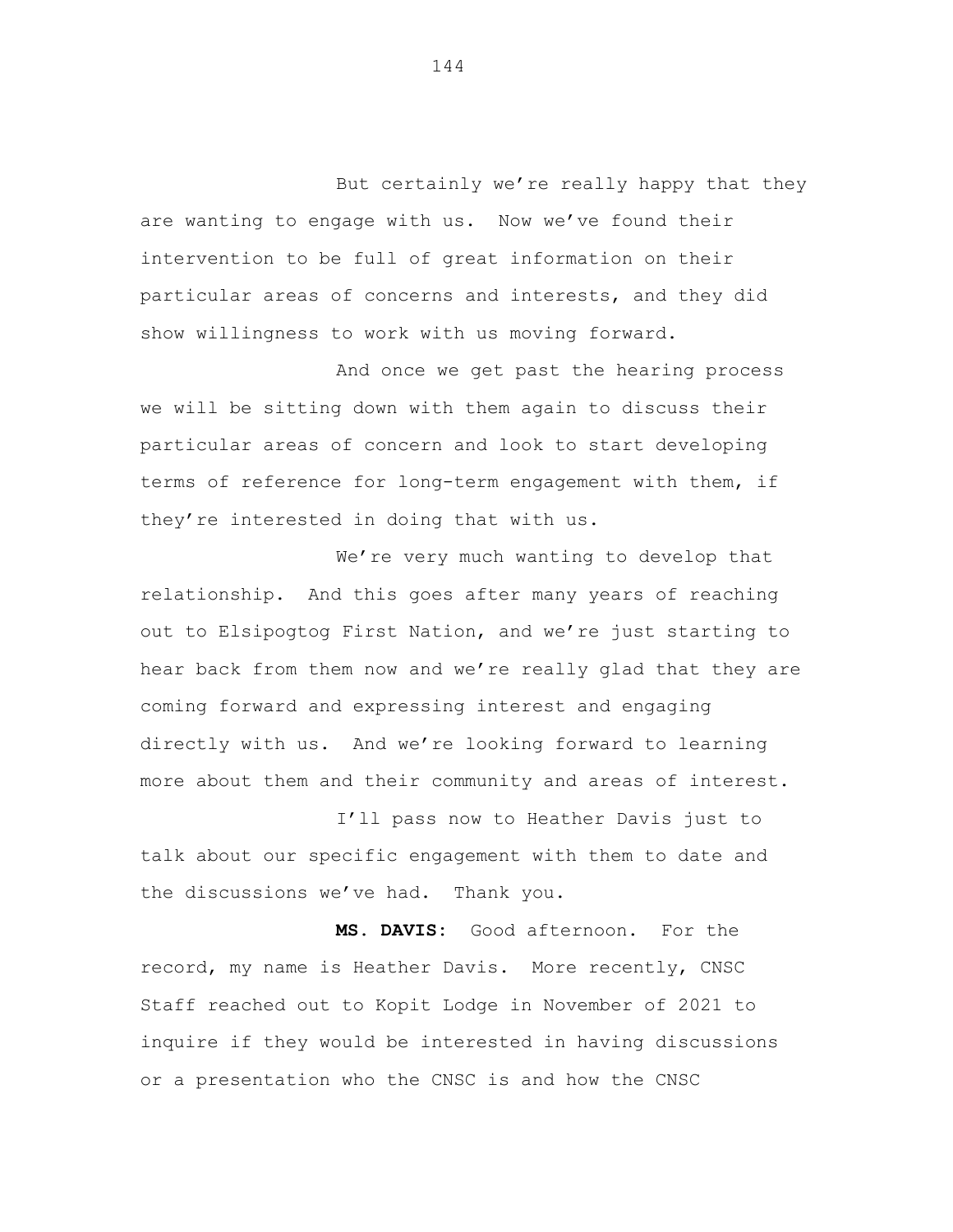But certainly we're really happy that they are wanting to engage with us. Now we've found their intervention to be full of great information on their particular areas of concerns and interests, and they did show willingness to work with us moving forward.

And once we get past the hearing process we will be sitting down with them again to discuss their particular areas of concern and look to start developing terms of reference for long-term engagement with them, if they're interested in doing that with us.

We're very much wanting to develop that relationship. And this goes after many years of reaching out to Elsipogtog First Nation, and we're just starting to hear back from them now and we're really glad that they are coming forward and expressing interest and engaging directly with us. And we're looking forward to learning more about them and their community and areas of interest.

I'll pass now to Heather Davis just to talk about our specific engagement with them to date and the discussions we've had. Thank you.

**MS. DAVIS:** Good afternoon. For the record, my name is Heather Davis. More recently, CNSC Staff reached out to Kopit Lodge in November of 2021 to inquire if they would be interested in having discussions or a presentation who the CNSC is and how the CNSC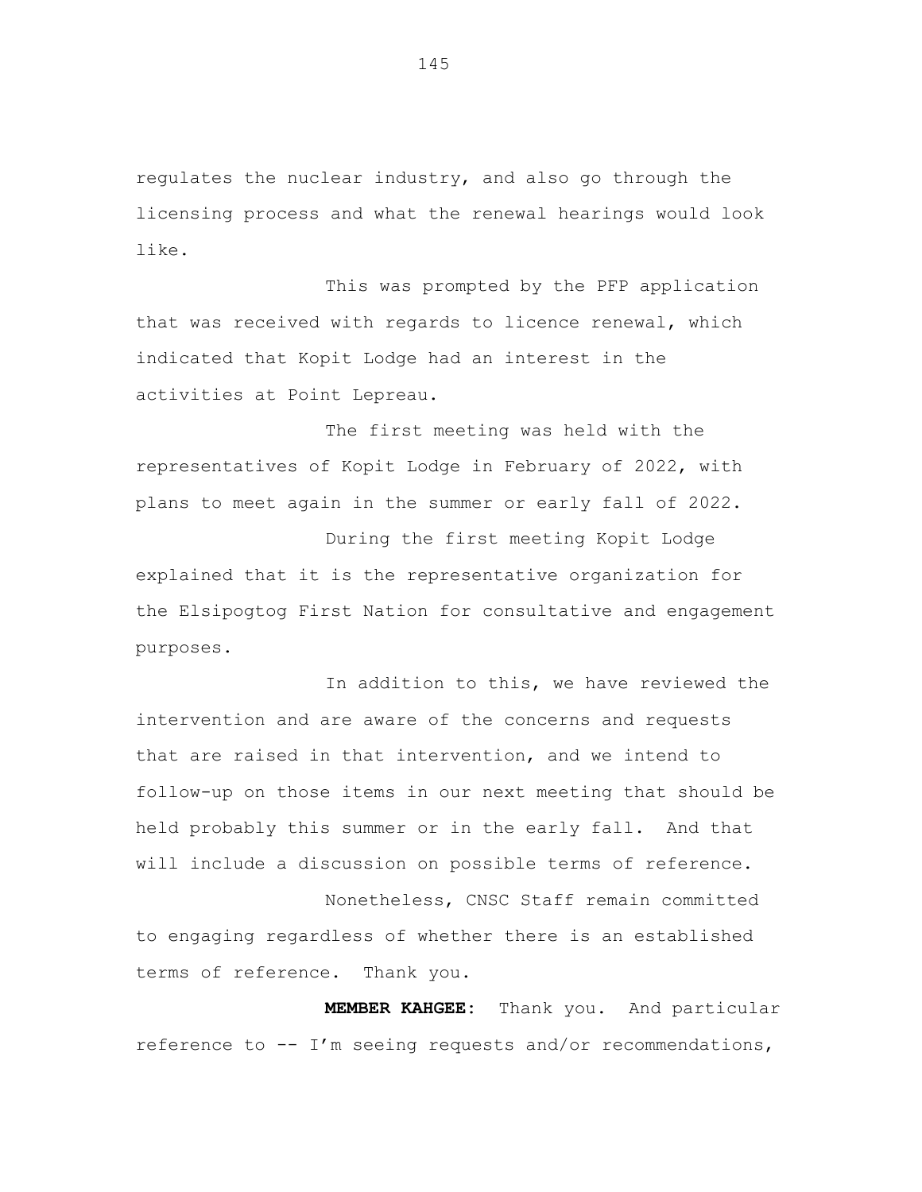regulates the nuclear industry, and also go through the licensing process and what the renewal hearings would look like.

This was prompted by the PFP application that was received with regards to licence renewal, which indicated that Kopit Lodge had an interest in the activities at Point Lepreau.

The first meeting was held with the representatives of Kopit Lodge in February of 2022, with plans to meet again in the summer or early fall of 2022.

During the first meeting Kopit Lodge explained that it is the representative organization for the Elsipogtog First Nation for consultative and engagement purposes.

In addition to this, we have reviewed the intervention and are aware of the concerns and requests that are raised in that intervention, and we intend to follow-up on those items in our next meeting that should be held probably this summer or in the early fall. And that will include a discussion on possible terms of reference.

Nonetheless, CNSC Staff remain committed to engaging regardless of whether there is an established terms of reference. Thank you.

**MEMBER KAHGEE:** Thank you. And particular reference to -- I'm seeing requests and/or recommendations,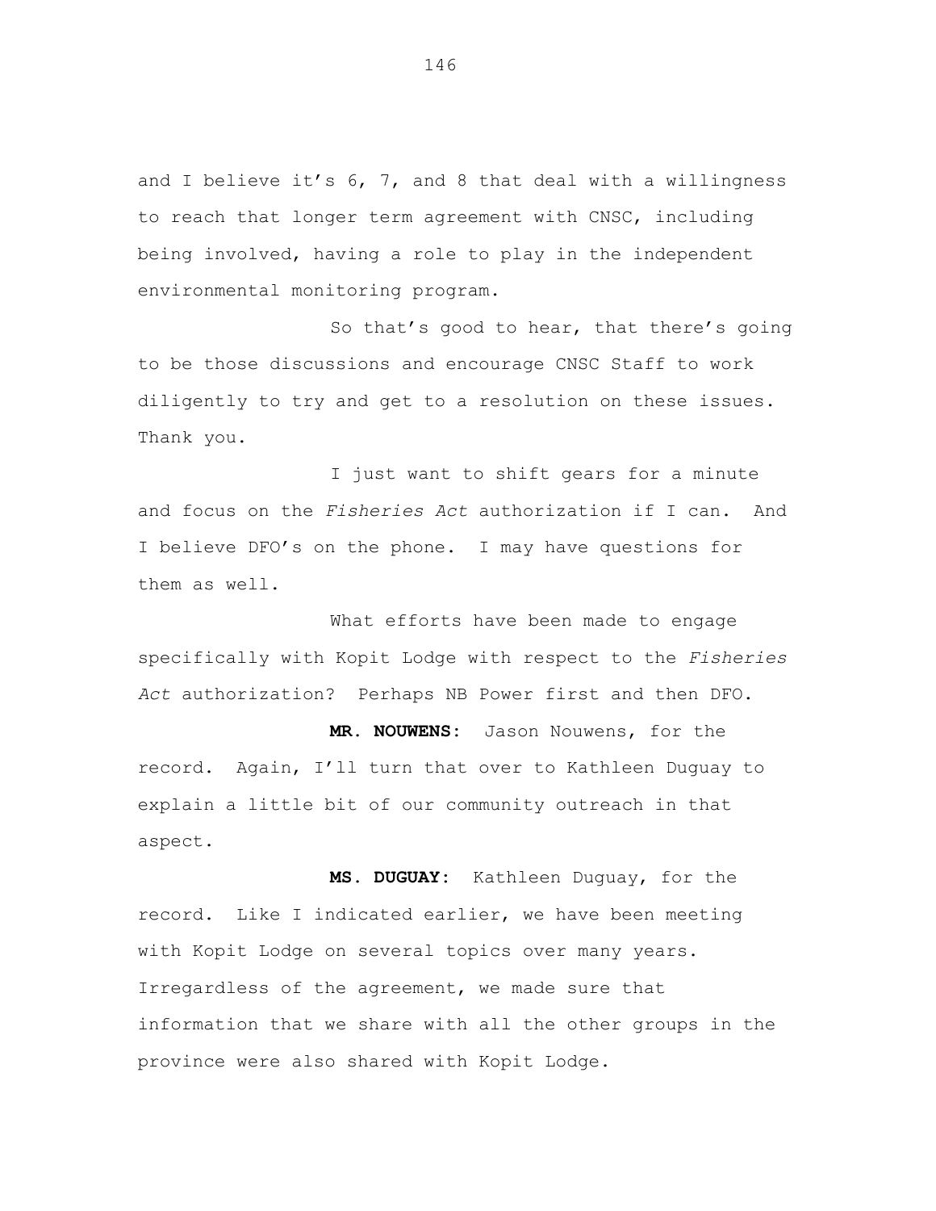and I believe it's 6, 7, and 8 that deal with a willingness to reach that longer term agreement with CNSC, including being involved, having a role to play in the independent environmental monitoring program.

So that's good to hear, that there's going to be those discussions and encourage CNSC Staff to work diligently to try and get to a resolution on these issues. Thank you.

I just want to shift gears for a minute and focus on the *Fisheries Act* authorization if I can. And I believe DFO's on the phone. I may have questions for them as well.

What efforts have been made to engage specifically with Kopit Lodge with respect to the *Fisheries Act* authorization? Perhaps NB Power first and then DFO.

**MR. NOUWENS:** Jason Nouwens, for the record. Again, I'll turn that over to Kathleen Duguay to explain a little bit of our community outreach in that aspect.

**MS. DUGUAY:** Kathleen Duguay, for the record. Like I indicated earlier, we have been meeting with Kopit Lodge on several topics over many years. Irregardless of the agreement, we made sure that information that we share with all the other groups in the province were also shared with Kopit Lodge.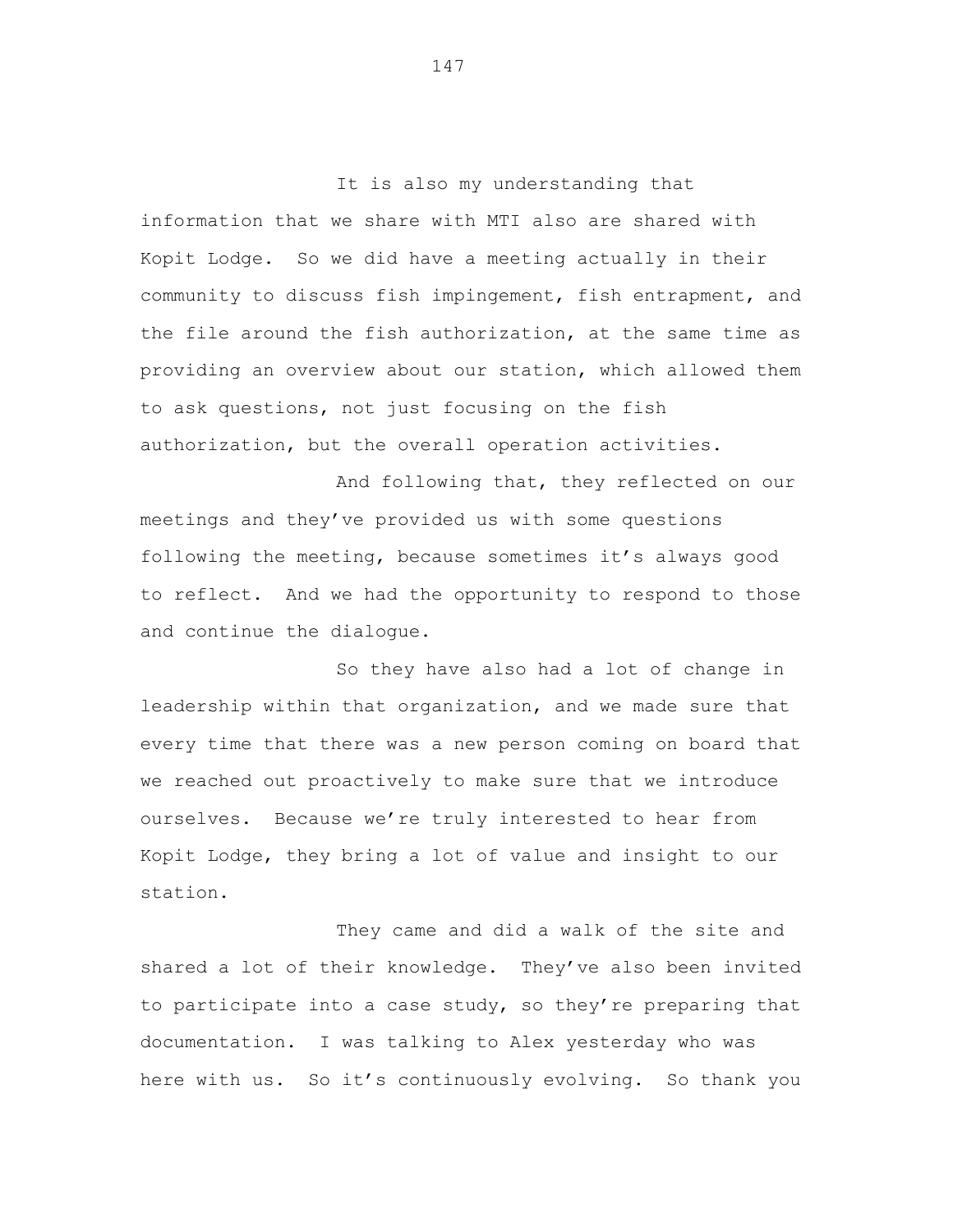It is also my understanding that information that we share with MTI also are shared with Kopit Lodge. So we did have a meeting actually in their community to discuss fish impingement, fish entrapment, and the file around the fish authorization, at the same time as providing an overview about our station, which allowed them to ask questions, not just focusing on the fish authorization, but the overall operation activities.

And following that, they reflected on our meetings and they've provided us with some questions following the meeting, because sometimes it's always good to reflect. And we had the opportunity to respond to those and continue the dialogue.

So they have also had a lot of change in leadership within that organization, and we made sure that every time that there was a new person coming on board that we reached out proactively to make sure that we introduce ourselves. Because we're truly interested to hear from Kopit Lodge, they bring a lot of value and insight to our station.

They came and did a walk of the site and shared a lot of their knowledge. They've also been invited to participate into a case study, so they're preparing that documentation. I was talking to Alex yesterday who was here with us. So it's continuously evolving. So thank you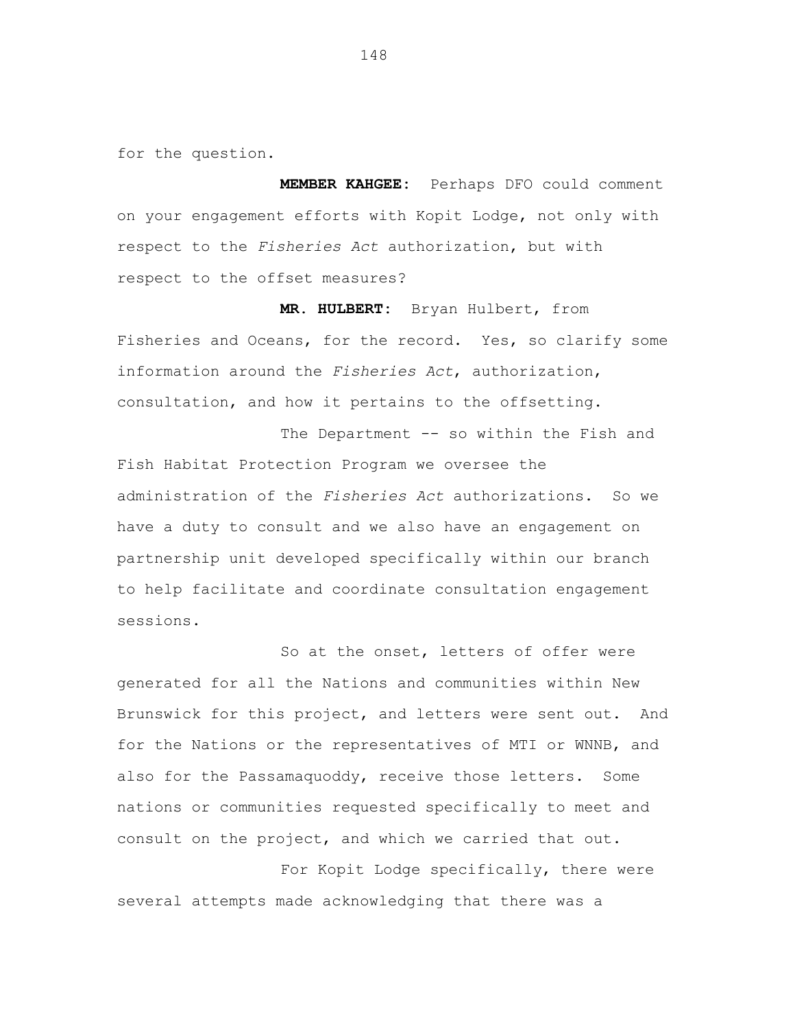for the question.

**MEMBER KAHGEE:** Perhaps DFO could comment on your engagement efforts with Kopit Lodge, not only with respect to the *Fisheries Act* authorization, but with respect to the offset measures?

**MR. HULBERT:** Bryan Hulbert, from Fisheries and Oceans, for the record. Yes, so clarify some information around the *Fisheries Act*, authorization, consultation, and how it pertains to the offsetting.

The Department -- so within the Fish and Fish Habitat Protection Program we oversee the administration of the *Fisheries Act* authorizations. So we have a duty to consult and we also have an engagement on partnership unit developed specifically within our branch to help facilitate and coordinate consultation engagement sessions.

So at the onset, letters of offer were generated for all the Nations and communities within New Brunswick for this project, and letters were sent out. And for the Nations or the representatives of MTI or WNNB, and also for the Passamaquoddy, receive those letters. Some nations or communities requested specifically to meet and consult on the project, and which we carried that out.

For Kopit Lodge specifically, there were several attempts made acknowledging that there was a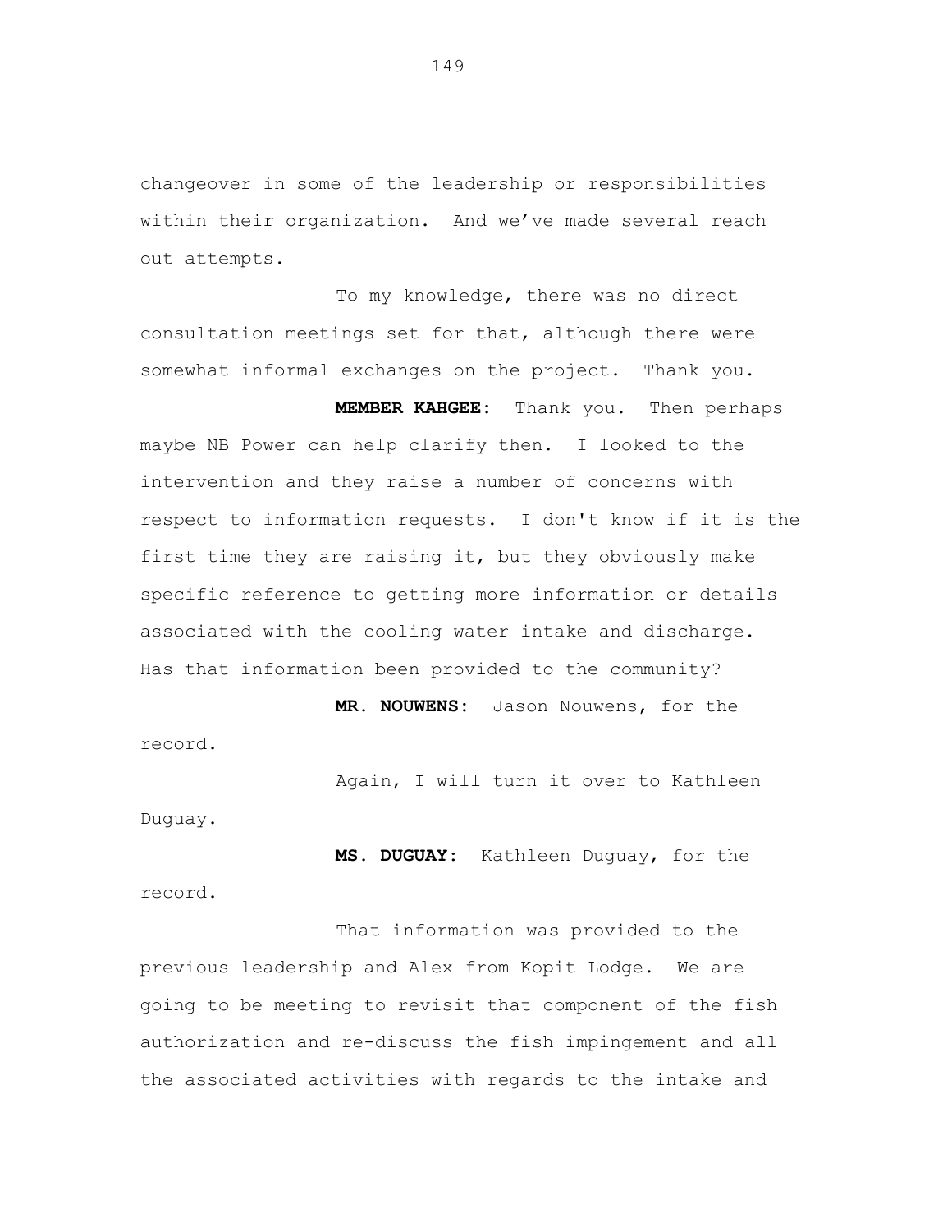changeover in some of the leadership or responsibilities within their organization. And we've made several reach out attempts.

To my knowledge, there was no direct consultation meetings set for that, although there were somewhat informal exchanges on the project. Thank you.

**MEMBER KAHGEE:** Thank you. Then perhaps maybe NB Power can help clarify then. I looked to the intervention and they raise a number of concerns with respect to information requests. I don't know if it is the first time they are raising it, but they obviously make specific reference to getting more information or details associated with the cooling water intake and discharge. Has that information been provided to the community?

**MR. NOUWENS:** Jason Nouwens, for the record.

Again, I will turn it over to Kathleen Duguay.

**MS. DUGUAY:** Kathleen Duguay, for the record.

That information was provided to the previous leadership and Alex from Kopit Lodge. We are going to be meeting to revisit that component of the fish authorization and re-discuss the fish impingement and all the associated activities with regards to the intake and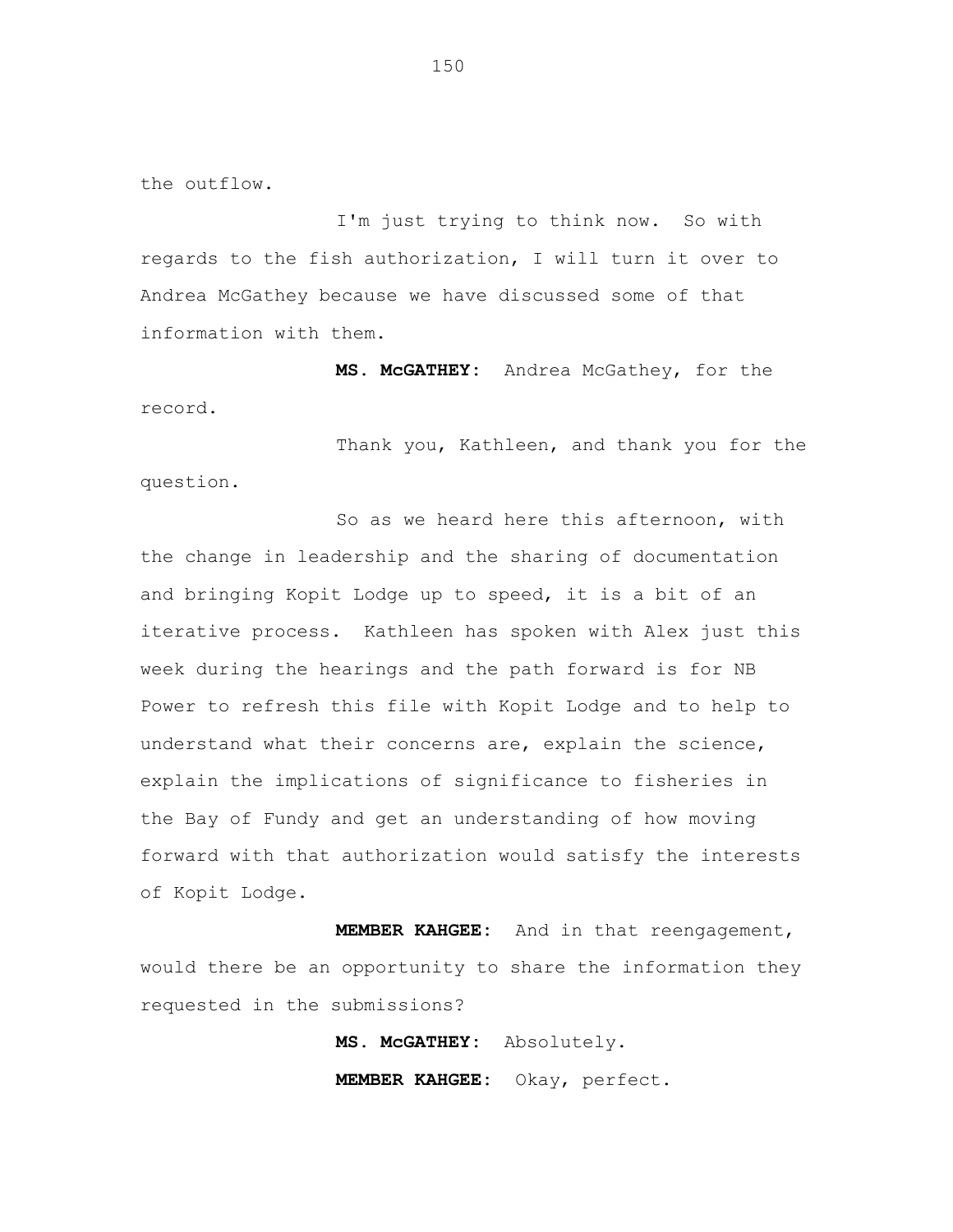the outflow.

I'm just trying to think now. So with regards to the fish authorization, I will turn it over to Andrea McGathey because we have discussed some of that information with them.

**MS. McGATHEY:** Andrea McGathey, for the record.

Thank you, Kathleen, and thank you for the question.

So as we heard here this afternoon, with the change in leadership and the sharing of documentation and bringing Kopit Lodge up to speed, it is a bit of an iterative process. Kathleen has spoken with Alex just this week during the hearings and the path forward is for NB Power to refresh this file with Kopit Lodge and to help to understand what their concerns are, explain the science, explain the implications of significance to fisheries in the Bay of Fundy and get an understanding of how moving forward with that authorization would satisfy the interests of Kopit Lodge.

**MEMBER KAHGEE:** And in that reengagement, would there be an opportunity to share the information they requested in the submissions?

**MS. McGATHEY:** Absolutely.

**MEMBER KAHGEE:** Okay, perfect.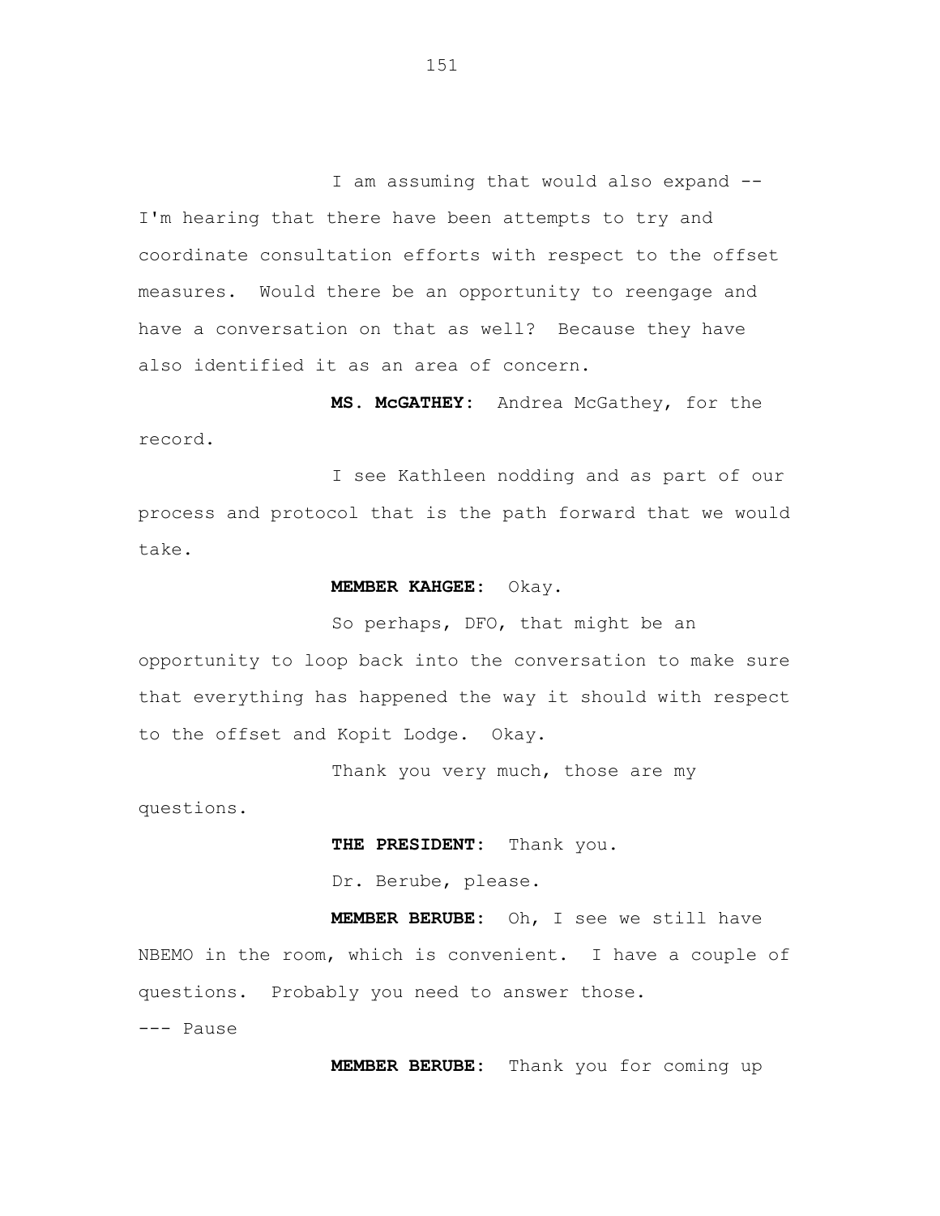I am assuming that would also expand -- I'm hearing that there have been attempts to try and coordinate consultation efforts with respect to the offset measures. Would there be an opportunity to reengage and have a conversation on that as well? Because they have also identified it as an area of concern.

**MS. McGATHEY:** Andrea McGathey, for the record.

I see Kathleen nodding and as part of our process and protocol that is the path forward that we would take.

**MEMBER KAHGEE:** Okay.

So perhaps, DFO, that might be an opportunity to loop back into the conversation to make sure that everything has happened the way it should with respect to the offset and Kopit Lodge. Okay.

Thank you very much, those are my questions.

**THE PRESIDENT:** Thank you.

Dr. Berube, please.

**MEMBER BERUBE:** Oh, I see we still have NBEMO in the room, which is convenient. I have a couple of questions. Probably you need to answer those.

--- Pause

**MEMBER BERUBE:** Thank you for coming up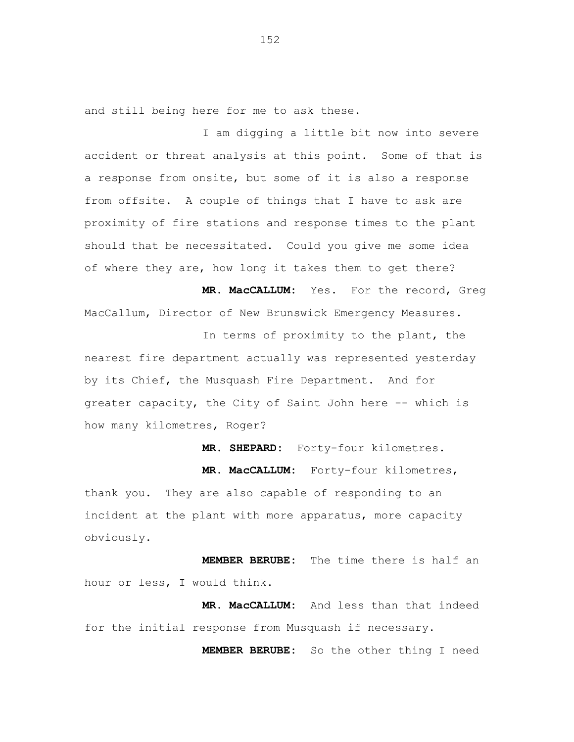and still being here for me to ask these.

I am digging a little bit now into severe accident or threat analysis at this point. Some of that is a response from onsite, but some of it is also a response from offsite. A couple of things that I have to ask are proximity of fire stations and response times to the plant should that be necessitated. Could you give me some idea of where they are, how long it takes them to get there?

**MR. MacCALLUM:** Yes. For the record, Greg MacCallum, Director of New Brunswick Emergency Measures.

In terms of proximity to the plant, the nearest fire department actually was represented yesterday by its Chief, the Musquash Fire Department. And for greater capacity, the City of Saint John here -- which is how many kilometres, Roger?

**MR. SHEPARD:** Forty-four kilometres.

**MR. MacCALLUM:** Forty-four kilometres, thank you. They are also capable of responding to an incident at the plant with more apparatus, more capacity obviously.

**MEMBER BERUBE:** The time there is half an hour or less, I would think.

**MR. MacCALLUM:** And less than that indeed for the initial response from Musquash if necessary.

**MEMBER BERUBE:** So the other thing I need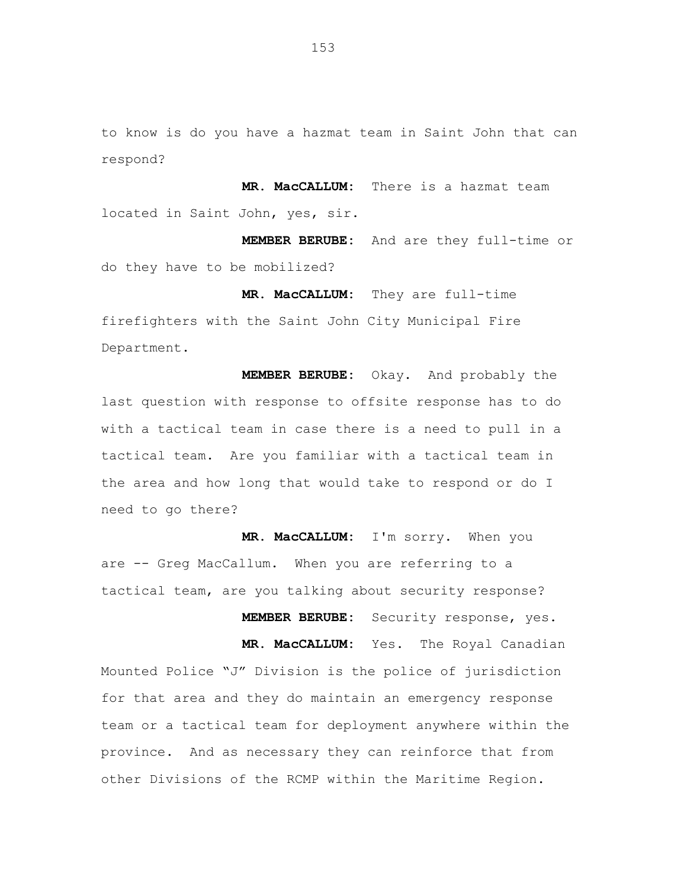to know is do you have a hazmat team in Saint John that can respond?

**MR. MacCALLUM:** There is a hazmat team located in Saint John, yes, sir.

**MEMBER BERUBE:** And are they full-time or do they have to be mobilized?

**MR. MacCALLUM:** They are full-time firefighters with the Saint John City Municipal Fire Department.

**MEMBER BERUBE:** Okay. And probably the last question with response to offsite response has to do with a tactical team in case there is a need to pull in a tactical team. Are you familiar with a tactical team in the area and how long that would take to respond or do I need to go there?

**MR. MacCALLUM:** I'm sorry. When you are -- Greg MacCallum. When you are referring to a tactical team, are you talking about security response?

**MEMBER BERUBE:** Security response, yes.

**MR. MacCALLUM:** Yes. The Royal Canadian Mounted Police "J" Division is the police of jurisdiction for that area and they do maintain an emergency response team or a tactical team for deployment anywhere within the province. And as necessary they can reinforce that from other Divisions of the RCMP within the Maritime Region.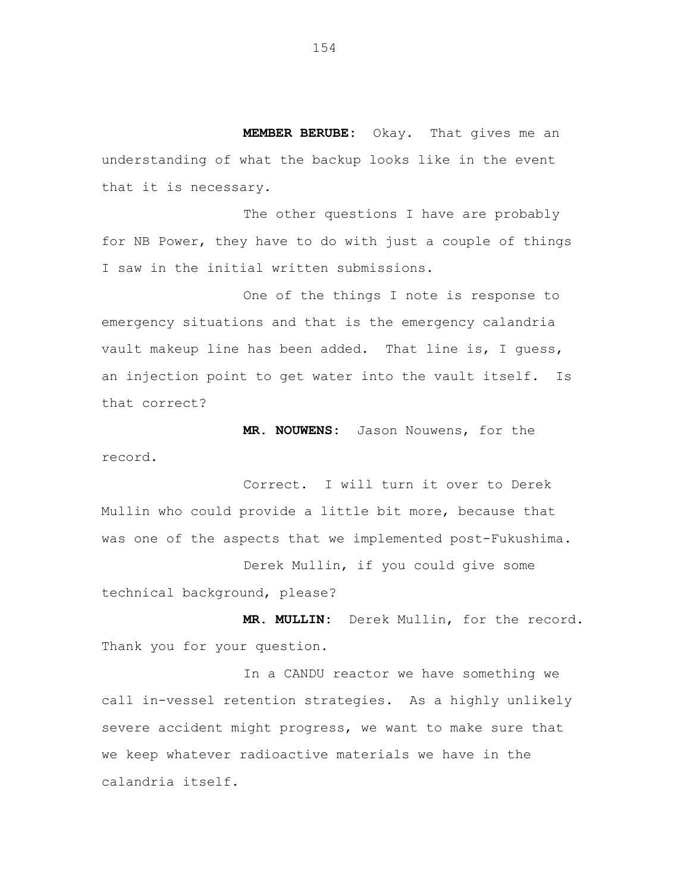**MEMBER BERUBE:** Okay. That gives me an understanding of what the backup looks like in the event that it is necessary.

The other questions I have are probably for NB Power, they have to do with just a couple of things I saw in the initial written submissions.

One of the things I note is response to emergency situations and that is the emergency calandria vault makeup line has been added. That line is, I guess, an injection point to get water into the vault itself. Is that correct?

**MR. NOUWENS:** Jason Nouwens, for the record.

Correct. I will turn it over to Derek Mullin who could provide a little bit more, because that was one of the aspects that we implemented post-Fukushima.

Derek Mullin, if you could give some technical background, please?

**MR. MULLIN:** Derek Mullin, for the record. Thank you for your question.

In a CANDU reactor we have something we call in-vessel retention strategies. As a highly unlikely severe accident might progress, we want to make sure that we keep whatever radioactive materials we have in the calandria itself.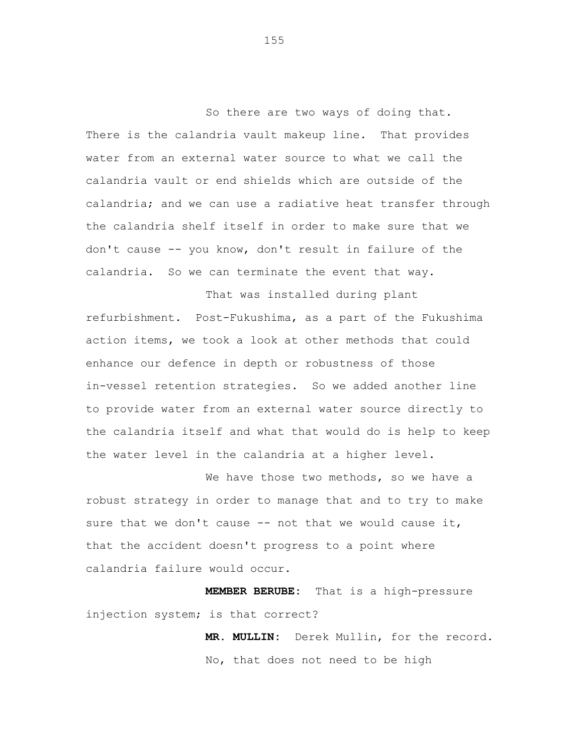So there are two ways of doing that. There is the calandria vault makeup line. That provides water from an external water source to what we call the calandria vault or end shields which are outside of the calandria; and we can use a radiative heat transfer through the calandria shelf itself in order to make sure that we don't cause -- you know, don't result in failure of the calandria. So we can terminate the event that way.

That was installed during plant refurbishment. Post-Fukushima, as a part of the Fukushima action items, we took a look at other methods that could enhance our defence in depth or robustness of those in-vessel retention strategies. So we added another line to provide water from an external water source directly to the calandria itself and what that would do is help to keep the water level in the calandria at a higher level.

We have those two methods, so we have a robust strategy in order to manage that and to try to make sure that we don't cause -- not that we would cause it, that the accident doesn't progress to a point where calandria failure would occur.

**MEMBER BERUBE:** That is a high-pressure injection system; is that correct?

**MR. MULLIN:** Derek Mullin, for the record.

No, that does not need to be high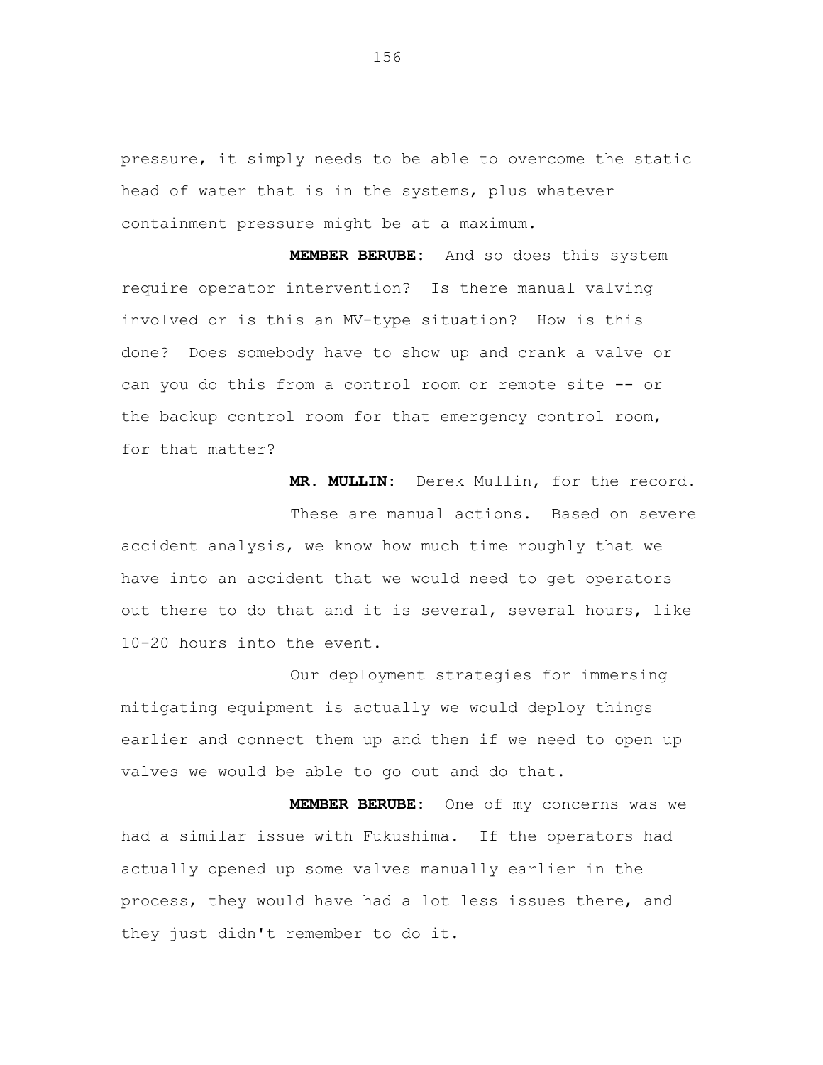pressure, it simply needs to be able to overcome the static head of water that is in the systems, plus whatever containment pressure might be at a maximum.

**MEMBER BERUBE:** And so does this system require operator intervention? Is there manual valving involved or is this an MV-type situation? How is this done? Does somebody have to show up and crank a valve or can you do this from a control room or remote site -- or the backup control room for that emergency control room, for that matter?

**MR. MULLIN:** Derek Mullin, for the record.

These are manual actions. Based on severe accident analysis, we know how much time roughly that we have into an accident that we would need to get operators out there to do that and it is several, several hours, like 10-20 hours into the event.

Our deployment strategies for immersing mitigating equipment is actually we would deploy things earlier and connect them up and then if we need to open up valves we would be able to go out and do that.

**MEMBER BERUBE:** One of my concerns was we had a similar issue with Fukushima. If the operators had actually opened up some valves manually earlier in the process, they would have had a lot less issues there, and they just didn't remember to do it.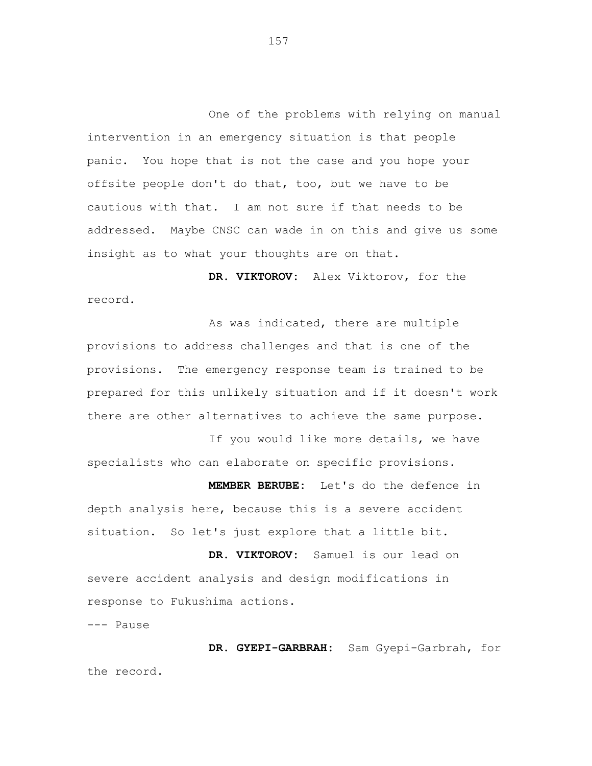One of the problems with relying on manual intervention in an emergency situation is that people panic. You hope that is not the case and you hope your offsite people don't do that, too, but we have to be cautious with that. I am not sure if that needs to be addressed. Maybe CNSC can wade in on this and give us some insight as to what your thoughts are on that.

**DR. VIKTOROV:** Alex Viktorov, for the record.

As was indicated, there are multiple provisions to address challenges and that is one of the provisions. The emergency response team is trained to be prepared for this unlikely situation and if it doesn't work there are other alternatives to achieve the same purpose.

If you would like more details, we have specialists who can elaborate on specific provisions.

**MEMBER BERUBE:** Let's do the defence in depth analysis here, because this is a severe accident situation. So let's just explore that a little bit.

**DR. VIKTOROV:** Samuel is our lead on severe accident analysis and design modifications in response to Fukushima actions.

--- Pause

**DR. GYEPI-GARBRAH:** Sam Gyepi-Garbrah, for the record.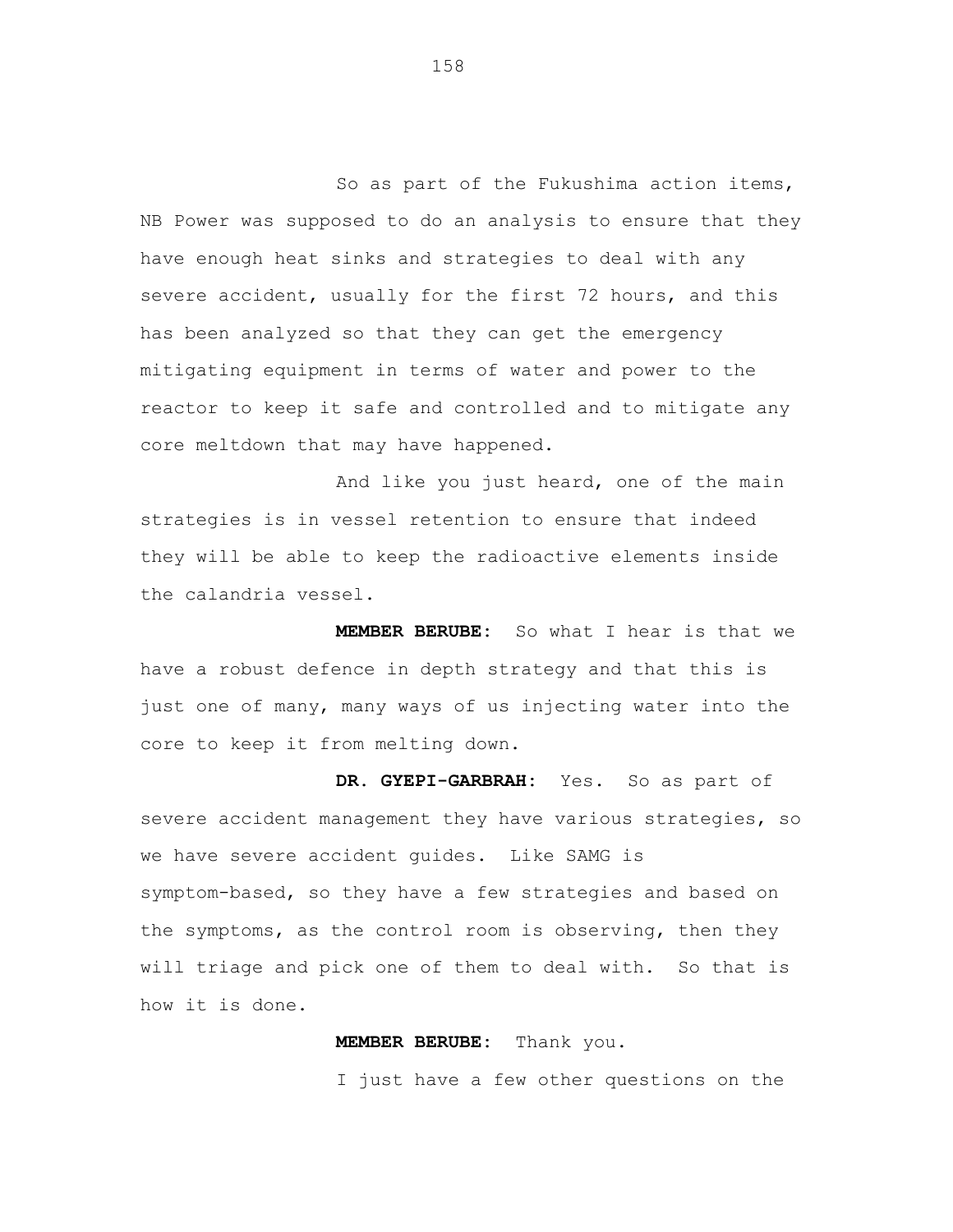So as part of the Fukushima action items, NB Power was supposed to do an analysis to ensure that they have enough heat sinks and strategies to deal with any severe accident, usually for the first 72 hours, and this has been analyzed so that they can get the emergency mitigating equipment in terms of water and power to the reactor to keep it safe and controlled and to mitigate any core meltdown that may have happened.

And like you just heard, one of the main strategies is in vessel retention to ensure that indeed they will be able to keep the radioactive elements inside the calandria vessel.

**MEMBER BERUBE:** So what I hear is that we have a robust defence in depth strategy and that this is just one of many, many ways of us injecting water into the core to keep it from melting down.

**DR. GYEPI-GARBRAH:** Yes. So as part of severe accident management they have various strategies, so we have severe accident guides. Like SAMG is symptom-based, so they have a few strategies and based on the symptoms, as the control room is observing, then they will triage and pick one of them to deal with. So that is how it is done.

**MEMBER BERUBE:** Thank you.

I just have a few other questions on the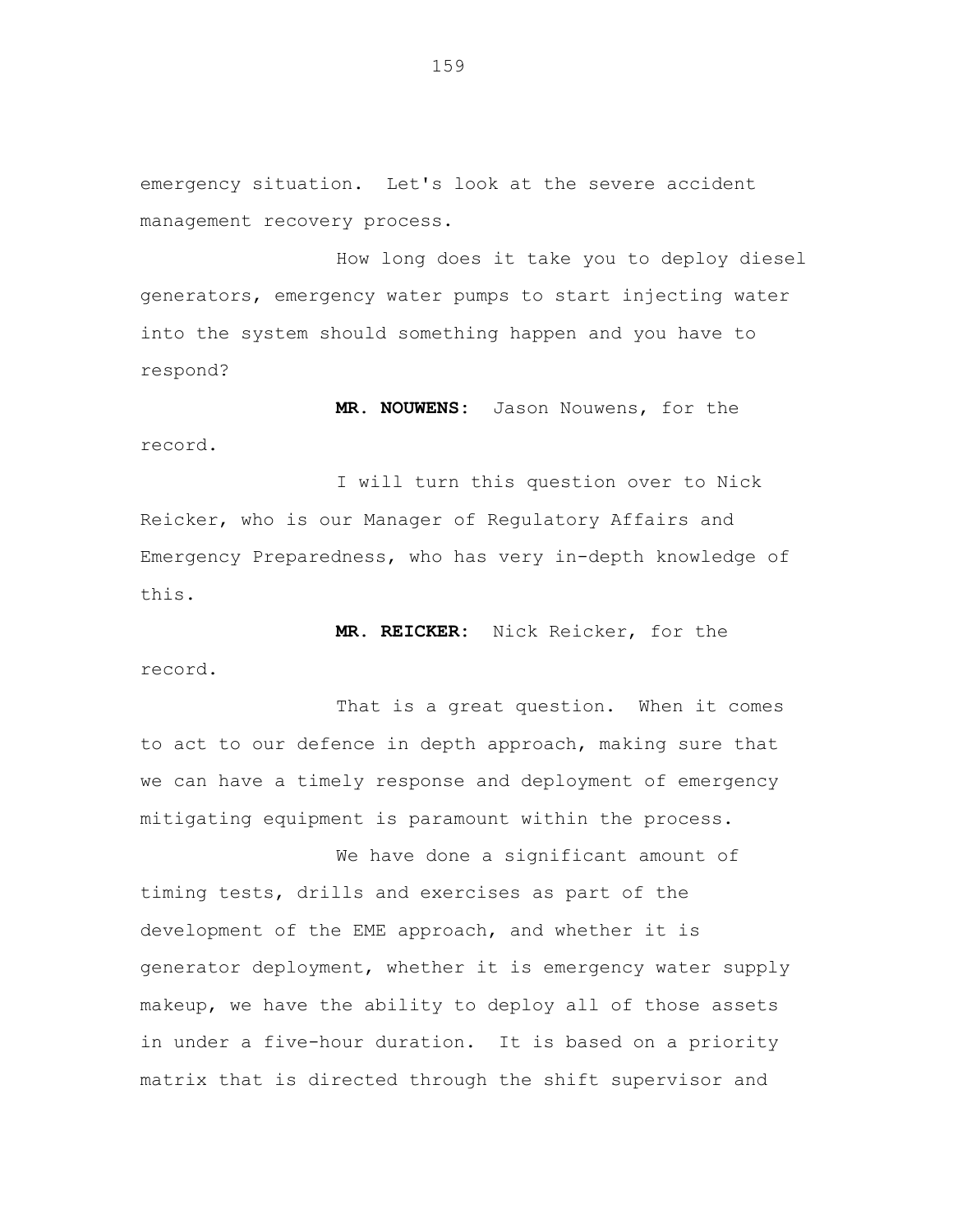emergency situation. Let's look at the severe accident management recovery process.

How long does it take you to deploy diesel generators, emergency water pumps to start injecting water into the system should something happen and you have to respond?

**MR. NOUWENS:** Jason Nouwens, for the record.

I will turn this question over to Nick Reicker, who is our Manager of Regulatory Affairs and Emergency Preparedness, who has very in-depth knowledge of this.

**MR. REICKER:** Nick Reicker, for the record.

That is a great question. When it comes to act to our defence in depth approach, making sure that we can have a timely response and deployment of emergency mitigating equipment is paramount within the process.

We have done a significant amount of timing tests, drills and exercises as part of the development of the EME approach, and whether it is generator deployment, whether it is emergency water supply makeup, we have the ability to deploy all of those assets in under a five-hour duration. It is based on a priority matrix that is directed through the shift supervisor and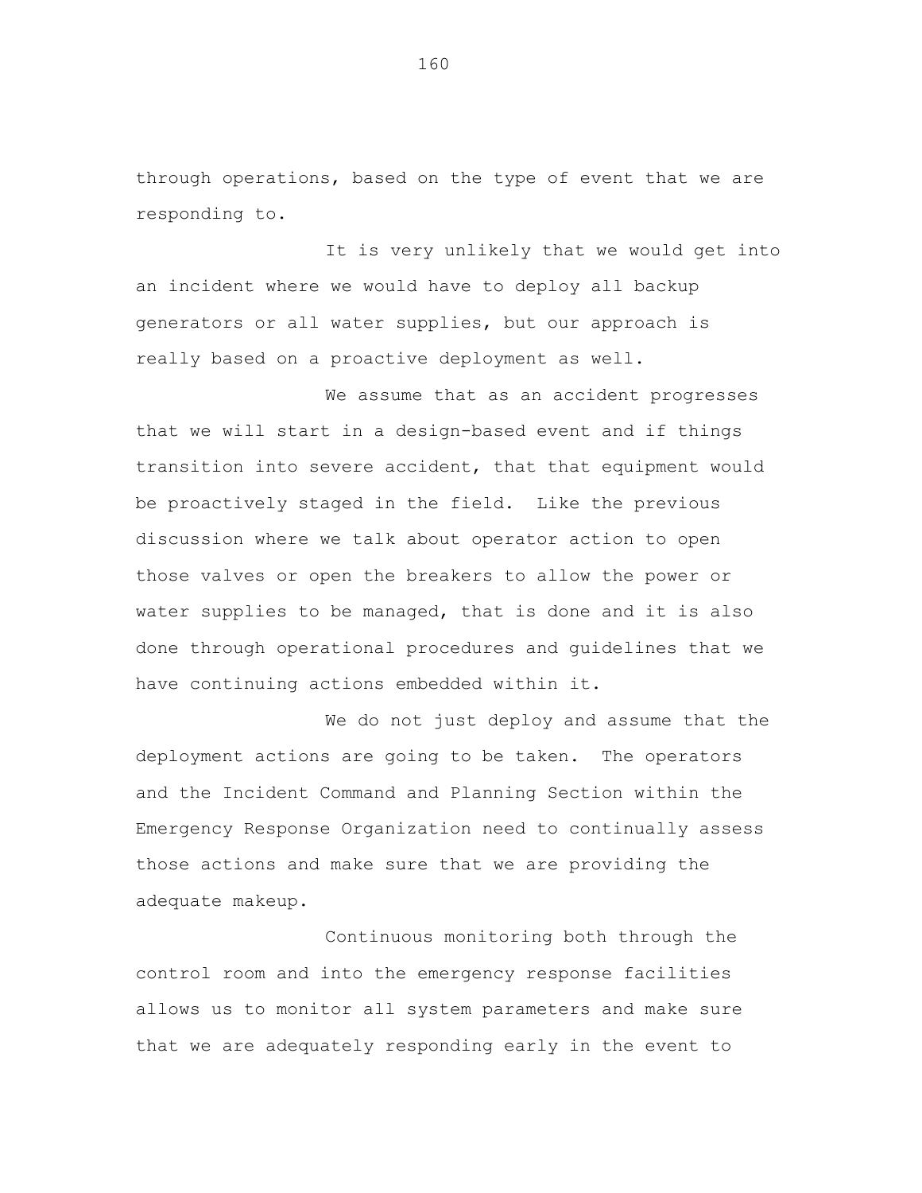through operations, based on the type of event that we are responding to.

It is very unlikely that we would get into an incident where we would have to deploy all backup generators or all water supplies, but our approach is really based on a proactive deployment as well.

We assume that as an accident progresses that we will start in a design-based event and if things transition into severe accident, that that equipment would be proactively staged in the field. Like the previous discussion where we talk about operator action to open those valves or open the breakers to allow the power or water supplies to be managed, that is done and it is also done through operational procedures and guidelines that we have continuing actions embedded within it.

We do not just deploy and assume that the deployment actions are going to be taken. The operators and the Incident Command and Planning Section within the Emergency Response Organization need to continually assess those actions and make sure that we are providing the adequate makeup.

Continuous monitoring both through the control room and into the emergency response facilities allows us to monitor all system parameters and make sure that we are adequately responding early in the event to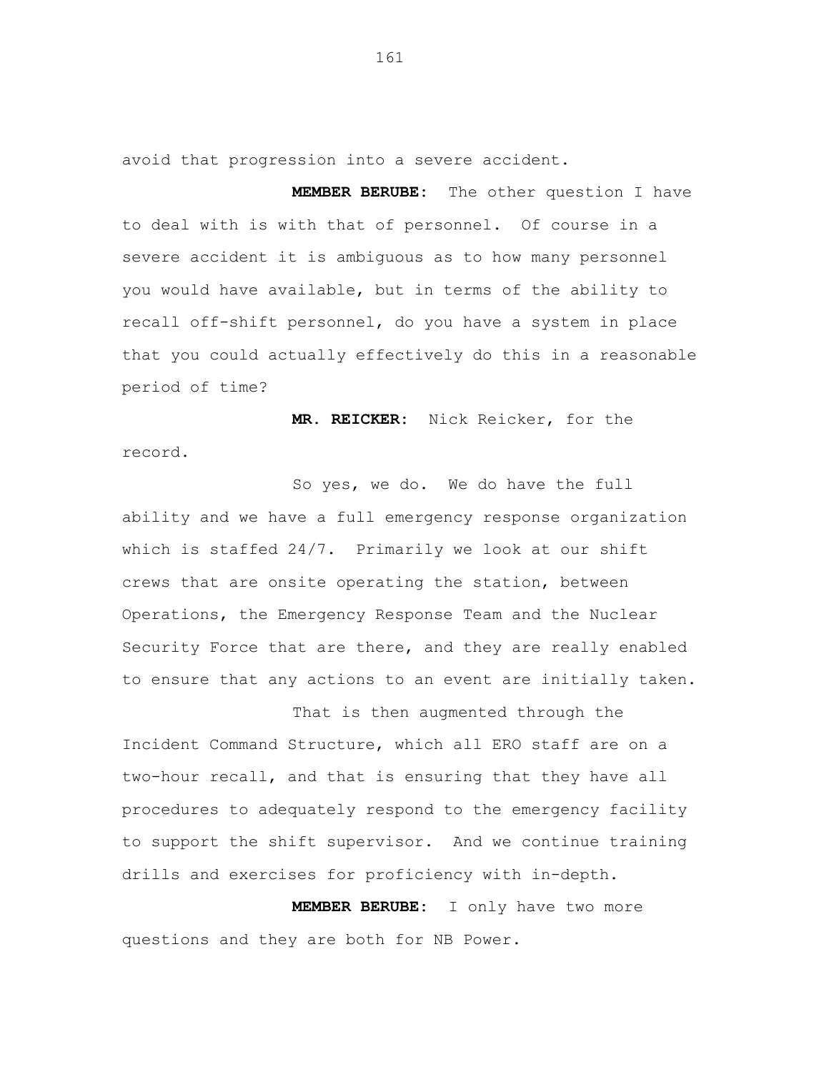avoid that progression into a severe accident.

**MEMBER BERUBE:** The other question I have to deal with is with that of personnel. Of course in a severe accident it is ambiguous as to how many personnel you would have available, but in terms of the ability to recall off-shift personnel, do you have a system in place that you could actually effectively do this in a reasonable period of time?

**MR. REICKER:** Nick Reicker, for the record.

So yes, we do. We do have the full ability and we have a full emergency response organization which is staffed 24/7. Primarily we look at our shift crews that are onsite operating the station, between Operations, the Emergency Response Team and the Nuclear Security Force that are there, and they are really enabled to ensure that any actions to an event are initially taken.

That is then augmented through the Incident Command Structure, which all ERO staff are on a two-hour recall, and that is ensuring that they have all procedures to adequately respond to the emergency facility to support the shift supervisor. And we continue training drills and exercises for proficiency with in-depth.

**MEMBER BERUBE:** I only have two more questions and they are both for NB Power.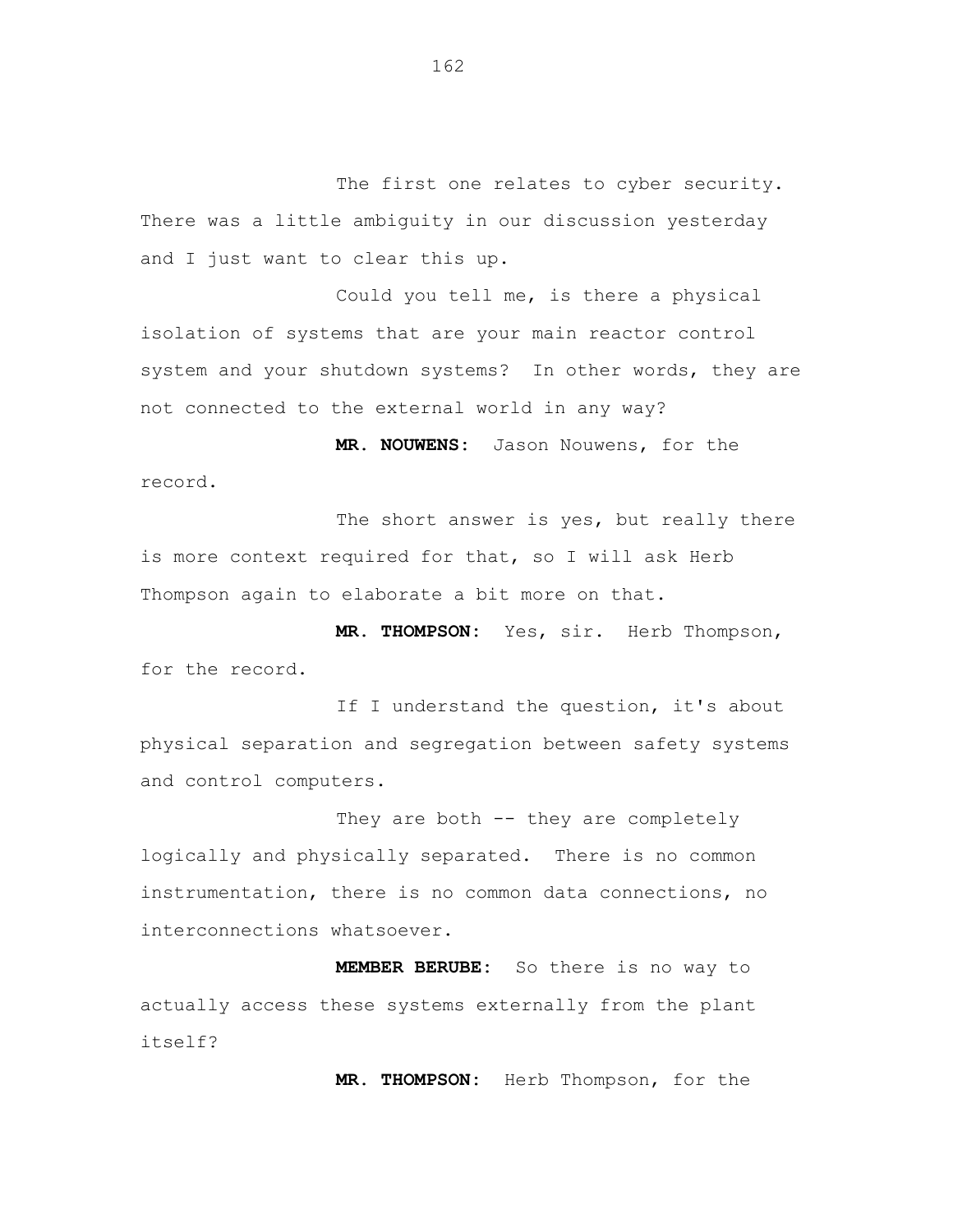The first one relates to cyber security. There was a little ambiguity in our discussion yesterday and I just want to clear this up.

Could you tell me, is there a physical isolation of systems that are your main reactor control system and your shutdown systems? In other words, they are not connected to the external world in any way?

**MR. NOUWENS:** Jason Nouwens, for the record.

The short answer is yes, but really there is more context required for that, so I will ask Herb Thompson again to elaborate a bit more on that.

**MR. THOMPSON:** Yes, sir. Herb Thompson, for the record.

If I understand the question, it's about physical separation and segregation between safety systems and control computers.

They are both -- they are completely logically and physically separated. There is no common instrumentation, there is no common data connections, no interconnections whatsoever.

**MEMBER BERUBE:** So there is no way to actually access these systems externally from the plant itself?

**MR. THOMPSON:** Herb Thompson, for the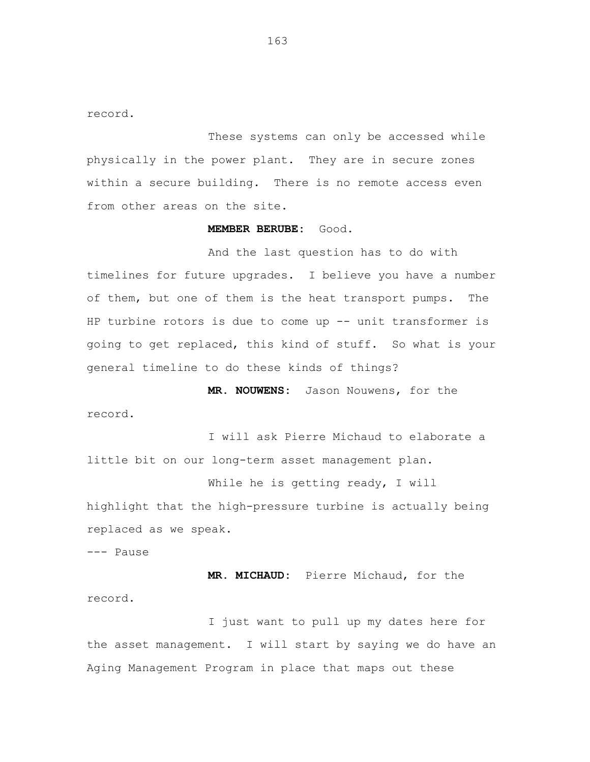record.

These systems can only be accessed while physically in the power plant. They are in secure zones within a secure building. There is no remote access even from other areas on the site.

**MEMBER BERUBE:** Good.

And the last question has to do with timelines for future upgrades. I believe you have a number of them, but one of them is the heat transport pumps. The HP turbine rotors is due to come up -- unit transformer is going to get replaced, this kind of stuff. So what is your general timeline to do these kinds of things?

**MR. NOUWENS:** Jason Nouwens, for the record.

I will ask Pierre Michaud to elaborate a little bit on our long-term asset management plan.

While he is getting ready, I will highlight that the high-pressure turbine is actually being replaced as we speak.

--- Pause

**MR. MICHAUD:** Pierre Michaud, for the record.

I just want to pull up my dates here for the asset management. I will start by saying we do have an Aging Management Program in place that maps out these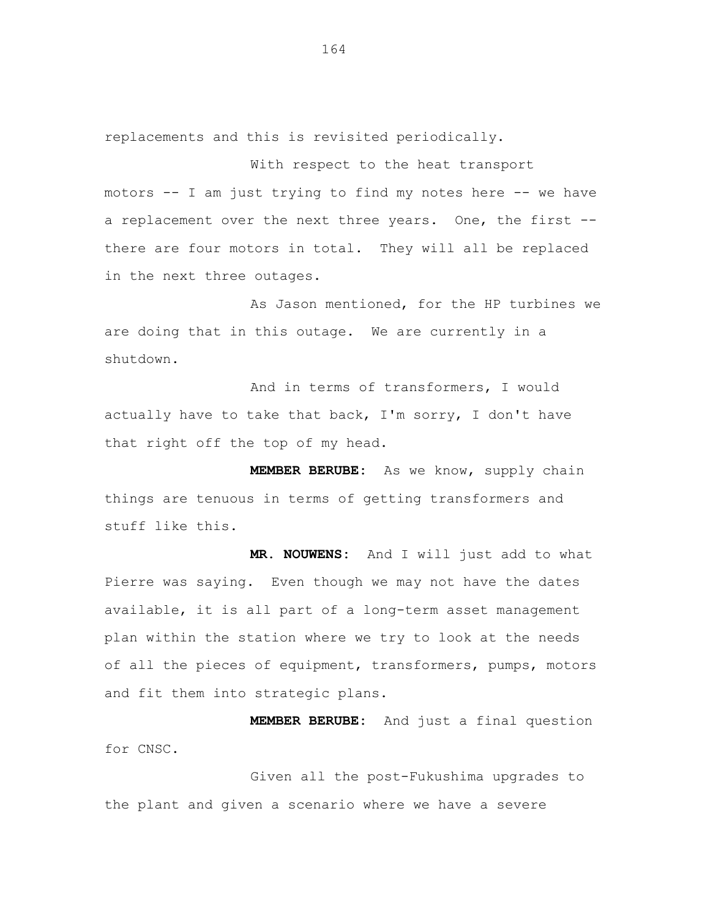replacements and this is revisited periodically.

With respect to the heat transport motors -- I am just trying to find my notes here -- we have a replacement over the next three years. One, the first -- there are four motors in total. They will all be replaced in the next three outages.

As Jason mentioned, for the HP turbines we are doing that in this outage. We are currently in a shutdown.

And in terms of transformers, I would actually have to take that back, I'm sorry, I don't have that right off the top of my head.

**MEMBER BERUBE:** As we know, supply chain things are tenuous in terms of getting transformers and stuff like this.

**MR. NOUWENS:** And I will just add to what Pierre was saying. Even though we may not have the dates available, it is all part of a long-term asset management plan within the station where we try to look at the needs of all the pieces of equipment, transformers, pumps, motors and fit them into strategic plans.

**MEMBER BERUBE:** And just a final question for CNSC.

Given all the post-Fukushima upgrades to the plant and given a scenario where we have a severe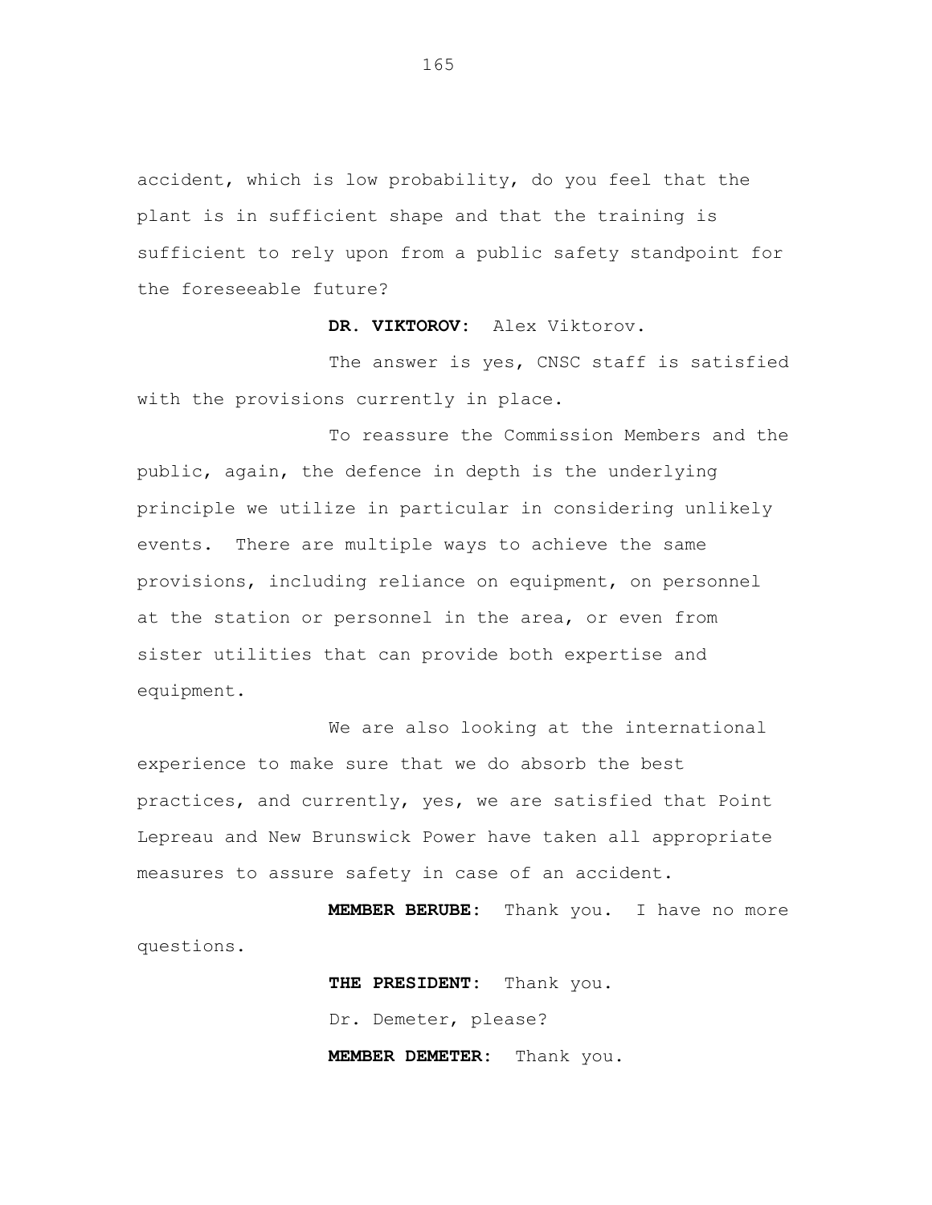accident, which is low probability, do you feel that the plant is in sufficient shape and that the training is sufficient to rely upon from a public safety standpoint for the foreseeable future?

**DR. VIKTOROV:** Alex Viktorov.

The answer is yes, CNSC staff is satisfied with the provisions currently in place.

To reassure the Commission Members and the public, again, the defence in depth is the underlying principle we utilize in particular in considering unlikely events. There are multiple ways to achieve the same provisions, including reliance on equipment, on personnel at the station or personnel in the area, or even from sister utilities that can provide both expertise and equipment.

We are also looking at the international experience to make sure that we do absorb the best practices, and currently, yes, we are satisfied that Point Lepreau and New Brunswick Power have taken all appropriate measures to assure safety in case of an accident.

**MEMBER BERUBE:** Thank you. I have no more questions.

**THE PRESIDENT:** Thank you.

Dr. Demeter, please?

**MEMBER DEMETER:** Thank you.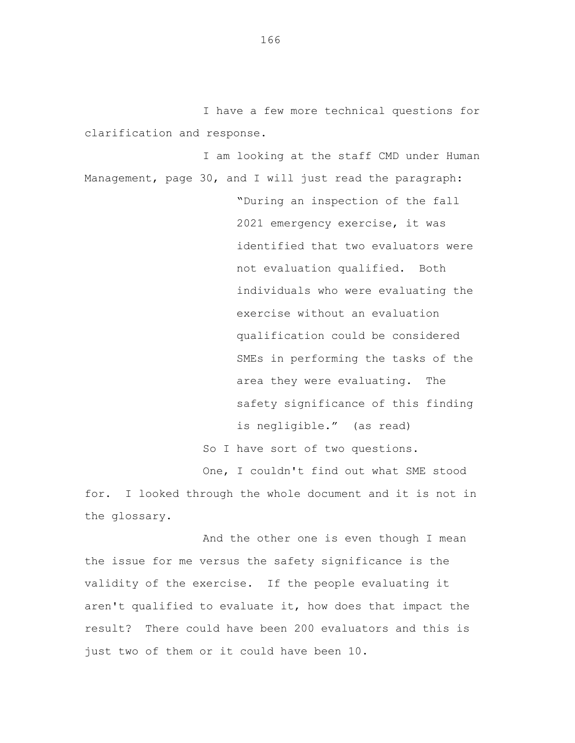I have a few more technical questions for clarification and response.

I am looking at the staff CMD under Human Management, page 30, and I will just read the paragraph:

> "During an inspection of the fall 2021 emergency exercise, it was identified that two evaluators were not evaluation qualified. Both individuals who were evaluating the exercise without an evaluation qualification could be considered SMEs in performing the tasks of the area they were evaluating. The safety significance of this finding is negligible." (as read)

So I have sort of two questions.

One, I couldn't find out what SME stood for. I looked through the whole document and it is not in the glossary.

And the other one is even though I mean the issue for me versus the safety significance is the validity of the exercise. If the people evaluating it aren't qualified to evaluate it, how does that impact the result? There could have been 200 evaluators and this is just two of them or it could have been 10.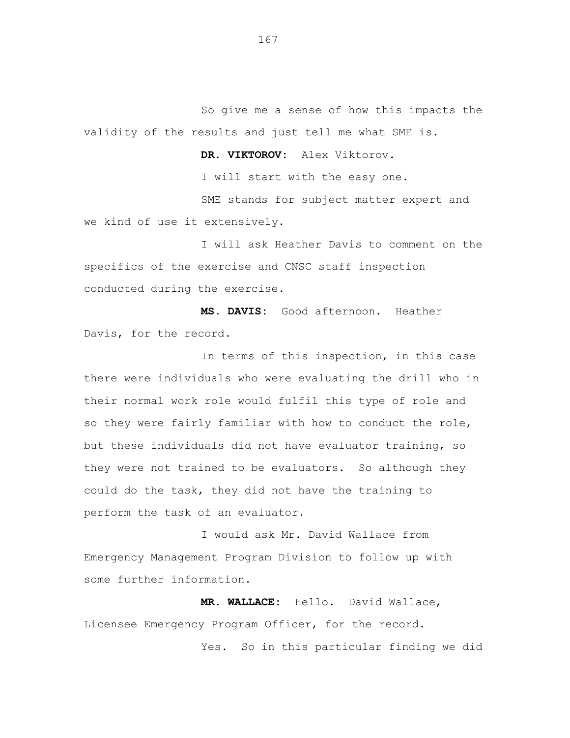So give me a sense of how this impacts the validity of the results and just tell me what SME is.

**DR. VIKTOROV:** Alex Viktorov.

I will start with the easy one.

SME stands for subject matter expert and we kind of use it extensively.

I will ask Heather Davis to comment on the specifics of the exercise and CNSC staff inspection conducted during the exercise.

**MS. DAVIS:** Good afternoon. Heather Davis, for the record.

In terms of this inspection, in this case there were individuals who were evaluating the drill who in their normal work role would fulfil this type of role and so they were fairly familiar with how to conduct the role, but these individuals did not have evaluator training, so they were not trained to be evaluators. So although they could do the task, they did not have the training to perform the task of an evaluator.

I would ask Mr. David Wallace from Emergency Management Program Division to follow up with some further information.

**MR. WALLACE:** Hello. David Wallace, Licensee Emergency Program Officer, for the record.

Yes. So in this particular finding we did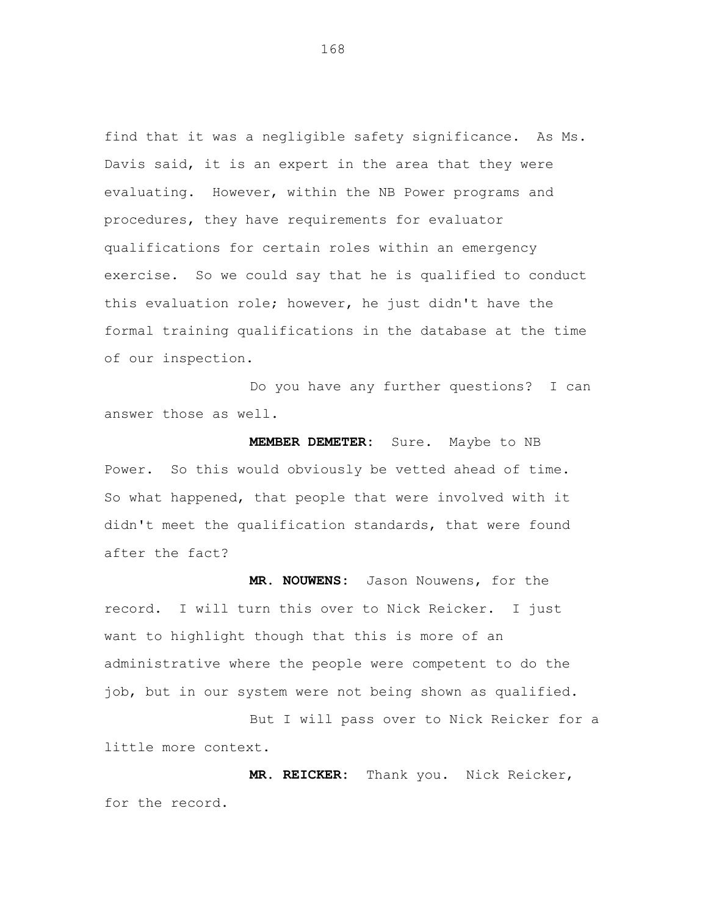find that it was a negligible safety significance. As Ms. Davis said, it is an expert in the area that they were evaluating. However, within the NB Power programs and procedures, they have requirements for evaluator qualifications for certain roles within an emergency exercise. So we could say that he is qualified to conduct this evaluation role; however, he just didn't have the formal training qualifications in the database at the time of our inspection.

Do you have any further questions? I can answer those as well.

**MEMBER DEMETER:** Sure. Maybe to NB Power. So this would obviously be vetted ahead of time. So what happened, that people that were involved with it didn't meet the qualification standards, that were found after the fact?

**MR. NOUWENS:** Jason Nouwens, for the record. I will turn this over to Nick Reicker. I just want to highlight though that this is more of an administrative where the people were competent to do the job, but in our system were not being shown as qualified.

But I will pass over to Nick Reicker for a little more context.

**MR. REICKER:** Thank you. Nick Reicker, for the record.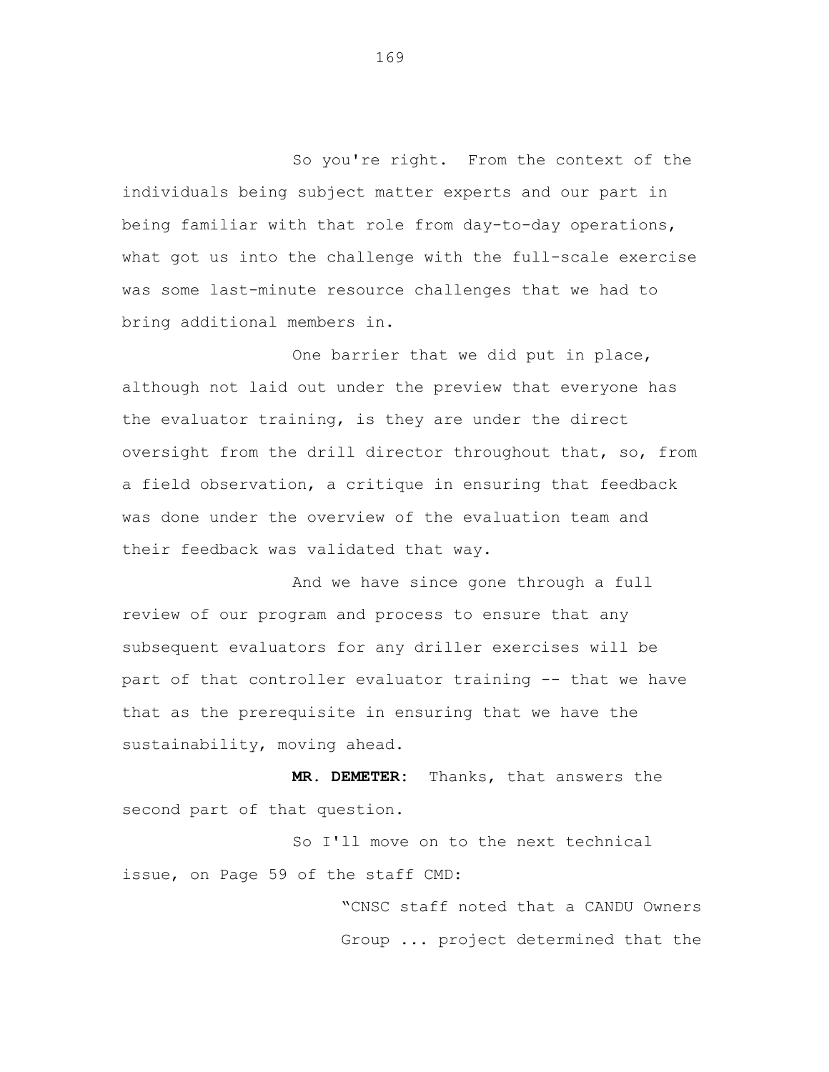So you're right. From the context of the individuals being subject matter experts and our part in being familiar with that role from day-to-day operations, what got us into the challenge with the full-scale exercise was some last-minute resource challenges that we had to bring additional members in.

One barrier that we did put in place, although not laid out under the preview that everyone has the evaluator training, is they are under the direct oversight from the drill director throughout that, so, from a field observation, a critique in ensuring that feedback was done under the overview of the evaluation team and their feedback was validated that way.

And we have since gone through a full review of our program and process to ensure that any subsequent evaluators for any driller exercises will be part of that controller evaluator training -- that we have that as the prerequisite in ensuring that we have the sustainability, moving ahead.

**MR. DEMETER:** Thanks, that answers the second part of that question.

So I'll move on to the next technical issue, on Page 59 of the staff CMD:

> "CNSC staff noted that a CANDU Owners Group ... project determined that the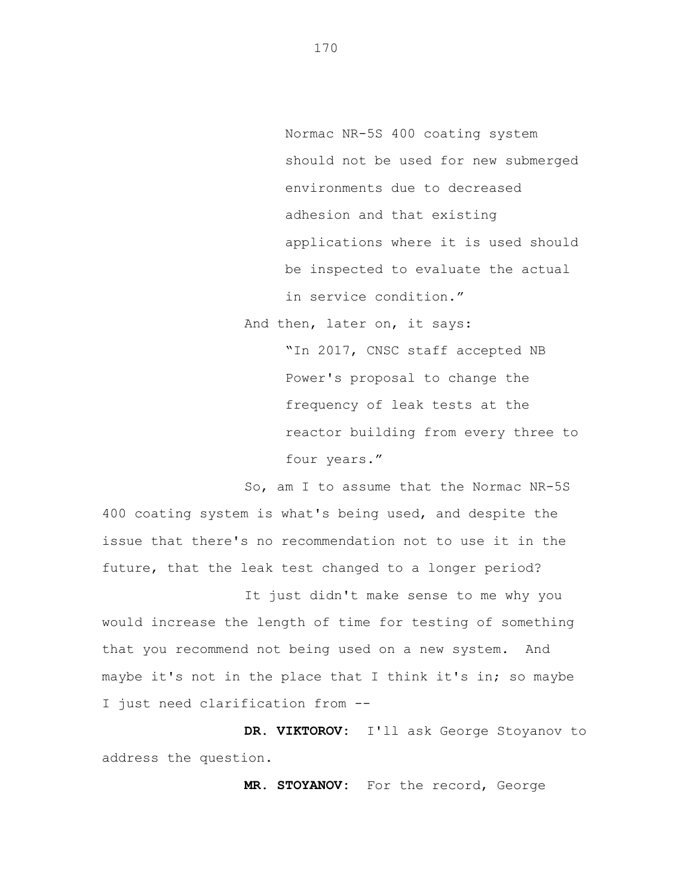> Normac NR-5S 400 coating system should not be used for new submerged environments due to decreased adhesion and that existing applications where it is used should be inspected to evaluate the actual in service condition."

And then, later on, it says:

> "In 2017, CNSC staff accepted NB Power's proposal to change the frequency of leak tests at the reactor building from every three to four years."

So, am I to assume that the Normac NR-5S 400 coating system is what's being used, and despite the issue that there's no recommendation not to use it in the future, that the leak test changed to a longer period?

It just didn't make sense to me why you would increase the length of time for testing of something that you recommend not being used on a new system. And maybe it's not in the place that I think it's in; so maybe I just need clarification from --

**DR. VIKTOROV:** I'll ask George Stoyanov to address the question.

**MR. STOYANOV:** For the record, George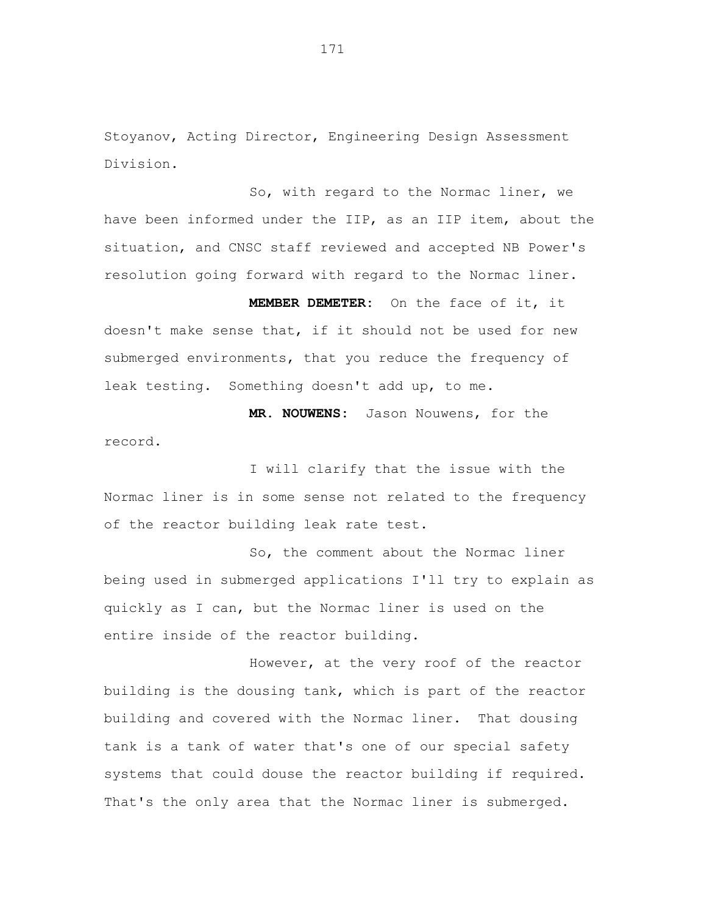Stoyanov, Acting Director, Engineering Design Assessment Division.

So, with regard to the Normac liner, we have been informed under the IIP, as an IIP item, about the situation, and CNSC staff reviewed and accepted NB Power's resolution going forward with regard to the Normac liner.

**MEMBER DEMETER:** On the face of it, it doesn't make sense that, if it should not be used for new submerged environments, that you reduce the frequency of leak testing. Something doesn't add up, to me.

**MR. NOUWENS:** Jason Nouwens, for the record.

I will clarify that the issue with the Normac liner is in some sense not related to the frequency of the reactor building leak rate test.

So, the comment about the Normac liner being used in submerged applications I'll try to explain as quickly as I can, but the Normac liner is used on the entire inside of the reactor building.

However, at the very roof of the reactor building is the dousing tank, which is part of the reactor building and covered with the Normac liner. That dousing tank is a tank of water that's one of our special safety systems that could douse the reactor building if required. That's the only area that the Normac liner is submerged.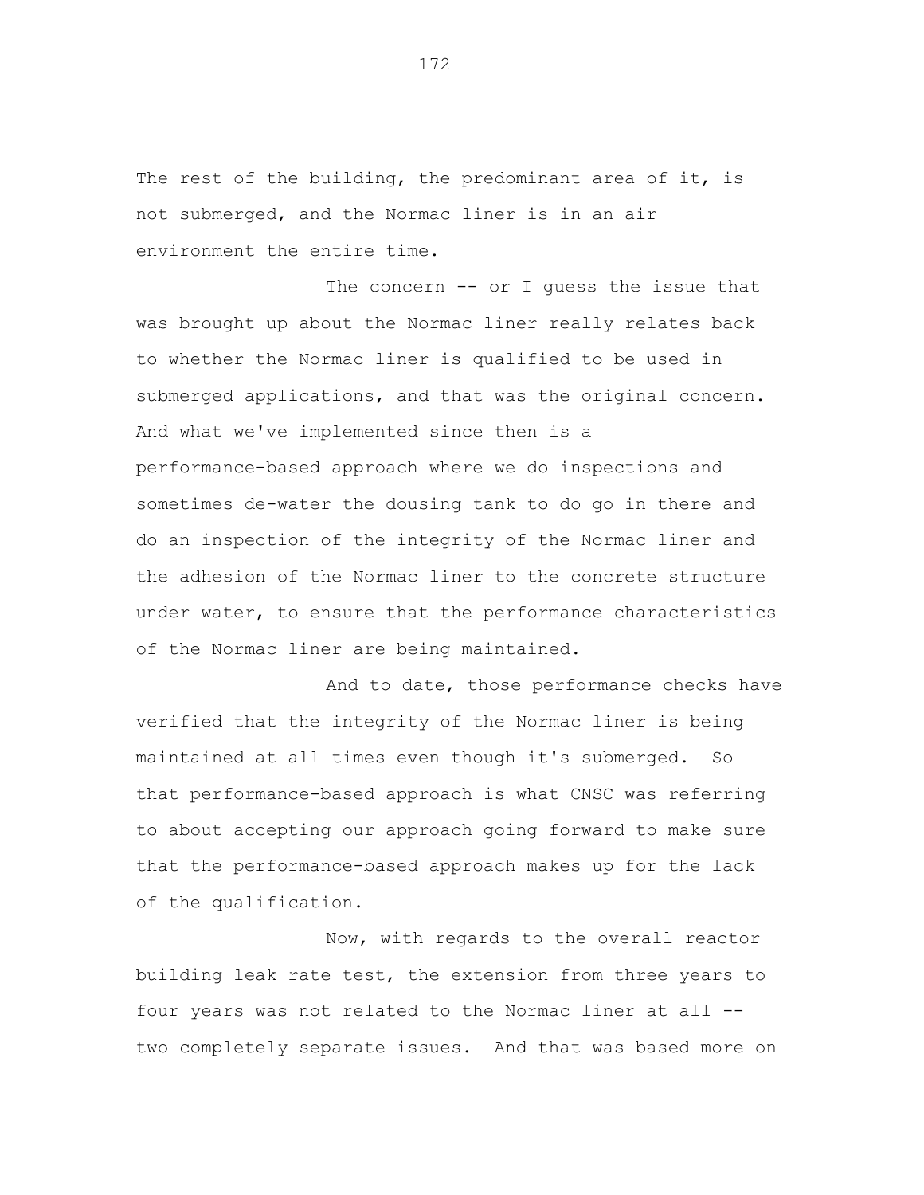The rest of the building, the predominant area of it, is not submerged, and the Normac liner is in an air environment the entire time.

The concern -- or I guess the issue that was brought up about the Normac liner really relates back to whether the Normac liner is qualified to be used in submerged applications, and that was the original concern. And what we've implemented since then is a performance-based approach where we do inspections and sometimes de-water the dousing tank to do go in there and do an inspection of the integrity of the Normac liner and the adhesion of the Normac liner to the concrete structure under water, to ensure that the performance characteristics of the Normac liner are being maintained.

And to date, those performance checks have verified that the integrity of the Normac liner is being maintained at all times even though it's submerged. So that performance-based approach is what CNSC was referring to about accepting our approach going forward to make sure that the performance-based approach makes up for the lack of the qualification.

Now, with regards to the overall reactor building leak rate test, the extension from three years to four years was not related to the Normac liner at all -- two completely separate issues. And that was based more on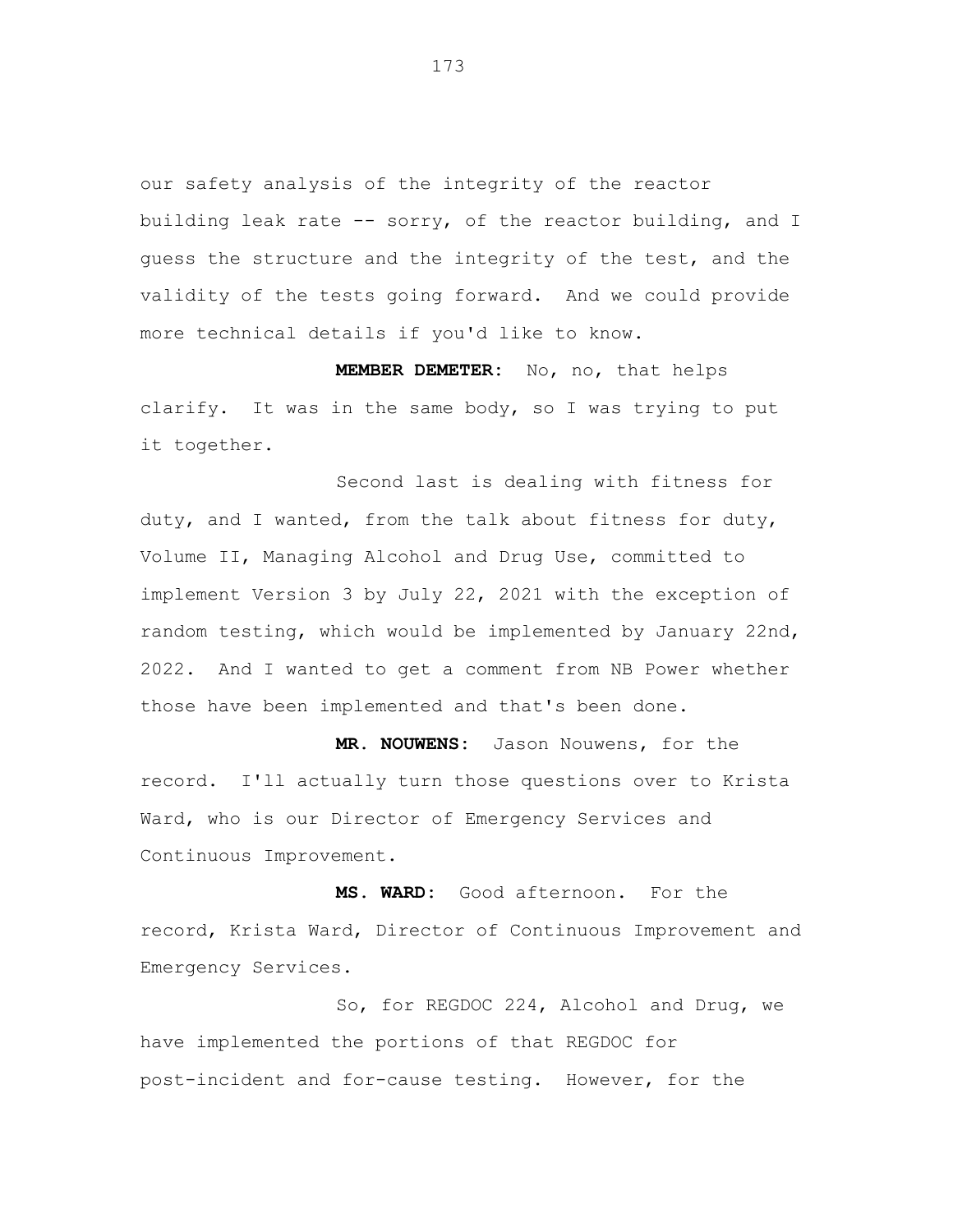our safety analysis of the integrity of the reactor building leak rate -- sorry, of the reactor building, and I guess the structure and the integrity of the test, and the validity of the tests going forward. And we could provide more technical details if you'd like to know.

**MEMBER DEMETER:** No, no, that helps clarify. It was in the same body, so I was trying to put it together.

Second last is dealing with fitness for duty, and I wanted, from the talk about fitness for duty, Volume II, Managing Alcohol and Drug Use, committed to implement Version 3 by July 22, 2021 with the exception of random testing, which would be implemented by January 22nd, 2022. And I wanted to get a comment from NB Power whether those have been implemented and that's been done.

**MR. NOUWENS:** Jason Nouwens, for the record. I'll actually turn those questions over to Krista Ward, who is our Director of Emergency Services and Continuous Improvement.

**MS. WARD:** Good afternoon. For the record, Krista Ward, Director of Continuous Improvement and Emergency Services.

So, for REGDOC 224, Alcohol and Drug, we have implemented the portions of that REGDOC for post-incident and for-cause testing. However, for the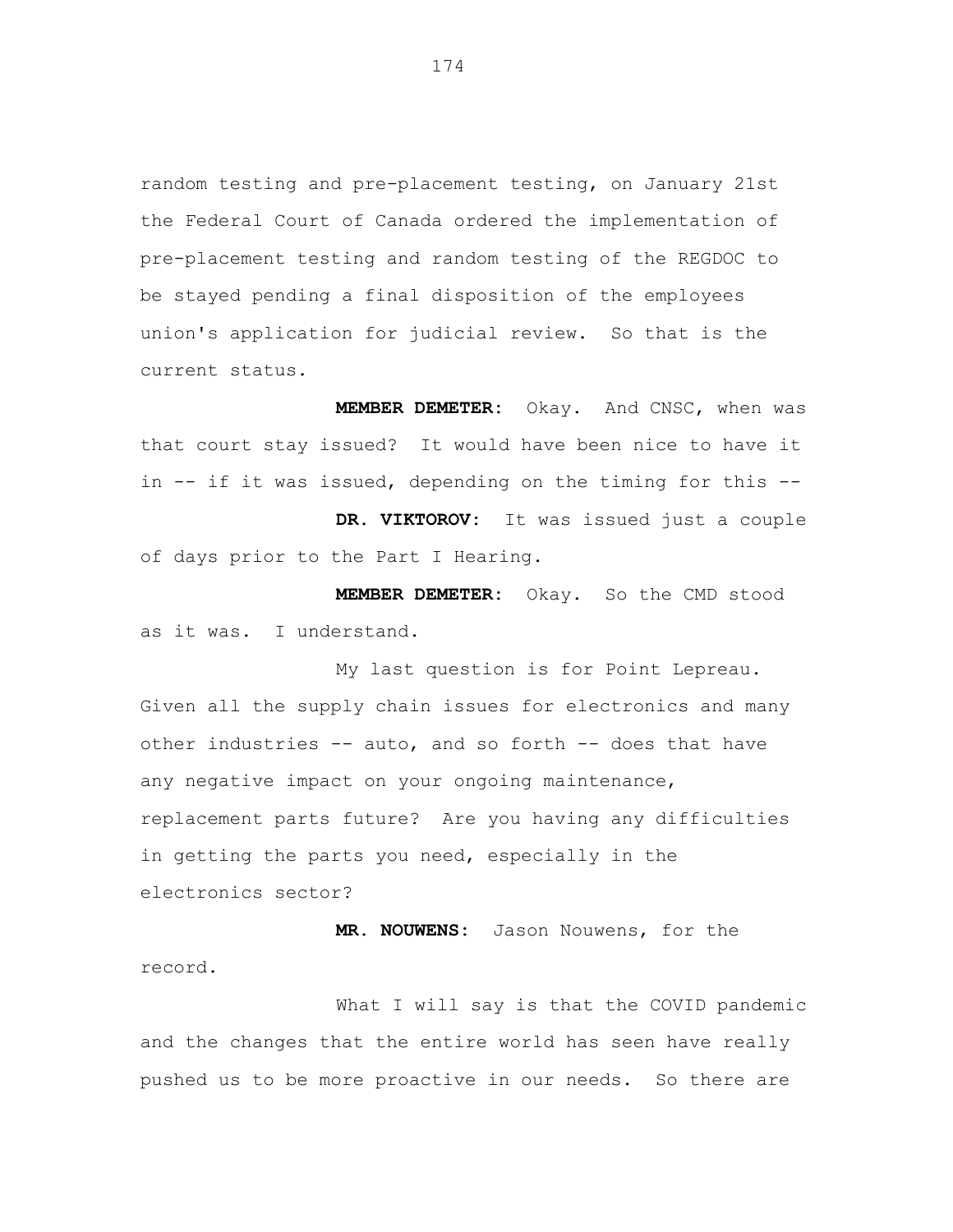random testing and pre-placement testing, on January 21st the Federal Court of Canada ordered the implementation of pre-placement testing and random testing of the REGDOC to be stayed pending a final disposition of the employees union's application for judicial review. So that is the current status.

**MEMBER DEMETER:** Okay. And CNSC, when was that court stay issued? It would have been nice to have it in -- if it was issued, depending on the timing for this --

**DR. VIKTOROV:** It was issued just a couple of days prior to the Part I Hearing.

**MEMBER DEMETER:** Okay. So the CMD stood as it was. I understand.

My last question is for Point Lepreau. Given all the supply chain issues for electronics and many other industries -- auto, and so forth -- does that have any negative impact on your ongoing maintenance, replacement parts future? Are you having any difficulties in getting the parts you need, especially in the electronics sector?

**MR. NOUWENS:** Jason Nouwens, for the record.

What I will say is that the COVID pandemic and the changes that the entire world has seen have really pushed us to be more proactive in our needs. So there are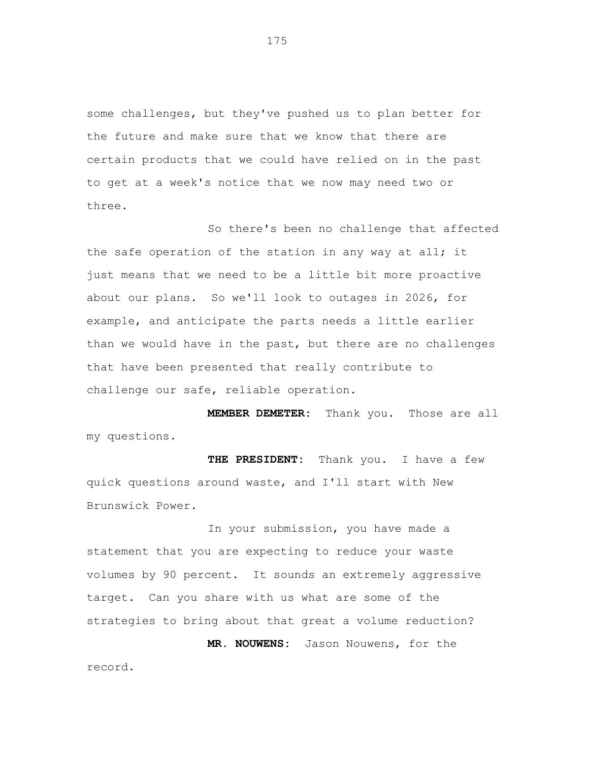some challenges, but they've pushed us to plan better for the future and make sure that we know that there are certain products that we could have relied on in the past to get at a week's notice that we now may need two or three.

So there's been no challenge that affected the safe operation of the station in any way at all; it just means that we need to be a little bit more proactive about our plans. So we'll look to outages in 2026, for example, and anticipate the parts needs a little earlier than we would have in the past, but there are no challenges that have been presented that really contribute to challenge our safe, reliable operation.

**MEMBER DEMETER:** Thank you. Those are all my questions.

**THE PRESIDENT:** Thank you. I have a few quick questions around waste, and I'll start with New Brunswick Power.

In your submission, you have made a statement that you are expecting to reduce your waste volumes by 90 percent. It sounds an extremely aggressive target. Can you share with us what are some of the strategies to bring about that great a volume reduction?

**MR. NOUWENS:** Jason Nouwens, for the record.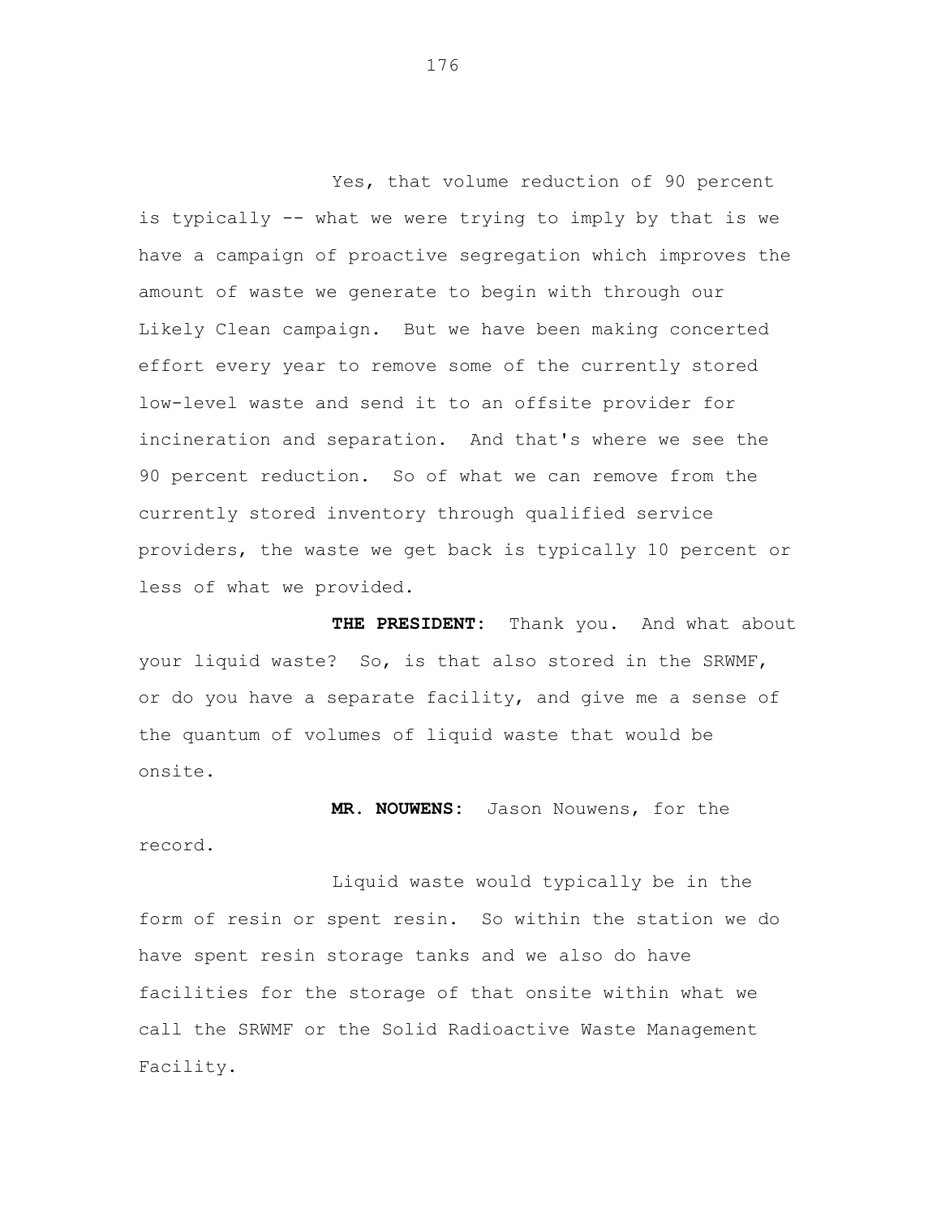Yes, that volume reduction of 90 percent is typically -- what we were trying to imply by that is we have a campaign of proactive segregation which improves the amount of waste we generate to begin with through our Likely Clean campaign. But we have been making concerted effort every year to remove some of the currently stored low-level waste and send it to an offsite provider for incineration and separation. And that's where we see the 90 percent reduction. So of what we can remove from the currently stored inventory through qualified service providers, the waste we get back is typically 10 percent or less of what we provided.

**THE PRESIDENT:** Thank you. And what about your liquid waste? So, is that also stored in the SRWMF, or do you have a separate facility, and give me a sense of the quantum of volumes of liquid waste that would be onsite.

**MR. NOUWENS:** Jason Nouwens, for the record.

Liquid waste would typically be in the form of resin or spent resin. So within the station we do have spent resin storage tanks and we also do have facilities for the storage of that onsite within what we call the SRWMF or the Solid Radioactive Waste Management Facility.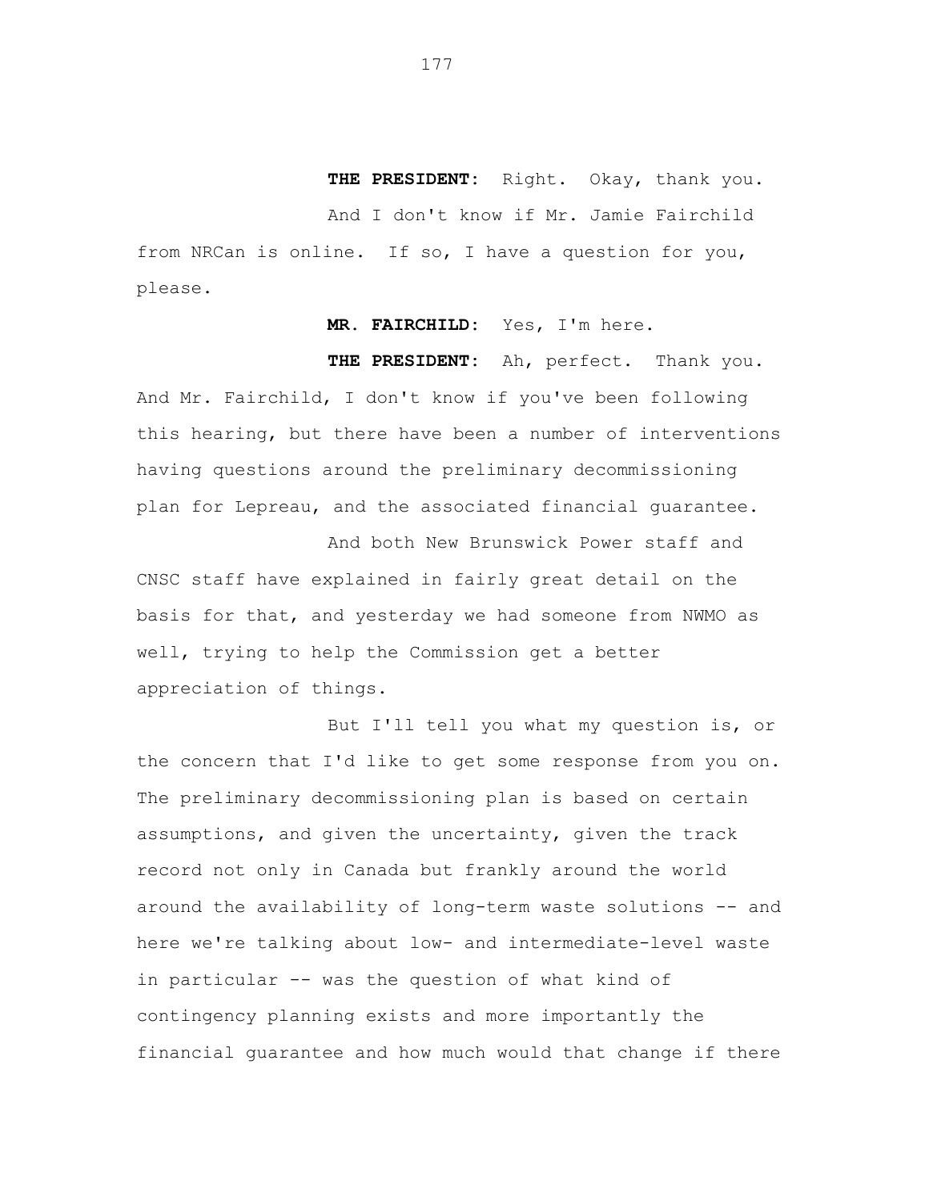**THE PRESIDENT:** Right. Okay, thank you.

And I don't know if Mr. Jamie Fairchild from NRCan is online. If so, I have a question for you, please.

**MR. FAIRCHILD:** Yes, I'm here.

**THE PRESIDENT:** Ah, perfect. Thank you. And Mr. Fairchild, I don't know if you've been following this hearing, but there have been a number of interventions having questions around the preliminary decommissioning plan for Lepreau, and the associated financial guarantee.

And both New Brunswick Power staff and CNSC staff have explained in fairly great detail on the basis for that, and yesterday we had someone from NWMO as well, trying to help the Commission get a better appreciation of things.

But I'll tell you what my question is, or the concern that I'd like to get some response from you on. The preliminary decommissioning plan is based on certain assumptions, and given the uncertainty, given the track record not only in Canada but frankly around the world around the availability of long-term waste solutions -- and here we're talking about low- and intermediate-level waste in particular -- was the question of what kind of contingency planning exists and more importantly the financial guarantee and how much would that change if there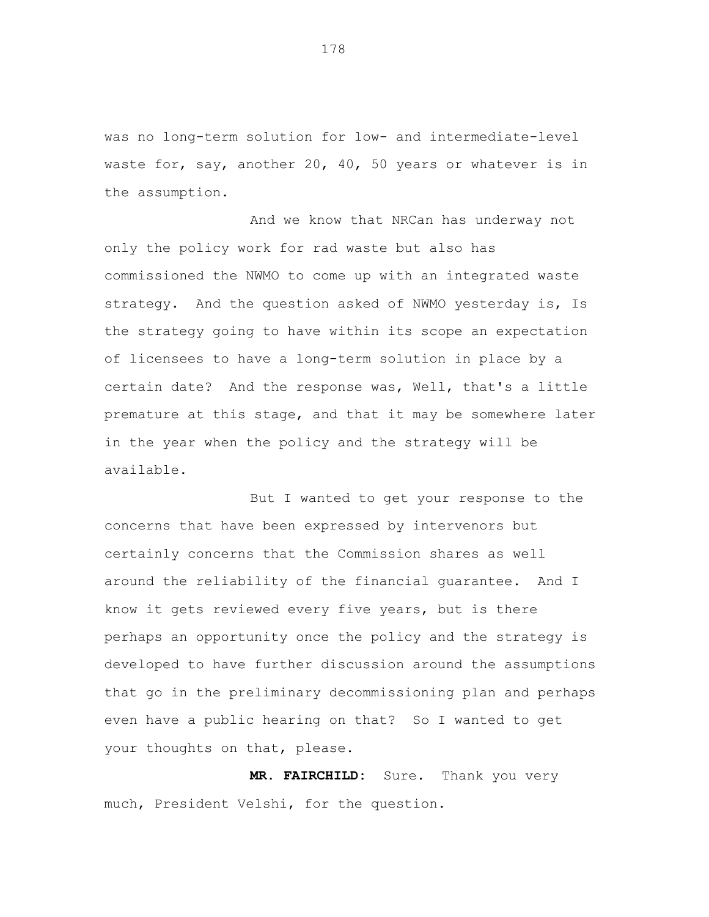was no long-term solution for low- and intermediate-level waste for, say, another 20, 40, 50 years or whatever is in the assumption.

And we know that NRCan has underway not only the policy work for rad waste but also has commissioned the NWMO to come up with an integrated waste strategy. And the question asked of NWMO yesterday is, Is the strategy going to have within its scope an expectation of licensees to have a long-term solution in place by a certain date? And the response was, Well, that's a little premature at this stage, and that it may be somewhere later in the year when the policy and the strategy will be available.

But I wanted to get your response to the concerns that have been expressed by intervenors but certainly concerns that the Commission shares as well around the reliability of the financial guarantee. And I know it gets reviewed every five years, but is there perhaps an opportunity once the policy and the strategy is developed to have further discussion around the assumptions that go in the preliminary decommissioning plan and perhaps even have a public hearing on that? So I wanted to get your thoughts on that, please.

**MR. FAIRCHILD:** Sure. Thank you very much, President Velshi, for the question.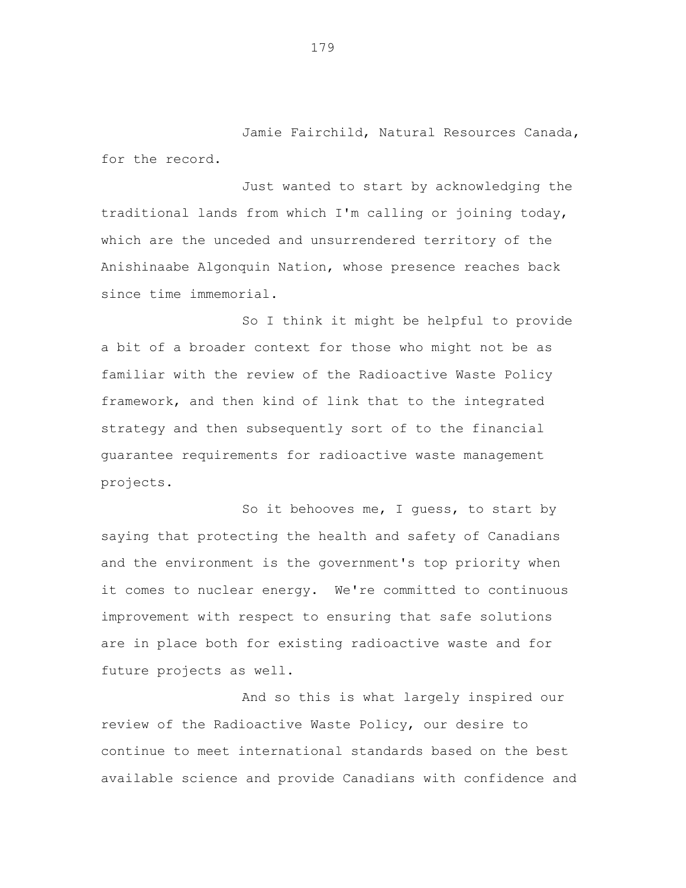Jamie Fairchild, Natural Resources Canada, for the record.

Just wanted to start by acknowledging the traditional lands from which I'm calling or joining today, which are the unceded and unsurrendered territory of the Anishinaabe Algonquin Nation, whose presence reaches back since time immemorial.

So I think it might be helpful to provide a bit of a broader context for those who might not be as familiar with the review of the Radioactive Waste Policy framework, and then kind of link that to the integrated strategy and then subsequently sort of to the financial guarantee requirements for radioactive waste management projects.

So it behooves me, I guess, to start by saying that protecting the health and safety of Canadians and the environment is the government's top priority when it comes to nuclear energy. We're committed to continuous improvement with respect to ensuring that safe solutions are in place both for existing radioactive waste and for future projects as well.

And so this is what largely inspired our review of the Radioactive Waste Policy, our desire to continue to meet international standards based on the best available science and provide Canadians with confidence and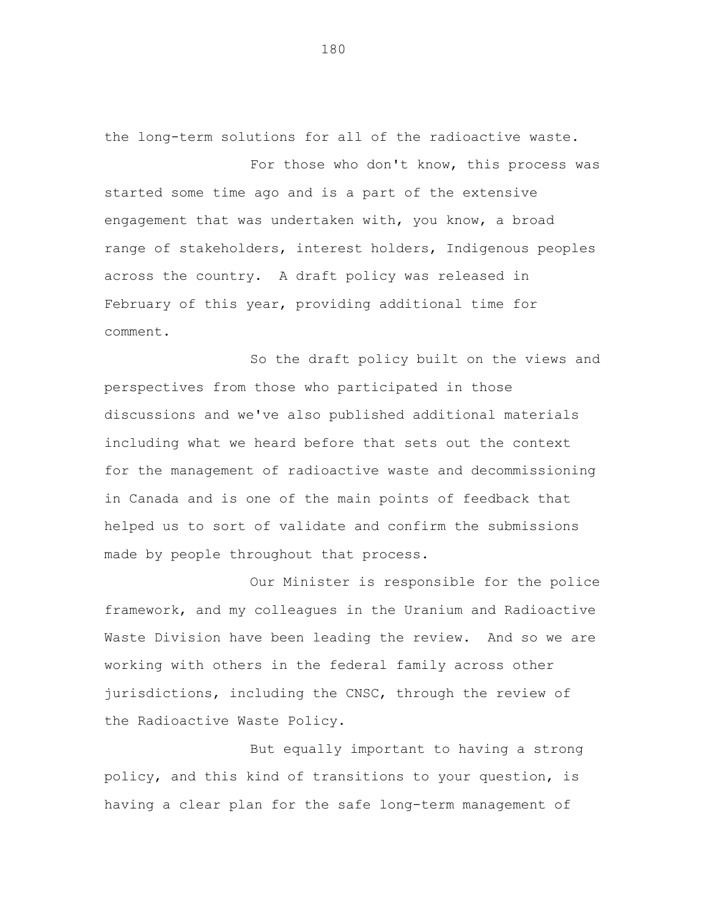the long-term solutions for all of the radioactive waste.

For those who don't know, this process was started some time ago and is a part of the extensive engagement that was undertaken with, you know, a broad range of stakeholders, interest holders, Indigenous peoples across the country. A draft policy was released in February of this year, providing additional time for comment.

So the draft policy built on the views and perspectives from those who participated in those discussions and we've also published additional materials including what we heard before that sets out the context for the management of radioactive waste and decommissioning in Canada and is one of the main points of feedback that helped us to sort of validate and confirm the submissions made by people throughout that process.

Our Minister is responsible for the police framework, and my colleagues in the Uranium and Radioactive Waste Division have been leading the review. And so we are working with others in the federal family across other jurisdictions, including the CNSC, through the review of the Radioactive Waste Policy.

But equally important to having a strong policy, and this kind of transitions to your question, is having a clear plan for the safe long-term management of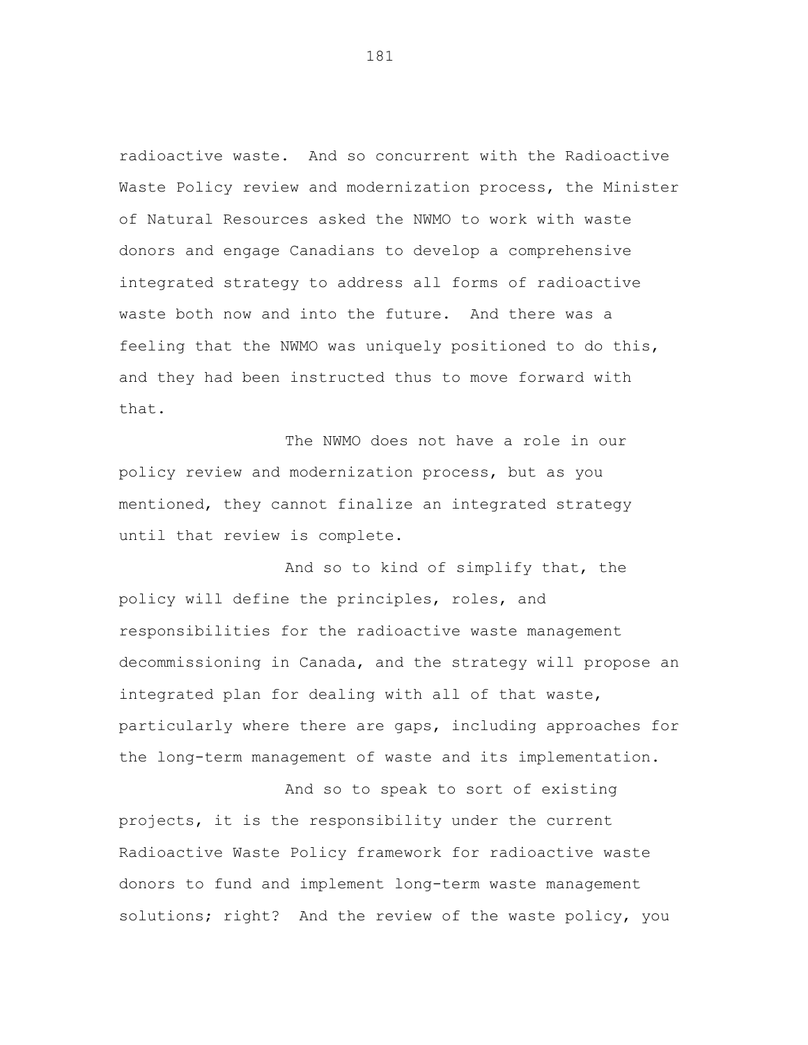radioactive waste. And so concurrent with the Radioactive Waste Policy review and modernization process, the Minister of Natural Resources asked the NWMO to work with waste donors and engage Canadians to develop a comprehensive integrated strategy to address all forms of radioactive waste both now and into the future. And there was a feeling that the NWMO was uniquely positioned to do this, and they had been instructed thus to move forward with that.

The NWMO does not have a role in our policy review and modernization process, but as you mentioned, they cannot finalize an integrated strategy until that review is complete.

And so to kind of simplify that, the policy will define the principles, roles, and responsibilities for the radioactive waste management decommissioning in Canada, and the strategy will propose an integrated plan for dealing with all of that waste, particularly where there are gaps, including approaches for the long-term management of waste and its implementation.

And so to speak to sort of existing projects, it is the responsibility under the current Radioactive Waste Policy framework for radioactive waste donors to fund and implement long-term waste management solutions; right? And the review of the waste policy, you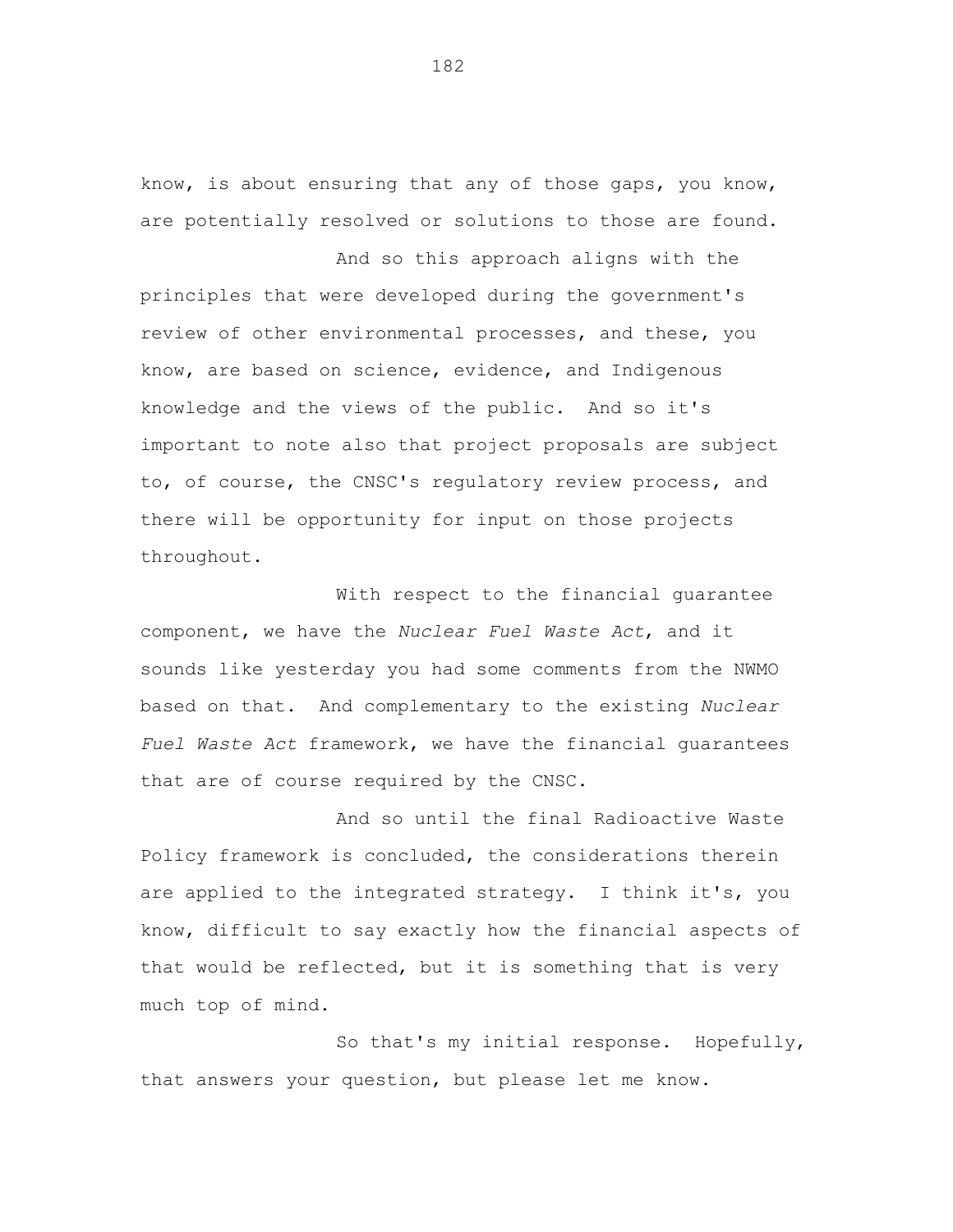know, is about ensuring that any of those gaps, you know, are potentially resolved or solutions to those are found.

And so this approach aligns with the principles that were developed during the government's review of other environmental processes, and these, you know, are based on science, evidence, and Indigenous knowledge and the views of the public. And so it's important to note also that project proposals are subject to, of course, the CNSC's regulatory review process, and there will be opportunity for input on those projects throughout.

With respect to the financial guarantee component, we have the *Nuclear Fuel Waste Act*, and it sounds like yesterday you had some comments from the NWMO based on that. And complementary to the existing *Nuclear Fuel Waste Act* framework, we have the financial guarantees that are of course required by the CNSC.

And so until the final Radioactive Waste Policy framework is concluded, the considerations therein are applied to the integrated strategy. I think it's, you know, difficult to say exactly how the financial aspects of that would be reflected, but it is something that is very much top of mind.

So that's my initial response. Hopefully, that answers your question, but please let me know.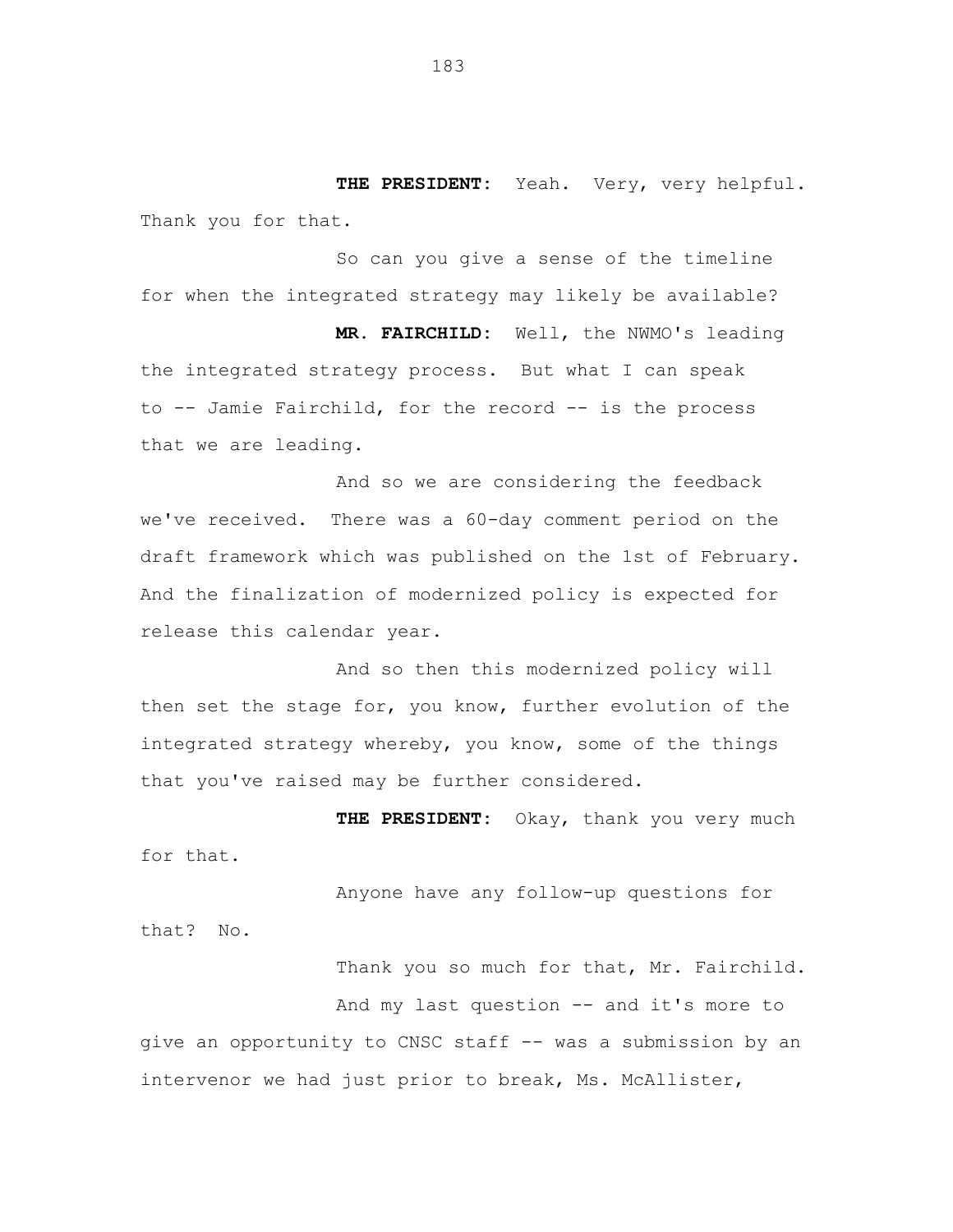**THE PRESIDENT:** Yeah. Very, very helpful. Thank you for that.

So can you give a sense of the timeline for when the integrated strategy may likely be available?

**MR. FAIRCHILD:** Well, the NWMO's leading the integrated strategy process. But what I can speak to -- Jamie Fairchild, for the record -- is the process that we are leading.

And so we are considering the feedback we've received. There was a 60-day comment period on the draft framework which was published on the 1st of February. And the finalization of modernized policy is expected for release this calendar year.

And so then this modernized policy will then set the stage for, you know, further evolution of the integrated strategy whereby, you know, some of the things that you've raised may be further considered.

**THE PRESIDENT:** Okay, thank you very much for that.

Anyone have any follow-up questions for that? No.

Thank you so much for that, Mr. Fairchild.

And my last question -- and it's more to give an opportunity to CNSC staff -- was a submission by an intervenor we had just prior to break, Ms. McAllister,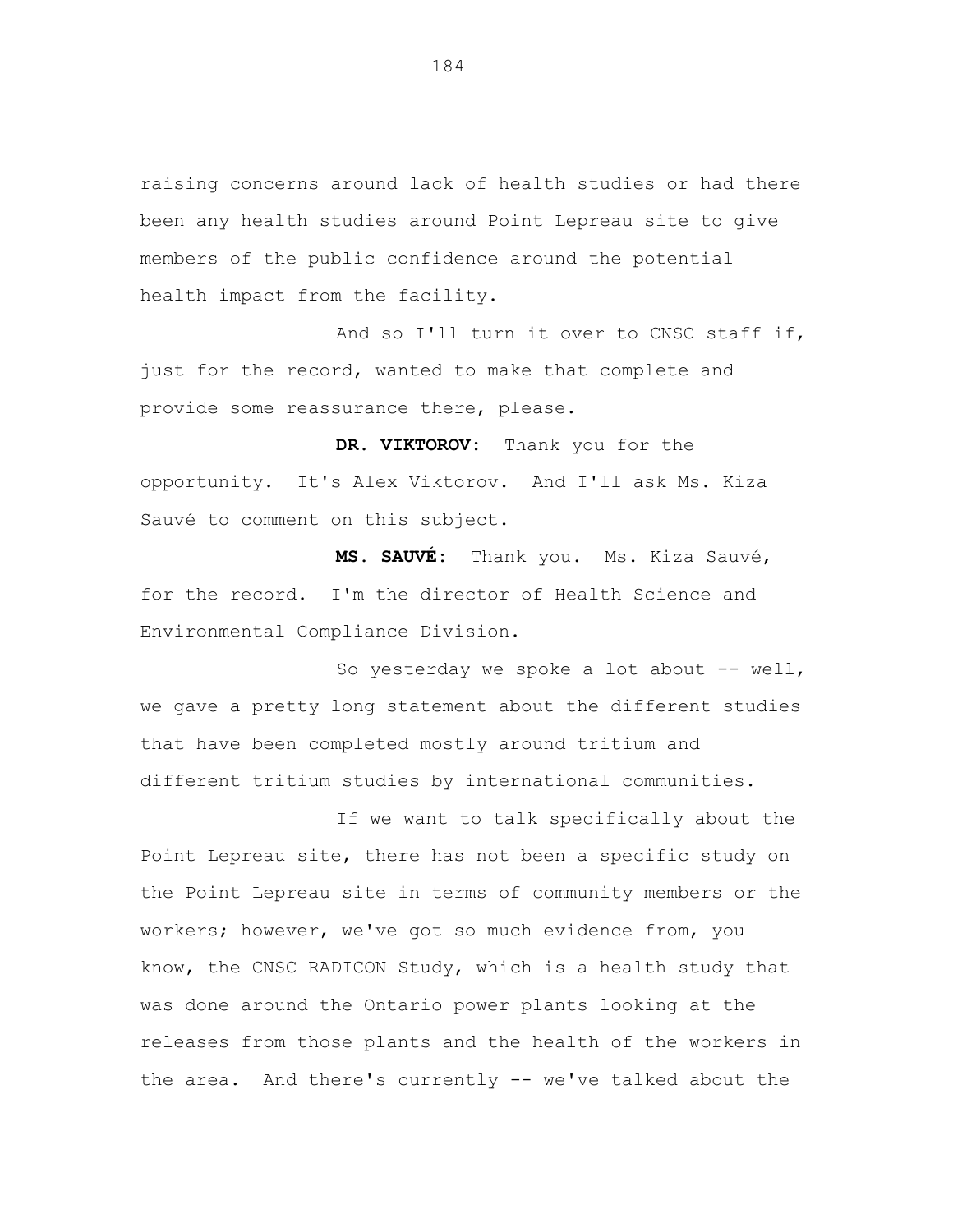raising concerns around lack of health studies or had there been any health studies around Point Lepreau site to give members of the public confidence around the potential health impact from the facility.

And so I'll turn it over to CNSC staff if, just for the record, wanted to make that complete and provide some reassurance there, please.

**DR. VIKTOROV:** Thank you for the opportunity. It's Alex Viktorov. And I'll ask Ms. Kiza Sauvé to comment on this subject.

**MS. SAUVÉ:** Thank you. Ms. Kiza Sauvé, for the record. I'm the director of Health Science and Environmental Compliance Division.

So yesterday we spoke a lot about -- well, we gave a pretty long statement about the different studies that have been completed mostly around tritium and different tritium studies by international communities.

If we want to talk specifically about the Point Lepreau site, there has not been a specific study on the Point Lepreau site in terms of community members or the workers; however, we've got so much evidence from, you know, the CNSC RADICON Study, which is a health study that was done around the Ontario power plants looking at the releases from those plants and the health of the workers in the area. And there's currently -- we've talked about the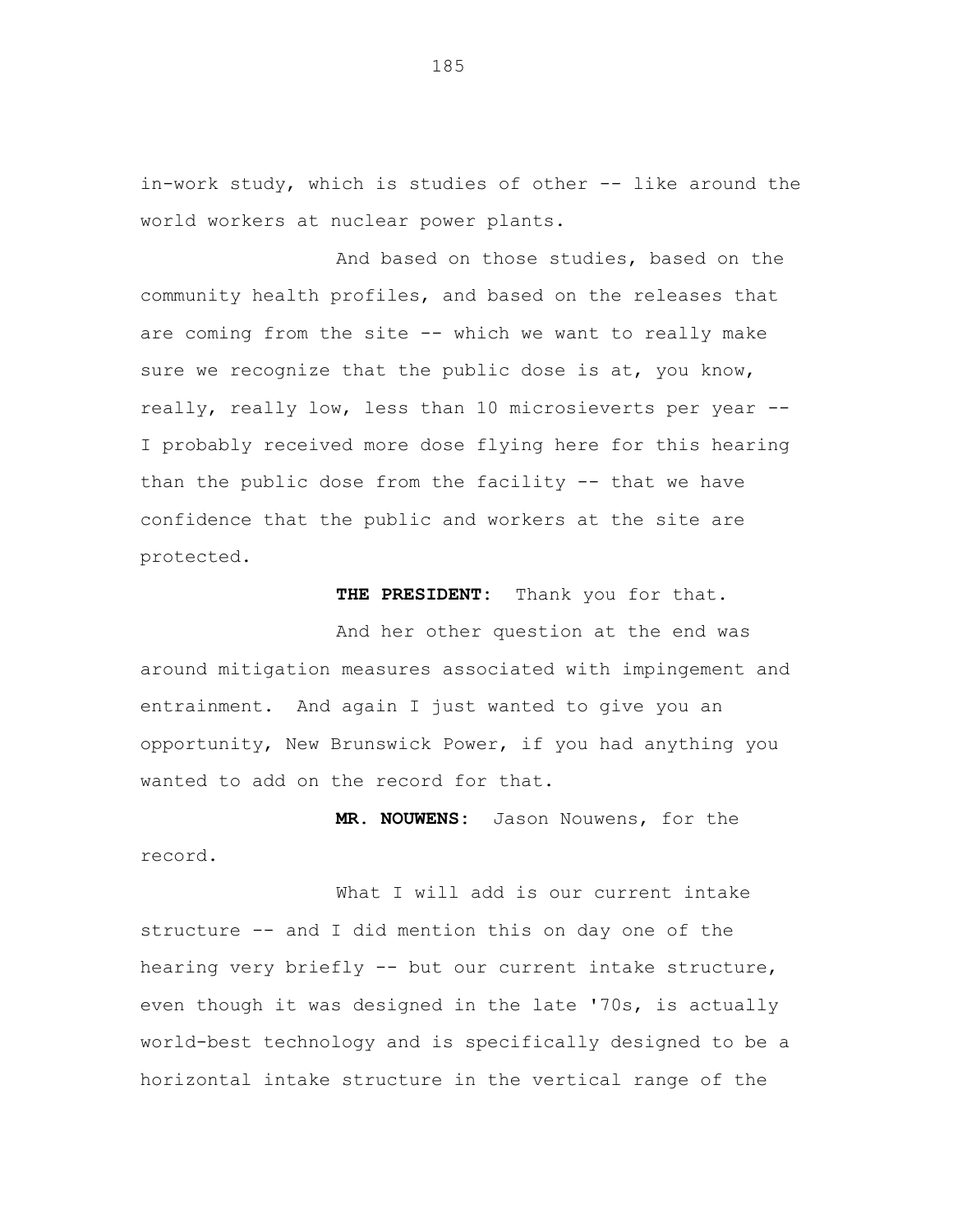in-work study, which is studies of other -- like around the world workers at nuclear power plants.

And based on those studies, based on the community health profiles, and based on the releases that are coming from the site -- which we want to really make sure we recognize that the public dose is at, you know, really, really low, less than 10 microsieverts per year -- I probably received more dose flying here for this hearing than the public dose from the facility -- that we have confidence that the public and workers at the site are protected.

**THE PRESIDENT:** Thank you for that.

And her other question at the end was around mitigation measures associated with impingement and entrainment. And again I just wanted to give you an opportunity, New Brunswick Power, if you had anything you wanted to add on the record for that.

**MR. NOUWENS:** Jason Nouwens, for the record.

What I will add is our current intake structure -- and I did mention this on day one of the hearing very briefly -- but our current intake structure, even though it was designed in the late '70s, is actually world-best technology and is specifically designed to be a horizontal intake structure in the vertical range of the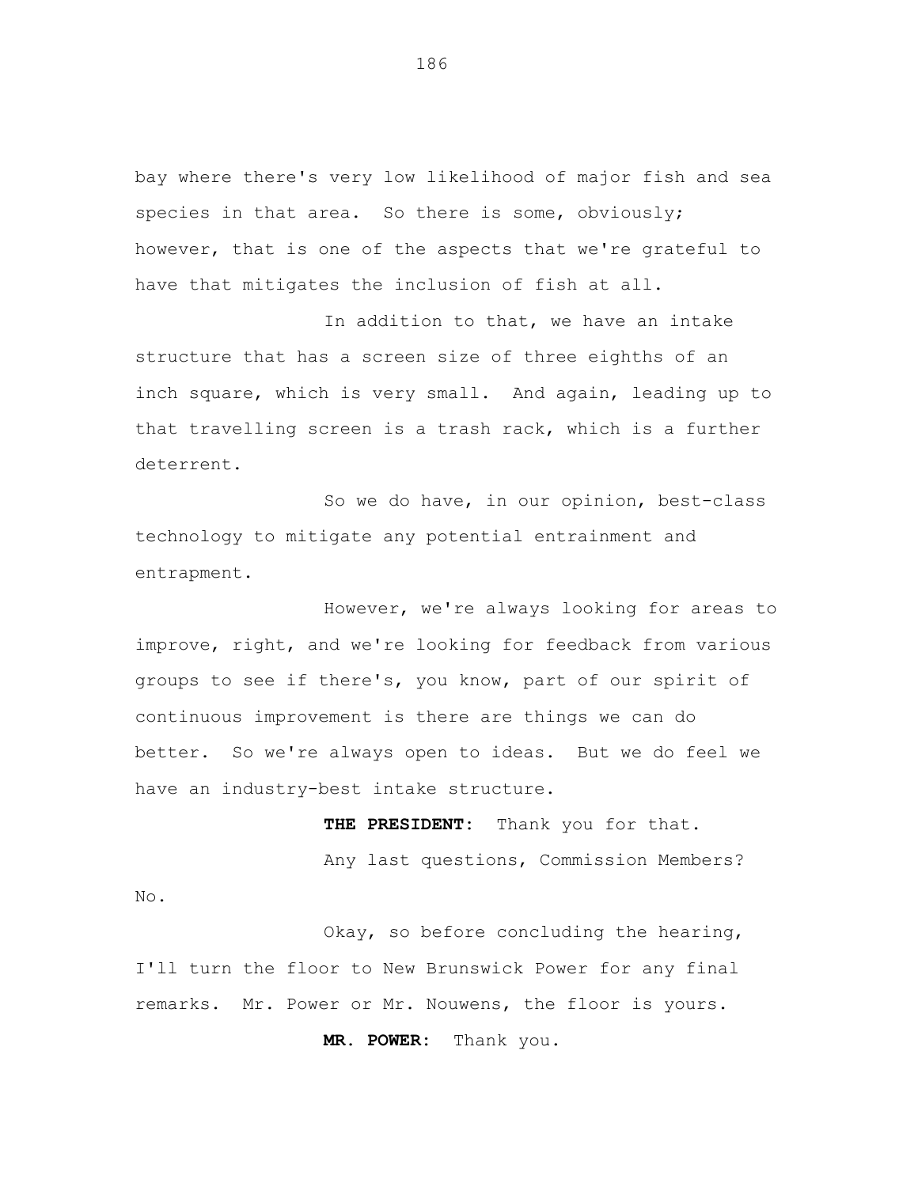bay where there's very low likelihood of major fish and sea species in that area. So there is some, obviously; however, that is one of the aspects that we're grateful to have that mitigates the inclusion of fish at all.

In addition to that, we have an intake structure that has a screen size of three eighths of an inch square, which is very small. And again, leading up to that travelling screen is a trash rack, which is a further deterrent.

So we do have, in our opinion, best-class technology to mitigate any potential entrainment and entrapment.

However, we're always looking for areas to improve, right, and we're looking for feedback from various groups to see if there's, you know, part of our spirit of continuous improvement is there are things we can do better. So we're always open to ideas. But we do feel we have an industry-best intake structure.

**THE PRESIDENT:** Thank you for that.

Any last questions, Commission Members? No.

Okay, so before concluding the hearing, I'll turn the floor to New Brunswick Power for any final remarks. Mr. Power or Mr. Nouwens, the floor is yours.

**MR. POWER:** Thank you.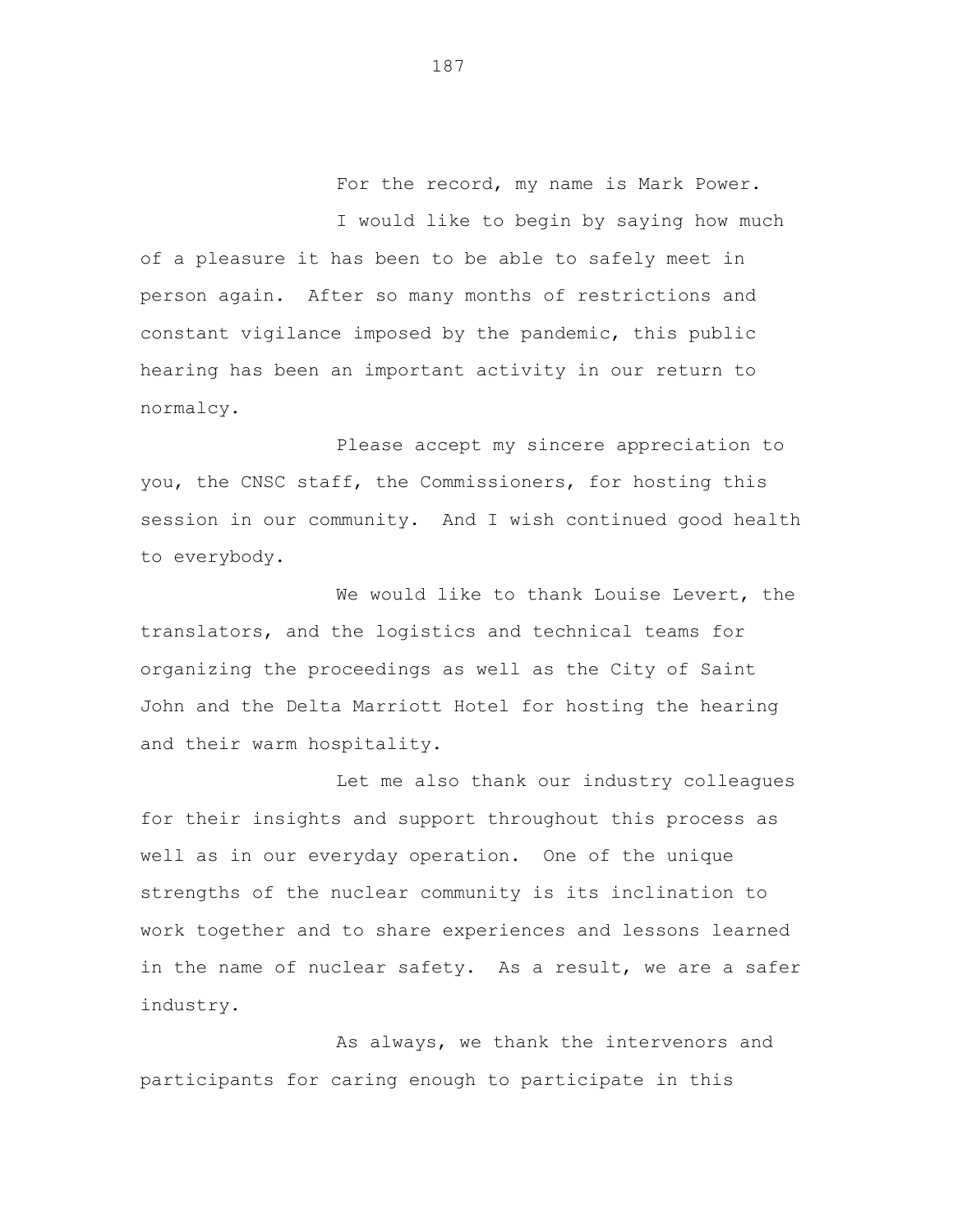For the record, my name is Mark Power.

I would like to begin by saying how much of a pleasure it has been to be able to safely meet in person again. After so many months of restrictions and constant vigilance imposed by the pandemic, this public hearing has been an important activity in our return to normalcy.

Please accept my sincere appreciation to you, the CNSC staff, the Commissioners, for hosting this session in our community. And I wish continued good health to everybody.

We would like to thank Louise Levert, the translators, and the logistics and technical teams for organizing the proceedings as well as the City of Saint John and the Delta Marriott Hotel for hosting the hearing and their warm hospitality.

Let me also thank our industry colleagues for their insights and support throughout this process as well as in our everyday operation. One of the unique strengths of the nuclear community is its inclination to work together and to share experiences and lessons learned in the name of nuclear safety. As a result, we are a safer industry.

As always, we thank the intervenors and participants for caring enough to participate in this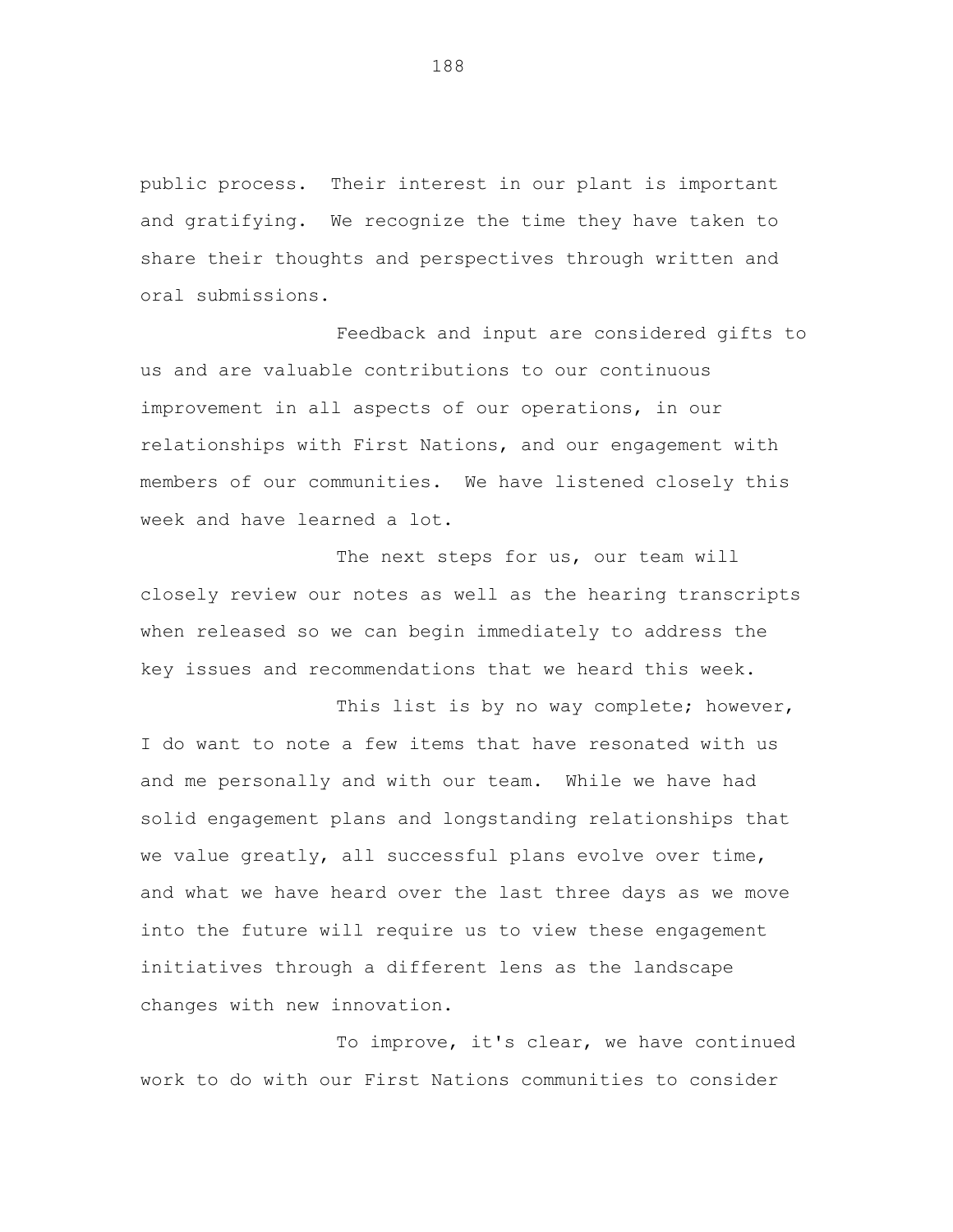public process. Their interest in our plant is important and gratifying. We recognize the time they have taken to share their thoughts and perspectives through written and oral submissions.

Feedback and input are considered gifts to us and are valuable contributions to our continuous improvement in all aspects of our operations, in our relationships with First Nations, and our engagement with members of our communities. We have listened closely this week and have learned a lot.

The next steps for us, our team will closely review our notes as well as the hearing transcripts when released so we can begin immediately to address the key issues and recommendations that we heard this week.

This list is by no way complete; however, I do want to note a few items that have resonated with us and me personally and with our team. While we have had solid engagement plans and longstanding relationships that we value greatly, all successful plans evolve over time, and what we have heard over the last three days as we move into the future will require us to view these engagement initiatives through a different lens as the landscape changes with new innovation.

To improve, it's clear, we have continued work to do with our First Nations communities to consider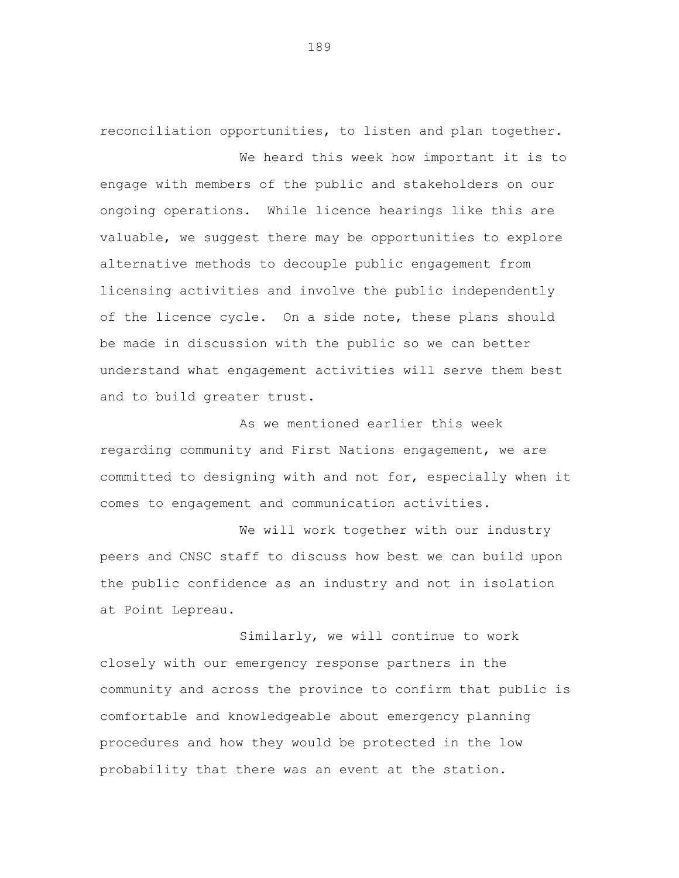reconciliation opportunities, to listen and plan together.

We heard this week how important it is to engage with members of the public and stakeholders on our ongoing operations. While licence hearings like this are valuable, we suggest there may be opportunities to explore alternative methods to decouple public engagement from licensing activities and involve the public independently of the licence cycle. On a side note, these plans should be made in discussion with the public so we can better understand what engagement activities will serve them best and to build greater trust.

As we mentioned earlier this week regarding community and First Nations engagement, we are committed to designing with and not for, especially when it comes to engagement and communication activities.

We will work together with our industry peers and CNSC staff to discuss how best we can build upon the public confidence as an industry and not in isolation at Point Lepreau.

Similarly, we will continue to work closely with our emergency response partners in the community and across the province to confirm that public is comfortable and knowledgeable about emergency planning procedures and how they would be protected in the low probability that there was an event at the station.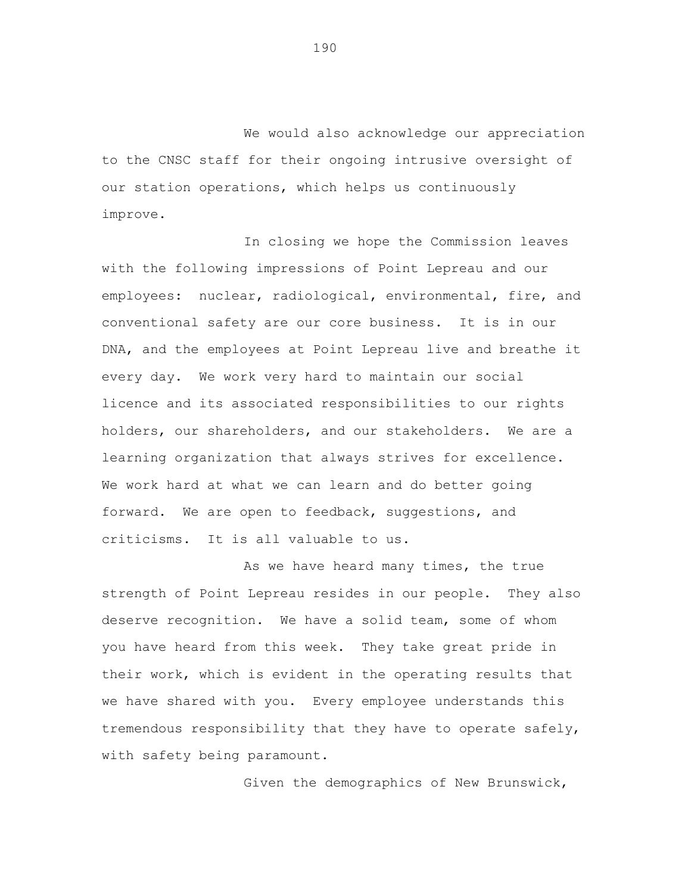We would also acknowledge our appreciation to the CNSC staff for their ongoing intrusive oversight of our station operations, which helps us continuously improve.

In closing we hope the Commission leaves with the following impressions of Point Lepreau and our employees: nuclear, radiological, environmental, fire, and conventional safety are our core business. It is in our DNA, and the employees at Point Lepreau live and breathe it every day. We work very hard to maintain our social licence and its associated responsibilities to our rights holders, our shareholders, and our stakeholders. We are a learning organization that always strives for excellence. We work hard at what we can learn and do better going forward. We are open to feedback, suggestions, and criticisms. It is all valuable to us.

As we have heard many times, the true strength of Point Lepreau resides in our people. They also deserve recognition. We have a solid team, some of whom you have heard from this week. They take great pride in their work, which is evident in the operating results that we have shared with you. Every employee understands this tremendous responsibility that they have to operate safely, with safety being paramount.

Given the demographics of New Brunswick,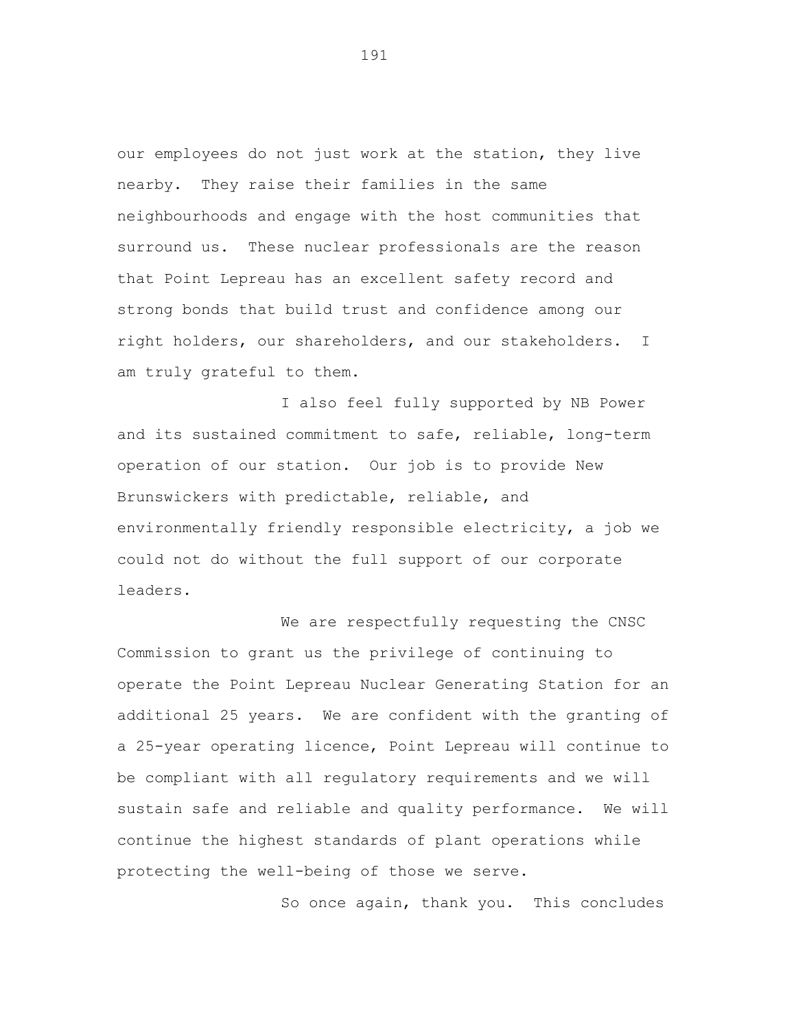our employees do not just work at the station, they live nearby. They raise their families in the same neighbourhoods and engage with the host communities that surround us. These nuclear professionals are the reason that Point Lepreau has an excellent safety record and strong bonds that build trust and confidence among our right holders, our shareholders, and our stakeholders. I am truly grateful to them.

I also feel fully supported by NB Power and its sustained commitment to safe, reliable, long-term operation of our station. Our job is to provide New Brunswickers with predictable, reliable, and environmentally friendly responsible electricity, a job we could not do without the full support of our corporate leaders.

We are respectfully requesting the CNSC Commission to grant us the privilege of continuing to operate the Point Lepreau Nuclear Generating Station for an additional 25 years. We are confident with the granting of a 25-year operating licence, Point Lepreau will continue to be compliant with all regulatory requirements and we will sustain safe and reliable and quality performance. We will continue the highest standards of plant operations while protecting the well-being of those we serve.

So once again, thank you. This concludes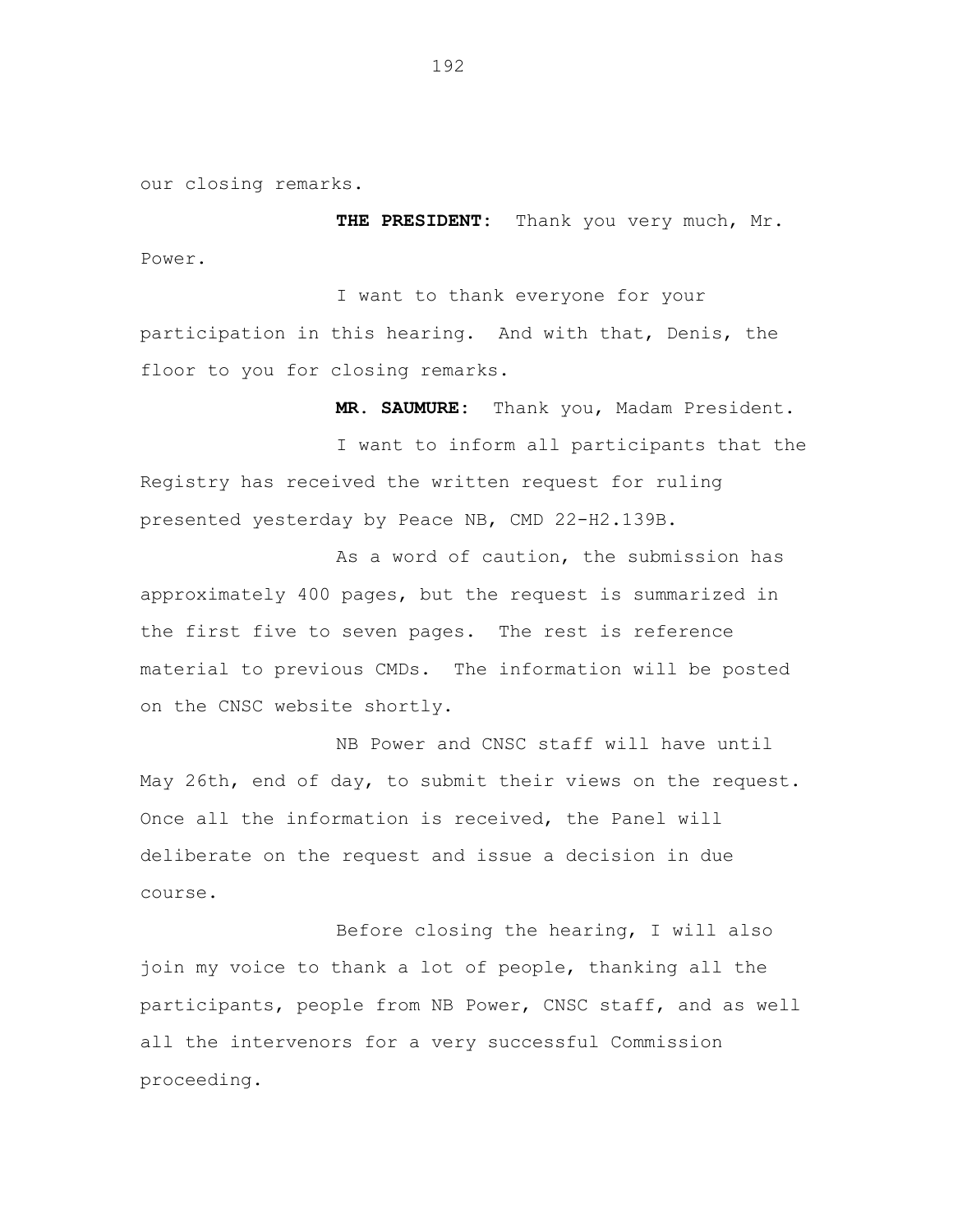our closing remarks.

**THE PRESIDENT:** Thank you very much, Mr. Power.

I want to thank everyone for your participation in this hearing. And with that, Denis, the floor to you for closing remarks.

**MR. SAUMURE:** Thank you, Madam President.

I want to inform all participants that the Registry has received the written request for ruling presented yesterday by Peace NB, CMD 22-H2.139B.

As a word of caution, the submission has approximately 400 pages, but the request is summarized in the first five to seven pages. The rest is reference material to previous CMDs. The information will be posted on the CNSC website shortly.

NB Power and CNSC staff will have until May 26th, end of day, to submit their views on the request. Once all the information is received, the Panel will deliberate on the request and issue a decision in due course.

Before closing the hearing, I will also join my voice to thank a lot of people, thanking all the participants, people from NB Power, CNSC staff, and as well all the intervenors for a very successful Commission proceeding.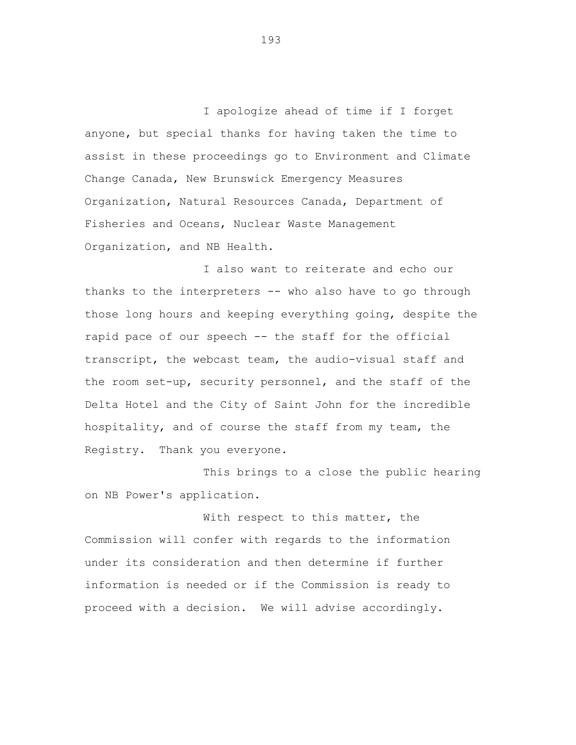I apologize ahead of time if I forget anyone, but special thanks for having taken the time to assist in these proceedings go to Environment and Climate Change Canada, New Brunswick Emergency Measures Organization, Natural Resources Canada, Department of Fisheries and Oceans, Nuclear Waste Management Organization, and NB Health.

I also want to reiterate and echo our thanks to the interpreters -- who also have to go through those long hours and keeping everything going, despite the rapid pace of our speech -- the staff for the official transcript, the webcast team, the audio-visual staff and the room set-up, security personnel, and the staff of the Delta Hotel and the City of Saint John for the incredible hospitality, and of course the staff from my team, the Registry. Thank you everyone.

This brings to a close the public hearing on NB Power's application.

With respect to this matter, the Commission will confer with regards to the information under its consideration and then determine if further information is needed or if the Commission is ready to proceed with a decision. We will advise accordingly.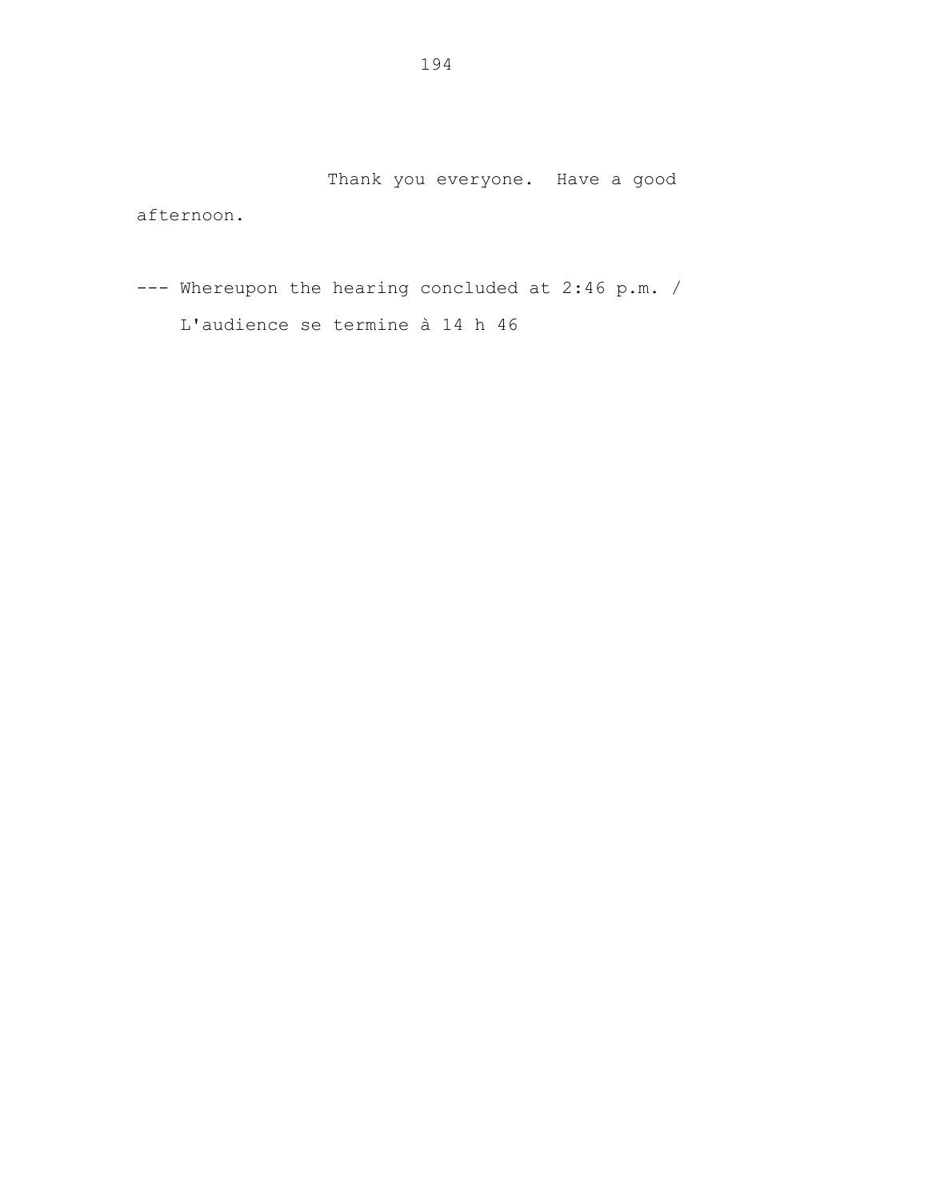Thank you everyone. Have a good afternoon.

--- Whereupon the hearing concluded at 2:46 p.m. / L'audience se termine à 14 h 46